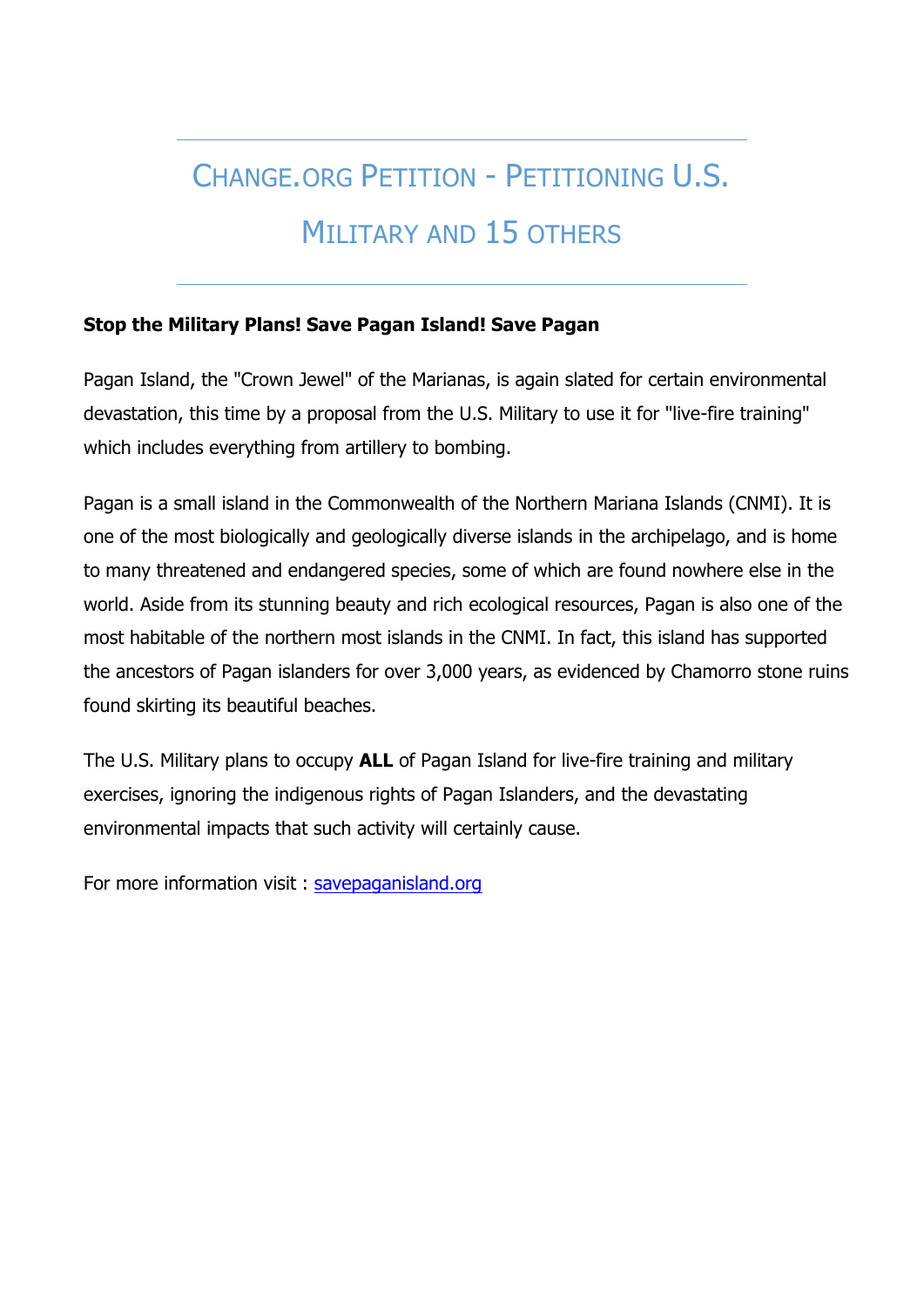# Change.org Petition - Petitioning U.S. Military and 15 others

**Stop the Military Plans! Save Pagan Island! Save Pagan**

Pagan Island, the "Crown Jewel" of the Marianas, is again slated for certain environmental devastation, this time by a proposal from the U.S. Military to use it for "live-fire training" which includes everything from artillery to bombing.

Pagan is a small island in the Commonwealth of the Northern Mariana Islands (CNMI). It is one of the most biologically and geologically diverse islands in the archipelago, and is home to many threatened and endangered species, some of which are found nowhere else in the world. Aside from its stunning beauty and rich ecological resources, Pagan is also one of the most habitable of the northern most islands in the CNMI. In fact, this island has supported the ancestors of Pagan islanders for over 3,000 years, as evidenced by Chamorro stone ruins found skirting its beautiful beaches.

The U.S. Military plans to occupy **ALL** of Pagan Island for live-fire training and military exercises, ignoring the indigenous rights of Pagan Islanders, and the devastating environmental impacts that such activity will certainly cause.

For more information visit : [savepaganisland.org](savepaganisland.org)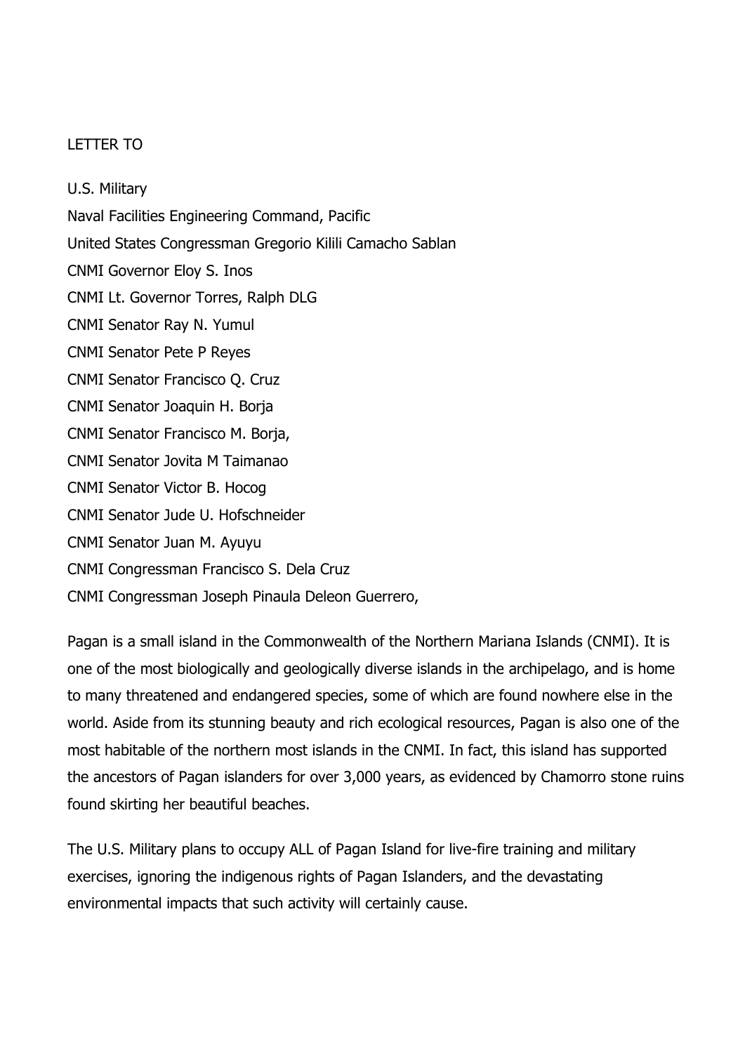LETTER TO

U.S. Military
Naval Facilities Engineering Command, Pacific
United States Congressman Gregorio Kilili Camacho Sablan
CNMI Governor Eloy S. Inos
CNMI Lt. Governor Torres, Ralph DLG
CNMI Senator Ray N. Yumul
CNMI Senator Pete P Reyes
CNMI Senator Francisco Q. Cruz
CNMI Senator Joaquin H. Borja
CNMI Senator Francisco M. Borja,
CNMI Senator Jovita M Taimanao
CNMI Senator Victor B. Hocog
CNMI Senator Jude U. Hofschneider
CNMI Senator Juan M. Ayuyu
CNMI Congressman Francisco S. Dela Cruz
CNMI Congressman Joseph Pinaula Deleon Guerrero,

Pagan is a small island in the Commonwealth of the Northern Mariana Islands (CNMI). It is one of the most biologically and geologically diverse islands in the archipelago, and is home to many threatened and endangered species, some of which are found nowhere else in the world. Aside from its stunning beauty and rich ecological resources, Pagan is also one of the most habitable of the northern most islands in the CNMI. In fact, this island has supported the ancestors of Pagan islanders for over 3,000 years, as evidenced by Chamorro stone ruins found skirting her beautiful beaches.

The U.S. Military plans to occupy ALL of Pagan Island for live-fire training and military exercises, ignoring the indigenous rights of Pagan Islanders, and the devastating environmental impacts that such activity will certainly cause.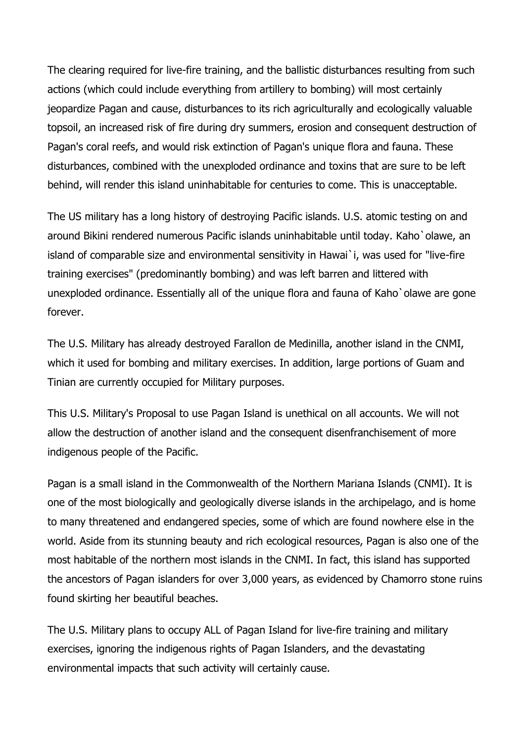The clearing required for live-fire training, and the ballistic disturbances resulting from such actions (which could include everything from artillery to bombing) will most certainly jeopardize Pagan and cause, disturbances to its rich agriculturally and ecologically valuable topsoil, an increased risk of fire during dry summers, erosion and consequent destruction of Pagan's coral reefs, and would risk extinction of Pagan's unique flora and fauna. These disturbances, combined with the unexploded ordinance and toxins that are sure to be left behind, will render this island uninhabitable for centuries to come. This is unacceptable.

The US military has a long history of destroying Pacific islands. U.S. atomic testing on and around Bikini rendered numerous Pacific islands uninhabitable until today. Kaho`olawe, an island of comparable size and environmental sensitivity in Hawai`i, was used for "live-fire training exercises" (predominantly bombing) and was left barren and littered with unexploded ordinance. Essentially all of the unique flora and fauna of Kaho`olawe are gone forever.

The U.S. Military has already destroyed Farallon de Medinilla, another island in the CNMI, which it used for bombing and military exercises. In addition, large portions of Guam and Tinian are currently occupied for Military purposes.

This U.S. Military's Proposal to use Pagan Island is unethical on all accounts. We will not allow the destruction of another island and the consequent disenfranchisement of more indigenous people of the Pacific.

Pagan is a small island in the Commonwealth of the Northern Mariana Islands (CNMI). It is one of the most biologically and geologically diverse islands in the archipelago, and is home to many threatened and endangered species, some of which are found nowhere else in the world. Aside from its stunning beauty and rich ecological resources, Pagan is also one of the most habitable of the northern most islands in the CNMI. In fact, this island has supported the ancestors of Pagan islanders for over 3,000 years, as evidenced by Chamorro stone ruins found skirting her beautiful beaches.

The U.S. Military plans to occupy ALL of Pagan Island for live-fire training and military exercises, ignoring the indigenous rights of Pagan Islanders, and the devastating environmental impacts that such activity will certainly cause.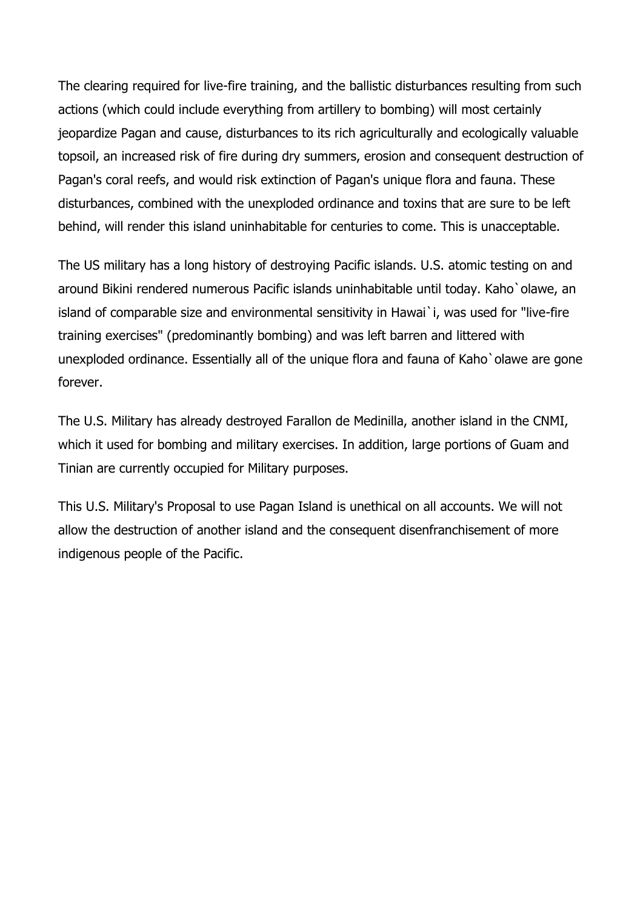The clearing required for live-fire training, and the ballistic disturbances resulting from such actions (which could include everything from artillery to bombing) will most certainly jeopardize Pagan and cause, disturbances to its rich agriculturally and ecologically valuable topsoil, an increased risk of fire during dry summers, erosion and consequent destruction of Pagan's coral reefs, and would risk extinction of Pagan's unique flora and fauna. These disturbances, combined with the unexploded ordinance and toxins that are sure to be left behind, will render this island uninhabitable for centuries to come. This is unacceptable.

The US military has a long history of destroying Pacific islands. U.S. atomic testing on and around Bikini rendered numerous Pacific islands uninhabitable until today. Kaho`olawe, an island of comparable size and environmental sensitivity in Hawai`i, was used for "live-fire training exercises" (predominantly bombing) and was left barren and littered with unexploded ordinance. Essentially all of the unique flora and fauna of Kaho`olawe are gone forever.

The U.S. Military has already destroyed Farallon de Medinilla, another island in the CNMI, which it used for bombing and military exercises. In addition, large portions of Guam and Tinian are currently occupied for Military purposes.

This U.S. Military's Proposal to use Pagan Island is unethical on all accounts. We will not allow the destruction of another island and the consequent disenfranchisement of more indigenous people of the Pacific.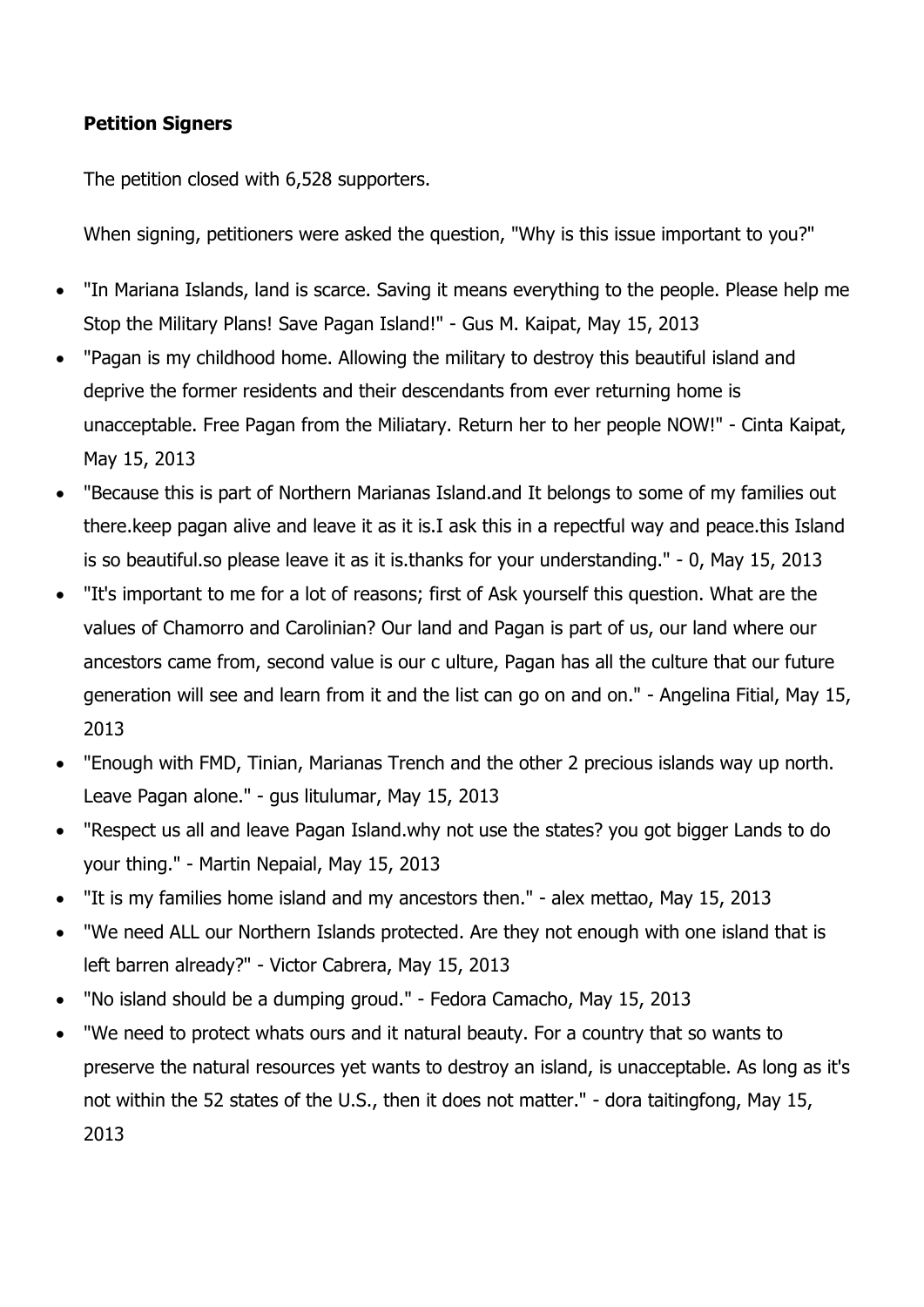**Petition Signers**

The petition closed with 6,528 supporters.

When signing, petitioners were asked the question, "Why is this issue important to you?"

- "In Mariana Islands, land is scarce. Saving it means everything to the people. Please help me Stop the Military Plans! Save Pagan Island!" - Gus M. Kaipat, May 15, 2013
- "Pagan is my childhood home. Allowing the military to destroy this beautiful island and deprive the former residents and their descendants from ever returning home is unacceptable. Free Pagan from the Miliatary. Return her to her people NOW!" - Cinta Kaipat, May 15, 2013
- "Because this is part of Northern Marianas Island.and It belongs to some of my families out there.keep pagan alive and leave it as it is.I ask this in a repectful way and peace.this Island is so beautiful.so please leave it as it is.thanks for your understanding." - 0, May 15, 2013
- "It's important to me for a lot of reasons; first of Ask yourself this question. What are the values of Chamorro and Carolinian? Our land and Pagan is part of us, our land where our ancestors came from, second value is our c ulture, Pagan has all the culture that our future generation will see and learn from it and the list can go on and on." - Angelina Fitial, May 15, 2013
- "Enough with FMD, Tinian, Marianas Trench and the other 2 precious islands way up north. Leave Pagan alone." - gus litulumar, May 15, 2013
- "Respect us all and leave Pagan Island.why not use the states? you got bigger Lands to do your thing." - Martin Nepaial, May 15, 2013
- "It is my families home island and my ancestors then." - alex mettao, May 15, 2013
- "We need ALL our Northern Islands protected. Are they not enough with one island that is left barren already?" - Victor Cabrera, May 15, 2013
- "No island should be a dumping groud." - Fedora Camacho, May 15, 2013
- "We need to protect whats ours and it natural beauty. For a country that so wants to preserve the natural resources yet wants to destroy an island, is unacceptable. As long as it's not within the 52 states of the U.S., then it does not matter." - dora taitingfong, May 15, 2013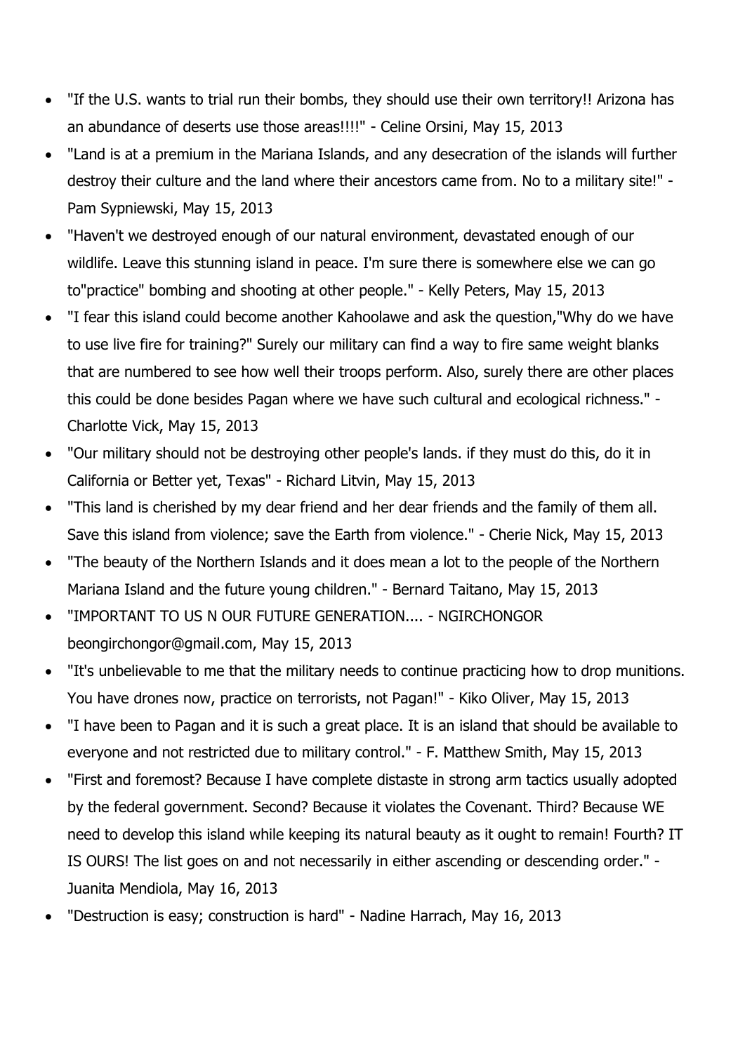- "If the U.S. wants to trial run their bombs, they should use their own territory!! Arizona has an abundance of deserts use those areas!!!!" - Celine Orsini, May 15, 2013
- "Land is at a premium in the Mariana Islands, and any desecration of the islands will further destroy their culture and the land where their ancestors came from. No to a military site!" - Pam Sypniewski, May 15, 2013
- "Haven't we destroyed enough of our natural environment, devastated enough of our wildlife. Leave this stunning island in peace. I'm sure there is somewhere else we can go to"practice" bombing and shooting at other people." - Kelly Peters, May 15, 2013
- "I fear this island could become another Kahoolawe and ask the question,"Why do we have to use live fire for training?" Surely our military can find a way to fire same weight blanks that are numbered to see how well their troops perform. Also, surely there are other places this could be done besides Pagan where we have such cultural and ecological richness." - Charlotte Vick, May 15, 2013
- "Our military should not be destroying other people's lands. if they must do this, do it in California or Better yet, Texas" - Richard Litvin, May 15, 2013
- "This land is cherished by my dear friend and her dear friends and the family of them all. Save this island from violence; save the Earth from violence." - Cherie Nick, May 15, 2013
- "The beauty of the Northern Islands and it does mean a lot to the people of the Northern Mariana Island and the future young children." - Bernard Taitano, May 15, 2013
- "IMPORTANT TO US N OUR FUTURE GENERATION.... - NGIRCHONGOR beongirchongor@gmail.com, May 15, 2013
- "It's unbelievable to me that the military needs to continue practicing how to drop munitions. You have drones now, practice on terrorists, not Pagan!" - Kiko Oliver, May 15, 2013
- "I have been to Pagan and it is such a great place. It is an island that should be available to everyone and not restricted due to military control." - F. Matthew Smith, May 15, 2013
- "First and foremost? Because I have complete distaste in strong arm tactics usually adopted by the federal government. Second? Because it violates the Covenant. Third? Because WE need to develop this island while keeping its natural beauty as it ought to remain! Fourth? IT IS OURS! The list goes on and not necessarily in either ascending or descending order." - Juanita Mendiola, May 16, 2013
- "Destruction is easy; construction is hard" - Nadine Harrach, May 16, 2013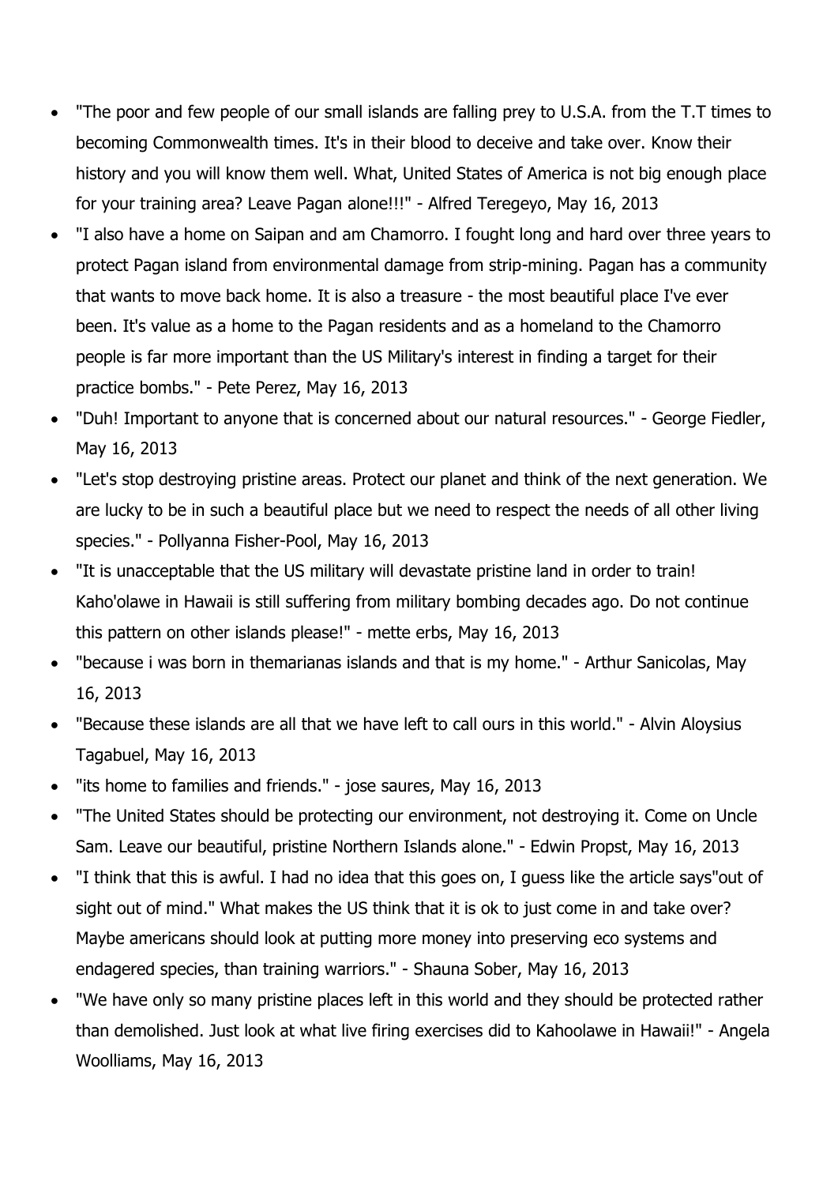- "The poor and few people of our small islands are falling prey to U.S.A. from the T.T times to becoming Commonwealth times. It's in their blood to deceive and take over. Know their history and you will know them well. What, United States of America is not big enough place for your training area? Leave Pagan alone!!!" - Alfred Teregeyo, May 16, 2013
- "I also have a home on Saipan and am Chamorro. I fought long and hard over three years to protect Pagan island from environmental damage from strip-mining. Pagan has a community that wants to move back home. It is also a treasure - the most beautiful place I've ever been. It's value as a home to the Pagan residents and as a homeland to the Chamorro people is far more important than the US Military's interest in finding a target for their practice bombs." - Pete Perez, May 16, 2013
- "Duh! Important to anyone that is concerned about our natural resources." - George Fiedler, May 16, 2013
- "Let's stop destroying pristine areas. Protect our planet and think of the next generation. We are lucky to be in such a beautiful place but we need to respect the needs of all other living species." - Pollyanna Fisher-Pool, May 16, 2013
- "It is unacceptable that the US military will devastate pristine land in order to train! Kaho'olawe in Hawaii is still suffering from military bombing decades ago. Do not continue this pattern on other islands please!" - mette erbs, May 16, 2013
- "because i was born in themarianas islands and that is my home." - Arthur Sanicolas, May 16, 2013
- "Because these islands are all that we have left to call ours in this world." - Alvin Aloysius Tagabuel, May 16, 2013
- "its home to families and friends." - jose saures, May 16, 2013
- "The United States should be protecting our environment, not destroying it. Come on Uncle Sam. Leave our beautiful, pristine Northern Islands alone." - Edwin Propst, May 16, 2013
- "I think that this is awful. I had no idea that this goes on, I guess like the article says"out of sight out of mind." What makes the US think that it is ok to just come in and take over? Maybe americans should look at putting more money into preserving eco systems and endagered species, than training warriors." - Shauna Sober, May 16, 2013
- "We have only so many pristine places left in this world and they should be protected rather than demolished. Just look at what live firing exercises did to Kahoolawe in Hawaii!" - Angela Woolliams, May 16, 2013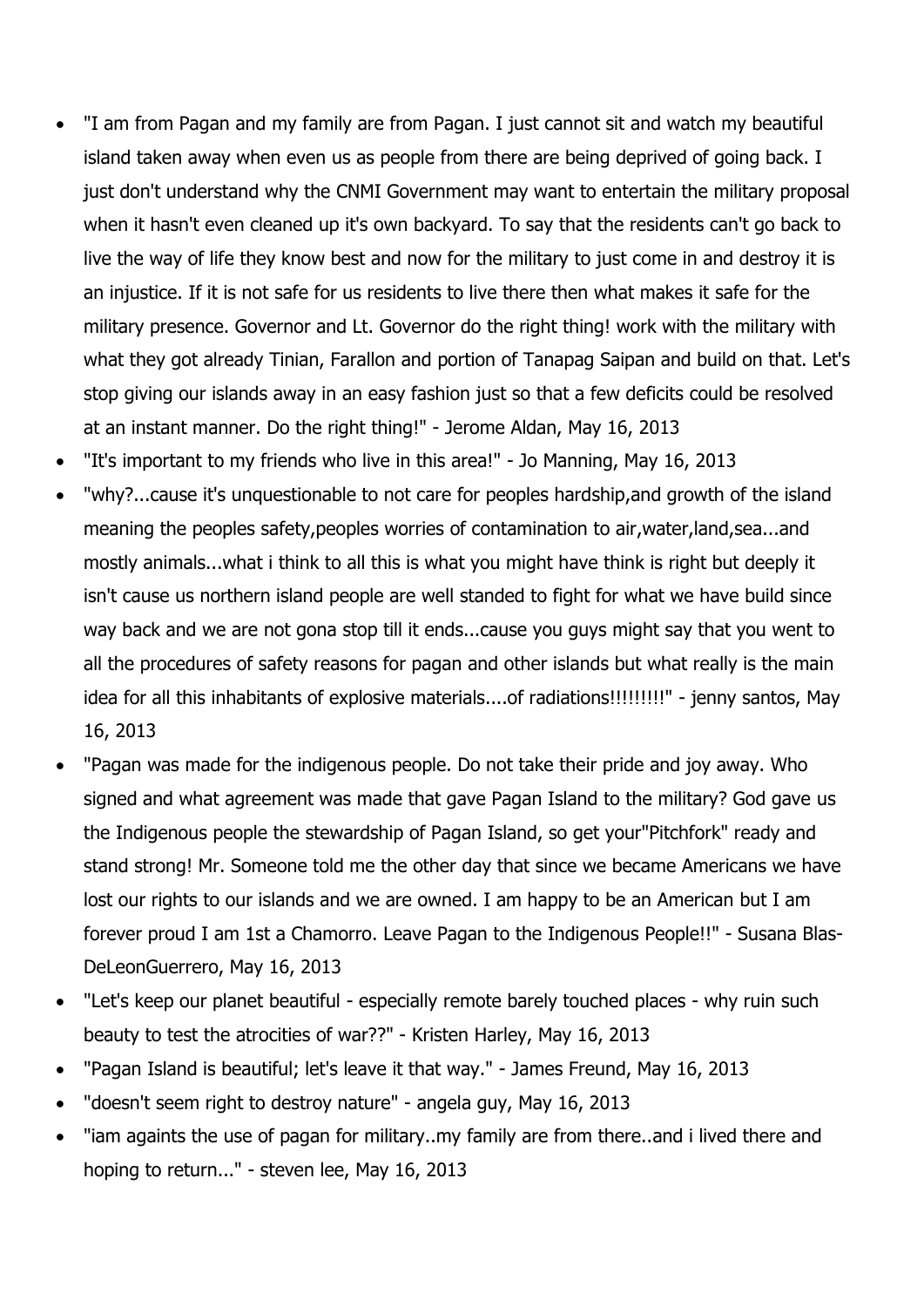- "I am from Pagan and my family are from Pagan. I just cannot sit and watch my beautiful island taken away when even us as people from there are being deprived of going back. I just don't understand why the CNMI Government may want to entertain the military proposal when it hasn't even cleaned up it's own backyard. To say that the residents can't go back to live the way of life they know best and now for the military to just come in and destroy it is an injustice. If it is not safe for us residents to live there then what makes it safe for the military presence. Governor and Lt. Governor do the right thing! work with the military with what they got already Tinian, Farallon and portion of Tanapag Saipan and build on that. Let's stop giving our islands away in an easy fashion just so that a few deficits could be resolved at an instant manner. Do the right thing!" - Jerome Aldan, May 16, 2013
- "It's important to my friends who live in this area!" - Jo Manning, May 16, 2013
- "why?...cause it's unquestionable to not care for peoples hardship,and growth of the island meaning the peoples safety,peoples worries of contamination to air,water,land,sea...and mostly animals...what i think to all this is what you might have think is right but deeply it isn't cause us northern island people are well standed to fight for what we have build since way back and we are not gona stop till it ends...cause you guys might say that you went to all the procedures of safety reasons for pagan and other islands but what really is the main idea for all this inhabitants of explosive materials....of radiations!!!!!!!!!" - jenny santos, May 16, 2013
- "Pagan was made for the indigenous people. Do not take their pride and joy away. Who signed and what agreement was made that gave Pagan Island to the military? God gave us the Indigenous people the stewardship of Pagan Island, so get your"Pitchfork" ready and stand strong! Mr. Someone told me the other day that since we became Americans we have lost our rights to our islands and we are owned. I am happy to be an American but I am forever proud I am 1st a Chamorro. Leave Pagan to the Indigenous People!!" - Susana Blas-DeLeonGuerrero, May 16, 2013
- "Let's keep our planet beautiful - especially remote barely touched places - why ruin such beauty to test the atrocities of war??" - Kristen Harley, May 16, 2013
- "Pagan Island is beautiful; let's leave it that way." - James Freund, May 16, 2013
- "doesn't seem right to destroy nature" - angela guy, May 16, 2013
- "iam againts the use of pagan for military..my family are from there..and i lived there and hoping to return..." - steven lee, May 16, 2013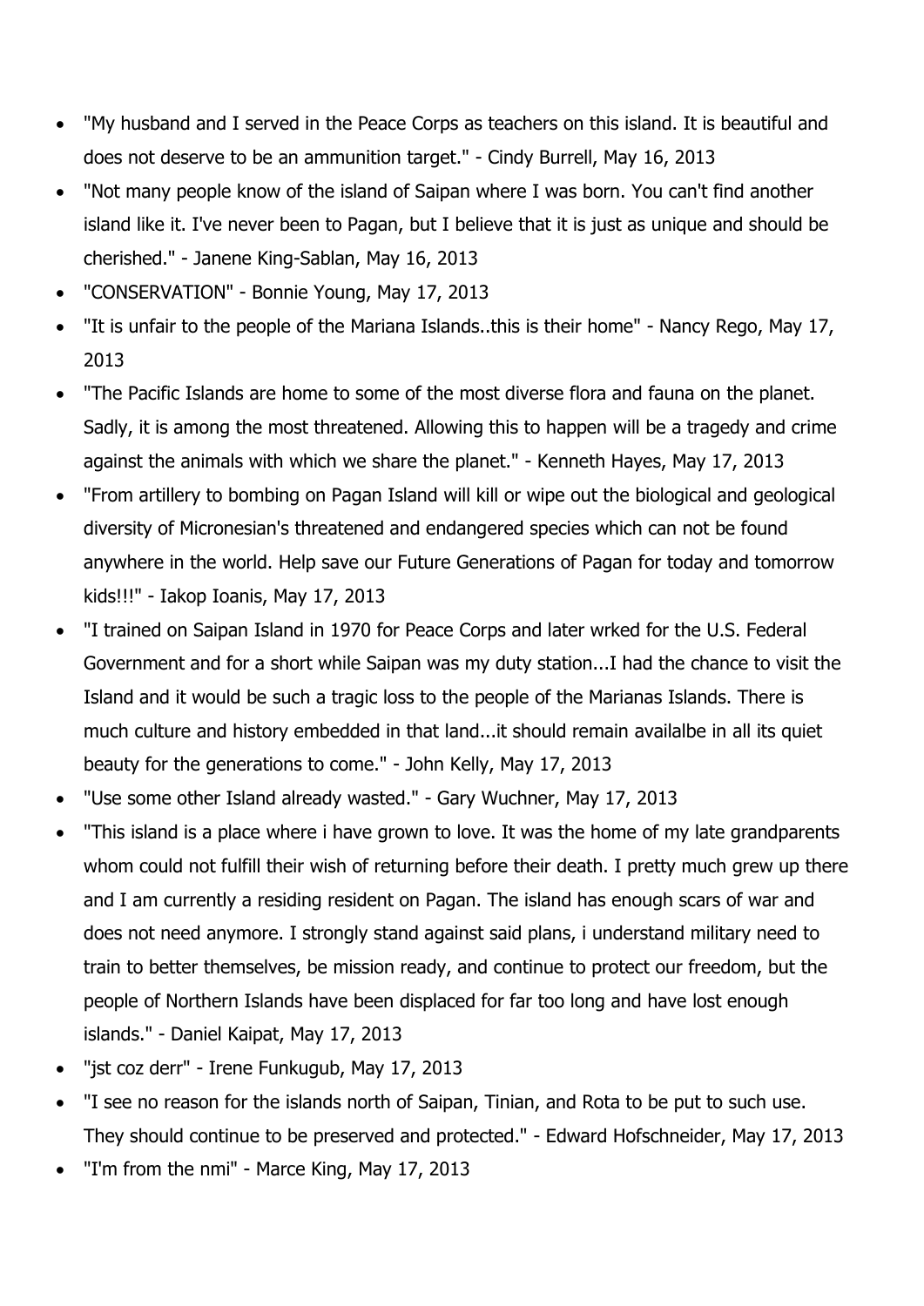- "My husband and I served in the Peace Corps as teachers on this island. It is beautiful and does not deserve to be an ammunition target." - Cindy Burrell, May 16, 2013
- "Not many people know of the island of Saipan where I was born. You can't find another island like it. I've never been to Pagan, but I believe that it is just as unique and should be cherished." - Janene King-Sablan, May 16, 2013
- "CONSERVATION" - Bonnie Young, May 17, 2013
- "It is unfair to the people of the Mariana Islands..this is their home" - Nancy Rego, May 17, 2013
- "The Pacific Islands are home to some of the most diverse flora and fauna on the planet. Sadly, it is among the most threatened. Allowing this to happen will be a tragedy and crime against the animals with which we share the planet." - Kenneth Hayes, May 17, 2013
- "From artillery to bombing on Pagan Island will kill or wipe out the biological and geological diversity of Micronesian's threatened and endangered species which can not be found anywhere in the world. Help save our Future Generations of Pagan for today and tomorrow kids!!!" - Iakop Ioanis, May 17, 2013
- "I trained on Saipan Island in 1970 for Peace Corps and later wrked for the U.S. Federal Government and for a short while Saipan was my duty station...I had the chance to visit the Island and it would be such a tragic loss to the people of the Marianas Islands. There is much culture and history embedded in that land...it should remain availalbe in all its quiet beauty for the generations to come." - John Kelly, May 17, 2013
- "Use some other Island already wasted." - Gary Wuchner, May 17, 2013
- "This island is a place where i have grown to love. It was the home of my late grandparents whom could not fulfill their wish of returning before their death. I pretty much grew up there and I am currently a residing resident on Pagan. The island has enough scars of war and does not need anymore. I strongly stand against said plans, i understand military need to train to better themselves, be mission ready, and continue to protect our freedom, but the people of Northern Islands have been displaced for far too long and have lost enough islands." - Daniel Kaipat, May 17, 2013
- "jst coz derr" - Irene Funkugub, May 17, 2013
- "I see no reason for the islands north of Saipan, Tinian, and Rota to be put to such use. They should continue to be preserved and protected." - Edward Hofschneider, May 17, 2013
- "I'm from the nmi" - Marce King, May 17, 2013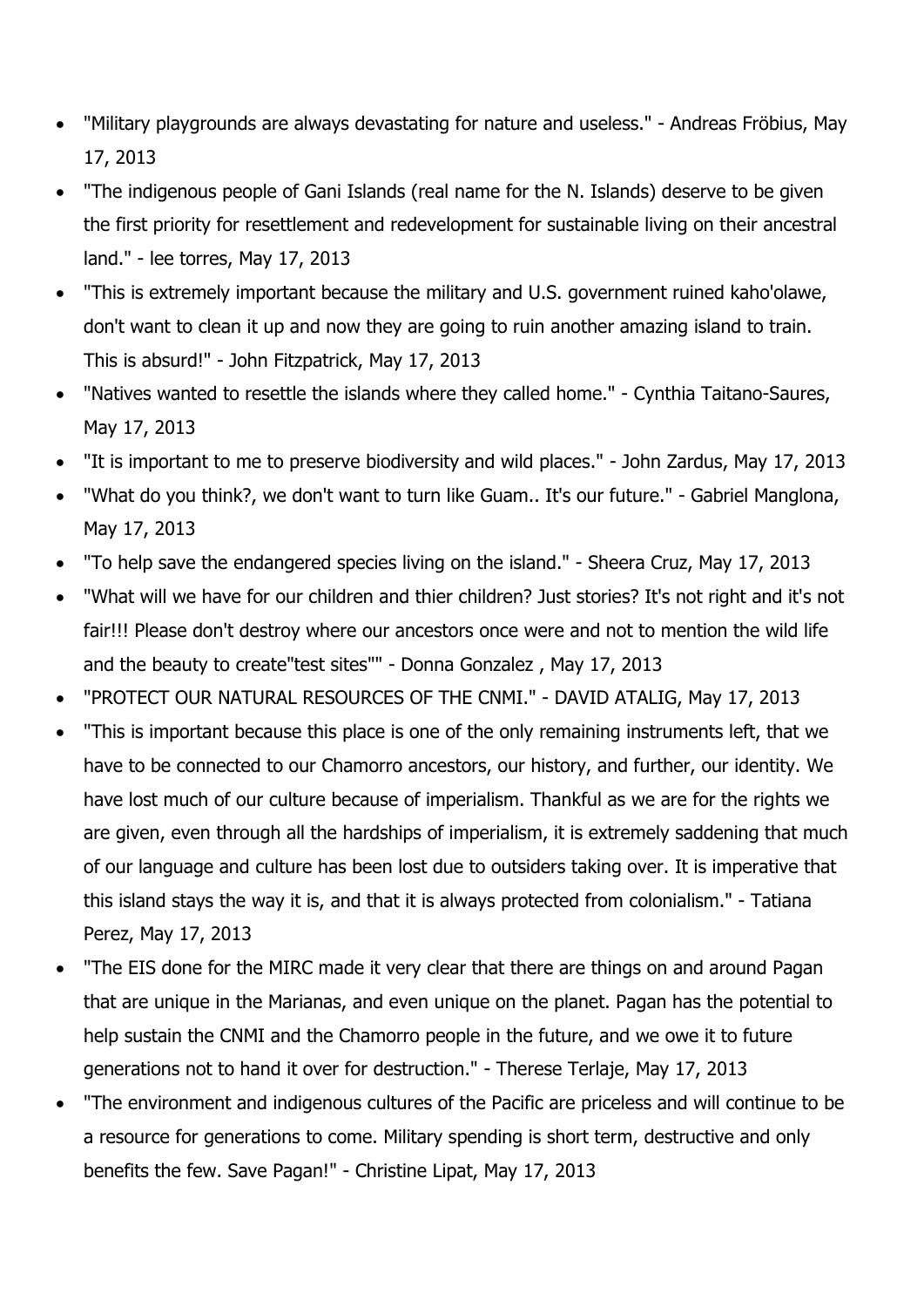- "Military playgrounds are always devastating for nature and useless." - Andreas Fröbius, May 17, 2013
- "The indigenous people of Gani Islands (real name for the N. Islands) deserve to be given the first priority for resettlement and redevelopment for sustainable living on their ancestral land." - lee torres, May 17, 2013
- "This is extremely important because the military and U.S. government ruined kaho'olawe, don't want to clean it up and now they are going to ruin another amazing island to train. This is absurd!" - John Fitzpatrick, May 17, 2013
- "Natives wanted to resettle the islands where they called home." - Cynthia Taitano-Saures, May 17, 2013
- "It is important to me to preserve biodiversity and wild places." - John Zardus, May 17, 2013
- "What do you think?, we don't want to turn like Guam.. It's our future." - Gabriel Manglona, May 17, 2013
- "To help save the endangered species living on the island." - Sheera Cruz, May 17, 2013
- "What will we have for our children and thier children? Just stories? It's not right and it's not fair!!! Please don't destroy where our ancestors once were and not to mention the wild life and the beauty to create"test sites"" - Donna Gonzalez , May 17, 2013
- "PROTECT OUR NATURAL RESOURCES OF THE CNMI." - DAVID ATALIG, May 17, 2013
- "This is important because this place is one of the only remaining instruments left, that we have to be connected to our Chamorro ancestors, our history, and further, our identity. We have lost much of our culture because of imperialism. Thankful as we are for the rights we are given, even through all the hardships of imperialism, it is extremely saddening that much of our language and culture has been lost due to outsiders taking over. It is imperative that this island stays the way it is, and that it is always protected from colonialism." - Tatiana Perez, May 17, 2013
- "The EIS done for the MIRC made it very clear that there are things on and around Pagan that are unique in the Marianas, and even unique on the planet. Pagan has the potential to help sustain the CNMI and the Chamorro people in the future, and we owe it to future generations not to hand it over for destruction." - Therese Terlaje, May 17, 2013
- "The environment and indigenous cultures of the Pacific are priceless and will continue to be a resource for generations to come. Military spending is short term, destructive and only benefits the few. Save Pagan!" - Christine Lipat, May 17, 2013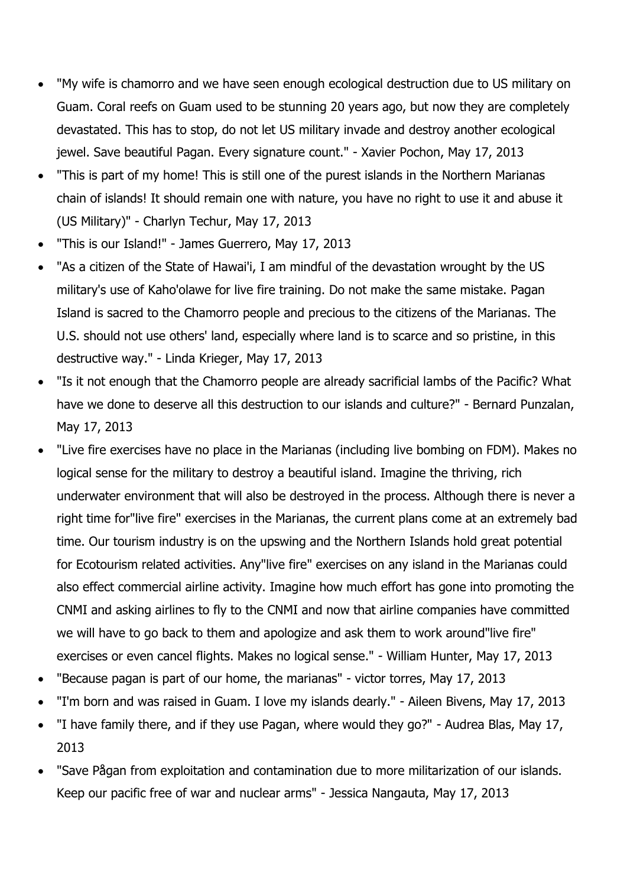- "My wife is chamorro and we have seen enough ecological destruction due to US military on Guam. Coral reefs on Guam used to be stunning 20 years ago, but now they are completely devastated. This has to stop, do not let US military invade and destroy another ecological jewel. Save beautiful Pagan. Every signature count." - Xavier Pochon, May 17, 2013
- "This is part of my home! This is still one of the purest islands in the Northern Marianas chain of islands! It should remain one with nature, you have no right to use it and abuse it (US Military)" - Charlyn Techur, May 17, 2013
- "This is our Island!" - James Guerrero, May 17, 2013
- "As a citizen of the State of Hawai'i, I am mindful of the devastation wrought by the US military's use of Kaho'olawe for live fire training. Do not make the same mistake. Pagan Island is sacred to the Chamorro people and precious to the citizens of the Marianas. The U.S. should not use others' land, especially where land is to scarce and so pristine, in this destructive way." - Linda Krieger, May 17, 2013
- "Is it not enough that the Chamorro people are already sacrificial lambs of the Pacific? What have we done to deserve all this destruction to our islands and culture?" - Bernard Punzalan, May 17, 2013
- "Live fire exercises have no place in the Marianas (including live bombing on FDM). Makes no logical sense for the military to destroy a beautiful island. Imagine the thriving, rich underwater environment that will also be destroyed in the process. Although there is never a right time for"live fire" exercises in the Marianas, the current plans come at an extremely bad time. Our tourism industry is on the upswing and the Northern Islands hold great potential for Ecotourism related activities. Any"live fire" exercises on any island in the Marianas could also effect commercial airline activity. Imagine how much effort has gone into promoting the CNMI and asking airlines to fly to the CNMI and now that airline companies have committed we will have to go back to them and apologize and ask them to work around"live fire" exercises or even cancel flights. Makes no logical sense." - William Hunter, May 17, 2013
- "Because pagan is part of our home, the marianas" - victor torres, May 17, 2013
- "I'm born and was raised in Guam. I love my islands dearly." - Aileen Bivens, May 17, 2013
- "I have family there, and if they use Pagan, where would they go?" - Audrea Blas, May 17, 2013
- "Save Pågan from exploitation and contamination due to more militarization of our islands. Keep our pacific free of war and nuclear arms" - Jessica Nangauta, May 17, 2013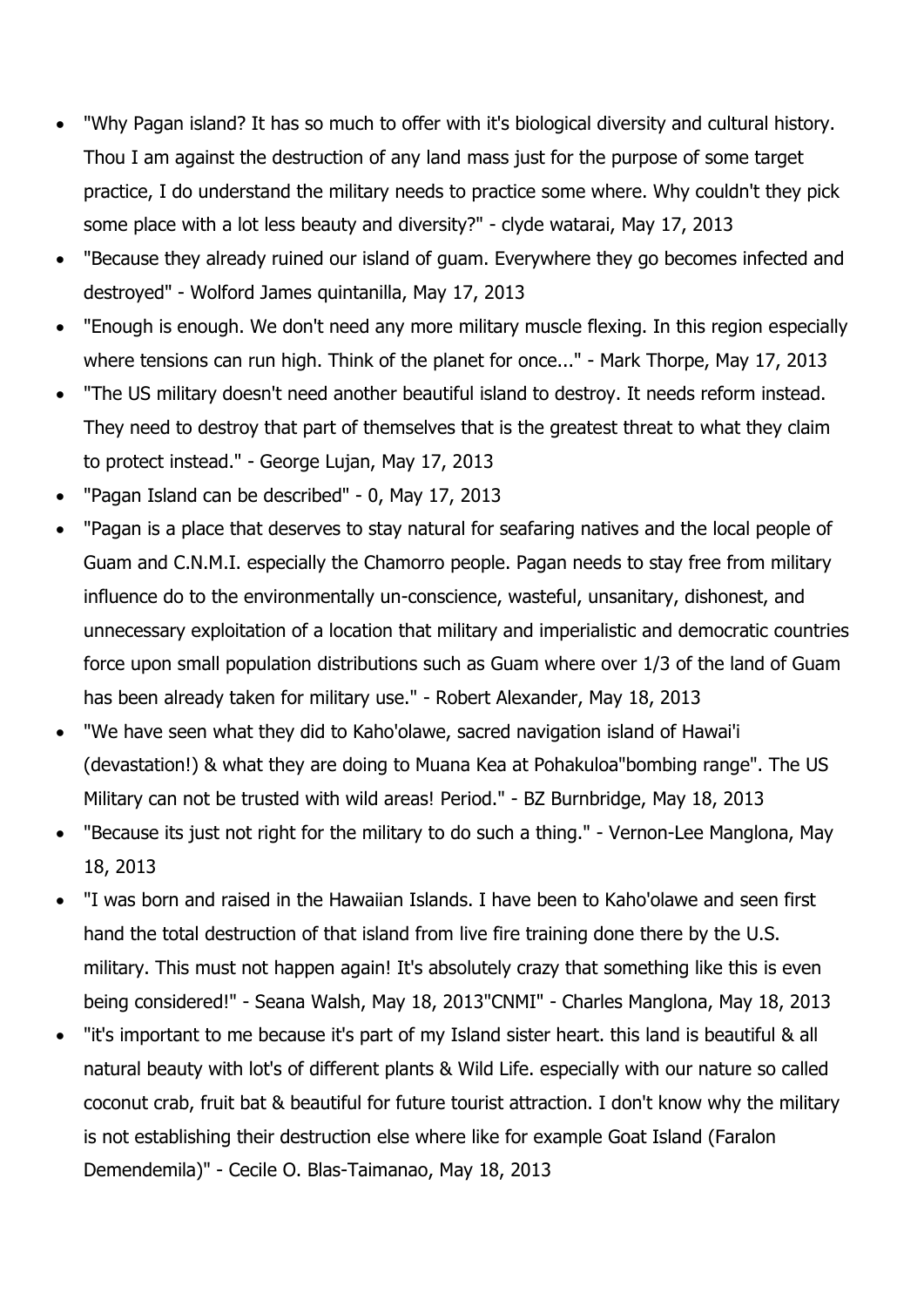- "Why Pagan island? It has so much to offer with it's biological diversity and cultural history. Thou I am against the destruction of any land mass just for the purpose of some target practice, I do understand the military needs to practice some where. Why couldn't they pick some place with a lot less beauty and diversity?" - clyde watarai, May 17, 2013
- "Because they already ruined our island of guam. Everywhere they go becomes infected and destroyed" - Wolford James quintanilla, May 17, 2013
- "Enough is enough. We don't need any more military muscle flexing. In this region especially where tensions can run high. Think of the planet for once..." - Mark Thorpe, May 17, 2013
- "The US military doesn't need another beautiful island to destroy. It needs reform instead. They need to destroy that part of themselves that is the greatest threat to what they claim to protect instead." - George Lujan, May 17, 2013
- "Pagan Island can be described" - 0, May 17, 2013
- "Pagan is a place that deserves to stay natural for seafaring natives and the local people of Guam and C.N.M.I. especially the Chamorro people. Pagan needs to stay free from military influence do to the environmentally un-conscience, wasteful, unsanitary, dishonest, and unnecessary exploitation of a location that military and imperialistic and democratic countries force upon small population distributions such as Guam where over 1/3 of the land of Guam has been already taken for military use." - Robert Alexander, May 18, 2013
- "We have seen what they did to Kaho'olawe, sacred navigation island of Hawai'i (devastation!) & what they are doing to Muana Kea at Pohakuloa"bombing range". The US Military can not be trusted with wild areas! Period." - BZ Burnbridge, May 18, 2013
- "Because its just not right for the military to do such a thing." - Vernon-Lee Manglona, May 18, 2013
- "I was born and raised in the Hawaiian Islands. I have been to Kaho'olawe and seen first hand the total destruction of that island from live fire training done there by the U.S. military. This must not happen again! It's absolutely crazy that something like this is even being considered!" - Seana Walsh, May 18, 2013"CNMI" - Charles Manglona, May 18, 2013
- "it's important to me because it's part of my Island sister heart. this land is beautiful & all natural beauty with lot's of different plants & Wild Life. especially with our nature so called coconut crab, fruit bat & beautiful for future tourist attraction. I don't know why the military is not establishing their destruction else where like for example Goat Island (Faralon Demendemila)" - Cecile O. Blas-Taimanao, May 18, 2013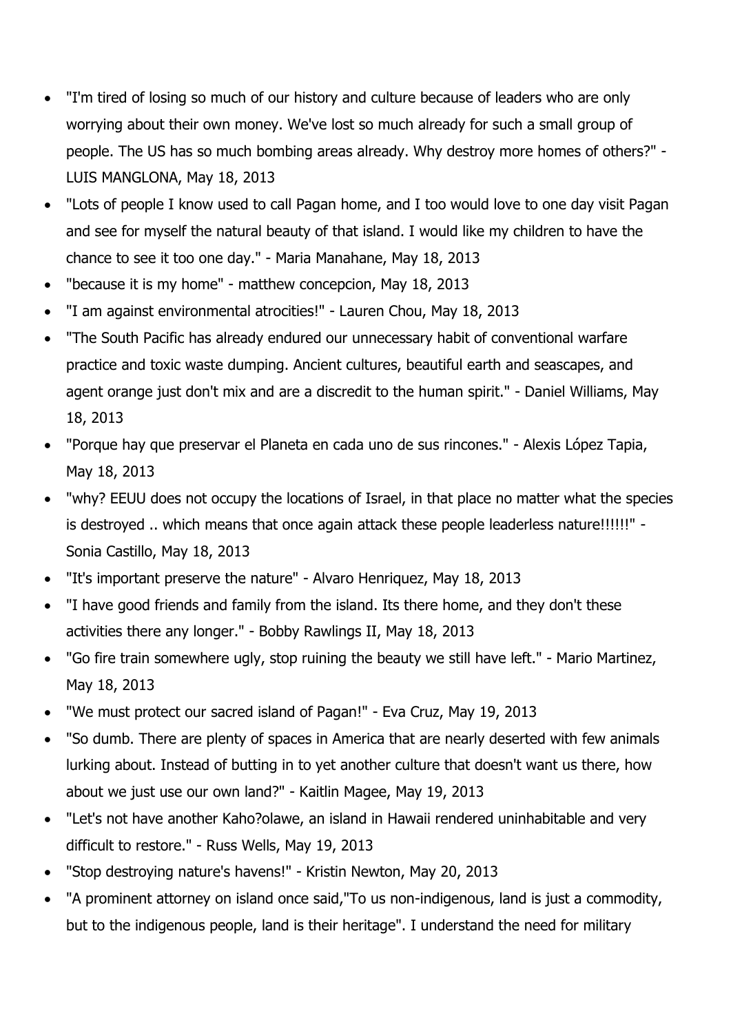- "I'm tired of losing so much of our history and culture because of leaders who are only worrying about their own money. We've lost so much already for such a small group of people. The US has so much bombing areas already. Why destroy more homes of others?" - LUIS MANGLONA, May 18, 2013
- "Lots of people I know used to call Pagan home, and I too would love to one day visit Pagan and see for myself the natural beauty of that island. I would like my children to have the chance to see it too one day." - Maria Manahane, May 18, 2013
- "because it is my home" - matthew concepcion, May 18, 2013
- "I am against environmental atrocities!" - Lauren Chou, May 18, 2013
- "The South Pacific has already endured our unnecessary habit of conventional warfare practice and toxic waste dumping. Ancient cultures, beautiful earth and seascapes, and agent orange just don't mix and are a discredit to the human spirit." - Daniel Williams, May 18, 2013
- "Porque hay que preservar el Planeta en cada uno de sus rincones." - Alexis López Tapia, May 18, 2013
- "why? EEUU does not occupy the locations of Israel, in that place no matter what the species is destroyed .. which means that once again attack these people leaderless nature!!!!!!" - Sonia Castillo, May 18, 2013
- "It's important preserve the nature" - Alvaro Henriquez, May 18, 2013
- "I have good friends and family from the island. Its there home, and they don't these activities there any longer." - Bobby Rawlings II, May 18, 2013
- "Go fire train somewhere ugly, stop ruining the beauty we still have left." - Mario Martinez, May 18, 2013
- "We must protect our sacred island of Pagan!" - Eva Cruz, May 19, 2013
- "So dumb. There are plenty of spaces in America that are nearly deserted with few animals lurking about. Instead of butting in to yet another culture that doesn't want us there, how about we just use our own land?" - Kaitlin Magee, May 19, 2013
- "Let's not have another Kaho?olawe, an island in Hawaii rendered uninhabitable and very difficult to restore." - Russ Wells, May 19, 2013
- "Stop destroying nature's havens!" - Kristin Newton, May 20, 2013
- "A prominent attorney on island once said,"To us non-indigenous, land is just a commodity, but to the indigenous people, land is their heritage". I understand the need for military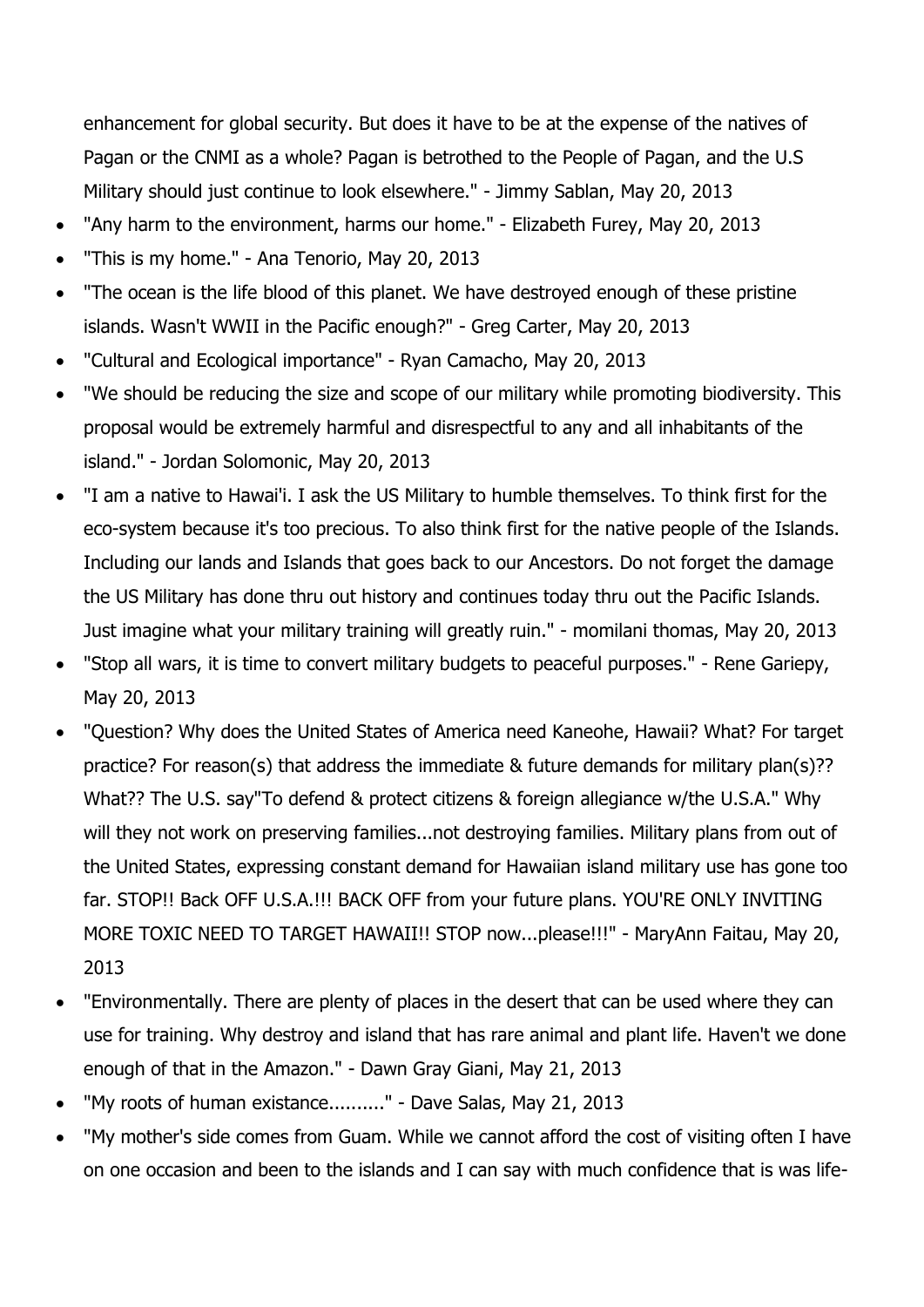enhancement for global security. But does it have to be at the expense of the natives of Pagan or the CNMI as a whole? Pagan is betrothed to the People of Pagan, and the U.S Military should just continue to look elsewhere." - Jimmy Sablan, May 20, 2013

- "Any harm to the environment, harms our home." - Elizabeth Furey, May 20, 2013
- "This is my home." - Ana Tenorio, May 20, 2013
- "The ocean is the life blood of this planet. We have destroyed enough of these pristine islands. Wasn't WWII in the Pacific enough?" - Greg Carter, May 20, 2013
- "Cultural and Ecological importance" - Ryan Camacho, May 20, 2013
- "We should be reducing the size and scope of our military while promoting biodiversity. This proposal would be extremely harmful and disrespectful to any and all inhabitants of the island." - Jordan Solomonic, May 20, 2013
- "I am a native to Hawai'i. I ask the US Military to humble themselves. To think first for the eco-system because it's too precious. To also think first for the native people of the Islands. Including our lands and Islands that goes back to our Ancestors. Do not forget the damage the US Military has done thru out history and continues today thru out the Pacific Islands. Just imagine what your military training will greatly ruin." - momilani thomas, May 20, 2013
- "Stop all wars, it is time to convert military budgets to peaceful purposes." - Rene Gariepy, May 20, 2013
- "Question? Why does the United States of America need Kaneohe, Hawaii? What? For target practice? For reason(s) that address the immediate & future demands for military plan(s)?? What?? The U.S. say"To defend & protect citizens & foreign allegiance w/the U.S.A." Why will they not work on preserving families...not destroying families. Military plans from out of the United States, expressing constant demand for Hawaiian island military use has gone too far. STOP!! Back OFF U.S.A.!!! BACK OFF from your future plans. YOU'RE ONLY INVITING MORE TOXIC NEED TO TARGET HAWAII!! STOP now...please!!!" - MaryAnn Faitau, May 20, 2013
- "Environmentally. There are plenty of places in the desert that can be used where they can use for training. Why destroy and island that has rare animal and plant life. Haven't we done enough of that in the Amazon." - Dawn Gray Giani, May 21, 2013
- "My roots of human existance.........." - Dave Salas, May 21, 2013
- "My mother's side comes from Guam. While we cannot afford the cost of visiting often I have on one occasion and been to the islands and I can say with much confidence that is was life-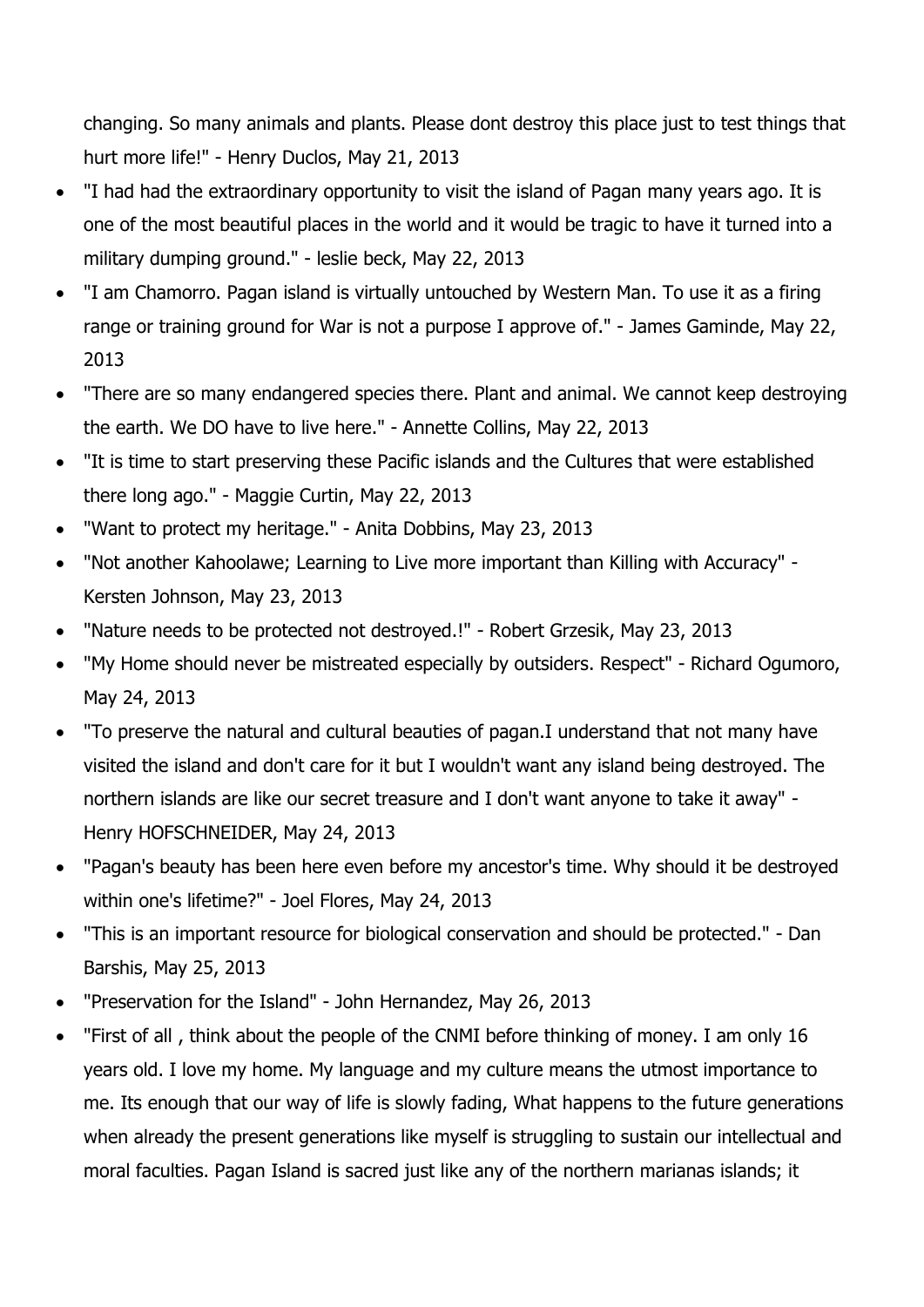changing. So many animals and plants. Please dont destroy this place just to test things that hurt more life!" - Henry Duclos, May 21, 2013

- "I had had the extraordinary opportunity to visit the island of Pagan many years ago. It is one of the most beautiful places in the world and it would be tragic to have it turned into a military dumping ground." - leslie beck, May 22, 2013
- "I am Chamorro. Pagan island is virtually untouched by Western Man. To use it as a firing range or training ground for War is not a purpose I approve of." - James Gaminde, May 22, 2013
- "There are so many endangered species there. Plant and animal. We cannot keep destroying the earth. We DO have to live here." - Annette Collins, May 22, 2013
- "It is time to start preserving these Pacific islands and the Cultures that were established there long ago." - Maggie Curtin, May 22, 2013
- "Want to protect my heritage." - Anita Dobbins, May 23, 2013
- "Not another Kahoolawe; Learning to Live more important than Killing with Accuracy" - Kersten Johnson, May 23, 2013
- "Nature needs to be protected not destroyed.!" - Robert Grzesik, May 23, 2013
- "My Home should never be mistreated especially by outsiders. Respect" - Richard Ogumoro, May 24, 2013
- "To preserve the natural and cultural beauties of pagan.I understand that not many have visited the island and don't care for it but I wouldn't want any island being destroyed. The northern islands are like our secret treasure and I don't want anyone to take it away" - Henry HOFSCHNEIDER, May 24, 2013
- "Pagan's beauty has been here even before my ancestor's time. Why should it be destroyed within one's lifetime?" - Joel Flores, May 24, 2013
- "This is an important resource for biological conservation and should be protected." - Dan Barshis, May 25, 2013
- "Preservation for the Island" - John Hernandez, May 26, 2013
- "First of all , think about the people of the CNMI before thinking of money. I am only 16 years old. I love my home. My language and my culture means the utmost importance to me. Its enough that our way of life is slowly fading, What happens to the future generations when already the present generations like myself is struggling to sustain our intellectual and moral faculties. Pagan Island is sacred just like any of the northern marianas islands; it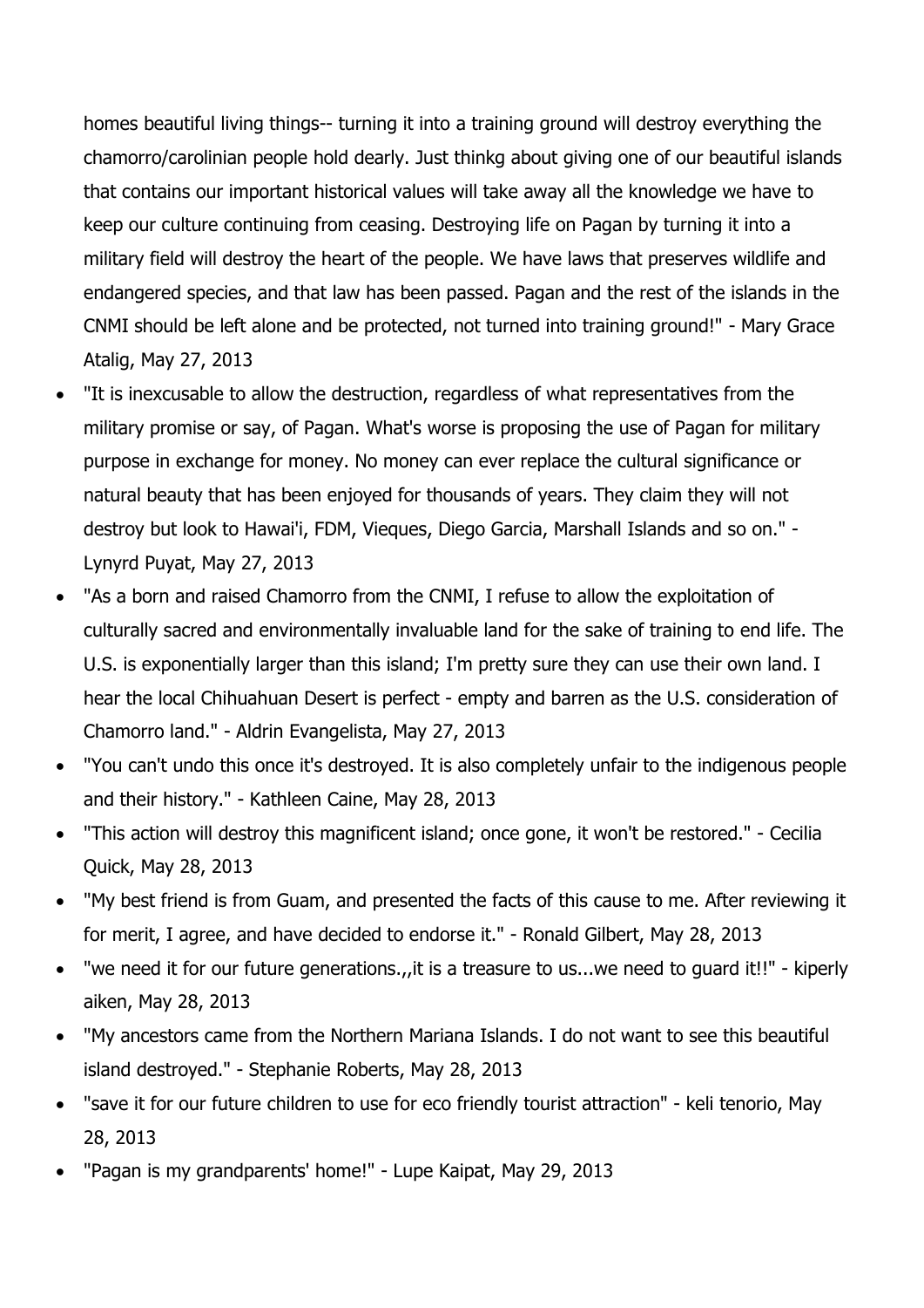homes beautiful living things-- turning it into a training ground will destroy everything the chamorro/carolinian people hold dearly. Just thinkg about giving one of our beautiful islands that contains our important historical values will take away all the knowledge we have to keep our culture continuing from ceasing. Destroying life on Pagan by turning it into a military field will destroy the heart of the people. We have laws that preserves wildlife and endangered species, and that law has been passed. Pagan and the rest of the islands in the CNMI should be left alone and be protected, not turned into training ground!" - Mary Grace Atalig, May 27, 2013

- "It is inexcusable to allow the destruction, regardless of what representatives from the military promise or say, of Pagan. What's worse is proposing the use of Pagan for military purpose in exchange for money. No money can ever replace the cultural significance or natural beauty that has been enjoyed for thousands of years. They claim they will not destroy but look to Hawai'i, FDM, Vieques, Diego Garcia, Marshall Islands and so on." - Lynyrd Puyat, May 27, 2013
- "As a born and raised Chamorro from the CNMI, I refuse to allow the exploitation of culturally sacred and environmentally invaluable land for the sake of training to end life. The U.S. is exponentially larger than this island; I'm pretty sure they can use their own land. I hear the local Chihuahuan Desert is perfect - empty and barren as the U.S. consideration of Chamorro land." - Aldrin Evangelista, May 27, 2013
- "You can't undo this once it's destroyed. It is also completely unfair to the indigenous people and their history." - Kathleen Caine, May 28, 2013
- "This action will destroy this magnificent island; once gone, it won't be restored." - Cecilia Quick, May 28, 2013
- "My best friend is from Guam, and presented the facts of this cause to me. After reviewing it for merit, I agree, and have decided to endorse it." - Ronald Gilbert, May 28, 2013
- "we need it for our future generations.,,it is a treasure to us...we need to guard it!!" - kiperly aiken, May 28, 2013
- "My ancestors came from the Northern Mariana Islands. I do not want to see this beautiful island destroyed." - Stephanie Roberts, May 28, 2013
- "save it for our future children to use for eco friendly tourist attraction" - keli tenorio, May 28, 2013
- "Pagan is my grandparents' home!" - Lupe Kaipat, May 29, 2013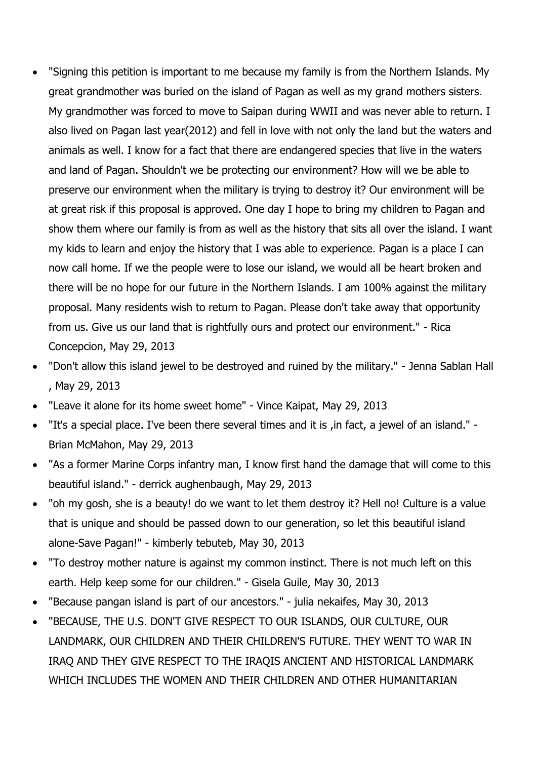- "Signing this petition is important to me because my family is from the Northern Islands. My great grandmother was buried on the island of Pagan as well as my grand mothers sisters. My grandmother was forced to move to Saipan during WWII and was never able to return. I also lived on Pagan last year(2012) and fell in love with not only the land but the waters and animals as well. I know for a fact that there are endangered species that live in the waters and land of Pagan. Shouldn't we be protecting our environment? How will we be able to preserve our environment when the military is trying to destroy it? Our environment will be at great risk if this proposal is approved. One day I hope to bring my children to Pagan and show them where our family is from as well as the history that sits all over the island. I want my kids to learn and enjoy the history that I was able to experience. Pagan is a place I can now call home. If we the people were to lose our island, we would all be heart broken and there will be no hope for our future in the Northern Islands. I am 100% against the military proposal. Many residents wish to return to Pagan. Please don't take away that opportunity from us. Give us our land that is rightfully ours and protect our environment." - Rica Concepcion, May 29, 2013
- "Don't allow this island jewel to be destroyed and ruined by the military." - Jenna Sablan Hall , May 29, 2013
- "Leave it alone for its home sweet home" - Vince Kaipat, May 29, 2013
- "It's a special place. I've been there several times and it is ,in fact, a jewel of an island." - Brian McMahon, May 29, 2013
- "As a former Marine Corps infantry man, I know first hand the damage that will come to this beautiful island." - derrick aughenbaugh, May 29, 2013
- "oh my gosh, she is a beauty! do we want to let them destroy it? Hell no! Culture is a value that is unique and should be passed down to our generation, so let this beautiful island alone-Save Pagan!" - kimberly tebuteb, May 30, 2013
- "To destroy mother nature is against my common instinct. There is not much left on this earth. Help keep some for our children." - Gisela Guile, May 30, 2013
- "Because pangan island is part of our ancestors." - julia nekaifes, May 30, 2013
- "BECAUSE, THE U.S. DON'T GIVE RESPECT TO OUR ISLANDS, OUR CULTURE, OUR LANDMARK, OUR CHILDREN AND THEIR CHILDREN'S FUTURE. THEY WENT TO WAR IN IRAQ AND THEY GIVE RESPECT TO THE IRAQIS ANCIENT AND HISTORICAL LANDMARK WHICH INCLUDES THE WOMEN AND THEIR CHILDREN AND OTHER HUMANITARIAN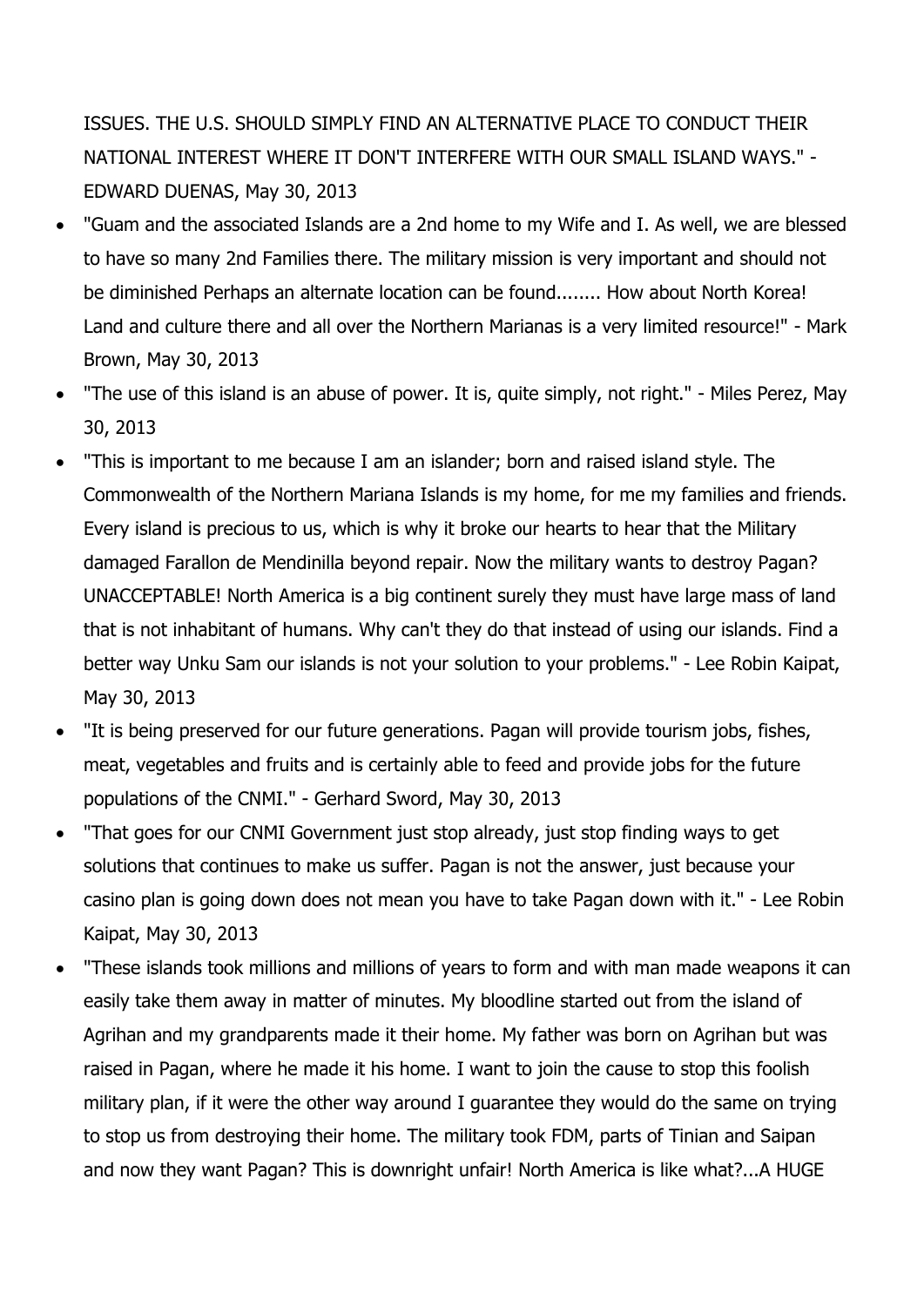ISSUES. THE U.S. SHOULD SIMPLY FIND AN ALTERNATIVE PLACE TO CONDUCT THEIR NATIONAL INTEREST WHERE IT DON'T INTERFERE WITH OUR SMALL ISLAND WAYS." - EDWARD DUENAS, May 30, 2013

- "Guam and the associated Islands are a 2nd home to my Wife and I. As well, we are blessed to have so many 2nd Families there. The military mission is very important and should not be diminished Perhaps an alternate location can be found........ How about North Korea! Land and culture there and all over the Northern Marianas is a very limited resource!" - Mark Brown, May 30, 2013
- "The use of this island is an abuse of power. It is, quite simply, not right." - Miles Perez, May 30, 2013
- "This is important to me because I am an islander; born and raised island style. The Commonwealth of the Northern Mariana Islands is my home, for me my families and friends. Every island is precious to us, which is why it broke our hearts to hear that the Military damaged Farallon de Mendinilla beyond repair. Now the military wants to destroy Pagan? UNACCEPTABLE! North America is a big continent surely they must have large mass of land that is not inhabitant of humans. Why can't they do that instead of using our islands. Find a better way Unku Sam our islands is not your solution to your problems." - Lee Robin Kaipat, May 30, 2013
- "It is being preserved for our future generations. Pagan will provide tourism jobs, fishes, meat, vegetables and fruits and is certainly able to feed and provide jobs for the future populations of the CNMI." - Gerhard Sword, May 30, 2013
- "That goes for our CNMI Government just stop already, just stop finding ways to get solutions that continues to make us suffer. Pagan is not the answer, just because your casino plan is going down does not mean you have to take Pagan down with it." - Lee Robin Kaipat, May 30, 2013
- "These islands took millions and millions of years to form and with man made weapons it can easily take them away in matter of minutes. My bloodline started out from the island of Agrihan and my grandparents made it their home. My father was born on Agrihan but was raised in Pagan, where he made it his home. I want to join the cause to stop this foolish military plan, if it were the other way around I guarantee they would do the same on trying to stop us from destroying their home. The military took FDM, parts of Tinian and Saipan and now they want Pagan? This is downright unfair! North America is like what?...A HUGE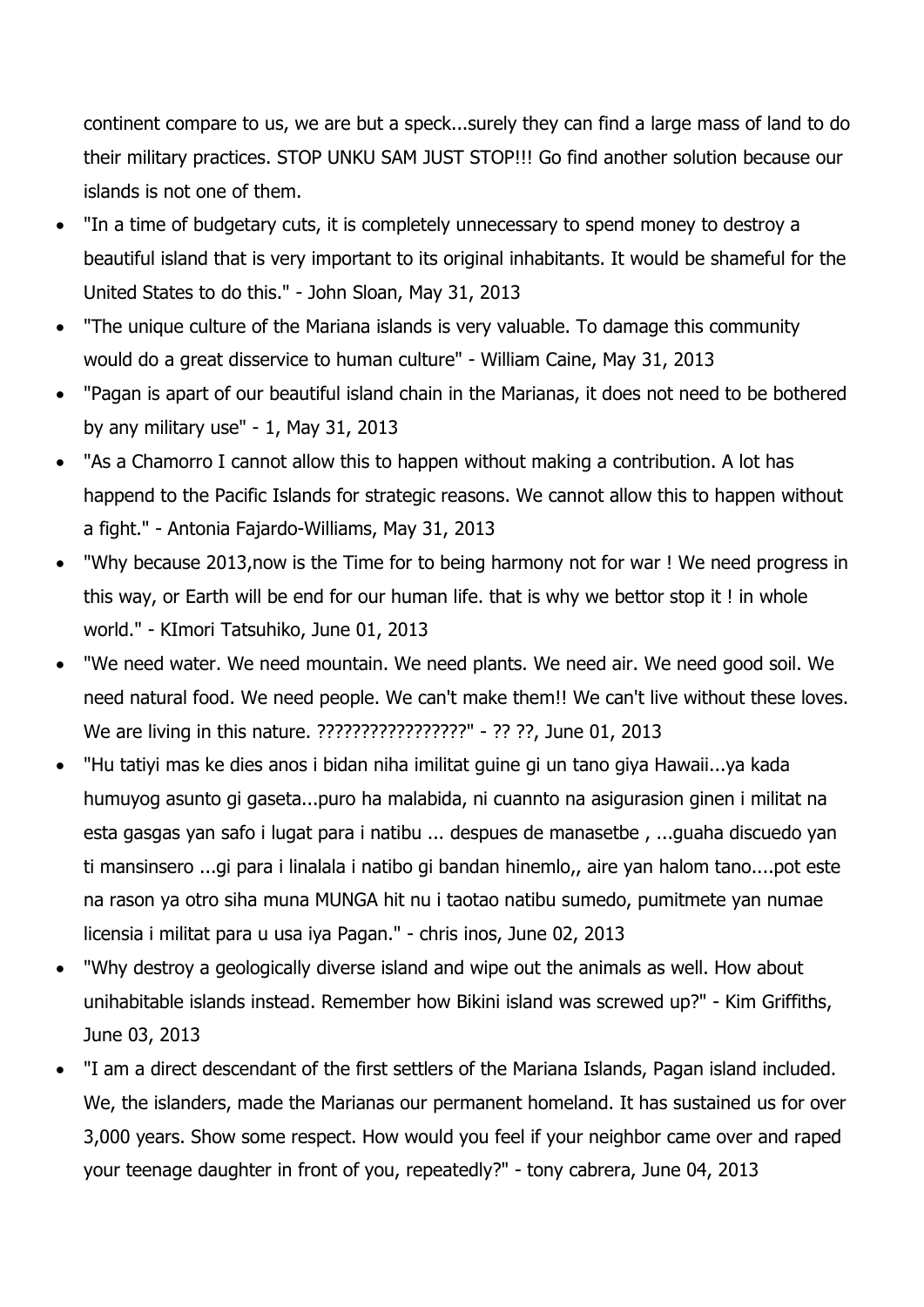continent compare to us, we are but a speck...surely they can find a large mass of land to do their military practices. STOP UNKU SAM JUST STOP!!! Go find another solution because our islands is not one of them.

- "In a time of budgetary cuts, it is completely unnecessary to spend money to destroy a beautiful island that is very important to its original inhabitants. It would be shameful for the United States to do this." - John Sloan, May 31, 2013
- "The unique culture of the Mariana islands is very valuable. To damage this community would do a great disservice to human culture" - William Caine, May 31, 2013
- "Pagan is apart of our beautiful island chain in the Marianas, it does not need to be bothered by any military use" - 1, May 31, 2013
- "As a Chamorro I cannot allow this to happen without making a contribution. A lot has happend to the Pacific Islands for strategic reasons. We cannot allow this to happen without a fight." - Antonia Fajardo-Williams, May 31, 2013
- "Why because 2013,now is the Time for to being harmony not for war ! We need progress in this way, or Earth will be end for our human life. that is why we bettor stop it ! in whole world." - KImori Tatsuhiko, June 01, 2013
- "We need water. We need mountain. We need plants. We need air. We need good soil. We need natural food. We need people. We can't make them!! We can't live without these loves. We are living in this nature. ?????????????????" - ?? ??, June 01, 2013
- "Hu tatiyi mas ke dies anos i bidan niha imilitat guine gi un tano giya Hawaii...ya kada humuyog asunto gi gaseta...puro ha malabida, ni cuannto na asigurasion ginen i militat na esta gasgas yan safo i lugat para i natibu ... despues de manasetbe , ...guaha discuedo yan ti mansinsero ...gi para i linalala i natibo gi bandan hinemlo,, aire yan halom tano....pot este na rason ya otro siha muna MUNGA hit nu i taotao natibu sumedo, pumitmete yan numae licensia i militat para u usa iya Pagan." - chris inos, June 02, 2013
- "Why destroy a geologically diverse island and wipe out the animals as well. How about unihabitable islands instead. Remember how Bikini island was screwed up?" - Kim Griffiths, June 03, 2013
- "I am a direct descendant of the first settlers of the Mariana Islands, Pagan island included. We, the islanders, made the Marianas our permanent homeland. It has sustained us for over 3,000 years. Show some respect. How would you feel if your neighbor came over and raped your teenage daughter in front of you, repeatedly?" - tony cabrera, June 04, 2013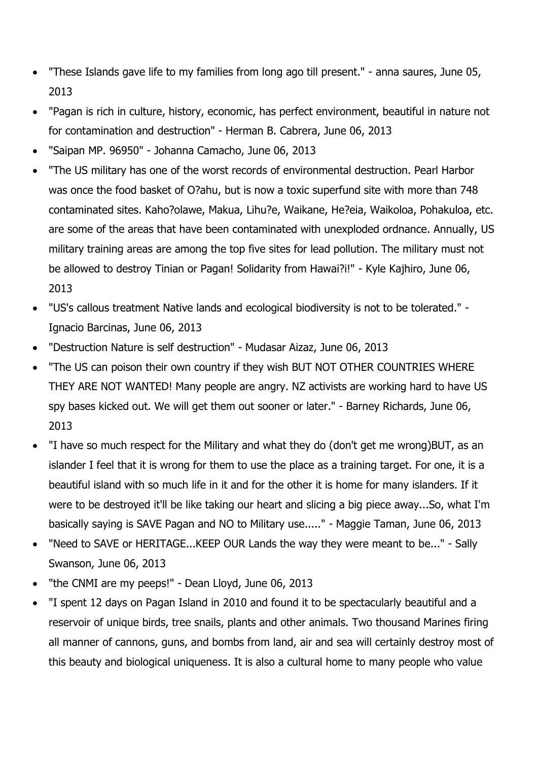- "These Islands gave life to my families from long ago till present." - anna saures, June 05, 2013
- "Pagan is rich in culture, history, economic, has perfect environment, beautiful in nature not for contamination and destruction" - Herman B. Cabrera, June 06, 2013
- "Saipan MP. 96950" - Johanna Camacho, June 06, 2013
- "The US military has one of the worst records of environmental destruction. Pearl Harbor was once the food basket of O?ahu, but is now a toxic superfund site with more than 748 contaminated sites. Kaho?olawe, Makua, Lihu?e, Waikane, He?eia, Waikoloa, Pohakuloa, etc. are some of the areas that have been contaminated with unexploded ordnance. Annually, US military training areas are among the top five sites for lead pollution. The military must not be allowed to destroy Tinian or Pagan! Solidarity from Hawai?i!" - Kyle Kajhiro, June 06, 2013
- "US's callous treatment Native lands and ecological biodiversity is not to be tolerated." - Ignacio Barcinas, June 06, 2013
- "Destruction Nature is self destruction" - Mudasar Aizaz, June 06, 2013
- "The US can poison their own country if they wish BUT NOT OTHER COUNTRIES WHERE THEY ARE NOT WANTED! Many people are angry. NZ activists are working hard to have US spy bases kicked out. We will get them out sooner or later." - Barney Richards, June 06, 2013
- "I have so much respect for the Military and what they do (don't get me wrong)BUT, as an islander I feel that it is wrong for them to use the place as a training target. For one, it is a beautiful island with so much life in it and for the other it is home for many islanders. If it were to be destroyed it'll be like taking our heart and slicing a big piece away...So, what I'm basically saying is SAVE Pagan and NO to Military use....." - Maggie Taman, June 06, 2013
- "Need to SAVE or HERITAGE...KEEP OUR Lands the way they were meant to be..." - Sally Swanson, June 06, 2013
- "the CNMI are my peeps!" - Dean Lloyd, June 06, 2013
- "I spent 12 days on Pagan Island in 2010 and found it to be spectacularly beautiful and a reservoir of unique birds, tree snails, plants and other animals. Two thousand Marines firing all manner of cannons, guns, and bombs from land, air and sea will certainly destroy most of this beauty and biological uniqueness. It is also a cultural home to many people who value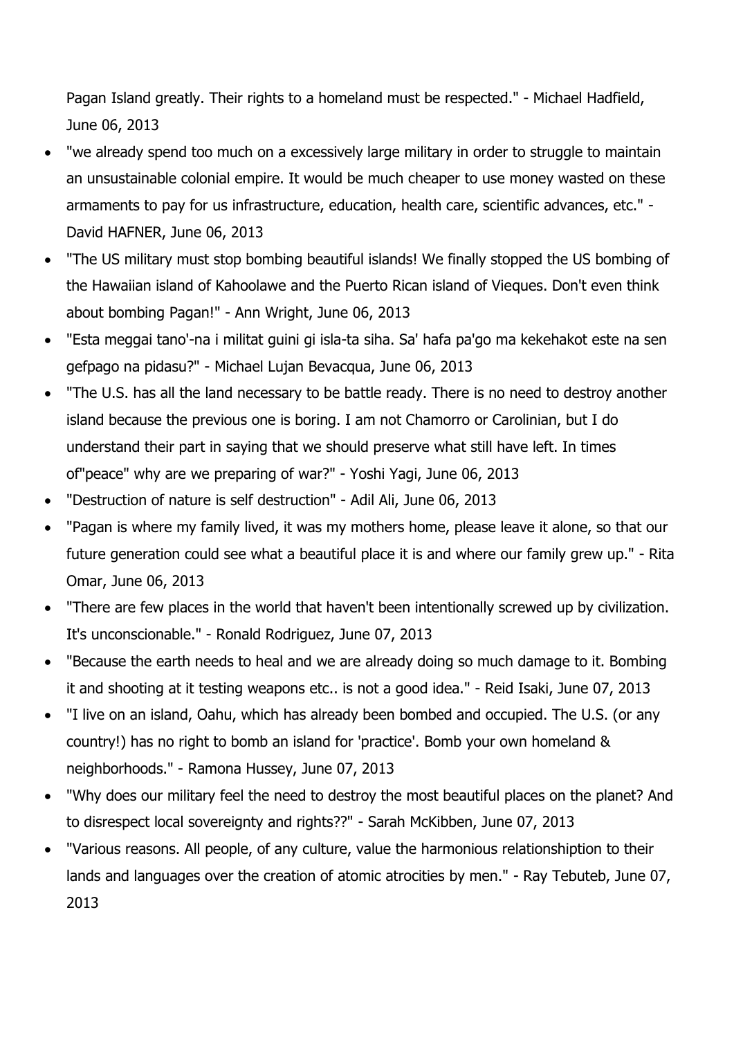Pagan Island greatly. Their rights to a homeland must be respected." - Michael Hadfield, June 06, 2013

- "we already spend too much on a excessively large military in order to struggle to maintain an unsustainable colonial empire. It would be much cheaper to use money wasted on these armaments to pay for us infrastructure, education, health care, scientific advances, etc." - David HAFNER, June 06, 2013
- "The US military must stop bombing beautiful islands! We finally stopped the US bombing of the Hawaiian island of Kahoolawe and the Puerto Rican island of Vieques. Don't even think about bombing Pagan!" - Ann Wright, June 06, 2013
- "Esta meggai tano'-na i militat guini gi isla-ta siha. Sa' hafa pa'go ma kekehakot este na sen gefpago na pidasu?" - Michael Lujan Bevacqua, June 06, 2013
- "The U.S. has all the land necessary to be battle ready. There is no need to destroy another island because the previous one is boring. I am not Chamorro or Carolinian, but I do understand their part in saying that we should preserve what still have left. In times of"peace" why are we preparing of war?" - Yoshi Yagi, June 06, 2013
- "Destruction of nature is self destruction" - Adil Ali, June 06, 2013
- "Pagan is where my family lived, it was my mothers home, please leave it alone, so that our future generation could see what a beautiful place it is and where our family grew up." - Rita Omar, June 06, 2013
- "There are few places in the world that haven't been intentionally screwed up by civilization. It's unconscionable." - Ronald Rodriguez, June 07, 2013
- "Because the earth needs to heal and we are already doing so much damage to it. Bombing it and shooting at it testing weapons etc.. is not a good idea." - Reid Isaki, June 07, 2013
- "I live on an island, Oahu, which has already been bombed and occupied. The U.S. (or any country!) has no right to bomb an island for 'practice'. Bomb your own homeland & neighborhoods." - Ramona Hussey, June 07, 2013
- "Why does our military feel the need to destroy the most beautiful places on the planet? And to disrespect local sovereignty and rights??" - Sarah McKibben, June 07, 2013
- "Various reasons. All people, of any culture, value the harmonious relationshiption to their lands and languages over the creation of atomic atrocities by men." - Ray Tebuteb, June 07, 2013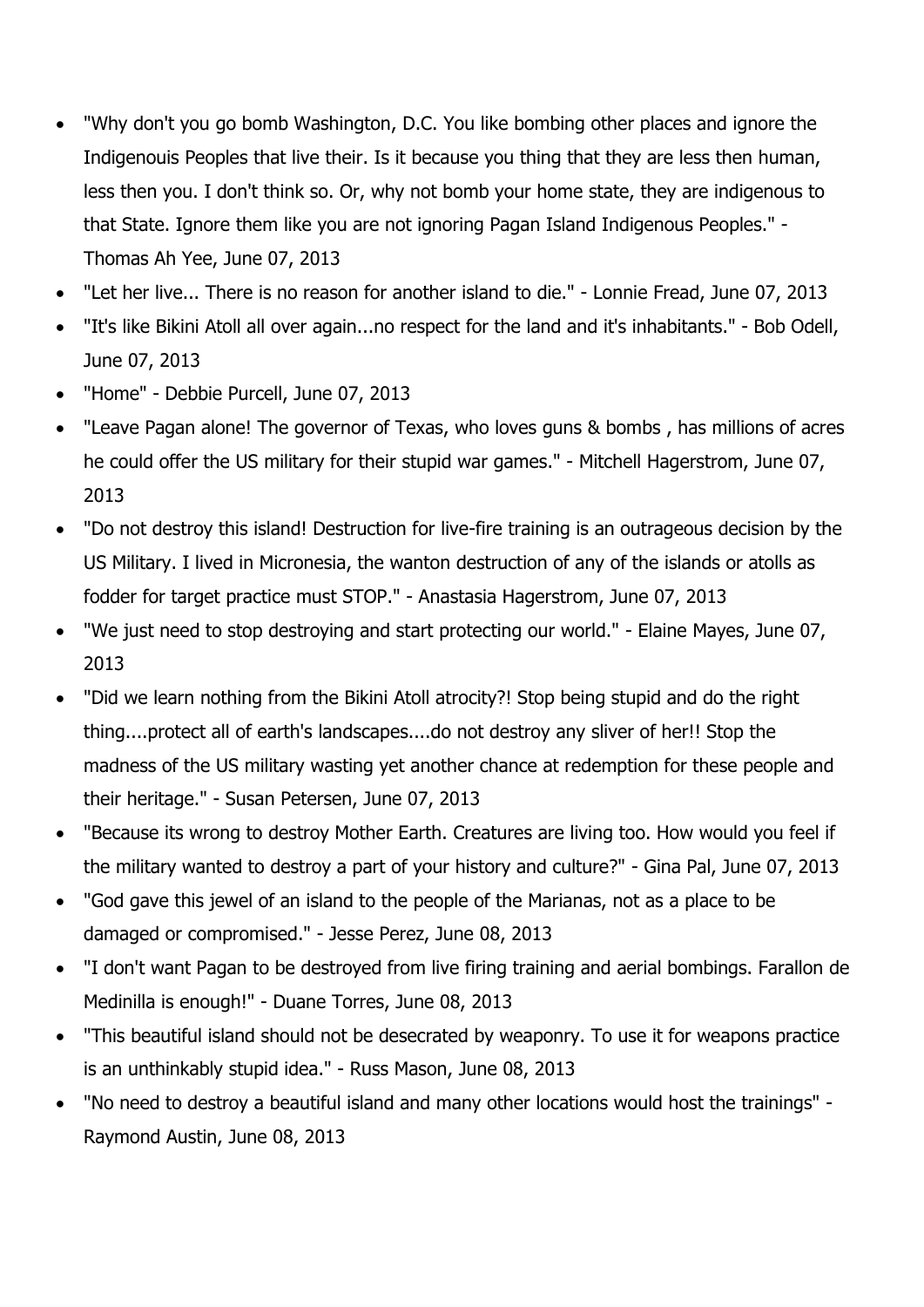- "Why don't you go bomb Washington, D.C. You like bombing other places and ignore the Indigenouis Peoples that live their. Is it because you thing that they are less then human, less then you. I don't think so. Or, why not bomb your home state, they are indigenous to that State. Ignore them like you are not ignoring Pagan Island Indigenous Peoples." - Thomas Ah Yee, June 07, 2013
- "Let her live... There is no reason for another island to die." - Lonnie Fread, June 07, 2013
- "It's like Bikini Atoll all over again...no respect for the land and it's inhabitants." - Bob Odell, June 07, 2013
- "Home" - Debbie Purcell, June 07, 2013
- "Leave Pagan alone! The governor of Texas, who loves guns & bombs , has millions of acres he could offer the US military for their stupid war games." - Mitchell Hagerstrom, June 07, 2013
- "Do not destroy this island! Destruction for live-fire training is an outrageous decision by the US Military. I lived in Micronesia, the wanton destruction of any of the islands or atolls as fodder for target practice must STOP." - Anastasia Hagerstrom, June 07, 2013
- "We just need to stop destroying and start protecting our world." - Elaine Mayes, June 07, 2013
- "Did we learn nothing from the Bikini Atoll atrocity?! Stop being stupid and do the right thing....protect all of earth's landscapes....do not destroy any sliver of her!! Stop the madness of the US military wasting yet another chance at redemption for these people and their heritage." - Susan Petersen, June 07, 2013
- "Because its wrong to destroy Mother Earth. Creatures are living too. How would you feel if the military wanted to destroy a part of your history and culture?" - Gina Pal, June 07, 2013
- "God gave this jewel of an island to the people of the Marianas, not as a place to be damaged or compromised." - Jesse Perez, June 08, 2013
- "I don't want Pagan to be destroyed from live firing training and aerial bombings. Farallon de Medinilla is enough!" - Duane Torres, June 08, 2013
- "This beautiful island should not be desecrated by weaponry. To use it for weapons practice is an unthinkably stupid idea." - Russ Mason, June 08, 2013
- "No need to destroy a beautiful island and many other locations would host the trainings" - Raymond Austin, June 08, 2013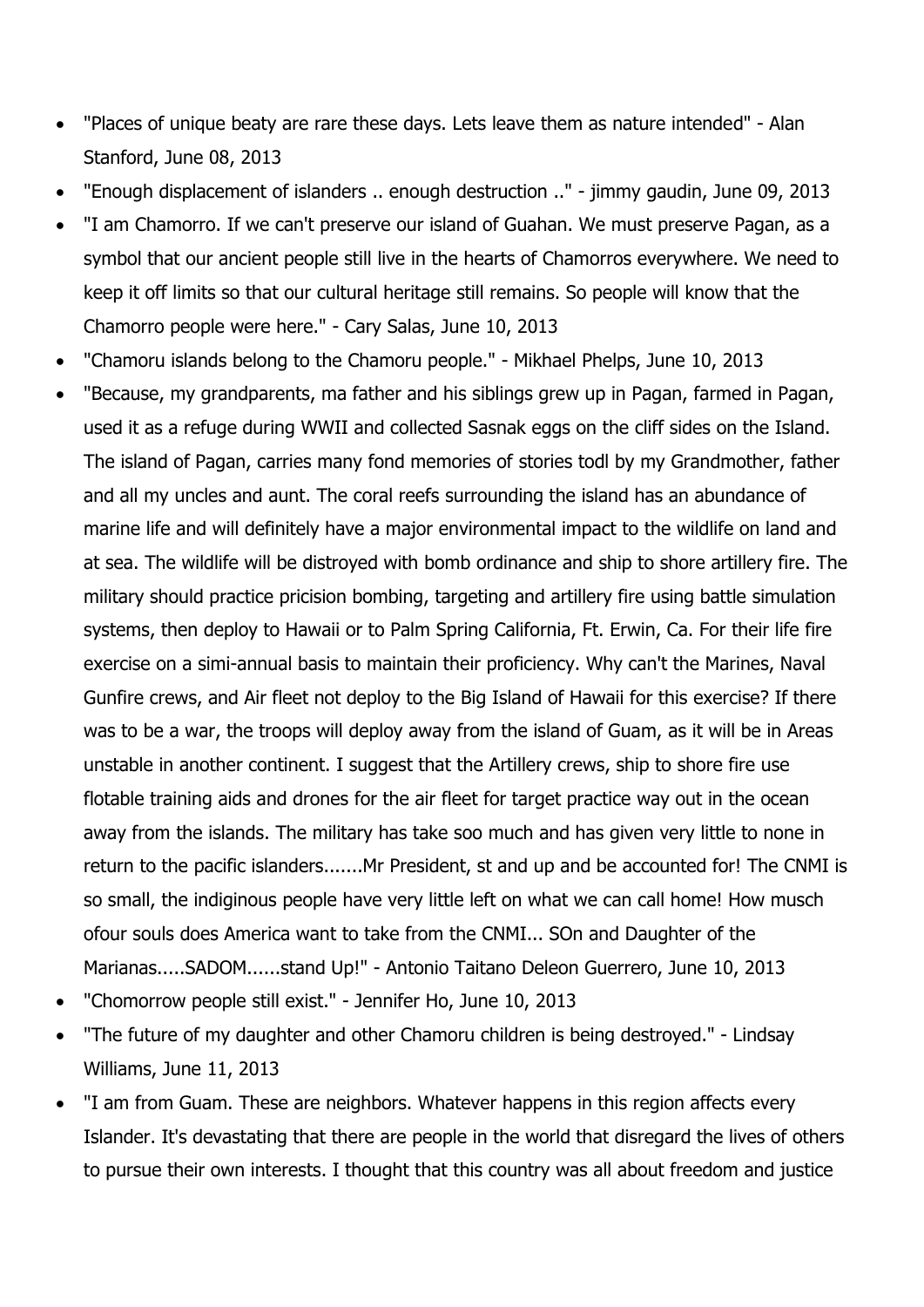- "Places of unique beaty are rare these days. Lets leave them as nature intended" - Alan Stanford, June 08, 2013
- "Enough displacement of islanders .. enough destruction .." - jimmy gaudin, June 09, 2013
- "I am Chamorro. If we can't preserve our island of Guahan. We must preserve Pagan, as a symbol that our ancient people still live in the hearts of Chamorros everywhere. We need to keep it off limits so that our cultural heritage still remains. So people will know that the Chamorro people were here." - Cary Salas, June 10, 2013
- "Chamoru islands belong to the Chamoru people." - Mikhael Phelps, June 10, 2013
- "Because, my grandparents, ma father and his siblings grew up in Pagan, farmed in Pagan, used it as a refuge during WWII and collected Sasnak eggs on the cliff sides on the Island. The island of Pagan, carries many fond memories of stories todl by my Grandmother, father and all my uncles and aunt. The coral reefs surrounding the island has an abundance of marine life and will definitely have a major environmental impact to the wildlife on land and at sea. The wildlife will be distroyed with bomb ordinance and ship to shore artillery fire. The military should practice pricision bombing, targeting and artillery fire using battle simulation systems, then deploy to Hawaii or to Palm Spring California, Ft. Erwin, Ca. For their life fire exercise on a simi-annual basis to maintain their proficiency. Why can't the Marines, Naval Gunfire crews, and Air fleet not deploy to the Big Island of Hawaii for this exercise? If there was to be a war, the troops will deploy away from the island of Guam, as it will be in Areas unstable in another continent. I suggest that the Artillery crews, ship to shore fire use flotable training aids and drones for the air fleet for target practice way out in the ocean away from the islands. The military has take soo much and has given very little to none in return to the pacific islanders.......Mr President, st and up and be accounted for! The CNMI is so small, the indiginous people have very little left on what we can call home! How musch ofour souls does America want to take from the CNMI... SOn and Daughter of the Marianas.....SADOM......stand Up!" - Antonio Taitano Deleon Guerrero, June 10, 2013
- "Chomorrow people still exist." - Jennifer Ho, June 10, 2013
- "The future of my daughter and other Chamoru children is being destroyed." - Lindsay Williams, June 11, 2013
- "I am from Guam. These are neighbors. Whatever happens in this region affects every Islander. It's devastating that there are people in the world that disregard the lives of others to pursue their own interests. I thought that this country was all about freedom and justice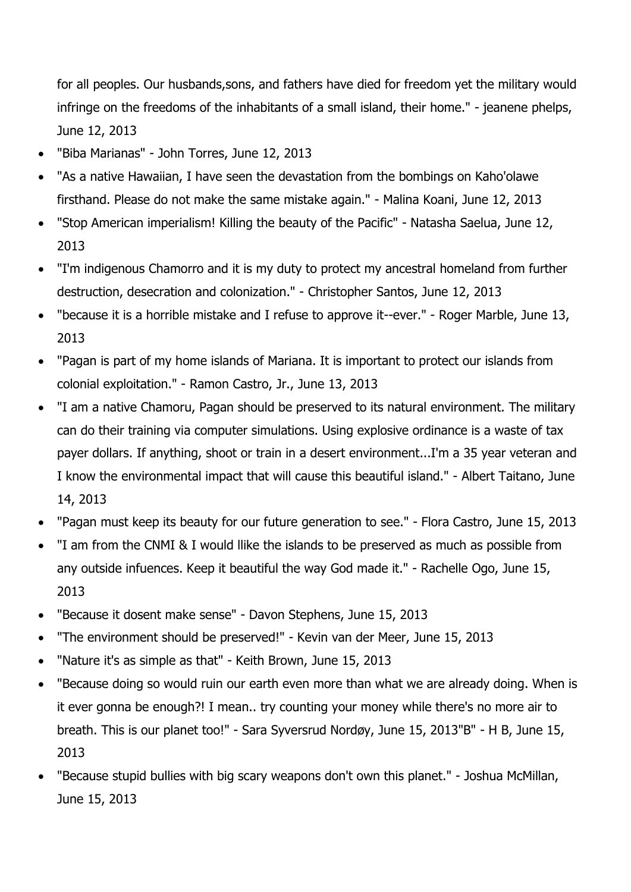for all peoples. Our husbands,sons, and fathers have died for freedom yet the military would infringe on the freedoms of the inhabitants of a small island, their home." - jeanene phelps, June 12, 2013

- "Biba Marianas" - John Torres, June 12, 2013
- "As a native Hawaiian, I have seen the devastation from the bombings on Kaho'olawe firsthand. Please do not make the same mistake again." - Malina Koani, June 12, 2013
- "Stop American imperialism! Killing the beauty of the Pacific" - Natasha Saelua, June 12, 2013
- "I'm indigenous Chamorro and it is my duty to protect my ancestral homeland from further destruction, desecration and colonization." - Christopher Santos, June 12, 2013
- "because it is a horrible mistake and I refuse to approve it--ever." - Roger Marble, June 13, 2013
- "Pagan is part of my home islands of Mariana. It is important to protect our islands from colonial exploitation." - Ramon Castro, Jr., June 13, 2013
- "I am a native Chamoru, Pagan should be preserved to its natural environment. The military can do their training via computer simulations. Using explosive ordinance is a waste of tax payer dollars. If anything, shoot or train in a desert environment...I'm a 35 year veteran and I know the environmental impact that will cause this beautiful island." - Albert Taitano, June 14, 2013
- "Pagan must keep its beauty for our future generation to see." - Flora Castro, June 15, 2013
- "I am from the CNMI & I would llike the islands to be preserved as much as possible from any outside infuences. Keep it beautiful the way God made it." - Rachelle Ogo, June 15, 2013
- "Because it dosent make sense" - Davon Stephens, June 15, 2013
- "The environment should be preserved!" - Kevin van der Meer, June 15, 2013
- "Nature it's as simple as that" - Keith Brown, June 15, 2013
- "Because doing so would ruin our earth even more than what we are already doing. When is it ever gonna be enough?! I mean.. try counting your money while there's no more air to breath. This is our planet too!" - Sara Syversrud Nordøy, June 15, 2013"B" - H B, June 15, 2013
- "Because stupid bullies with big scary weapons don't own this planet." - Joshua McMillan, June 15, 2013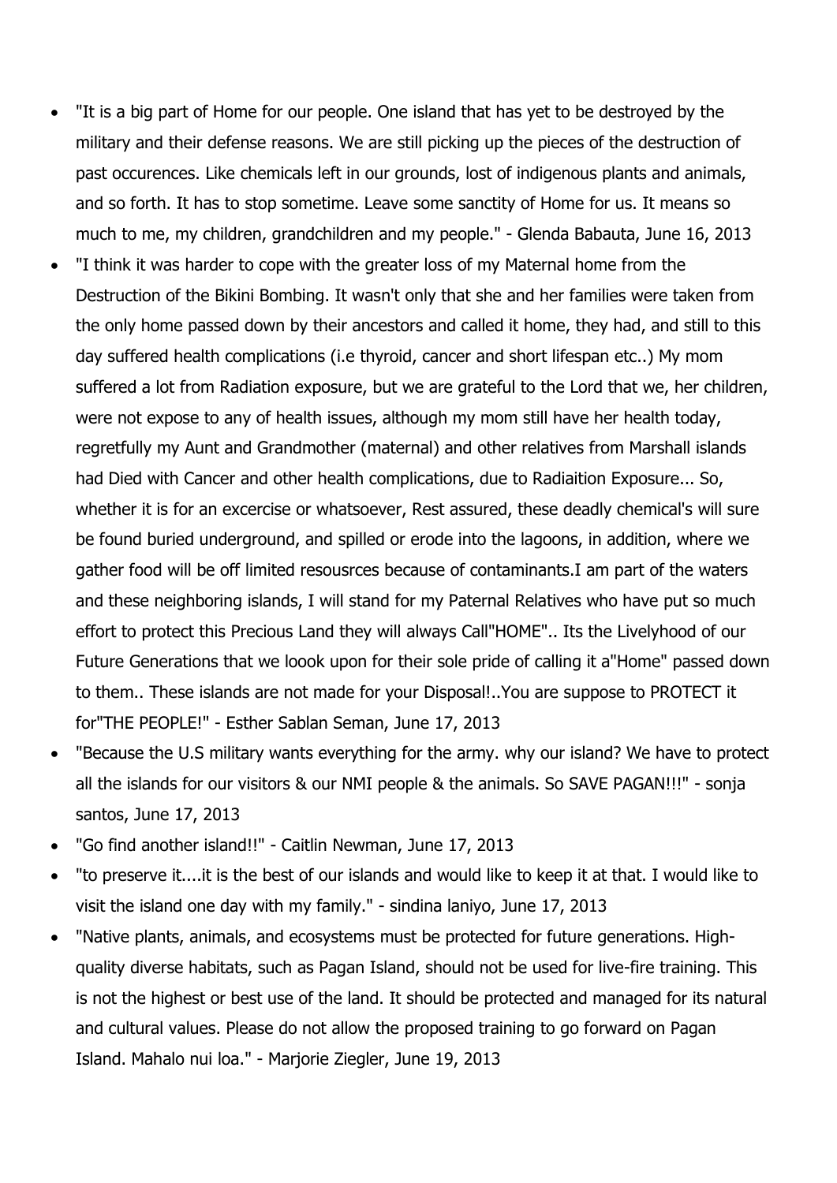- "It is a big part of Home for our people. One island that has yet to be destroyed by the military and their defense reasons. We are still picking up the pieces of the destruction of past occurences. Like chemicals left in our grounds, lost of indigenous plants and animals, and so forth. It has to stop sometime. Leave some sanctity of Home for us. It means so much to me, my children, grandchildren and my people." - Glenda Babauta, June 16, 2013
- "I think it was harder to cope with the greater loss of my Maternal home from the Destruction of the Bikini Bombing. It wasn't only that she and her families were taken from the only home passed down by their ancestors and called it home, they had, and still to this day suffered health complications (i.e thyroid, cancer and short lifespan etc..) My mom suffered a lot from Radiation exposure, but we are grateful to the Lord that we, her children, were not expose to any of health issues, although my mom still have her health today, regretfully my Aunt and Grandmother (maternal) and other relatives from Marshall islands had Died with Cancer and other health complications, due to Radiaition Exposure... So, whether it is for an excercise or whatsoever, Rest assured, these deadly chemical's will sure be found buried underground, and spilled or erode into the lagoons, in addition, where we gather food will be off limited resousrces because of contaminants.I am part of the waters and these neighboring islands, I will stand for my Paternal Relatives who have put so much effort to protect this Precious Land they will always Call"HOME".. Its the Livelyhood of our Future Generations that we loook upon for their sole pride of calling it a"Home" passed down to them.. These islands are not made for your Disposal!..You are suppose to PROTECT it for"THE PEOPLE!" - Esther Sablan Seman, June 17, 2013
- "Because the U.S military wants everything for the army. why our island? We have to protect all the islands for our visitors & our NMI people & the animals. So SAVE PAGAN!!!" - sonja santos, June 17, 2013
- "Go find another island!!" - Caitlin Newman, June 17, 2013
- "to preserve it....it is the best of our islands and would like to keep it at that. I would like to visit the island one day with my family." - sindina laniyo, June 17, 2013
- "Native plants, animals, and ecosystems must be protected for future generations. High-quality diverse habitats, such as Pagan Island, should not be used for live-fire training. This is not the highest or best use of the land. It should be protected and managed for its natural and cultural values. Please do not allow the proposed training to go forward on Pagan Island. Mahalo nui loa." - Marjorie Ziegler, June 19, 2013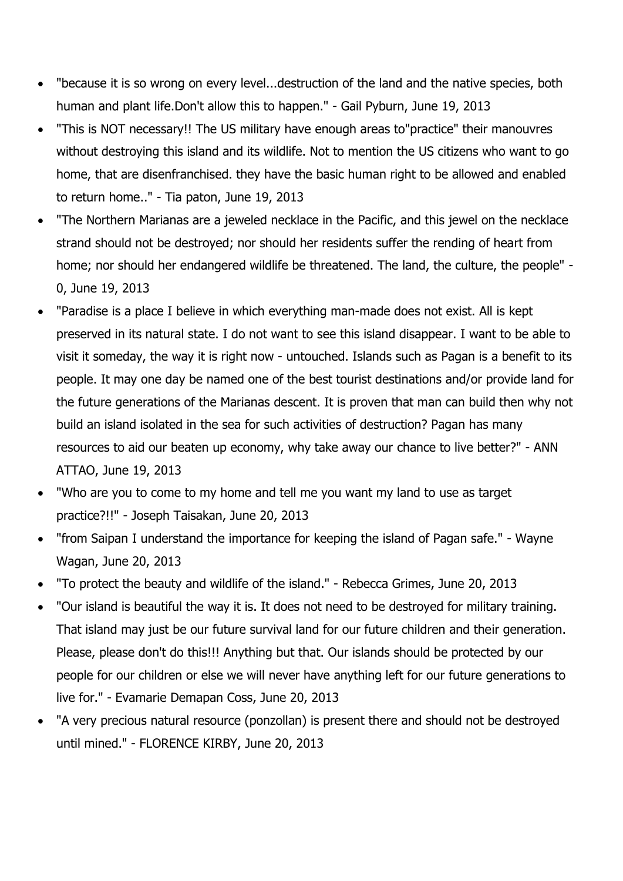- "because it is so wrong on every level...destruction of the land and the native species, both human and plant life.Don't allow this to happen." - Gail Pyburn, June 19, 2013
- "This is NOT necessary!! The US military have enough areas to"practice" their manouvres without destroying this island and its wildlife. Not to mention the US citizens who want to go home, that are disenfranchised. they have the basic human right to be allowed and enabled to return home.." - Tia paton, June 19, 2013
- "The Northern Marianas are a jeweled necklace in the Pacific, and this jewel on the necklace strand should not be destroyed; nor should her residents suffer the rending of heart from home; nor should her endangered wildlife be threatened. The land, the culture, the people" - 0, June 19, 2013
- "Paradise is a place I believe in which everything man-made does not exist. All is kept preserved in its natural state. I do not want to see this island disappear. I want to be able to visit it someday, the way it is right now - untouched. Islands such as Pagan is a benefit to its people. It may one day be named one of the best tourist destinations and/or provide land for the future generations of the Marianas descent. It is proven that man can build then why not build an island isolated in the sea for such activities of destruction? Pagan has many resources to aid our beaten up economy, why take away our chance to live better?" - ANN ATTAO, June 19, 2013
- "Who are you to come to my home and tell me you want my land to use as target practice?!!" - Joseph Taisakan, June 20, 2013
- "from Saipan I understand the importance for keeping the island of Pagan safe." - Wayne Wagan, June 20, 2013
- "To protect the beauty and wildlife of the island." - Rebecca Grimes, June 20, 2013
- "Our island is beautiful the way it is. It does not need to be destroyed for military training. That island may just be our future survival land for our future children and their generation. Please, please don't do this!!! Anything but that. Our islands should be protected by our people for our children or else we will never have anything left for our future generations to live for." - Evamarie Demapan Coss, June 20, 2013
- "A very precious natural resource (ponzollan) is present there and should not be destroyed until mined." - FLORENCE KIRBY, June 20, 2013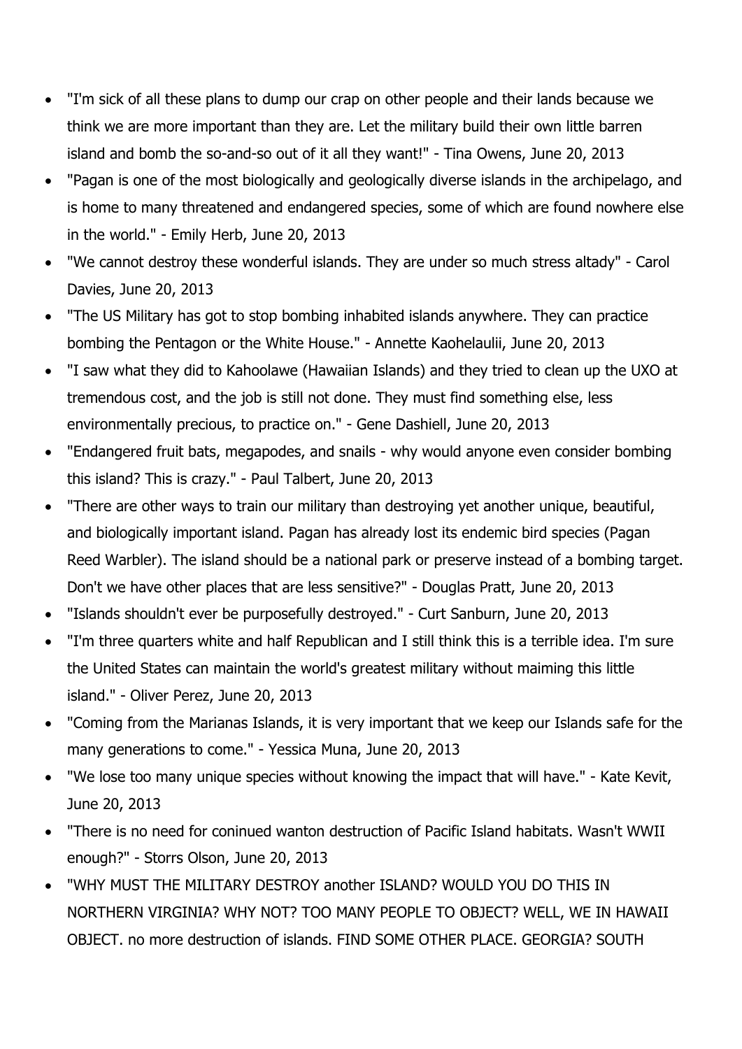- "I'm sick of all these plans to dump our crap on other people and their lands because we think we are more important than they are. Let the military build their own little barren island and bomb the so-and-so out of it all they want!" - Tina Owens, June 20, 2013
- "Pagan is one of the most biologically and geologically diverse islands in the archipelago, and is home to many threatened and endangered species, some of which are found nowhere else in the world." - Emily Herb, June 20, 2013
- "We cannot destroy these wonderful islands. They are under so much stress altady" - Carol Davies, June 20, 2013
- "The US Military has got to stop bombing inhabited islands anywhere. They can practice bombing the Pentagon or the White House." - Annette Kaohelaulii, June 20, 2013
- "I saw what they did to Kahoolawe (Hawaiian Islands) and they tried to clean up the UXO at tremendous cost, and the job is still not done. They must find something else, less environmentally precious, to practice on." - Gene Dashiell, June 20, 2013
- "Endangered fruit bats, megapodes, and snails - why would anyone even consider bombing this island? This is crazy." - Paul Talbert, June 20, 2013
- "There are other ways to train our military than destroying yet another unique, beautiful, and biologically important island. Pagan has already lost its endemic bird species (Pagan Reed Warbler). The island should be a national park or preserve instead of a bombing target. Don't we have other places that are less sensitive?" - Douglas Pratt, June 20, 2013
- "Islands shouldn't ever be purposefully destroyed." - Curt Sanburn, June 20, 2013
- "I'm three quarters white and half Republican and I still think this is a terrible idea. I'm sure the United States can maintain the world's greatest military without maiming this little island." - Oliver Perez, June 20, 2013
- "Coming from the Marianas Islands, it is very important that we keep our Islands safe for the many generations to come." - Yessica Muna, June 20, 2013
- "We lose too many unique species without knowing the impact that will have." - Kate Kevit, June 20, 2013
- "There is no need for coninued wanton destruction of Pacific Island habitats. Wasn't WWII enough?" - Storrs Olson, June 20, 2013
- "WHY MUST THE MILITARY DESTROY another ISLAND? WOULD YOU DO THIS IN NORTHERN VIRGINIA? WHY NOT? TOO MANY PEOPLE TO OBJECT? WELL, WE IN HAWAII OBJECT. no more destruction of islands. FIND SOME OTHER PLACE. GEORGIA? SOUTH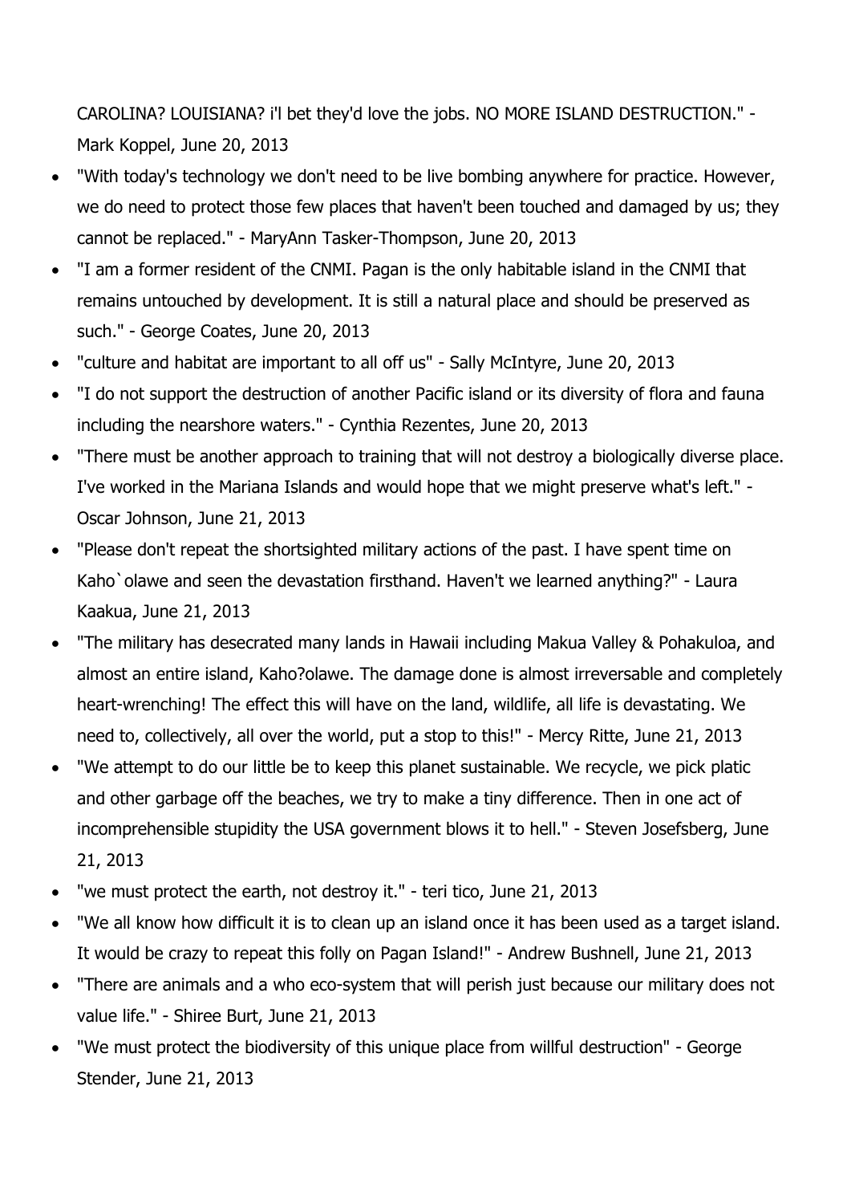CAROLINA? LOUISIANA? i'l bet they'd love the jobs. NO MORE ISLAND DESTRUCTION." - Mark Koppel, June 20, 2013

- "With today's technology we don't need to be live bombing anywhere for practice. However, we do need to protect those few places that haven't been touched and damaged by us; they cannot be replaced." - MaryAnn Tasker-Thompson, June 20, 2013
- "I am a former resident of the CNMI. Pagan is the only habitable island in the CNMI that remains untouched by development. It is still a natural place and should be preserved as such." - George Coates, June 20, 2013
- "culture and habitat are important to all off us" - Sally McIntyre, June 20, 2013
- "I do not support the destruction of another Pacific island or its diversity of flora and fauna including the nearshore waters." - Cynthia Rezentes, June 20, 2013
- "There must be another approach to training that will not destroy a biologically diverse place. I've worked in the Mariana Islands and would hope that we might preserve what's left." - Oscar Johnson, June 21, 2013
- "Please don't repeat the shortsighted military actions of the past. I have spent time on Kaho`olawe and seen the devastation firsthand. Haven't we learned anything?" - Laura Kaakua, June 21, 2013
- "The military has desecrated many lands in Hawaii including Makua Valley & Pohakuloa, and almost an entire island, Kaho?olawe. The damage done is almost irreversable and completely heart-wrenching! The effect this will have on the land, wildlife, all life is devastating. We need to, collectively, all over the world, put a stop to this!" - Mercy Ritte, June 21, 2013
- "We attempt to do our little be to keep this planet sustainable. We recycle, we pick platic and other garbage off the beaches, we try to make a tiny difference. Then in one act of incomprehensible stupidity the USA government blows it to hell." - Steven Josefsberg, June 21, 2013
- "we must protect the earth, not destroy it." - teri tico, June 21, 2013
- "We all know how difficult it is to clean up an island once it has been used as a target island. It would be crazy to repeat this folly on Pagan Island!" - Andrew Bushnell, June 21, 2013
- "There are animals and a who eco-system that will perish just because our military does not value life." - Shiree Burt, June 21, 2013
- "We must protect the biodiversity of this unique place from willful destruction" - George Stender, June 21, 2013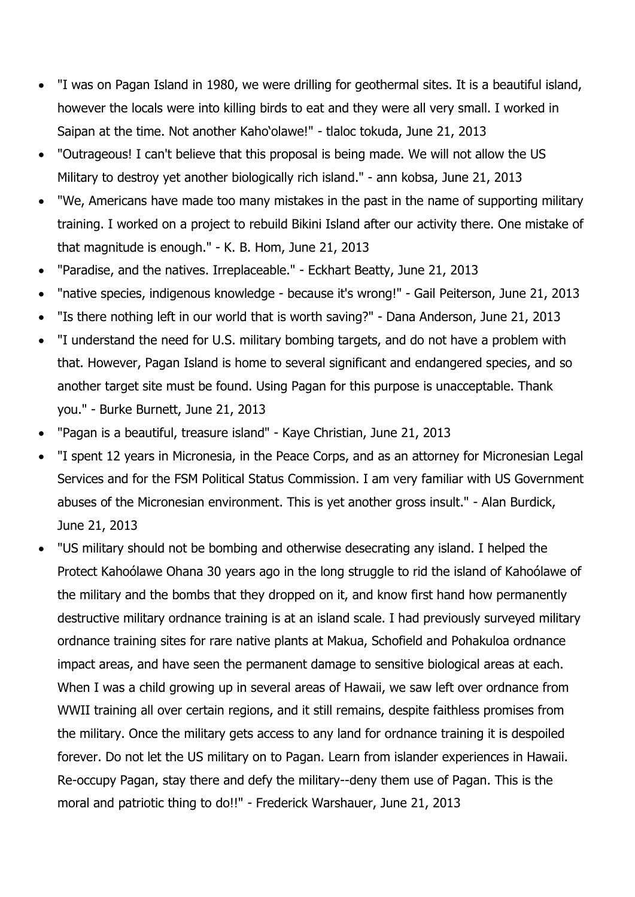- "I was on Pagan Island in 1980, we were drilling for geothermal sites. It is a beautiful island, however the locals were into killing birds to eat and they were all very small. I worked in Saipan at the time. Not another Kaho'olawe!" - tlaloc tokuda, June 21, 2013
- "Outrageous! I can't believe that this proposal is being made. We will not allow the US Military to destroy yet another biologically rich island." - ann kobsa, June 21, 2013
- "We, Americans have made too many mistakes in the past in the name of supporting military training. I worked on a project to rebuild Bikini Island after our activity there. One mistake of that magnitude is enough." - K. B. Hom, June 21, 2013
- "Paradise, and the natives. Irreplaceable." - Eckhart Beatty, June 21, 2013
- "native species, indigenous knowledge - because it's wrong!" - Gail Peiterson, June 21, 2013
- "Is there nothing left in our world that is worth saving?" - Dana Anderson, June 21, 2013
- "I understand the need for U.S. military bombing targets, and do not have a problem with that. However, Pagan Island is home to several significant and endangered species, and so another target site must be found. Using Pagan for this purpose is unacceptable. Thank you." - Burke Burnett, June 21, 2013
- "Pagan is a beautiful, treasure island" - Kaye Christian, June 21, 2013
- "I spent 12 years in Micronesia, in the Peace Corps, and as an attorney for Micronesian Legal Services and for the FSM Political Status Commission. I am very familiar with US Government abuses of the Micronesian environment. This is yet another gross insult." - Alan Burdick, June 21, 2013
- "US military should not be bombing and otherwise desecrating any island. I helped the Protect Kahoólawe Ohana 30 years ago in the long struggle to rid the island of Kahoólawe of the military and the bombs that they dropped on it, and know first hand how permanently destructive military ordnance training is at an island scale. I had previously surveyed military ordnance training sites for rare native plants at Makua, Schofield and Pohakuloa ordnance impact areas, and have seen the permanent damage to sensitive biological areas at each. When I was a child growing up in several areas of Hawaii, we saw left over ordnance from WWII training all over certain regions, and it still remains, despite faithless promises from the military. Once the military gets access to any land for ordnance training it is despoiled forever. Do not let the US military on to Pagan. Learn from islander experiences in Hawaii. Re-occupy Pagan, stay there and defy the military--deny them use of Pagan. This is the moral and patriotic thing to do!!" - Frederick Warshauer, June 21, 2013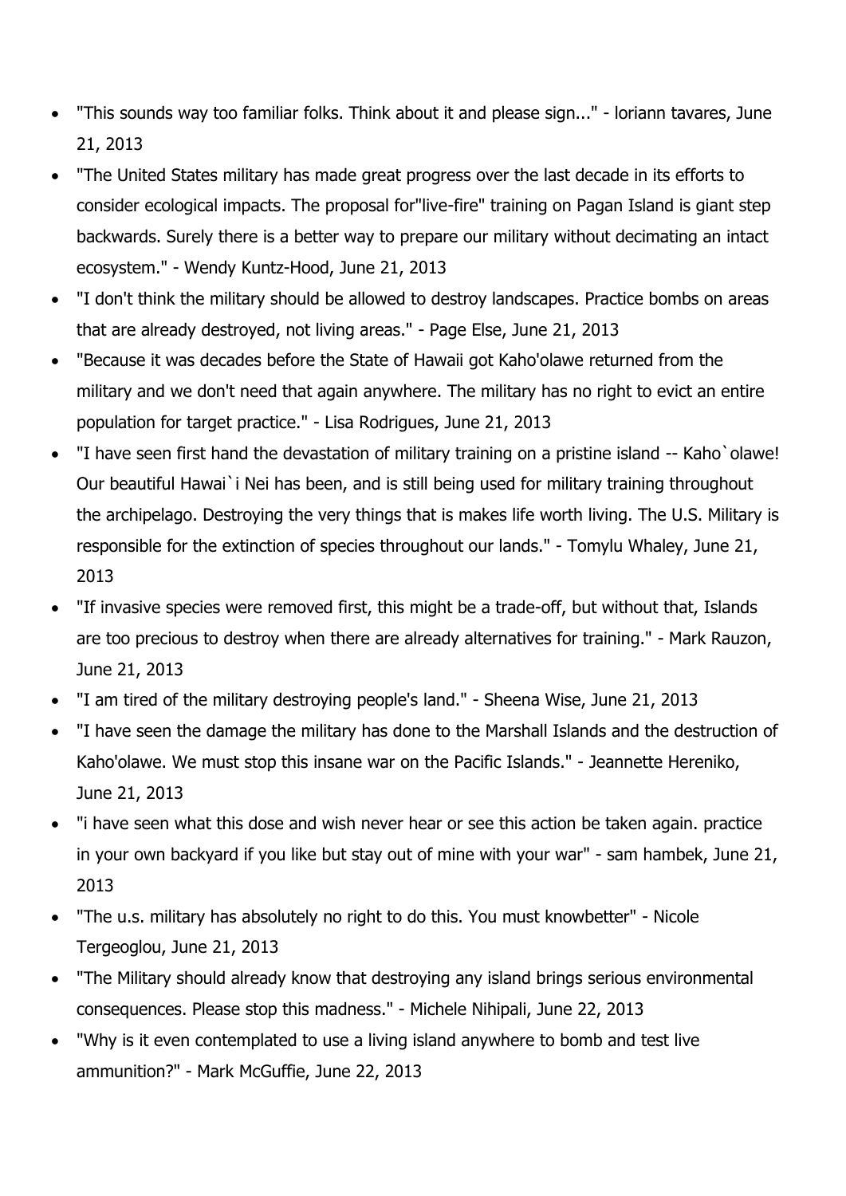- "This sounds way too familiar folks. Think about it and please sign..." - loriann tavares, June 21, 2013
- "The United States military has made great progress over the last decade in its efforts to consider ecological impacts. The proposal for"live-fire" training on Pagan Island is giant step backwards. Surely there is a better way to prepare our military without decimating an intact ecosystem." - Wendy Kuntz-Hood, June 21, 2013
- "I don't think the military should be allowed to destroy landscapes. Practice bombs on areas that are already destroyed, not living areas." - Page Else, June 21, 2013
- "Because it was decades before the State of Hawaii got Kaho'olawe returned from the military and we don't need that again anywhere. The military has no right to evict an entire population for target practice." - Lisa Rodrigues, June 21, 2013
- "I have seen first hand the devastation of military training on a pristine island -- Kaho`olawe! Our beautiful Hawai`i Nei has been, and is still being used for military training throughout the archipelago. Destroying the very things that is makes life worth living. The U.S. Military is responsible for the extinction of species throughout our lands." - Tomylu Whaley, June 21, 2013
- "If invasive species were removed first, this might be a trade-off, but without that, Islands are too precious to destroy when there are already alternatives for training." - Mark Rauzon, June 21, 2013
- "I am tired of the military destroying people's land." - Sheena Wise, June 21, 2013
- "I have seen the damage the military has done to the Marshall Islands and the destruction of Kaho'olawe. We must stop this insane war on the Pacific Islands." - Jeannette Hereniko, June 21, 2013
- "i have seen what this dose and wish never hear or see this action be taken again. practice in your own backyard if you like but stay out of mine with your war" - sam hambek, June 21, 2013
- "The u.s. military has absolutely no right to do this. You must knowbetter" - Nicole Tergeoglou, June 21, 2013
- "The Military should already know that destroying any island brings serious environmental consequences. Please stop this madness." - Michele Nihipali, June 22, 2013
- "Why is it even contemplated to use a living island anywhere to bomb and test live ammunition?" - Mark McGuffie, June 22, 2013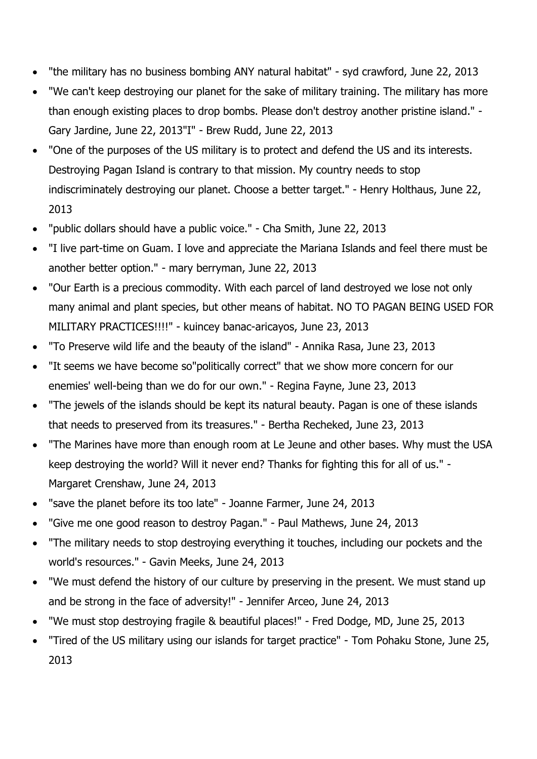- "the military has no business bombing ANY natural habitat" - syd crawford, June 22, 2013
- "We can't keep destroying our planet for the sake of military training. The military has more than enough existing places to drop bombs. Please don't destroy another pristine island." - Gary Jardine, June 22, 2013"I" - Brew Rudd, June 22, 2013
- "One of the purposes of the US military is to protect and defend the US and its interests. Destroying Pagan Island is contrary to that mission. My country needs to stop indiscriminately destroying our planet. Choose a better target." - Henry Holthaus, June 22, 2013
- "public dollars should have a public voice." - Cha Smith, June 22, 2013
- "I live part-time on Guam. I love and appreciate the Mariana Islands and feel there must be another better option." - mary berryman, June 22, 2013
- "Our Earth is a precious commodity. With each parcel of land destroyed we lose not only many animal and plant species, but other means of habitat. NO TO PAGAN BEING USED FOR MILITARY PRACTICES!!!!" - kuincey banac-aricayos, June 23, 2013
- "To Preserve wild life and the beauty of the island" - Annika Rasa, June 23, 2013
- "It seems we have become so"politically correct" that we show more concern for our enemies' well-being than we do for our own." - Regina Fayne, June 23, 2013
- "The jewels of the islands should be kept its natural beauty. Pagan is one of these islands that needs to preserved from its treasures." - Bertha Recheked, June 23, 2013
- "The Marines have more than enough room at Le Jeune and other bases. Why must the USA keep destroying the world? Will it never end? Thanks for fighting this for all of us." - Margaret Crenshaw, June 24, 2013
- "save the planet before its too late" - Joanne Farmer, June 24, 2013
- "Give me one good reason to destroy Pagan." - Paul Mathews, June 24, 2013
- "The military needs to stop destroying everything it touches, including our pockets and the world's resources." - Gavin Meeks, June 24, 2013
- "We must defend the history of our culture by preserving in the present. We must stand up and be strong in the face of adversity!" - Jennifer Arceo, June 24, 2013
- "We must stop destroying fragile & beautiful places!" - Fred Dodge, MD, June 25, 2013
- "Tired of the US military using our islands for target practice" - Tom Pohaku Stone, June 25, 2013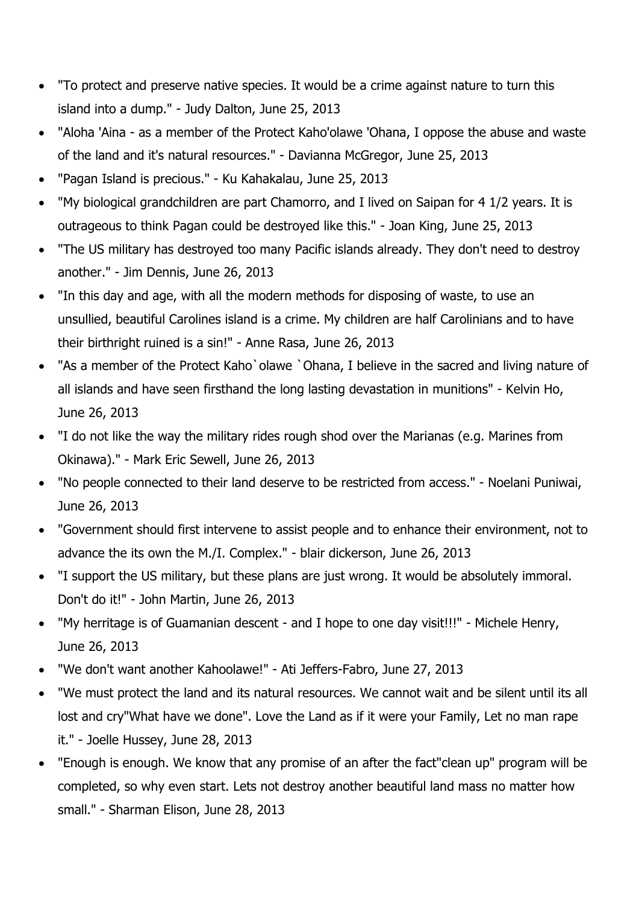- "To protect and preserve native species. It would be a crime against nature to turn this island into a dump." - Judy Dalton, June 25, 2013
- "Aloha 'Aina - as a member of the Protect Kaho'olawe 'Ohana, I oppose the abuse and waste of the land and it's natural resources." - Davianna McGregor, June 25, 2013
- "Pagan Island is precious." - Ku Kahakalau, June 25, 2013
- "My biological grandchildren are part Chamorro, and I lived on Saipan for 4 1/2 years. It is outrageous to think Pagan could be destroyed like this." - Joan King, June 25, 2013
- "The US military has destroyed too many Pacific islands already. They don't need to destroy another." - Jim Dennis, June 26, 2013
- "In this day and age, with all the modern methods for disposing of waste, to use an unsullied, beautiful Carolines island is a crime. My children are half Carolinians and to have their birthright ruined is a sin!" - Anne Rasa, June 26, 2013
- "As a member of the Protect Kaho`olawe `Ohana, I believe in the sacred and living nature of all islands and have seen firsthand the long lasting devastation in munitions" - Kelvin Ho, June 26, 2013
- "I do not like the way the military rides rough shod over the Marianas (e.g. Marines from Okinawa)." - Mark Eric Sewell, June 26, 2013
- "No people connected to their land deserve to be restricted from access." - Noelani Puniwai, June 26, 2013
- "Government should first intervene to assist people and to enhance their environment, not to advance the its own the M./I. Complex." - blair dickerson, June 26, 2013
- "I support the US military, but these plans are just wrong. It would be absolutely immoral. Don't do it!" - John Martin, June 26, 2013
- "My herritage is of Guamanian descent - and I hope to one day visit!!!" - Michele Henry, June 26, 2013
- "We don't want another Kahoolawe!" - Ati Jeffers-Fabro, June 27, 2013
- "We must protect the land and its natural resources. We cannot wait and be silent until its all lost and cry"What have we done". Love the Land as if it were your Family, Let no man rape it." - Joelle Hussey, June 28, 2013
- "Enough is enough. We know that any promise of an after the fact"clean up" program will be completed, so why even start. Lets not destroy another beautiful land mass no matter how small." - Sharman Elison, June 28, 2013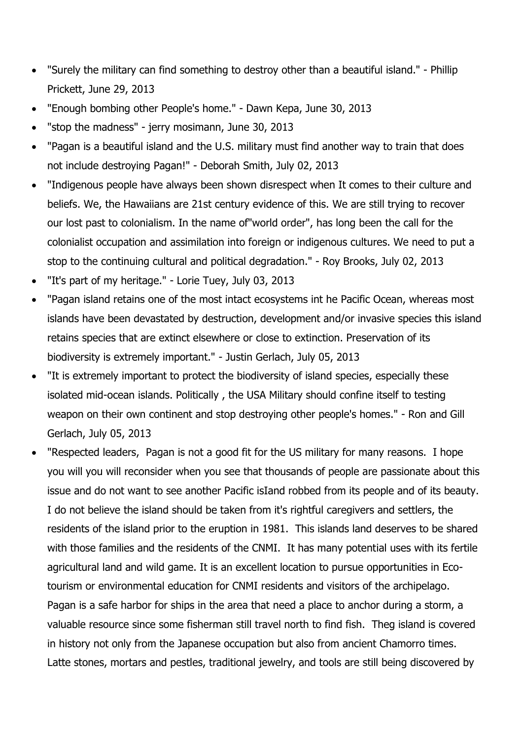- "Surely the military can find something to destroy other than a beautiful island." - Phillip Prickett, June 29, 2013
- "Enough bombing other People's home." - Dawn Kepa, June 30, 2013
- "stop the madness" - jerry mosimann, June 30, 2013
- "Pagan is a beautiful island and the U.S. military must find another way to train that does not include destroying Pagan!" - Deborah Smith, July 02, 2013
- "Indigenous people have always been shown disrespect when It comes to their culture and beliefs. We, the Hawaiians are 21st century evidence of this. We are still trying to recover our lost past to colonialism. In the name of"world order", has long been the call for the colonialist occupation and assimilation into foreign or indigenous cultures. We need to put a stop to the continuing cultural and political degradation." - Roy Brooks, July 02, 2013
- "It's part of my heritage." - Lorie Tuey, July 03, 2013
- "Pagan island retains one of the most intact ecosystems int he Pacific Ocean, whereas most islands have been devastated by destruction, development and/or invasive species this island retains species that are extinct elsewhere or close to extinction. Preservation of its biodiversity is extremely important." - Justin Gerlach, July 05, 2013
- "It is extremely important to protect the biodiversity of island species, especially these isolated mid-ocean islands. Politically , the USA Military should confine itself to testing weapon on their own continent and stop destroying other people's homes." - Ron and Gill Gerlach, July 05, 2013
- "Respected leaders, Pagan is not a good fit for the US military for many reasons. I hope you will you will reconsider when you see that thousands of people are passionate about this issue and do not want to see another Pacific isIand robbed from its people and of its beauty. I do not believe the island should be taken from it's rightful caregivers and settlers, the residents of the island prior to the eruption in 1981. This islands land deserves to be shared with those families and the residents of the CNMI. It has many potential uses with its fertile agricultural land and wild game. It is an excellent location to pursue opportunities in Eco-tourism or environmental education for CNMI residents and visitors of the archipelago. Pagan is a safe harbor for ships in the area that need a place to anchor during a storm, a valuable resource since some fisherman still travel north to find fish. Theg island is covered in history not only from the Japanese occupation but also from ancient Chamorro times. Latte stones, mortars and pestles, traditional jewelry, and tools are still being discovered by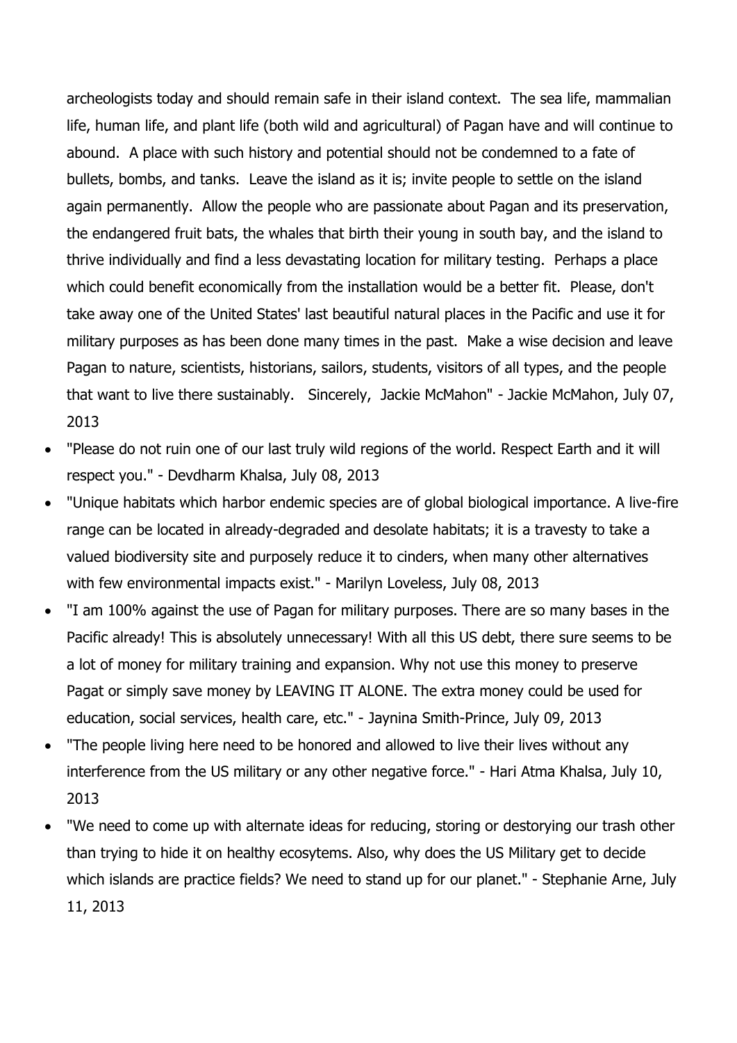archeologists today and should remain safe in their island context. The sea life, mammalian life, human life, and plant life (both wild and agricultural) of Pagan have and will continue to abound. A place with such history and potential should not be condemned to a fate of bullets, bombs, and tanks. Leave the island as it is; invite people to settle on the island again permanently. Allow the people who are passionate about Pagan and its preservation, the endangered fruit bats, the whales that birth their young in south bay, and the island to thrive individually and find a less devastating location for military testing. Perhaps a place which could benefit economically from the installation would be a better fit. Please, don't take away one of the United States' last beautiful natural places in the Pacific and use it for military purposes as has been done many times in the past. Make a wise decision and leave Pagan to nature, scientists, historians, sailors, students, visitors of all types, and the people that want to live there sustainably. Sincerely, Jackie McMahon" - Jackie McMahon, July 07, 2013

- "Please do not ruin one of our last truly wild regions of the world. Respect Earth and it will respect you." - Devdharm Khalsa, July 08, 2013
- "Unique habitats which harbor endemic species are of global biological importance. A live-fire range can be located in already-degraded and desolate habitats; it is a travesty to take a valued biodiversity site and purposely reduce it to cinders, when many other alternatives with few environmental impacts exist." - Marilyn Loveless, July 08, 2013
- "I am 100% against the use of Pagan for military purposes. There are so many bases in the Pacific already! This is absolutely unnecessary! With all this US debt, there sure seems to be a lot of money for military training and expansion. Why not use this money to preserve Pagat or simply save money by LEAVING IT ALONE. The extra money could be used for education, social services, health care, etc." - Jaynina Smith-Prince, July 09, 2013
- "The people living here need to be honored and allowed to live their lives without any interference from the US military or any other negative force." - Hari Atma Khalsa, July 10, 2013
- "We need to come up with alternate ideas for reducing, storing or destorying our trash other than trying to hide it on healthy ecosytems. Also, why does the US Military get to decide which islands are practice fields? We need to stand up for our planet." - Stephanie Arne, July 11, 2013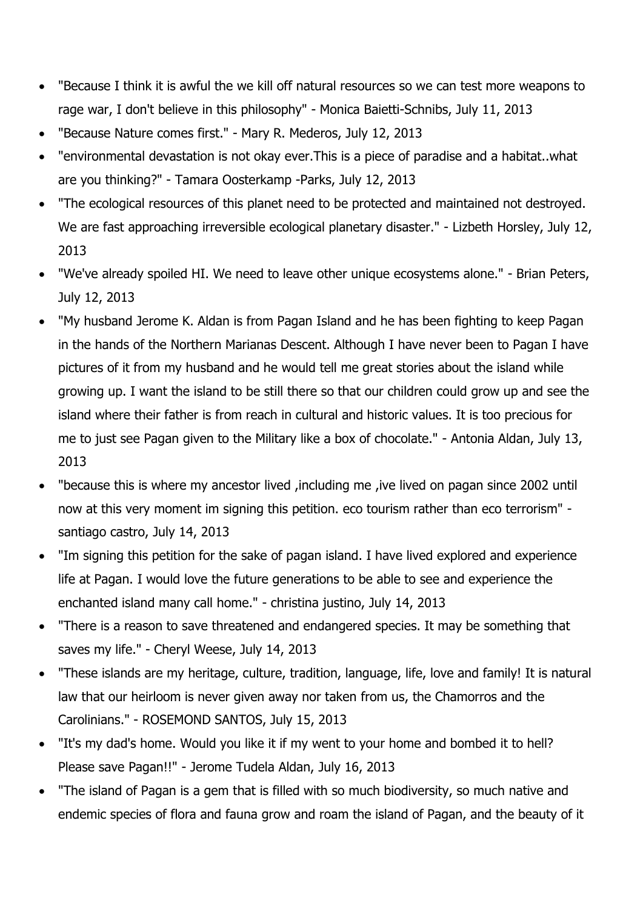- "Because I think it is awful the we kill off natural resources so we can test more weapons to rage war, I don't believe in this philosophy" - Monica Baietti-Schnibs, July 11, 2013
- "Because Nature comes first." - Mary R. Mederos, July 12, 2013
- "environmental devastation is not okay ever.This is a piece of paradise and a habitat..what are you thinking?" - Tamara Oosterkamp -Parks, July 12, 2013
- "The ecological resources of this planet need to be protected and maintained not destroyed. We are fast approaching irreversible ecological planetary disaster." - Lizbeth Horsley, July 12, 2013
- "We've already spoiled HI. We need to leave other unique ecosystems alone." - Brian Peters, July 12, 2013
- "My husband Jerome K. Aldan is from Pagan Island and he has been fighting to keep Pagan in the hands of the Northern Marianas Descent. Although I have never been to Pagan I have pictures of it from my husband and he would tell me great stories about the island while growing up. I want the island to be still there so that our children could grow up and see the island where their father is from reach in cultural and historic values. It is too precious for me to just see Pagan given to the Military like a box of chocolate." - Antonia Aldan, July 13, 2013
- "because this is where my ancestor lived ,including me ,ive lived on pagan since 2002 until now at this very moment im signing this petition. eco tourism rather than eco terrorism" - santiago castro, July 14, 2013
- "Im signing this petition for the sake of pagan island. I have lived explored and experience life at Pagan. I would love the future generations to be able to see and experience the enchanted island many call home." - christina justino, July 14, 2013
- "There is a reason to save threatened and endangered species. It may be something that saves my life." - Cheryl Weese, July 14, 2013
- "These islands are my heritage, culture, tradition, language, life, love and family! It is natural law that our heirloom is never given away nor taken from us, the Chamorros and the Carolinians." - ROSEMOND SANTOS, July 15, 2013
- "It's my dad's home. Would you like it if my went to your home and bombed it to hell? Please save Pagan!!" - Jerome Tudela Aldan, July 16, 2013
- "The island of Pagan is a gem that is filled with so much biodiversity, so much native and endemic species of flora and fauna grow and roam the island of Pagan, and the beauty of it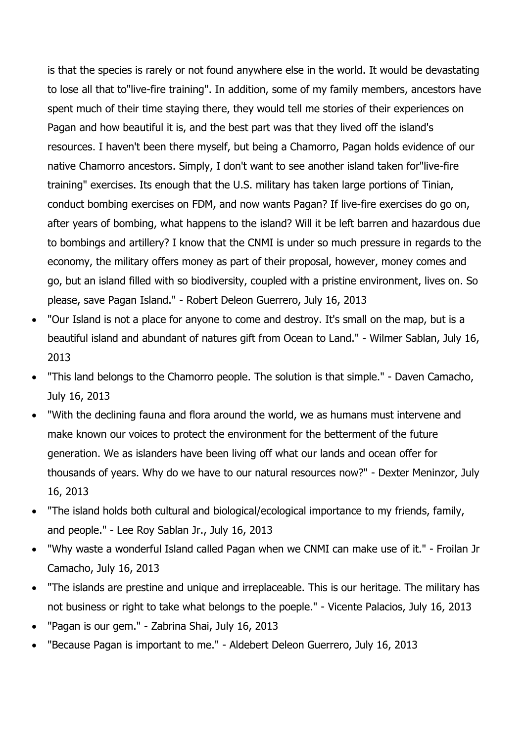is that the species is rarely or not found anywhere else in the world. It would be devastating to lose all that to"live-fire training". In addition, some of my family members, ancestors have spent much of their time staying there, they would tell me stories of their experiences on Pagan and how beautiful it is, and the best part was that they lived off the island's resources. I haven't been there myself, but being a Chamorro, Pagan holds evidence of our native Chamorro ancestors. Simply, I don't want to see another island taken for"live-fire training" exercises. Its enough that the U.S. military has taken large portions of Tinian, conduct bombing exercises on FDM, and now wants Pagan? If live-fire exercises do go on, after years of bombing, what happens to the island? Will it be left barren and hazardous due to bombings and artillery? I know that the CNMI is under so much pressure in regards to the economy, the military offers money as part of their proposal, however, money comes and go, but an island filled with so biodiversity, coupled with a pristine environment, lives on. So please, save Pagan Island." - Robert Deleon Guerrero, July 16, 2013

- "Our Island is not a place for anyone to come and destroy. It's small on the map, but is a beautiful island and abundant of natures gift from Ocean to Land." - Wilmer Sablan, July 16, 2013
- "This land belongs to the Chamorro people. The solution is that simple." - Daven Camacho, July 16, 2013
- "With the declining fauna and flora around the world, we as humans must intervene and make known our voices to protect the environment for the betterment of the future generation. We as islanders have been living off what our lands and ocean offer for thousands of years. Why do we have to our natural resources now?" - Dexter Meninzor, July 16, 2013
- "The island holds both cultural and biological/ecological importance to my friends, family, and people." - Lee Roy Sablan Jr., July 16, 2013
- "Why waste a wonderful Island called Pagan when we CNMI can make use of it." - Froilan Jr Camacho, July 16, 2013
- "The islands are prestine and unique and irreplaceable. This is our heritage. The military has not business or right to take what belongs to the poeple." - Vicente Palacios, July 16, 2013
- "Pagan is our gem." - Zabrina Shai, July 16, 2013
- "Because Pagan is important to me." - Aldebert Deleon Guerrero, July 16, 2013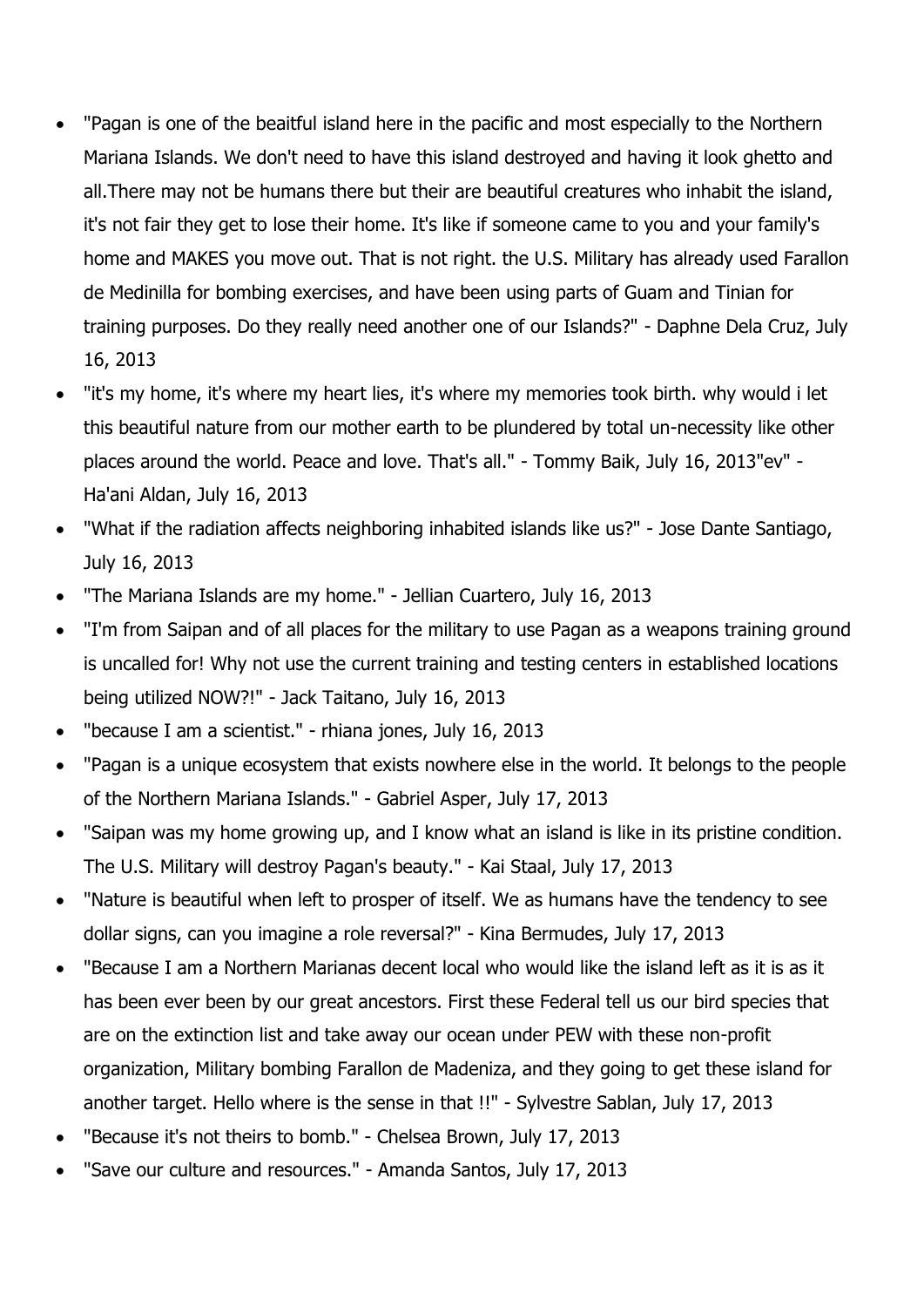- "Pagan is one of the beaitful island here in the pacific and most especially to the Northern Mariana Islands. We don't need to have this island destroyed and having it look ghetto and all.There may not be humans there but their are beautiful creatures who inhabit the island, it's not fair they get to lose their home. It's like if someone came to you and your family's home and MAKES you move out. That is not right. the U.S. Military has already used Farallon de Medinilla for bombing exercises, and have been using parts of Guam and Tinian for training purposes. Do they really need another one of our Islands?" - Daphne Dela Cruz, July 16, 2013
- "it's my home, it's where my heart lies, it's where my memories took birth. why would i let this beautiful nature from our mother earth to be plundered by total un-necessity like other places around the world. Peace and love. That's all." - Tommy Baik, July 16, 2013"ev" - Ha'ani Aldan, July 16, 2013
- "What if the radiation affects neighboring inhabited islands like us?" - Jose Dante Santiago, July 16, 2013
- "The Mariana Islands are my home." - Jellian Cuartero, July 16, 2013
- "I'm from Saipan and of all places for the military to use Pagan as a weapons training ground is uncalled for! Why not use the current training and testing centers in established locations being utilized NOW?!" - Jack Taitano, July 16, 2013
- "because I am a scientist." - rhiana jones, July 16, 2013
- "Pagan is a unique ecosystem that exists nowhere else in the world. It belongs to the people of the Northern Mariana Islands." - Gabriel Asper, July 17, 2013
- "Saipan was my home growing up, and I know what an island is like in its pristine condition. The U.S. Military will destroy Pagan's beauty." - Kai Staal, July 17, 2013
- "Nature is beautiful when left to prosper of itself. We as humans have the tendency to see dollar signs, can you imagine a role reversal?" - Kina Bermudes, July 17, 2013
- "Because I am a Northern Marianas decent local who would like the island left as it is as it has been ever been by our great ancestors. First these Federal tell us our bird species that are on the extinction list and take away our ocean under PEW with these non-profit organization, Military bombing Farallon de Madeniza, and they going to get these island for another target. Hello where is the sense in that !!" - Sylvestre Sablan, July 17, 2013
- "Because it's not theirs to bomb." - Chelsea Brown, July 17, 2013
- "Save our culture and resources." - Amanda Santos, July 17, 2013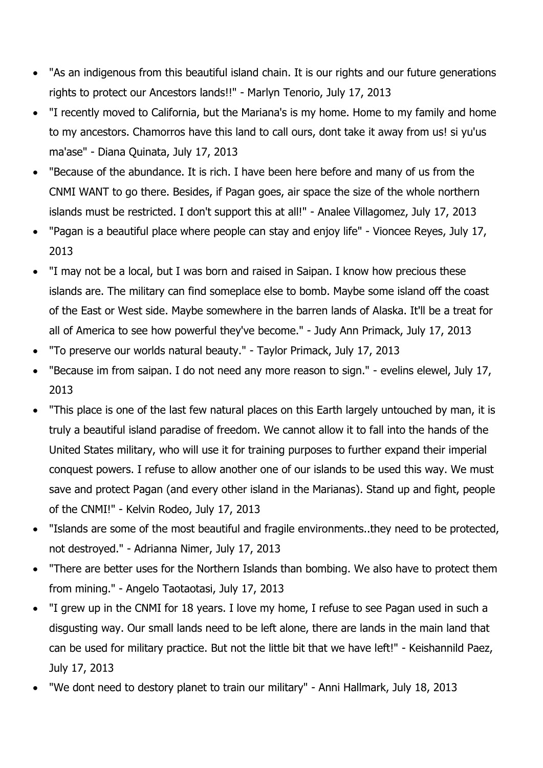- "As an indigenous from this beautiful island chain. It is our rights and our future generations rights to protect our Ancestors lands!!" - Marlyn Tenorio, July 17, 2013
- "I recently moved to California, but the Mariana's is my home. Home to my family and home to my ancestors. Chamorros have this land to call ours, dont take it away from us! si yu'us ma'ase" - Diana Quinata, July 17, 2013
- "Because of the abundance. It is rich. I have been here before and many of us from the CNMI WANT to go there. Besides, if Pagan goes, air space the size of the whole northern islands must be restricted. I don't support this at all!" - Analee Villagomez, July 17, 2013
- "Pagan is a beautiful place where people can stay and enjoy life" - Vioncee Reyes, July 17, 2013
- "I may not be a local, but I was born and raised in Saipan. I know how precious these islands are. The military can find someplace else to bomb. Maybe some island off the coast of the East or West side. Maybe somewhere in the barren lands of Alaska. It'll be a treat for all of America to see how powerful they've become." - Judy Ann Primack, July 17, 2013
- "To preserve our worlds natural beauty." - Taylor Primack, July 17, 2013
- "Because im from saipan. I do not need any more reason to sign." - evelins elewel, July 17, 2013
- "This place is one of the last few natural places on this Earth largely untouched by man, it is truly a beautiful island paradise of freedom. We cannot allow it to fall into the hands of the United States military, who will use it for training purposes to further expand their imperial conquest powers. I refuse to allow another one of our islands to be used this way. We must save and protect Pagan (and every other island in the Marianas). Stand up and fight, people of the CNMI!" - Kelvin Rodeo, July 17, 2013
- "Islands are some of the most beautiful and fragile environments..they need to be protected, not destroyed." - Adrianna Nimer, July 17, 2013
- "There are better uses for the Northern Islands than bombing. We also have to protect them from mining." - Angelo Taotaotasi, July 17, 2013
- "I grew up in the CNMI for 18 years. I love my home, I refuse to see Pagan used in such a disgusting way. Our small lands need to be left alone, there are lands in the main land that can be used for military practice. But not the little bit that we have left!" - Keishannild Paez, July 17, 2013
- "We dont need to destory planet to train our military" - Anni Hallmark, July 18, 2013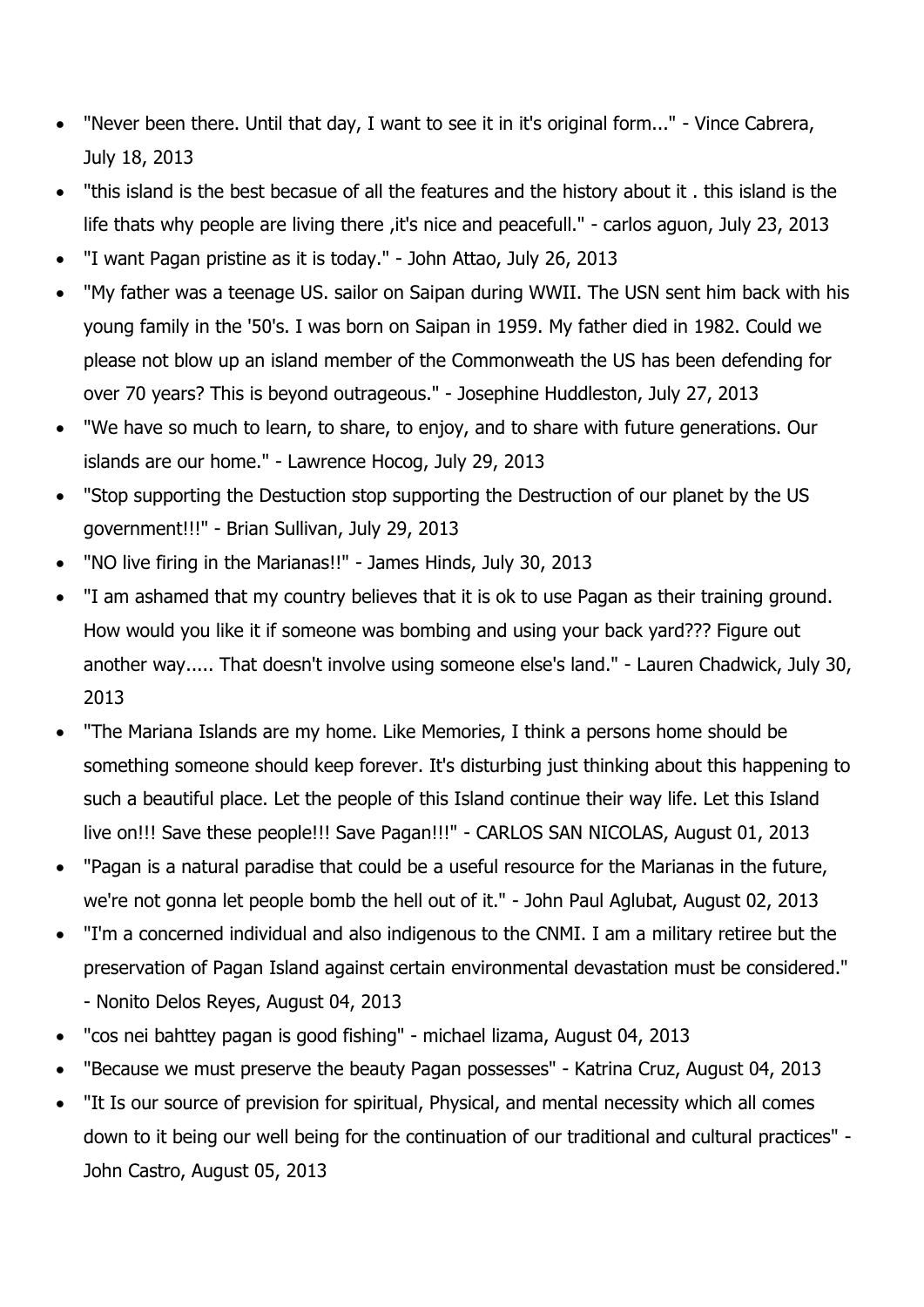- "Never been there. Until that day, I want to see it in it's original form..." - Vince Cabrera, July 18, 2013
- "this island is the best becasue of all the features and the history about it . this island is the life thats why people are living there ,it's nice and peacefull." - carlos aguon, July 23, 2013
- "I want Pagan pristine as it is today." - John Attao, July 26, 2013
- "My father was a teenage US. sailor on Saipan during WWII. The USN sent him back with his young family in the '50's. I was born on Saipan in 1959. My father died in 1982. Could we please not blow up an island member of the Commonweath the US has been defending for over 70 years? This is beyond outrageous." - Josephine Huddleston, July 27, 2013
- "We have so much to learn, to share, to enjoy, and to share with future generations. Our islands are our home." - Lawrence Hocog, July 29, 2013
- "Stop supporting the Destuction stop supporting the Destruction of our planet by the US government!!!" - Brian Sullivan, July 29, 2013
- "NO live firing in the Marianas!!" - James Hinds, July 30, 2013
- "I am ashamed that my country believes that it is ok to use Pagan as their training ground. How would you like it if someone was bombing and using your back yard??? Figure out another way..... That doesn't involve using someone else's land." - Lauren Chadwick, July 30, 2013
- "The Mariana Islands are my home. Like Memories, I think a persons home should be something someone should keep forever. It's disturbing just thinking about this happening to such a beautiful place. Let the people of this Island continue their way life. Let this Island live on!!! Save these people!!! Save Pagan!!!" - CARLOS SAN NICOLAS, August 01, 2013
- "Pagan is a natural paradise that could be a useful resource for the Marianas in the future, we're not gonna let people bomb the hell out of it." - John Paul Aglubat, August 02, 2013
- "I'm a concerned individual and also indigenous to the CNMI. I am a military retiree but the preservation of Pagan Island against certain environmental devastation must be considered." - Nonito Delos Reyes, August 04, 2013
- "cos nei bahttey pagan is good fishing" - michael lizama, August 04, 2013
- "Because we must preserve the beauty Pagan possesses" - Katrina Cruz, August 04, 2013
- "It Is our source of prevision for spiritual, Physical, and mental necessity which all comes down to it being our well being for the continuation of our traditional and cultural practices" - John Castro, August 05, 2013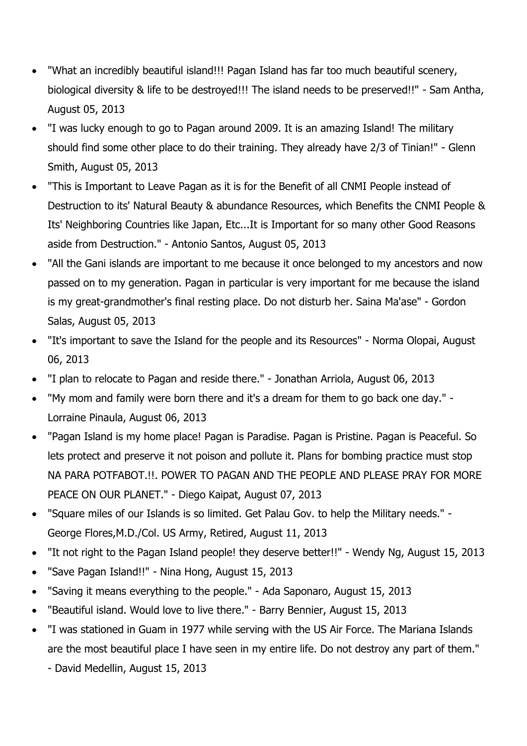- "What an incredibly beautiful island!!! Pagan Island has far too much beautiful scenery, biological diversity & life to be destroyed!!! The island needs to be preserved!!" - Sam Antha, August 05, 2013
- "I was lucky enough to go to Pagan around 2009. It is an amazing Island! The military should find some other place to do their training. They already have 2/3 of Tinian!" - Glenn Smith, August 05, 2013
- "This is Important to Leave Pagan as it is for the Benefit of all CNMI People instead of Destruction to its' Natural Beauty & abundance Resources, which Benefits the CNMI People & Its' Neighboring Countries like Japan, Etc...It is Important for so many other Good Reasons aside from Destruction." - Antonio Santos, August 05, 2013
- "All the Gani islands are important to me because it once belonged to my ancestors and now passed on to my generation. Pagan in particular is very important for me because the island is my great-grandmother's final resting place. Do not disturb her. Saina Ma'ase" - Gordon Salas, August 05, 2013
- "It's important to save the Island for the people and its Resources" - Norma Olopai, August 06, 2013
- "I plan to relocate to Pagan and reside there." - Jonathan Arriola, August 06, 2013
- "My mom and family were born there and it's a dream for them to go back one day." - Lorraine Pinaula, August 06, 2013
- "Pagan Island is my home place! Pagan is Paradise. Pagan is Pristine. Pagan is Peaceful. So lets protect and preserve it not poison and pollute it. Plans for bombing practice must stop NA PARA POTFABOT.!!. POWER TO PAGAN AND THE PEOPLE AND PLEASE PRAY FOR MORE PEACE ON OUR PLANET." - Diego Kaipat, August 07, 2013
- "Square miles of our Islands is so limited. Get Palau Gov. to help the Military needs." - George Flores,M.D./Col. US Army, Retired, August 11, 2013
- "It not right to the Pagan Island people! they deserve better!!" - Wendy Ng, August 15, 2013
- "Save Pagan Island!!" - Nina Hong, August 15, 2013
- "Saving it means everything to the people." - Ada Saponaro, August 15, 2013
- "Beautiful island. Would love to live there." - Barry Bennier, August 15, 2013
- "I was stationed in Guam in 1977 while serving with the US Air Force. The Mariana Islands are the most beautiful place I have seen in my entire life. Do not destroy any part of them." - David Medellin, August 15, 2013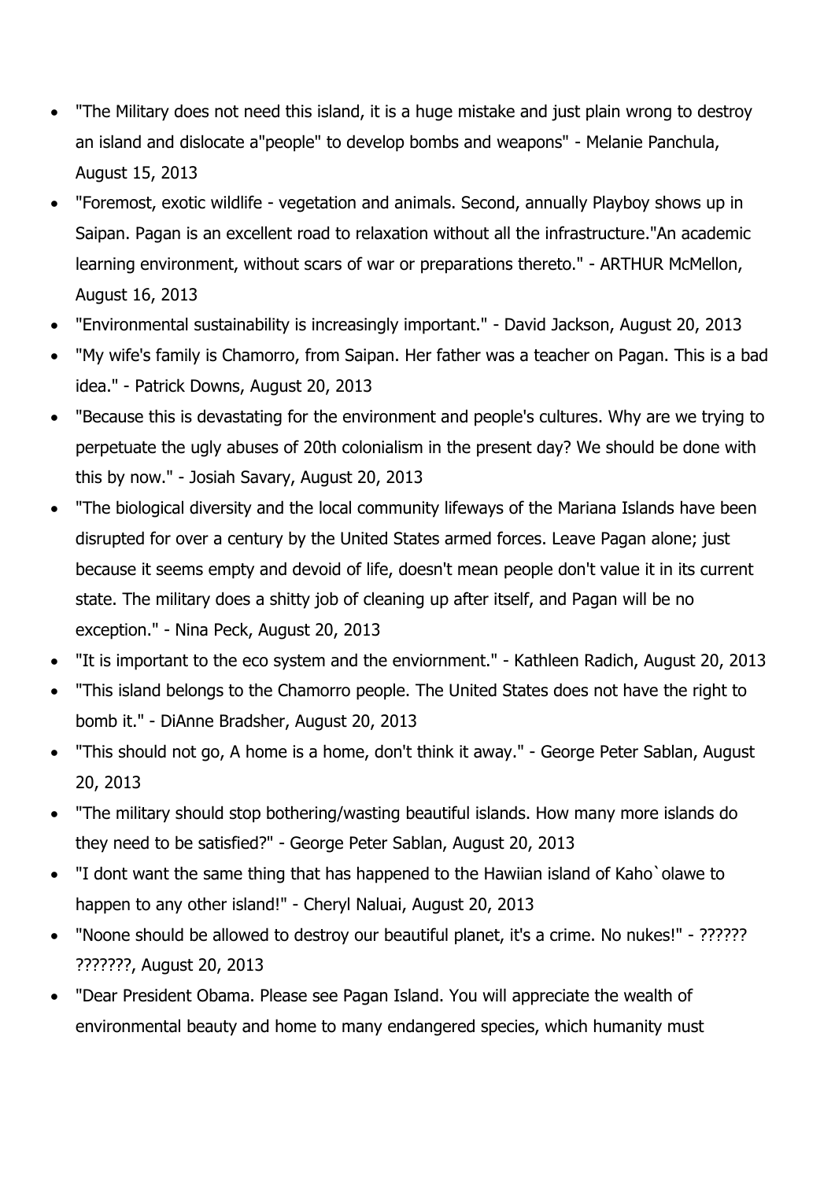- "The Military does not need this island, it is a huge mistake and just plain wrong to destroy an island and dislocate a"people" to develop bombs and weapons" - Melanie Panchula, August 15, 2013
- "Foremost, exotic wildlife - vegetation and animals. Second, annually Playboy shows up in Saipan. Pagan is an excellent road to relaxation without all the infrastructure."An academic learning environment, without scars of war or preparations thereto." - ARTHUR McMellon, August 16, 2013
- "Environmental sustainability is increasingly important." - David Jackson, August 20, 2013
- "My wife's family is Chamorro, from Saipan. Her father was a teacher on Pagan. This is a bad idea." - Patrick Downs, August 20, 2013
- "Because this is devastating for the environment and people's cultures. Why are we trying to perpetuate the ugly abuses of 20th colonialism in the present day? We should be done with this by now." - Josiah Savary, August 20, 2013
- "The biological diversity and the local community lifeways of the Mariana Islands have been disrupted for over a century by the United States armed forces. Leave Pagan alone; just because it seems empty and devoid of life, doesn't mean people don't value it in its current state. The military does a shitty job of cleaning up after itself, and Pagan will be no exception." - Nina Peck, August 20, 2013
- "It is important to the eco system and the enviornment." - Kathleen Radich, August 20, 2013
- "This island belongs to the Chamorro people. The United States does not have the right to bomb it." - DiAnne Bradsher, August 20, 2013
- "This should not go, A home is a home, don't think it away." - George Peter Sablan, August 20, 2013
- "The military should stop bothering/wasting beautiful islands. How many more islands do they need to be satisfied?" - George Peter Sablan, August 20, 2013
- "I dont want the same thing that has happened to the Hawiian island of Kaho`olawe to happen to any other island!" - Cheryl Naluai, August 20, 2013
- "Noone should be allowed to destroy our beautiful planet, it's a crime. No nukes!" - ?????? ???????, August 20, 2013
- "Dear President Obama. Please see Pagan Island. You will appreciate the wealth of environmental beauty and home to many endangered species, which humanity must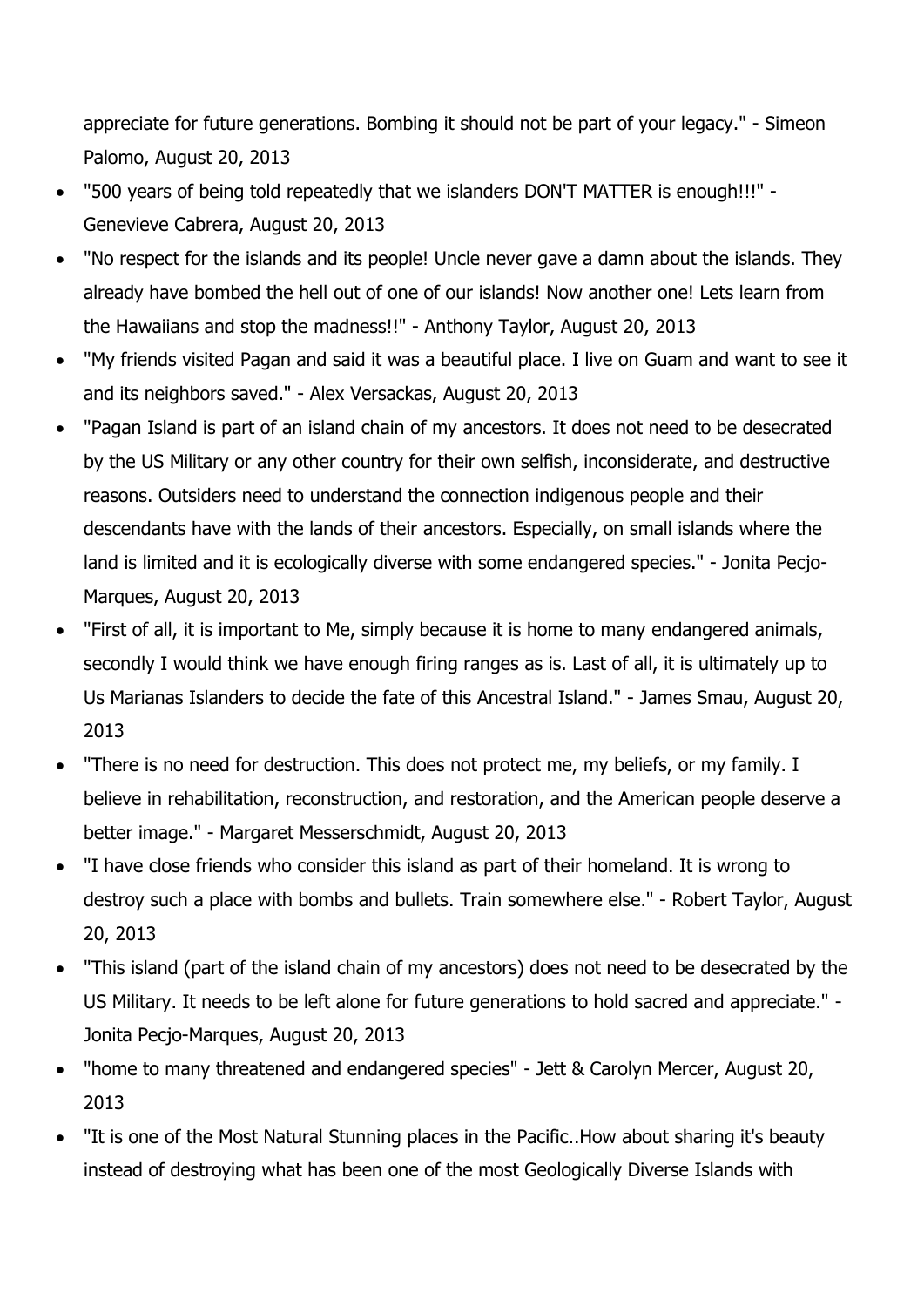appreciate for future generations. Bombing it should not be part of your legacy." - Simeon Palomo, August 20, 2013

- "500 years of being told repeatedly that we islanders DON'T MATTER is enough!!!" - Genevieve Cabrera, August 20, 2013
- "No respect for the islands and its people! Uncle never gave a damn about the islands. They already have bombed the hell out of one of our islands! Now another one! Lets learn from the Hawaiians and stop the madness!!" - Anthony Taylor, August 20, 2013
- "My friends visited Pagan and said it was a beautiful place. I live on Guam and want to see it and its neighbors saved." - Alex Versackas, August 20, 2013
- "Pagan Island is part of an island chain of my ancestors. It does not need to be desecrated by the US Military or any other country for their own selfish, inconsiderate, and destructive reasons. Outsiders need to understand the connection indigenous people and their descendants have with the lands of their ancestors. Especially, on small islands where the land is limited and it is ecologically diverse with some endangered species." - Jonita Pecjo-Marques, August 20, 2013
- "First of all, it is important to Me, simply because it is home to many endangered animals, secondly I would think we have enough firing ranges as is. Last of all, it is ultimately up to Us Marianas Islanders to decide the fate of this Ancestral Island." - James Smau, August 20, 2013
- "There is no need for destruction. This does not protect me, my beliefs, or my family. I believe in rehabilitation, reconstruction, and restoration, and the American people deserve a better image." - Margaret Messerschmidt, August 20, 2013
- "I have close friends who consider this island as part of their homeland. It is wrong to destroy such a place with bombs and bullets. Train somewhere else." - Robert Taylor, August 20, 2013
- "This island (part of the island chain of my ancestors) does not need to be desecrated by the US Military. It needs to be left alone for future generations to hold sacred and appreciate." - Jonita Pecjo-Marques, August 20, 2013
- "home to many threatened and endangered species" - Jett & Carolyn Mercer, August 20, 2013
- "It is one of the Most Natural Stunning places in the Pacific..How about sharing it's beauty instead of destroying what has been one of the most Geologically Diverse Islands with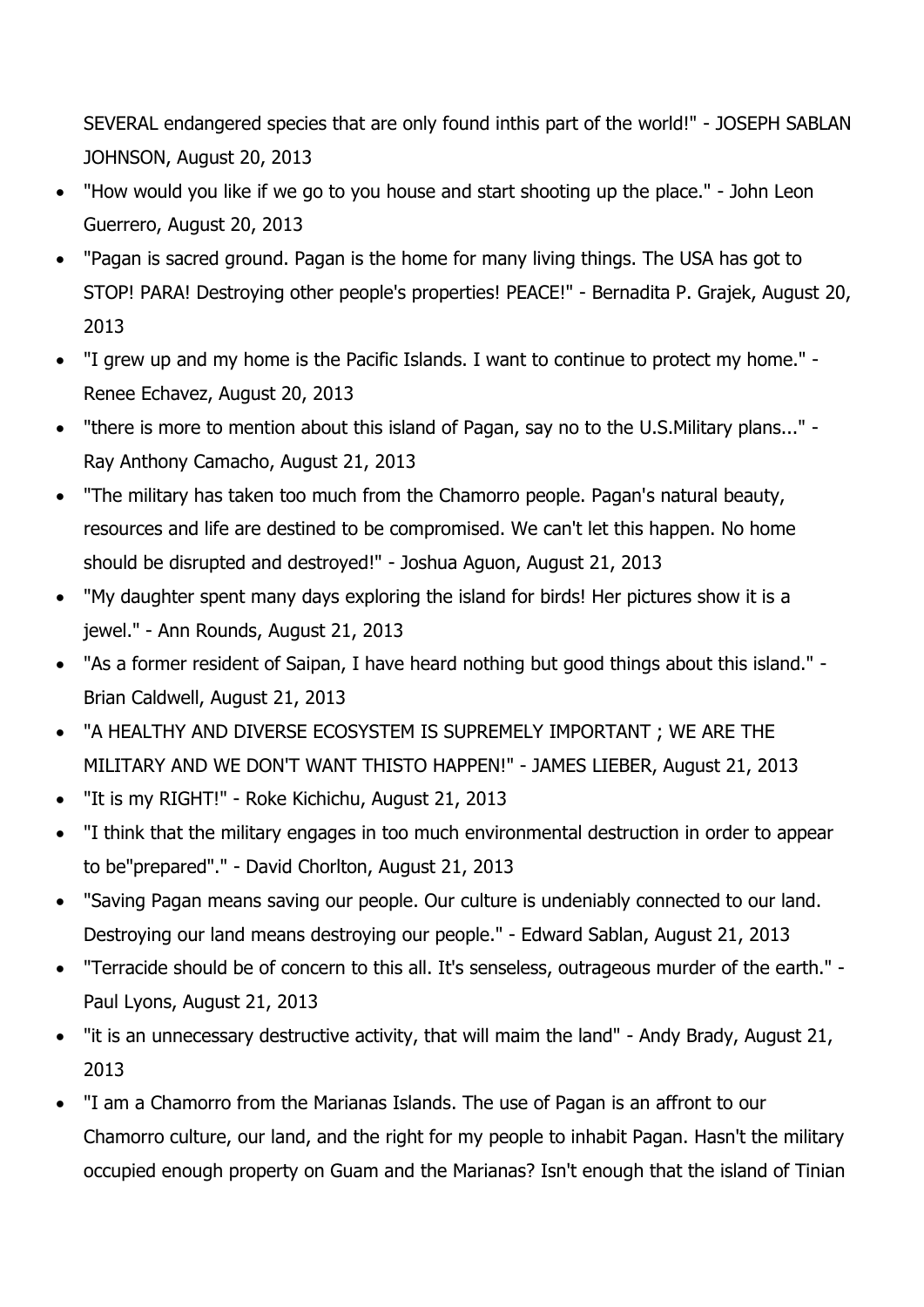SEVERAL endangered species that are only found inthis part of the world!" - JOSEPH SABLAN JOHNSON, August 20, 2013

- "How would you like if we go to you house and start shooting up the place." - John Leon Guerrero, August 20, 2013
- "Pagan is sacred ground. Pagan is the home for many living things. The USA has got to STOP! PARA! Destroying other people's properties! PEACE!" - Bernadita P. Grajek, August 20, 2013
- "I grew up and my home is the Pacific Islands. I want to continue to protect my home." - Renee Echavez, August 20, 2013
- "there is more to mention about this island of Pagan, say no to the U.S.Military plans..." - Ray Anthony Camacho, August 21, 2013
- "The military has taken too much from the Chamorro people. Pagan's natural beauty, resources and life are destined to be compromised. We can't let this happen. No home should be disrupted and destroyed!" - Joshua Aguon, August 21, 2013
- "My daughter spent many days exploring the island for birds! Her pictures show it is a jewel." - Ann Rounds, August 21, 2013
- "As a former resident of Saipan, I have heard nothing but good things about this island." - Brian Caldwell, August 21, 2013
- "A HEALTHY AND DIVERSE ECOSYSTEM IS SUPREMELY IMPORTANT ; WE ARE THE MILITARY AND WE DON'T WANT THISTO HAPPEN!" - JAMES LIEBER, August 21, 2013
- "It is my RIGHT!" - Roke Kichichu, August 21, 2013
- "I think that the military engages in too much environmental destruction in order to appear to be"prepared"." - David Chorlton, August 21, 2013
- "Saving Pagan means saving our people. Our culture is undeniably connected to our land. Destroying our land means destroying our people." - Edward Sablan, August 21, 2013
- "Terracide should be of concern to this all. It's senseless, outrageous murder of the earth." - Paul Lyons, August 21, 2013
- "it is an unnecessary destructive activity, that will maim the land" - Andy Brady, August 21, 2013
- "I am a Chamorro from the Marianas Islands. The use of Pagan is an affront to our Chamorro culture, our land, and the right for my people to inhabit Pagan. Hasn't the military occupied enough property on Guam and the Marianas? Isn't enough that the island of Tinian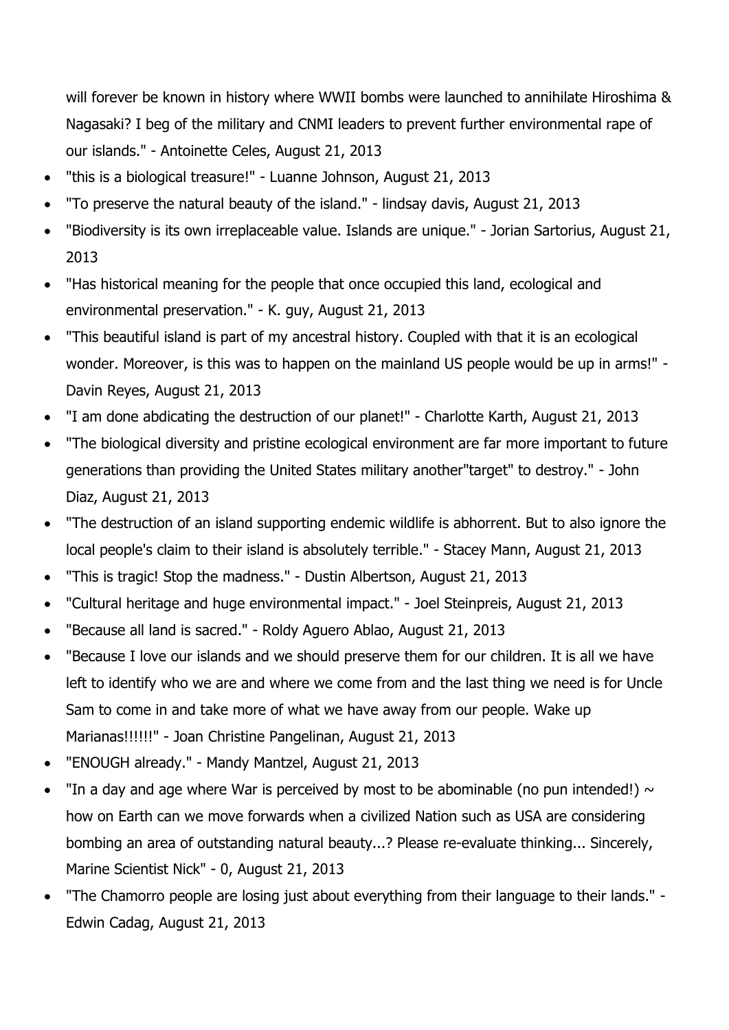will forever be known in history where WWII bombs were launched to annihilate Hiroshima & Nagasaki? I beg of the military and CNMI leaders to prevent further environmental rape of our islands." - Antoinette Celes, August 21, 2013

- "this is a biological treasure!" - Luanne Johnson, August 21, 2013
- "To preserve the natural beauty of the island." - lindsay davis, August 21, 2013
- "Biodiversity is its own irreplaceable value. Islands are unique." - Jorian Sartorius, August 21, 2013
- "Has historical meaning for the people that once occupied this land, ecological and environmental preservation." - K. guy, August 21, 2013
- "This beautiful island is part of my ancestral history. Coupled with that it is an ecological wonder. Moreover, is this was to happen on the mainland US people would be up in arms!" - Davin Reyes, August 21, 2013
- "I am done abdicating the destruction of our planet!" - Charlotte Karth, August 21, 2013
- "The biological diversity and pristine ecological environment are far more important to future generations than providing the United States military another"target" to destroy." - John Diaz, August 21, 2013
- "The destruction of an island supporting endemic wildlife is abhorrent. But to also ignore the local people's claim to their island is absolutely terrible." - Stacey Mann, August 21, 2013
- "This is tragic! Stop the madness." - Dustin Albertson, August 21, 2013
- "Cultural heritage and huge environmental impact." - Joel Steinpreis, August 21, 2013
- "Because all land is sacred." - Roldy Aguero Ablao, August 21, 2013
- "Because I love our islands and we should preserve them for our children. It is all we have left to identify who we are and where we come from and the last thing we need is for Uncle Sam to come in and take more of what we have away from our people. Wake up Marianas!!!!!!" - Joan Christine Pangelinan, August 21, 2013
- "ENOUGH already." - Mandy Mantzel, August 21, 2013
- "In a day and age where War is perceived by most to be abominable (no pun intended!) ~ how on Earth can we move forwards when a civilized Nation such as USA are considering bombing an area of outstanding natural beauty...? Please re-evaluate thinking... Sincerely, Marine Scientist Nick" - 0, August 21, 2013
- "The Chamorro people are losing just about everything from their language to their lands." - Edwin Cadag, August 21, 2013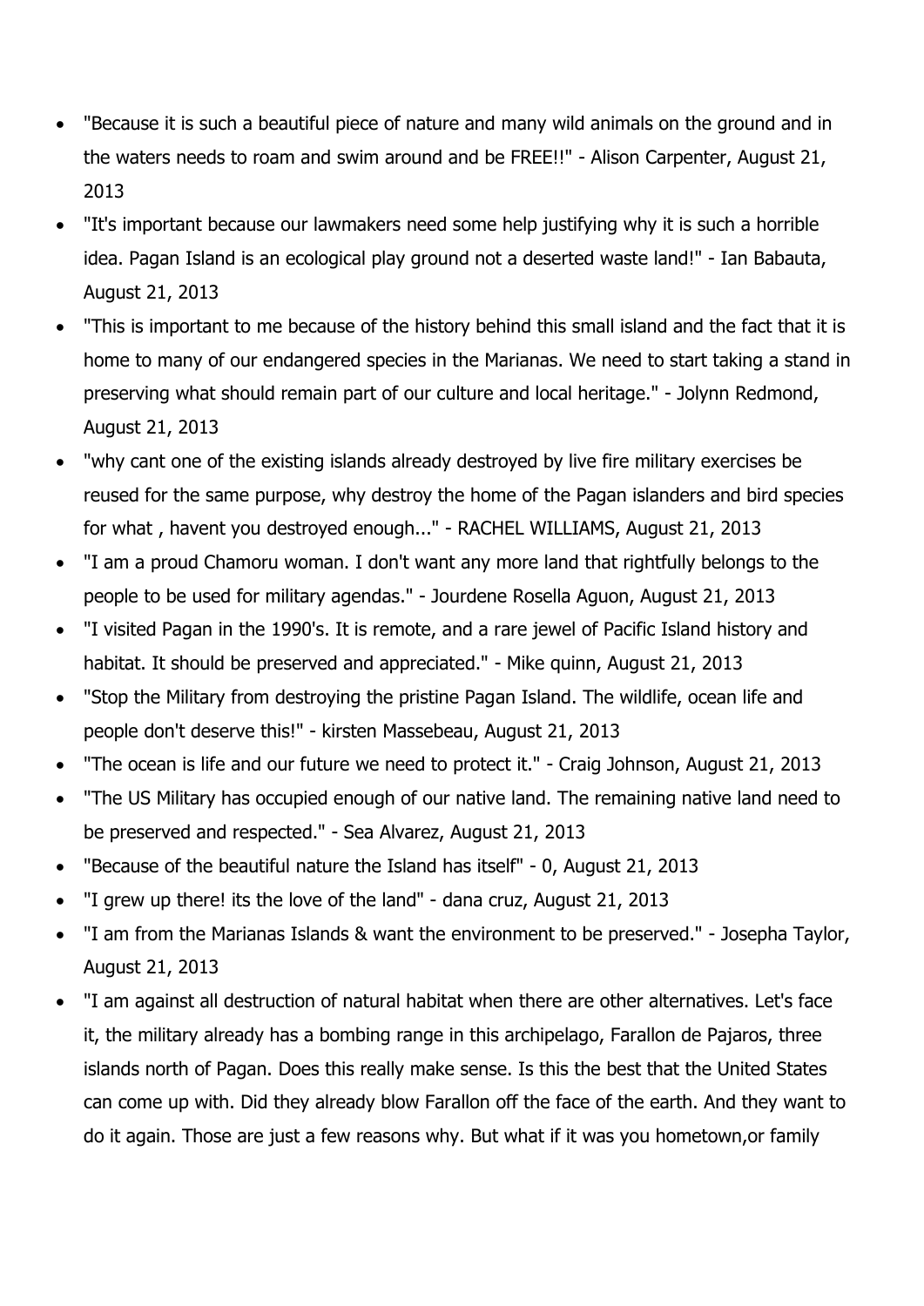- "Because it is such a beautiful piece of nature and many wild animals on the ground and in the waters needs to roam and swim around and be FREE!!" - Alison Carpenter, August 21, 2013
- "It's important because our lawmakers need some help justifying why it is such a horrible idea. Pagan Island is an ecological play ground not a deserted waste land!" - Ian Babauta, August 21, 2013
- "This is important to me because of the history behind this small island and the fact that it is home to many of our endangered species in the Marianas. We need to start taking a stand in preserving what should remain part of our culture and local heritage." - Jolynn Redmond, August 21, 2013
- "why cant one of the existing islands already destroyed by live fire military exercises be reused for the same purpose, why destroy the home of the Pagan islanders and bird species for what , havent you destroyed enough..." - RACHEL WILLIAMS, August 21, 2013
- "I am a proud Chamoru woman. I don't want any more land that rightfully belongs to the people to be used for military agendas." - Jourdene Rosella Aguon, August 21, 2013
- "I visited Pagan in the 1990's. It is remote, and a rare jewel of Pacific Island history and habitat. It should be preserved and appreciated." - Mike quinn, August 21, 2013
- "Stop the Military from destroying the pristine Pagan Island. The wildlife, ocean life and people don't deserve this!" - kirsten Massebeau, August 21, 2013
- "The ocean is life and our future we need to protect it." - Craig Johnson, August 21, 2013
- "The US Military has occupied enough of our native land. The remaining native land need to be preserved and respected." - Sea Alvarez, August 21, 2013
- "Because of the beautiful nature the Island has itself" - 0, August 21, 2013
- "I grew up there! its the love of the land" - dana cruz, August 21, 2013
- "I am from the Marianas Islands & want the environment to be preserved." - Josepha Taylor, August 21, 2013
- "I am against all destruction of natural habitat when there are other alternatives. Let's face it, the military already has a bombing range in this archipelago, Farallon de Pajaros, three islands north of Pagan. Does this really make sense. Is this the best that the United States can come up with. Did they already blow Farallon off the face of the earth. And they want to do it again. Those are just a few reasons why. But what if it was you hometown,or family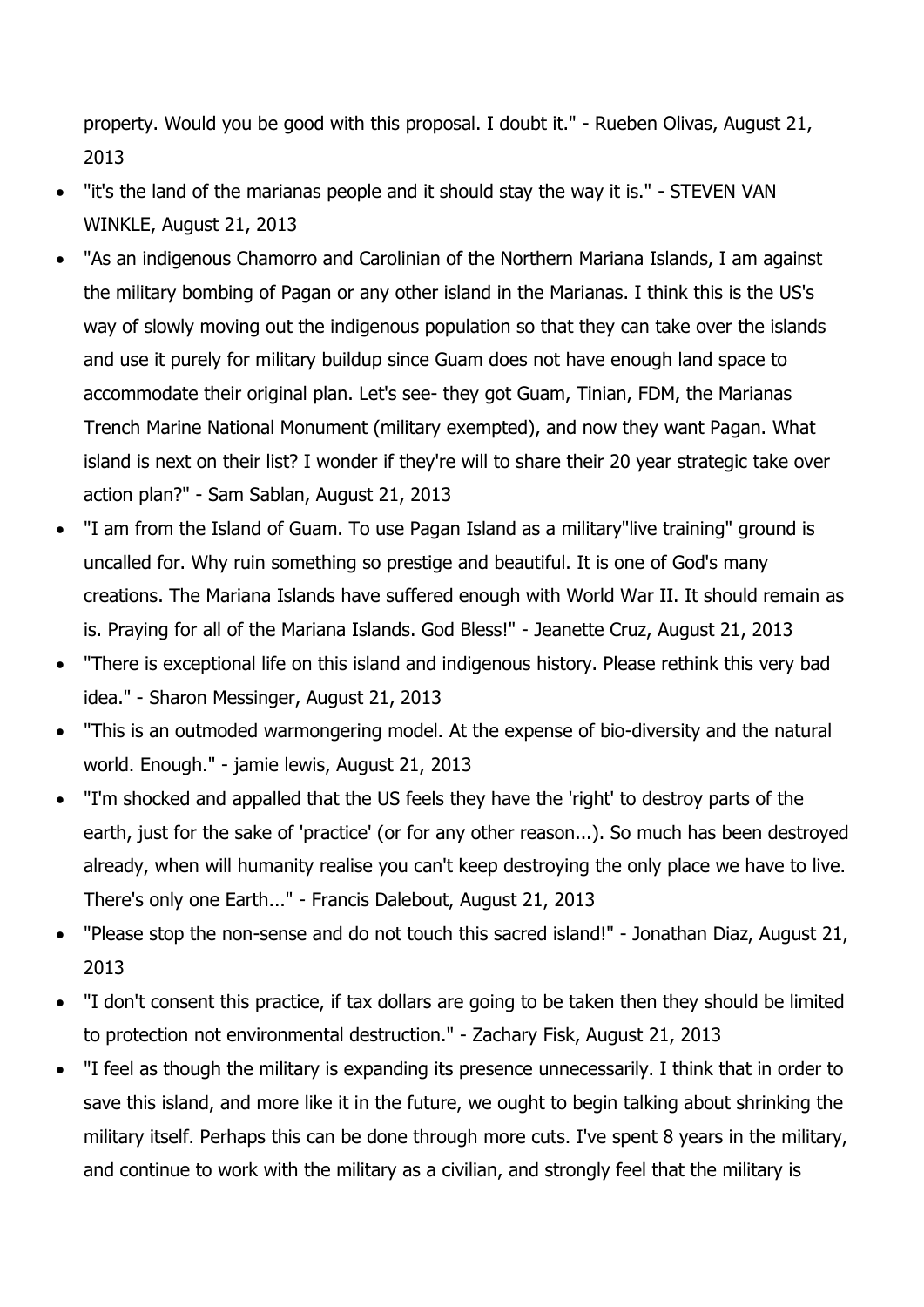property. Would you be good with this proposal. I doubt it." - Rueben Olivas, August 21, 2013

- "it's the land of the marianas people and it should stay the way it is." - STEVEN VAN WINKLE, August 21, 2013
- "As an indigenous Chamorro and Carolinian of the Northern Mariana Islands, I am against the military bombing of Pagan or any other island in the Marianas. I think this is the US's way of slowly moving out the indigenous population so that they can take over the islands and use it purely for military buildup since Guam does not have enough land space to accommodate their original plan. Let's see- they got Guam, Tinian, FDM, the Marianas Trench Marine National Monument (military exempted), and now they want Pagan. What island is next on their list? I wonder if they're will to share their 20 year strategic take over action plan?" - Sam Sablan, August 21, 2013
- "I am from the Island of Guam. To use Pagan Island as a military"live training" ground is uncalled for. Why ruin something so prestige and beautiful. It is one of God's many creations. The Mariana Islands have suffered enough with World War II. It should remain as is. Praying for all of the Mariana Islands. God Bless!" - Jeanette Cruz, August 21, 2013
- "There is exceptional life on this island and indigenous history. Please rethink this very bad idea." - Sharon Messinger, August 21, 2013
- "This is an outmoded warmongering model. At the expense of bio-diversity and the natural world. Enough." - jamie lewis, August 21, 2013
- "I'm shocked and appalled that the US feels they have the 'right' to destroy parts of the earth, just for the sake of 'practice' (or for any other reason...). So much has been destroyed already, when will humanity realise you can't keep destroying the only place we have to live. There's only one Earth..." - Francis Dalebout, August 21, 2013
- "Please stop the non-sense and do not touch this sacred island!" - Jonathan Diaz, August 21, 2013
- "I don't consent this practice, if tax dollars are going to be taken then they should be limited to protection not environmental destruction." - Zachary Fisk, August 21, 2013
- "I feel as though the military is expanding its presence unnecessarily. I think that in order to save this island, and more like it in the future, we ought to begin talking about shrinking the military itself. Perhaps this can be done through more cuts. I've spent 8 years in the military, and continue to work with the military as a civilian, and strongly feel that the military is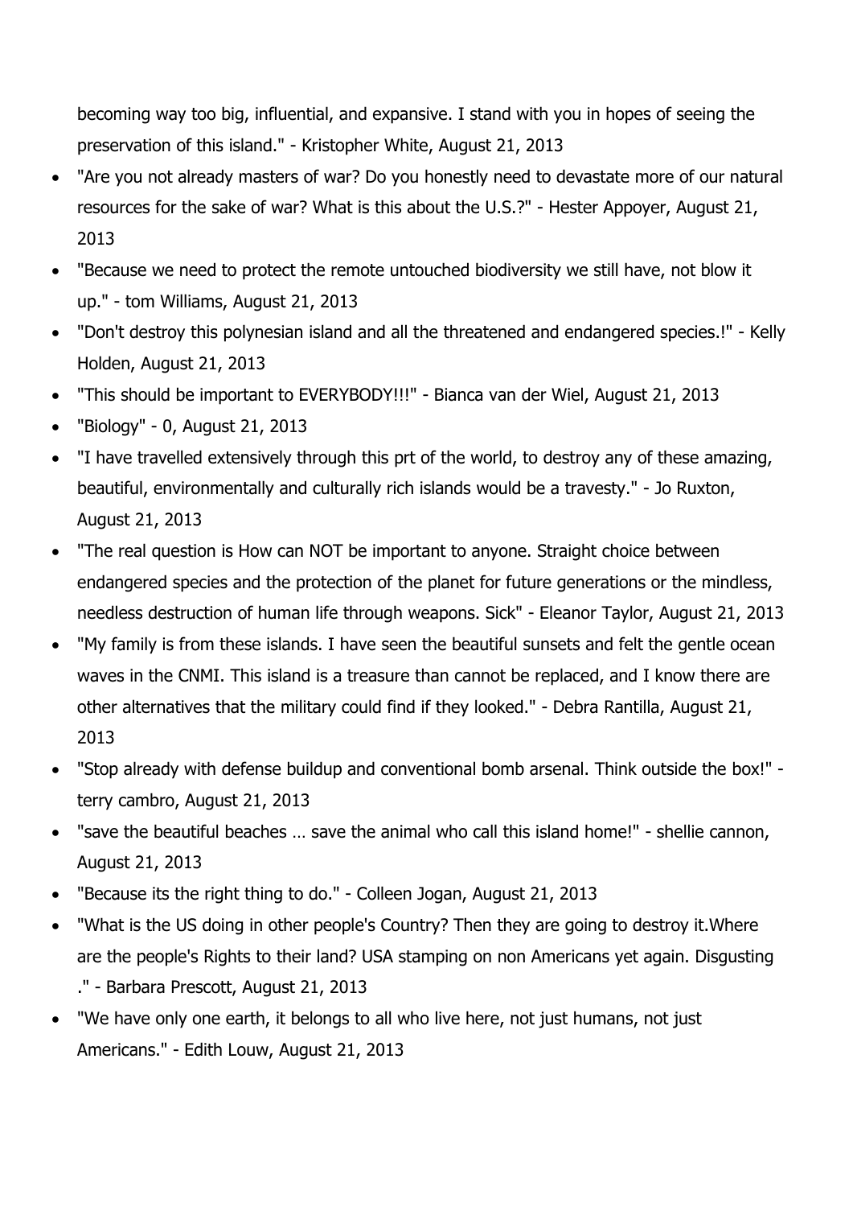becoming way too big, influential, and expansive. I stand with you in hopes of seeing the preservation of this island." - Kristopher White, August 21, 2013

- "Are you not already masters of war? Do you honestly need to devastate more of our natural resources for the sake of war? What is this about the U.S.?" - Hester Appoyer, August 21, 2013
- "Because we need to protect the remote untouched biodiversity we still have, not blow it up." - tom Williams, August 21, 2013
- "Don't destroy this polynesian island and all the threatened and endangered species.!" - Kelly Holden, August 21, 2013
- "This should be important to EVERYBODY!!!" - Bianca van der Wiel, August 21, 2013
- "Biology" - 0, August 21, 2013
- "I have travelled extensively through this prt of the world, to destroy any of these amazing, beautiful, environmentally and culturally rich islands would be a travesty." - Jo Ruxton, August 21, 2013
- "The real question is How can NOT be important to anyone. Straight choice between endangered species and the protection of the planet for future generations or the mindless, needless destruction of human life through weapons. Sick" - Eleanor Taylor, August 21, 2013
- "My family is from these islands. I have seen the beautiful sunsets and felt the gentle ocean waves in the CNMI. This island is a treasure than cannot be replaced, and I know there are other alternatives that the military could find if they looked." - Debra Rantilla, August 21, 2013
- "Stop already with defense buildup and conventional bomb arsenal. Think outside the box!" - terry cambro, August 21, 2013
- "save the beautiful beaches … save the animal who call this island home!" - shellie cannon, August 21, 2013
- "Because its the right thing to do." - Colleen Jogan, August 21, 2013
- "What is the US doing in other people's Country? Then they are going to destroy it.Where are the people's Rights to their land? USA stamping on non Americans yet again. Disgusting ." - Barbara Prescott, August 21, 2013
- "We have only one earth, it belongs to all who live here, not just humans, not just Americans." - Edith Louw, August 21, 2013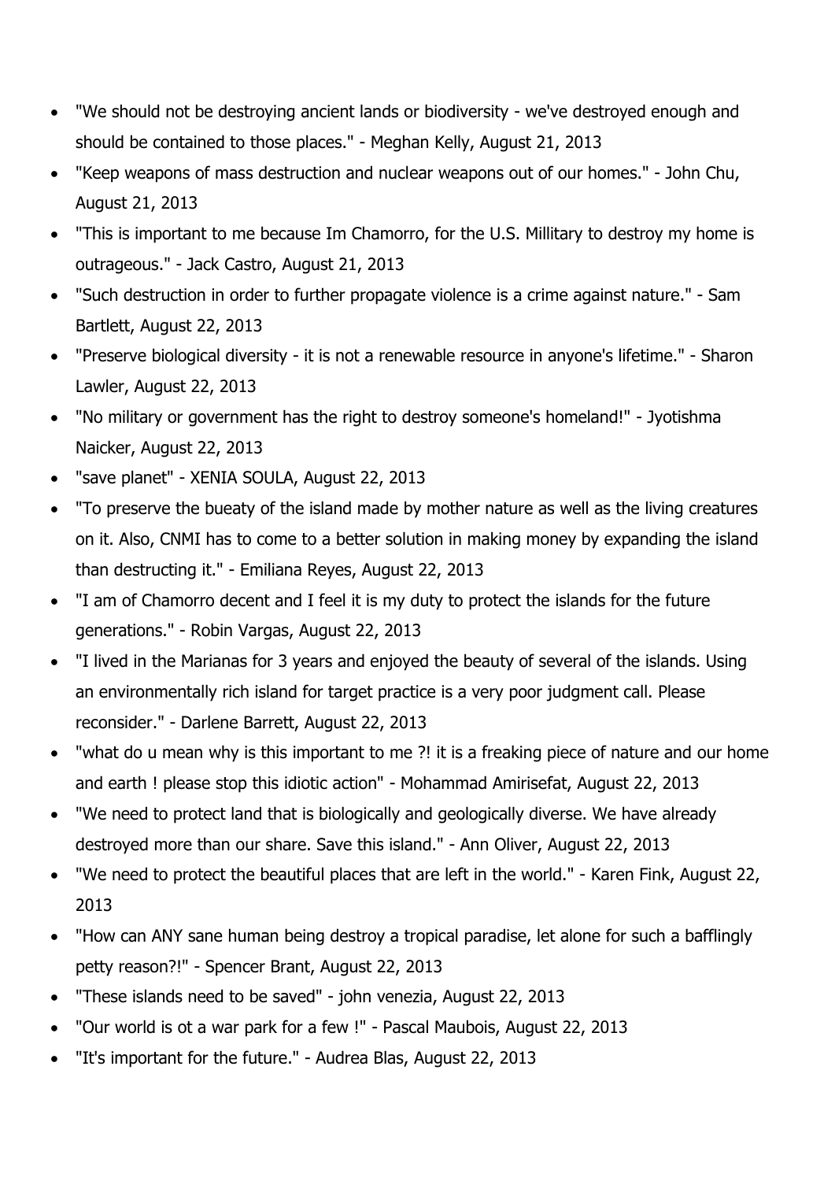- "We should not be destroying ancient lands or biodiversity - we've destroyed enough and should be contained to those places." - Meghan Kelly, August 21, 2013
- "Keep weapons of mass destruction and nuclear weapons out of our homes." - John Chu, August 21, 2013
- "This is important to me because Im Chamorro, for the U.S. Millitary to destroy my home is outrageous." - Jack Castro, August 21, 2013
- "Such destruction in order to further propagate violence is a crime against nature." - Sam Bartlett, August 22, 2013
- "Preserve biological diversity - it is not a renewable resource in anyone's lifetime." - Sharon Lawler, August 22, 2013
- "No military or government has the right to destroy someone's homeland!" - Jyotishma Naicker, August 22, 2013
- "save planet" - XENIA SOULA, August 22, 2013
- "To preserve the bueaty of the island made by mother nature as well as the living creatures on it. Also, CNMI has to come to a better solution in making money by expanding the island than destructing it." - Emiliana Reyes, August 22, 2013
- "I am of Chamorro decent and I feel it is my duty to protect the islands for the future generations." - Robin Vargas, August 22, 2013
- "I lived in the Marianas for 3 years and enjoyed the beauty of several of the islands. Using an environmentally rich island for target practice is a very poor judgment call. Please reconsider." - Darlene Barrett, August 22, 2013
- "what do u mean why is this important to me ?! it is a freaking piece of nature and our home and earth ! please stop this idiotic action" - Mohammad Amirisefat, August 22, 2013
- "We need to protect land that is biologically and geologically diverse. We have already destroyed more than our share. Save this island." - Ann Oliver, August 22, 2013
- "We need to protect the beautiful places that are left in the world." - Karen Fink, August 22, 2013
- "How can ANY sane human being destroy a tropical paradise, let alone for such a bafflingly petty reason?!" - Spencer Brant, August 22, 2013
- "These islands need to be saved" - john venezia, August 22, 2013
- "Our world is ot a war park for a few !" - Pascal Maubois, August 22, 2013
- "It's important for the future." - Audrea Blas, August 22, 2013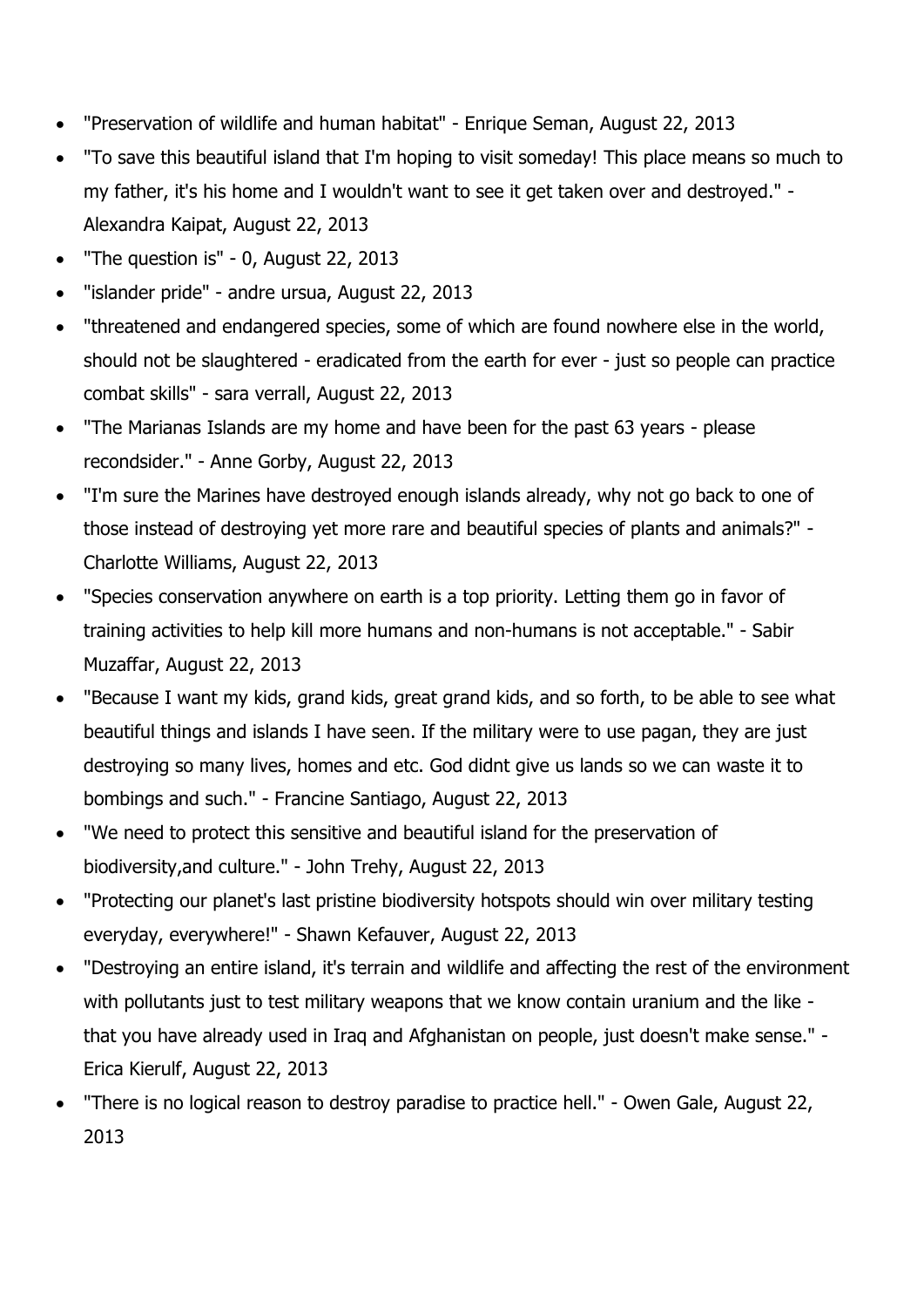- "Preservation of wildlife and human habitat" - Enrique Seman, August 22, 2013
- "To save this beautiful island that I'm hoping to visit someday! This place means so much to my father, it's his home and I wouldn't want to see it get taken over and destroyed." - Alexandra Kaipat, August 22, 2013
- "The question is" - 0, August 22, 2013
- "islander pride" - andre ursua, August 22, 2013
- "threatened and endangered species, some of which are found nowhere else in the world, should not be slaughtered - eradicated from the earth for ever - just so people can practice combat skills" - sara verrall, August 22, 2013
- "The Marianas Islands are my home and have been for the past 63 years - please recondsider." - Anne Gorby, August 22, 2013
- "I'm sure the Marines have destroyed enough islands already, why not go back to one of those instead of destroying yet more rare and beautiful species of plants and animals?" - Charlotte Williams, August 22, 2013
- "Species conservation anywhere on earth is a top priority. Letting them go in favor of training activities to help kill more humans and non-humans is not acceptable." - Sabir Muzaffar, August 22, 2013
- "Because I want my kids, grand kids, great grand kids, and so forth, to be able to see what beautiful things and islands I have seen. If the military were to use pagan, they are just destroying so many lives, homes and etc. God didnt give us lands so we can waste it to bombings and such." - Francine Santiago, August 22, 2013
- "We need to protect this sensitive and beautiful island for the preservation of biodiversity,and culture." - John Trehy, August 22, 2013
- "Protecting our planet's last pristine biodiversity hotspots should win over military testing everyday, everywhere!" - Shawn Kefauver, August 22, 2013
- "Destroying an entire island, it's terrain and wildlife and affecting the rest of the environment with pollutants just to test military weapons that we know contain uranium and the like - that you have already used in Iraq and Afghanistan on people, just doesn't make sense." - Erica Kierulf, August 22, 2013
- "There is no logical reason to destroy paradise to practice hell." - Owen Gale, August 22, 2013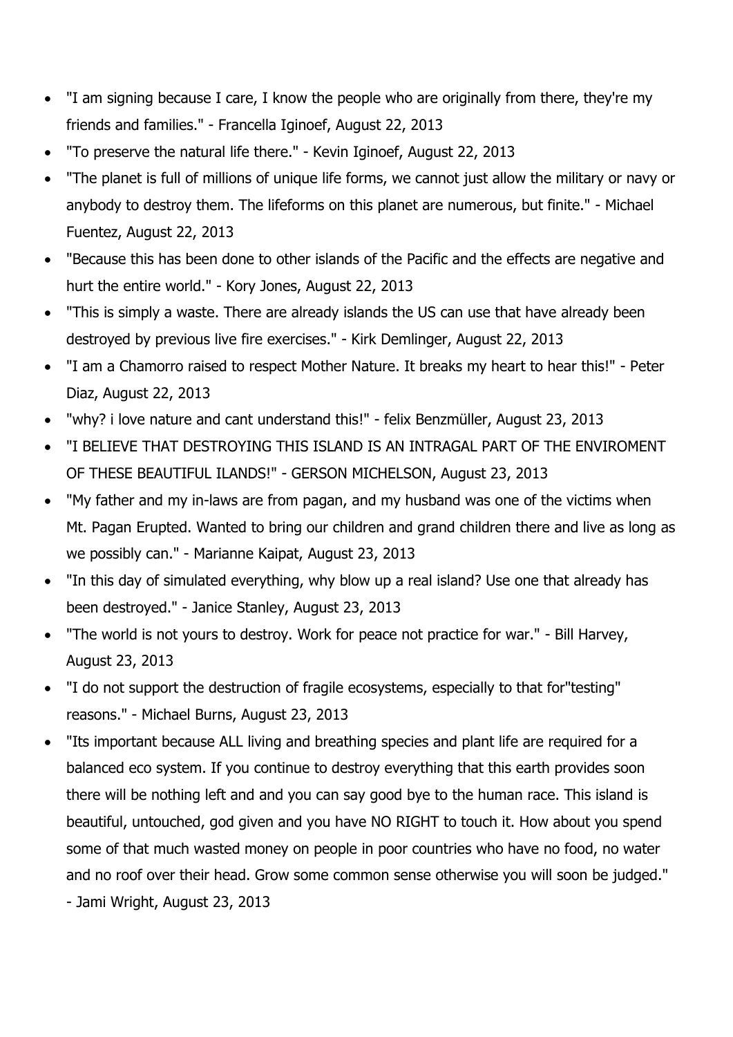- "I am signing because I care, I know the people who are originally from there, they're my friends and families." - Francella Iginoef, August 22, 2013
- "To preserve the natural life there." - Kevin Iginoef, August 22, 2013
- "The planet is full of millions of unique life forms, we cannot just allow the military or navy or anybody to destroy them. The lifeforms on this planet are numerous, but finite." - Michael Fuentez, August 22, 2013
- "Because this has been done to other islands of the Pacific and the effects are negative and hurt the entire world." - Kory Jones, August 22, 2013
- "This is simply a waste. There are already islands the US can use that have already been destroyed by previous live fire exercises." - Kirk Demlinger, August 22, 2013
- "I am a Chamorro raised to respect Mother Nature. It breaks my heart to hear this!" - Peter Diaz, August 22, 2013
- "why? i love nature and cant understand this!" - felix Benzmüller, August 23, 2013
- "I BELIEVE THAT DESTROYING THIS ISLAND IS AN INTRAGAL PART OF THE ENVIROMENT OF THESE BEAUTIFUL ILANDS!" - GERSON MICHELSON, August 23, 2013
- "My father and my in-laws are from pagan, and my husband was one of the victims when Mt. Pagan Erupted. Wanted to bring our children and grand children there and live as long as we possibly can." - Marianne Kaipat, August 23, 2013
- "In this day of simulated everything, why blow up a real island? Use one that already has been destroyed." - Janice Stanley, August 23, 2013
- "The world is not yours to destroy. Work for peace not practice for war." - Bill Harvey, August 23, 2013
- "I do not support the destruction of fragile ecosystems, especially to that for"testing" reasons." - Michael Burns, August 23, 2013
- "Its important because ALL living and breathing species and plant life are required for a balanced eco system. If you continue to destroy everything that this earth provides soon there will be nothing left and and you can say good bye to the human race. This island is beautiful, untouched, god given and you have NO RIGHT to touch it. How about you spend some of that much wasted money on people in poor countries who have no food, no water and no roof over their head. Grow some common sense otherwise you will soon be judged." - Jami Wright, August 23, 2013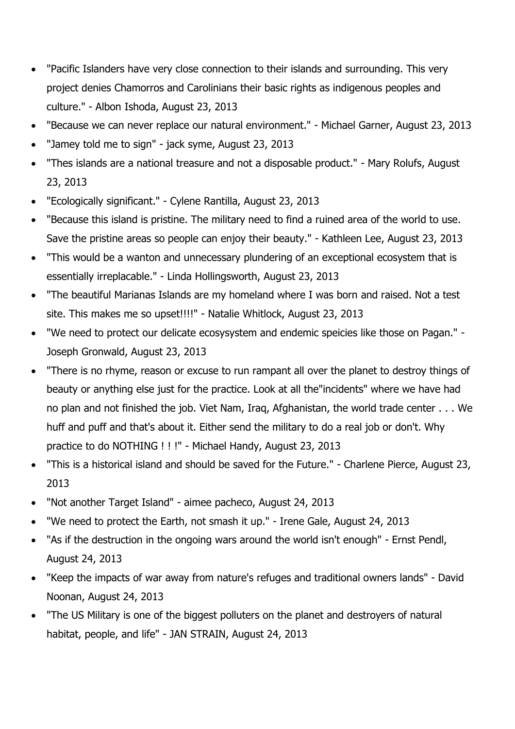- "Pacific Islanders have very close connection to their islands and surrounding. This very project denies Chamorros and Carolinians their basic rights as indigenous peoples and culture." - Albon Ishoda, August 23, 2013
- "Because we can never replace our natural environment." - Michael Garner, August 23, 2013
- "Jamey told me to sign" - jack syme, August 23, 2013
- "Thes islands are a national treasure and not a disposable product." - Mary Rolufs, August 23, 2013
- "Ecologically significant." - Cylene Rantilla, August 23, 2013
- "Because this island is pristine. The military need to find a ruined area of the world to use. Save the pristine areas so people can enjoy their beauty." - Kathleen Lee, August 23, 2013
- "This would be a wanton and unnecessary plundering of an exceptional ecosystem that is essentially irreplacable." - Linda Hollingsworth, August 23, 2013
- "The beautiful Marianas Islands are my homeland where I was born and raised. Not a test site. This makes me so upset!!!!" - Natalie Whitlock, August 23, 2013
- "We need to protect our delicate ecosysystem and endemic speicies like those on Pagan." - Joseph Gronwald, August 23, 2013
- "There is no rhyme, reason or excuse to run rampant all over the planet to destroy things of beauty or anything else just for the practice. Look at all the"incidents" where we have had no plan and not finished the job. Viet Nam, Iraq, Afghanistan, the world trade center . . . We huff and puff and that's about it. Either send the military to do a real job or don't. Why practice to do NOTHING ! ! !" - Michael Handy, August 23, 2013
- "This is a historical island and should be saved for the Future." - Charlene Pierce, August 23, 2013
- "Not another Target Island" - aimee pacheco, August 24, 2013
- "We need to protect the Earth, not smash it up." - Irene Gale, August 24, 2013
- "As if the destruction in the ongoing wars around the world isn't enough" - Ernst Pendl, August 24, 2013
- "Keep the impacts of war away from nature's refuges and traditional owners lands" - David Noonan, August 24, 2013
- "The US Military is one of the biggest polluters on the planet and destroyers of natural habitat, people, and life" - JAN STRAIN, August 24, 2013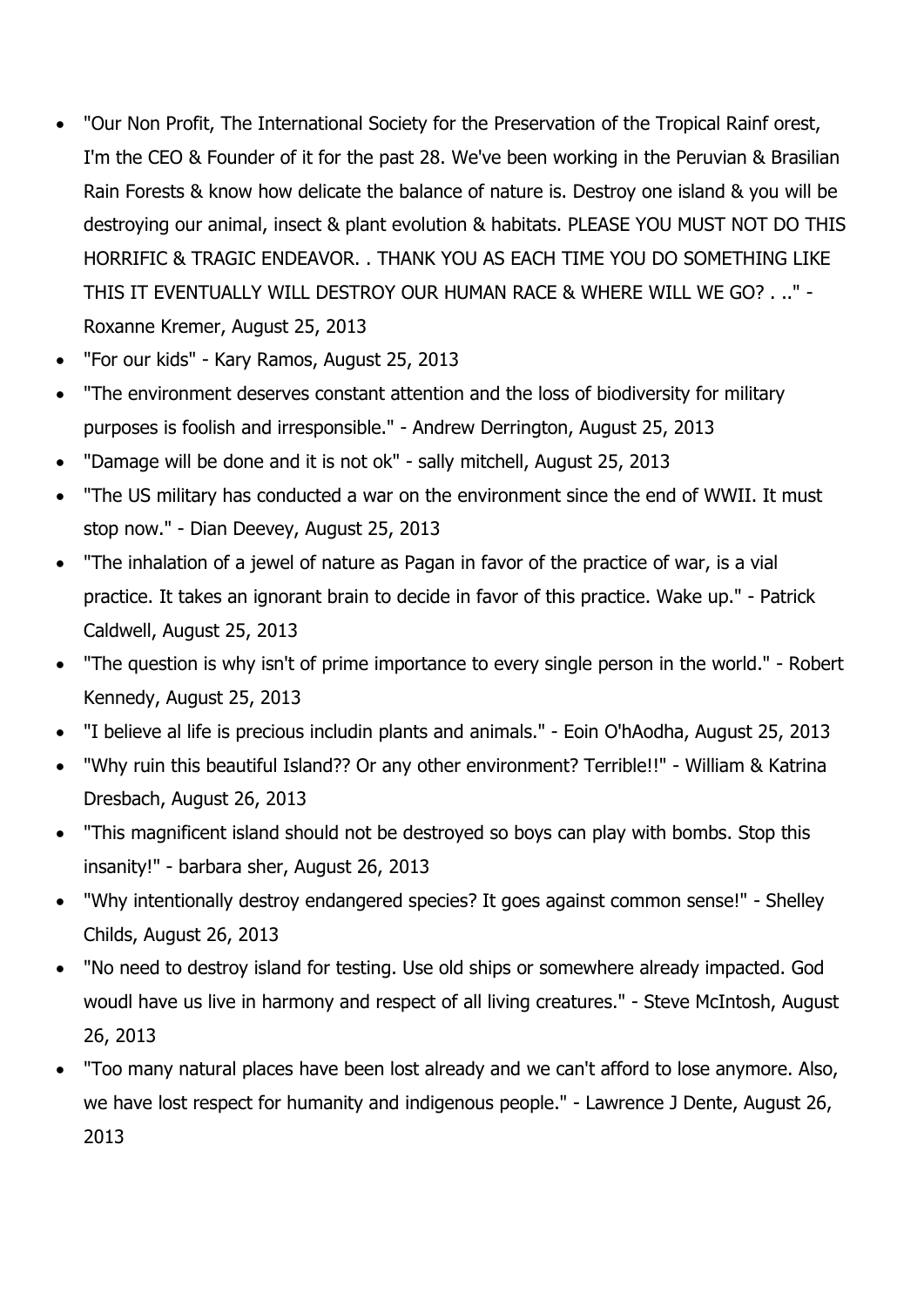- "Our Non Profit, The International Society for the Preservation of the Tropical Rainf orest, I'm the CEO & Founder of it for the past 28. We've been working in the Peruvian & Brasilian Rain Forests & know how delicate the balance of nature is. Destroy one island & you will be destroying our animal, insect & plant evolution & habitats. PLEASE YOU MUST NOT DO THIS HORRIFIC & TRAGIC ENDEAVOR. . THANK YOU AS EACH TIME YOU DO SOMETHING LIKE THIS IT EVENTUALLY WILL DESTROY OUR HUMAN RACE & WHERE WILL WE GO? . .." - Roxanne Kremer, August 25, 2013
- "For our kids" - Kary Ramos, August 25, 2013
- "The environment deserves constant attention and the loss of biodiversity for military purposes is foolish and irresponsible." - Andrew Derrington, August 25, 2013
- "Damage will be done and it is not ok" - sally mitchell, August 25, 2013
- "The US military has conducted a war on the environment since the end of WWII. It must stop now." - Dian Deevey, August 25, 2013
- "The inhalation of a jewel of nature as Pagan in favor of the practice of war, is a vial practice. It takes an ignorant brain to decide in favor of this practice. Wake up." - Patrick Caldwell, August 25, 2013
- "The question is why isn't of prime importance to every single person in the world." - Robert Kennedy, August 25, 2013
- "I believe al life is precious includin plants and animals." - Eoin O'hAodha, August 25, 2013
- "Why ruin this beautiful Island?? Or any other environment? Terrible!!" - William & Katrina Dresbach, August 26, 2013
- "This magnificent island should not be destroyed so boys can play with bombs. Stop this insanity!" - barbara sher, August 26, 2013
- "Why intentionally destroy endangered species? It goes against common sense!" - Shelley Childs, August 26, 2013
- "No need to destroy island for testing. Use old ships or somewhere already impacted. God woudl have us live in harmony and respect of all living creatures." - Steve McIntosh, August 26, 2013
- "Too many natural places have been lost already and we can't afford to lose anymore. Also, we have lost respect for humanity and indigenous people." - Lawrence J Dente, August 26, 2013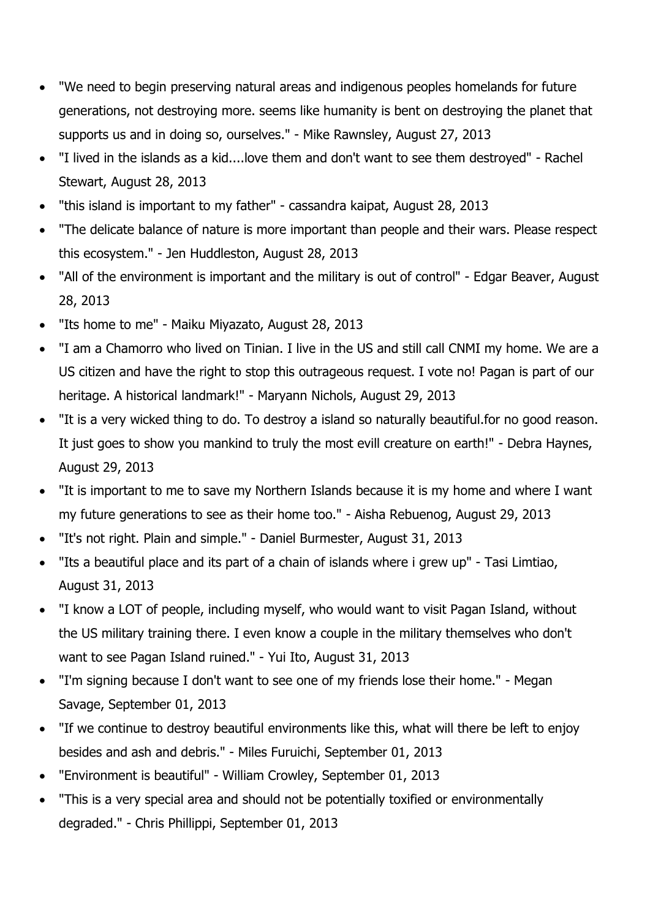- "We need to begin preserving natural areas and indigenous peoples homelands for future generations, not destroying more. seems like humanity is bent on destroying the planet that supports us and in doing so, ourselves." - Mike Rawnsley, August 27, 2013
- "I lived in the islands as a kid....love them and don't want to see them destroyed" - Rachel Stewart, August 28, 2013
- "this island is important to my father" - cassandra kaipat, August 28, 2013
- "The delicate balance of nature is more important than people and their wars. Please respect this ecosystem." - Jen Huddleston, August 28, 2013
- "All of the environment is important and the military is out of control" - Edgar Beaver, August 28, 2013
- "Its home to me" - Maiku Miyazato, August 28, 2013
- "I am a Chamorro who lived on Tinian. I live in the US and still call CNMI my home. We are a US citizen and have the right to stop this outrageous request. I vote no! Pagan is part of our heritage. A historical landmark!" - Maryann Nichols, August 29, 2013
- "It is a very wicked thing to do. To destroy a island so naturally beautiful.for no good reason. It just goes to show you mankind to truly the most evill creature on earth!" - Debra Haynes, August 29, 2013
- "It is important to me to save my Northern Islands because it is my home and where I want my future generations to see as their home too." - Aisha Rebuenog, August 29, 2013
- "It's not right. Plain and simple." - Daniel Burmester, August 31, 2013
- "Its a beautiful place and its part of a chain of islands where i grew up" - Tasi Limtiao, August 31, 2013
- "I know a LOT of people, including myself, who would want to visit Pagan Island, without the US military training there. I even know a couple in the military themselves who don't want to see Pagan Island ruined." - Yui Ito, August 31, 2013
- "I'm signing because I don't want to see one of my friends lose their home." - Megan Savage, September 01, 2013
- "If we continue to destroy beautiful environments like this, what will there be left to enjoy besides and ash and debris." - Miles Furuichi, September 01, 2013
- "Environment is beautiful" - William Crowley, September 01, 2013
- "This is a very special area and should not be potentially toxified or environmentally degraded." - Chris Phillippi, September 01, 2013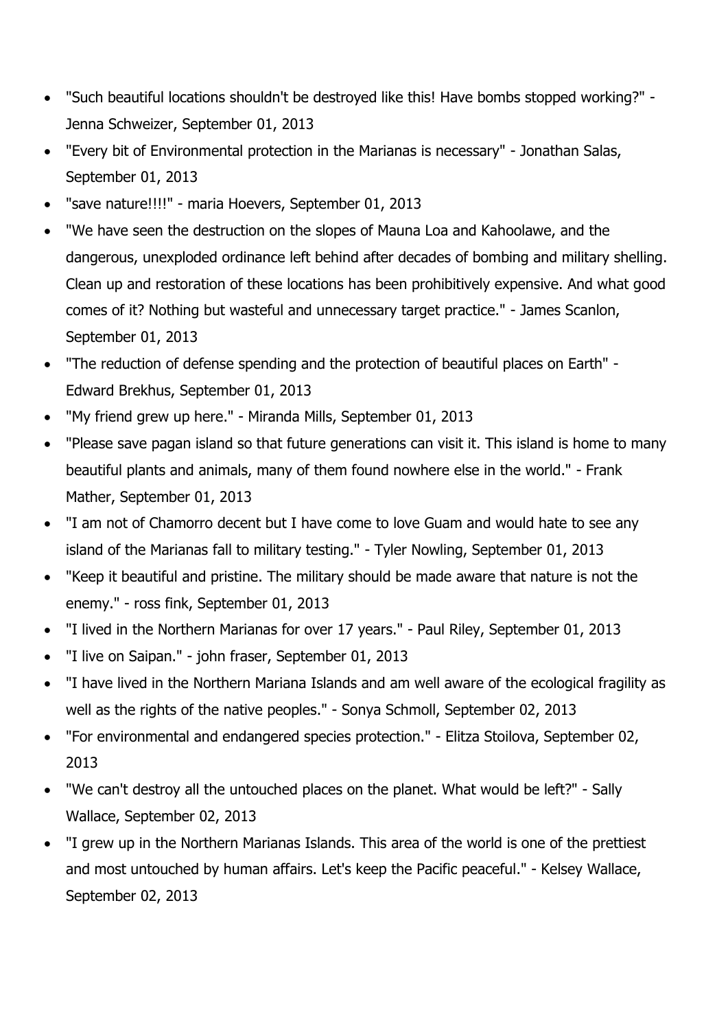- "Such beautiful locations shouldn't be destroyed like this! Have bombs stopped working?" - Jenna Schweizer, September 01, 2013
- "Every bit of Environmental protection in the Marianas is necessary" - Jonathan Salas, September 01, 2013
- "save nature!!!!" - maria Hoevers, September 01, 2013
- "We have seen the destruction on the slopes of Mauna Loa and Kahoolawe, and the dangerous, unexploded ordinance left behind after decades of bombing and military shelling. Clean up and restoration of these locations has been prohibitively expensive. And what good comes of it? Nothing but wasteful and unnecessary target practice." - James Scanlon, September 01, 2013
- "The reduction of defense spending and the protection of beautiful places on Earth" - Edward Brekhus, September 01, 2013
- "My friend grew up here." - Miranda Mills, September 01, 2013
- "Please save pagan island so that future generations can visit it. This island is home to many beautiful plants and animals, many of them found nowhere else in the world." - Frank Mather, September 01, 2013
- "I am not of Chamorro decent but I have come to love Guam and would hate to see any island of the Marianas fall to military testing." - Tyler Nowling, September 01, 2013
- "Keep it beautiful and pristine. The military should be made aware that nature is not the enemy." - ross fink, September 01, 2013
- "I lived in the Northern Marianas for over 17 years." - Paul Riley, September 01, 2013
- "I live on Saipan." - john fraser, September 01, 2013
- "I have lived in the Northern Mariana Islands and am well aware of the ecological fragility as well as the rights of the native peoples." - Sonya Schmoll, September 02, 2013
- "For environmental and endangered species protection." - Elitza Stoilova, September 02, 2013
- "We can't destroy all the untouched places on the planet. What would be left?" - Sally Wallace, September 02, 2013
- "I grew up in the Northern Marianas Islands. This area of the world is one of the prettiest and most untouched by human affairs. Let's keep the Pacific peaceful." - Kelsey Wallace, September 02, 2013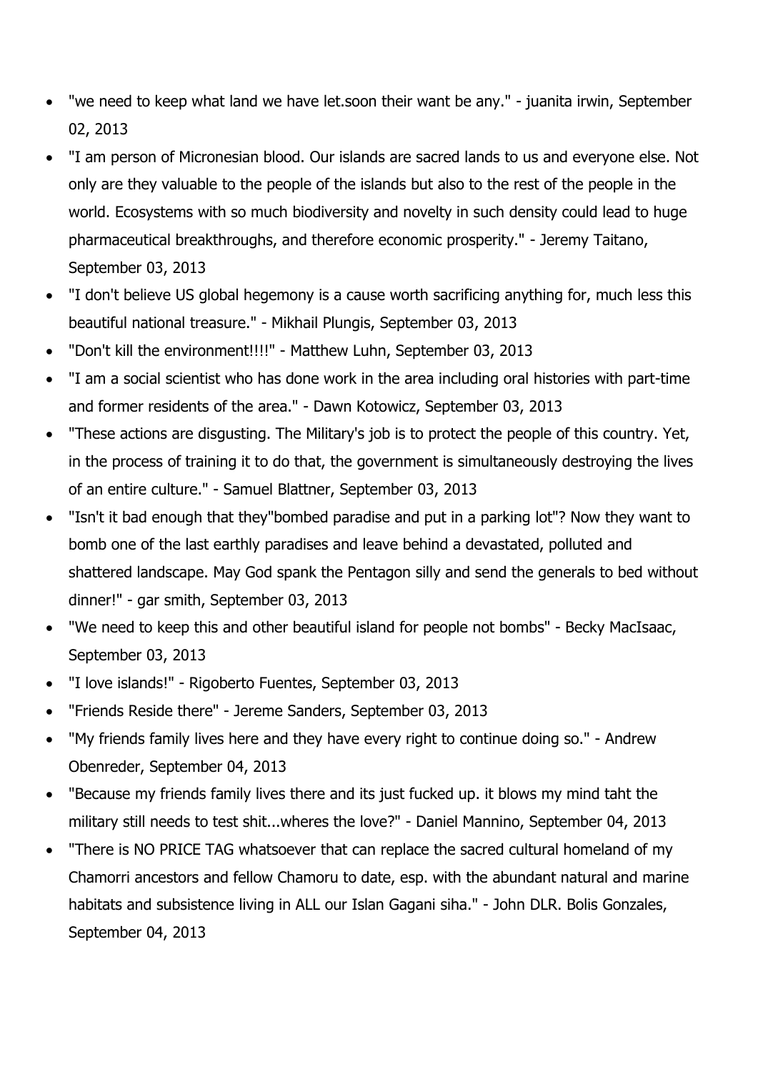- "we need to keep what land we have let.soon their want be any." - juanita irwin, September 02, 2013
- "I am person of Micronesian blood. Our islands are sacred lands to us and everyone else. Not only are they valuable to the people of the islands but also to the rest of the people in the world. Ecosystems with so much biodiversity and novelty in such density could lead to huge pharmaceutical breakthroughs, and therefore economic prosperity." - Jeremy Taitano, September 03, 2013
- "I don't believe US global hegemony is a cause worth sacrificing anything for, much less this beautiful national treasure." - Mikhail Plungis, September 03, 2013
- "Don't kill the environment!!!!" - Matthew Luhn, September 03, 2013
- "I am a social scientist who has done work in the area including oral histories with part-time and former residents of the area." - Dawn Kotowicz, September 03, 2013
- "These actions are disgusting. The Military's job is to protect the people of this country. Yet, in the process of training it to do that, the government is simultaneously destroying the lives of an entire culture." - Samuel Blattner, September 03, 2013
- "Isn't it bad enough that they"bombed paradise and put in a parking lot"? Now they want to bomb one of the last earthly paradises and leave behind a devastated, polluted and shattered landscape. May God spank the Pentagon silly and send the generals to bed without dinner!" - gar smith, September 03, 2013
- "We need to keep this and other beautiful island for people not bombs" - Becky MacIsaac, September 03, 2013
- "I love islands!" - Rigoberto Fuentes, September 03, 2013
- "Friends Reside there" - Jereme Sanders, September 03, 2013
- "My friends family lives here and they have every right to continue doing so." - Andrew Obenreder, September 04, 2013
- "Because my friends family lives there and its just fucked up. it blows my mind taht the military still needs to test shit...wheres the love?" - Daniel Mannino, September 04, 2013
- "There is NO PRICE TAG whatsoever that can replace the sacred cultural homeland of my Chamorri ancestors and fellow Chamoru to date, esp. with the abundant natural and marine habitats and subsistence living in ALL our Islan Gagani siha." - John DLR. Bolis Gonzales, September 04, 2013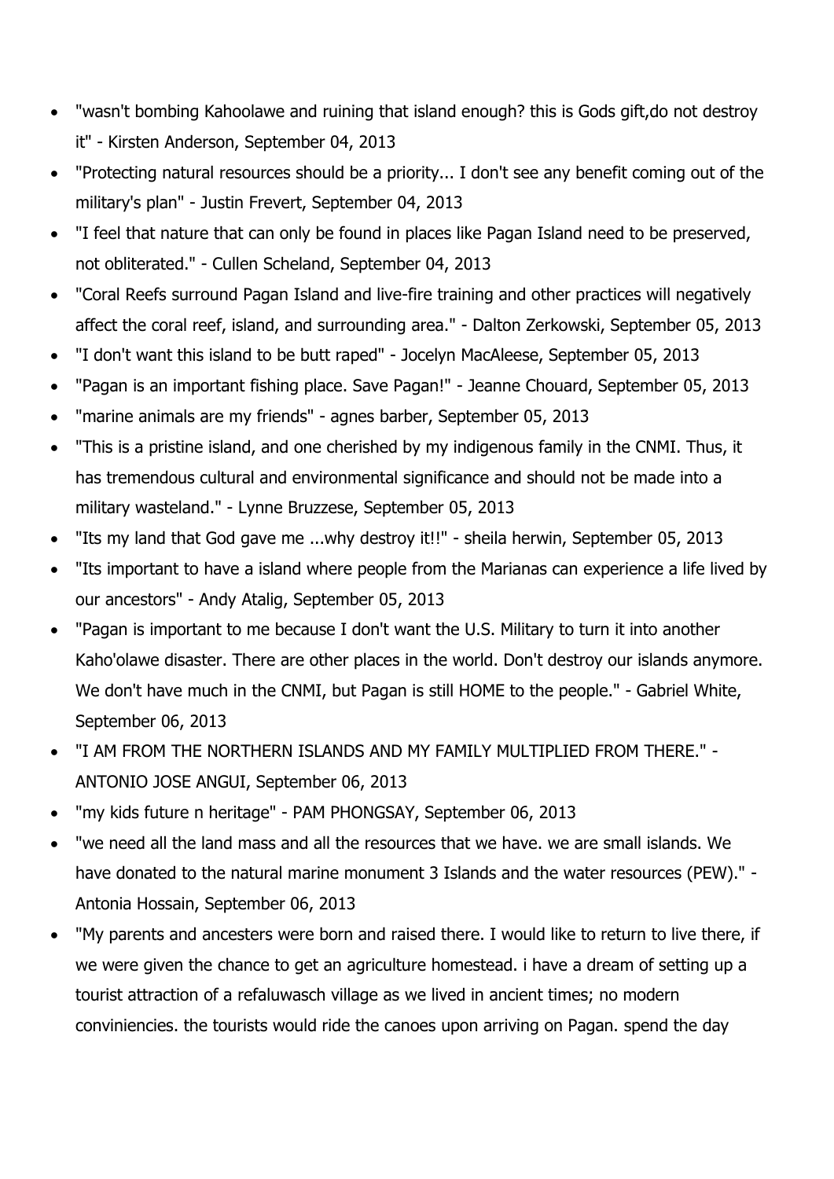- "wasn't bombing Kahoolawe and ruining that island enough? this is Gods gift,do not destroy it" - Kirsten Anderson, September 04, 2013
- "Protecting natural resources should be a priority... I don't see any benefit coming out of the military's plan" - Justin Frevert, September 04, 2013
- "I feel that nature that can only be found in places like Pagan Island need to be preserved, not obliterated." - Cullen Scheland, September 04, 2013
- "Coral Reefs surround Pagan Island and live-fire training and other practices will negatively affect the coral reef, island, and surrounding area." - Dalton Zerkowski, September 05, 2013
- "I don't want this island to be butt raped" - Jocelyn MacAleese, September 05, 2013
- "Pagan is an important fishing place. Save Pagan!" - Jeanne Chouard, September 05, 2013
- "marine animals are my friends" - agnes barber, September 05, 2013
- "This is a pristine island, and one cherished by my indigenous family in the CNMI. Thus, it has tremendous cultural and environmental significance and should not be made into a military wasteland." - Lynne Bruzzese, September 05, 2013
- "Its my land that God gave me ...why destroy it!!" - sheila herwin, September 05, 2013
- "Its important to have a island where people from the Marianas can experience a life lived by our ancestors" - Andy Atalig, September 05, 2013
- "Pagan is important to me because I don't want the U.S. Military to turn it into another Kaho'olawe disaster. There are other places in the world. Don't destroy our islands anymore. We don't have much in the CNMI, but Pagan is still HOME to the people." - Gabriel White, September 06, 2013
- "I AM FROM THE NORTHERN ISLANDS AND MY FAMILY MULTIPLIED FROM THERE." - ANTONIO JOSE ANGUI, September 06, 2013
- "my kids future n heritage" - PAM PHONGSAY, September 06, 2013
- "we need all the land mass and all the resources that we have. we are small islands. We have donated to the natural marine monument 3 Islands and the water resources (PEW)." - Antonia Hossain, September 06, 2013
- "My parents and ancesters were born and raised there. I would like to return to live there, if we were given the chance to get an agriculture homestead. i have a dream of setting up a tourist attraction of a refaluwasch village as we lived in ancient times; no modern conviniencies. the tourists would ride the canoes upon arriving on Pagan. spend the day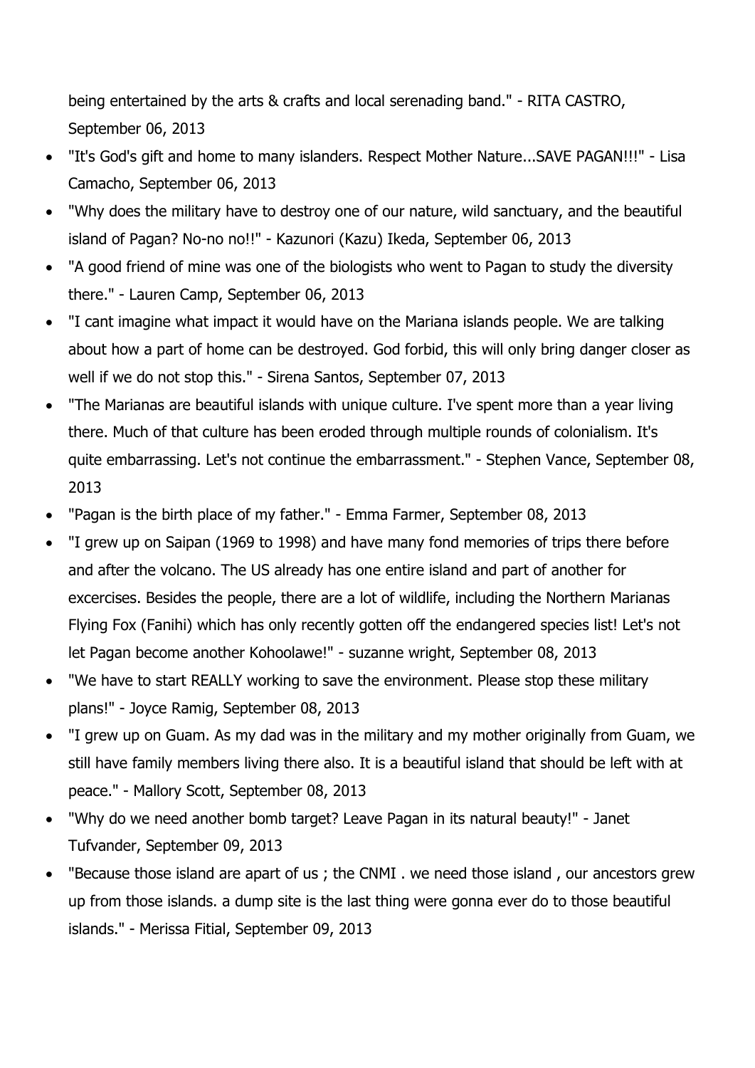being entertained by the arts & crafts and local serenading band." - RITA CASTRO, September 06, 2013

- "It's God's gift and home to many islanders. Respect Mother Nature...SAVE PAGAN!!!" - Lisa Camacho, September 06, 2013
- "Why does the military have to destroy one of our nature, wild sanctuary, and the beautiful island of Pagan? No-no no!!" - Kazunori (Kazu) Ikeda, September 06, 2013
- "A good friend of mine was one of the biologists who went to Pagan to study the diversity there." - Lauren Camp, September 06, 2013
- "I cant imagine what impact it would have on the Mariana islands people. We are talking about how a part of home can be destroyed. God forbid, this will only bring danger closer as well if we do not stop this." - Sirena Santos, September 07, 2013
- "The Marianas are beautiful islands with unique culture. I've spent more than a year living there. Much of that culture has been eroded through multiple rounds of colonialism. It's quite embarrassing. Let's not continue the embarrassment." - Stephen Vance, September 08, 2013
- "Pagan is the birth place of my father." - Emma Farmer, September 08, 2013
- "I grew up on Saipan (1969 to 1998) and have many fond memories of trips there before and after the volcano. The US already has one entire island and part of another for excercises. Besides the people, there are a lot of wildlife, including the Northern Marianas Flying Fox (Fanihi) which has only recently gotten off the endangered species list! Let's not let Pagan become another Kohoolawe!" - suzanne wright, September 08, 2013
- "We have to start REALLY working to save the environment. Please stop these military plans!" - Joyce Ramig, September 08, 2013
- "I grew up on Guam. As my dad was in the military and my mother originally from Guam, we still have family members living there also. It is a beautiful island that should be left with at peace." - Mallory Scott, September 08, 2013
- "Why do we need another bomb target? Leave Pagan in its natural beauty!" - Janet Tufvander, September 09, 2013
- "Because those island are apart of us ; the CNMI . we need those island , our ancestors grew up from those islands. a dump site is the last thing were gonna ever do to those beautiful islands." - Merissa Fitial, September 09, 2013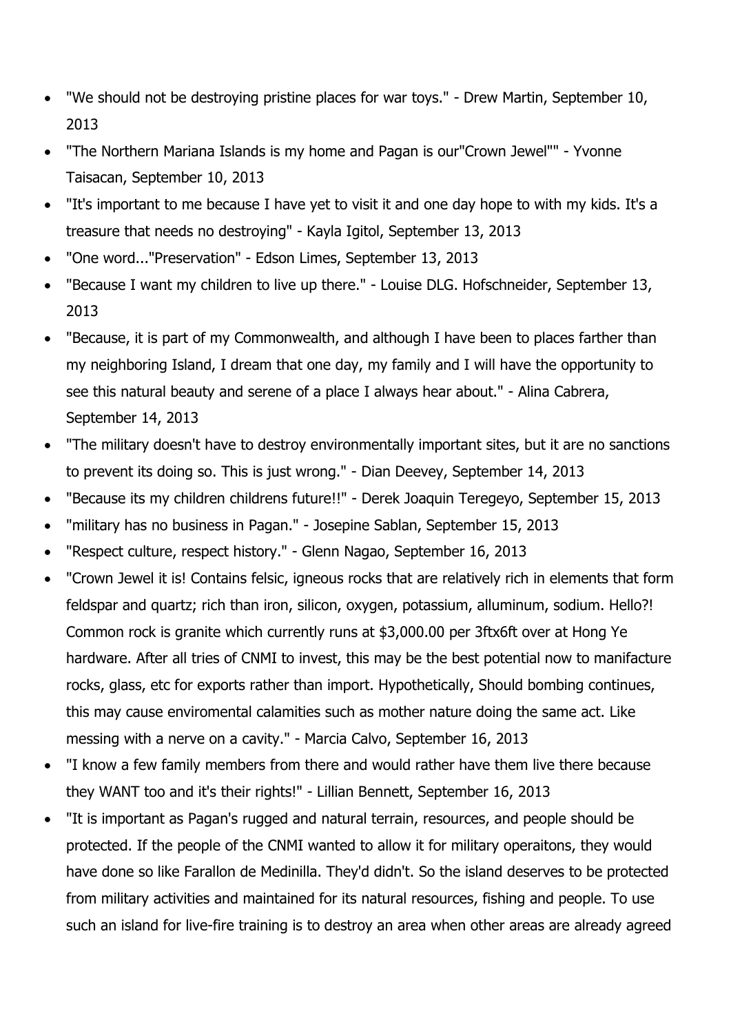- "We should not be destroying pristine places for war toys." - Drew Martin, September 10, 2013
- "The Northern Mariana Islands is my home and Pagan is our"Crown Jewel"" - Yvonne Taisacan, September 10, 2013
- "It's important to me because I have yet to visit it and one day hope to with my kids. It's a treasure that needs no destroying" - Kayla Igitol, September 13, 2013
- "One word..."Preservation" - Edson Limes, September 13, 2013
- "Because I want my children to live up there." - Louise DLG. Hofschneider, September 13, 2013
- "Because, it is part of my Commonwealth, and although I have been to places farther than my neighboring Island, I dream that one day, my family and I will have the opportunity to see this natural beauty and serene of a place I always hear about." - Alina Cabrera, September 14, 2013
- "The military doesn't have to destroy environmentally important sites, but it are no sanctions to prevent its doing so. This is just wrong." - Dian Deevey, September 14, 2013
- "Because its my children childrens future!!" - Derek Joaquin Teregeyo, September 15, 2013
- "military has no business in Pagan." - Josepine Sablan, September 15, 2013
- "Respect culture, respect history." - Glenn Nagao, September 16, 2013
- "Crown Jewel it is! Contains felsic, igneous rocks that are relatively rich in elements that form feldspar and quartz; rich than iron, silicon, oxygen, potassium, alluminum, sodium. Hello?! Common rock is granite which currently runs at $3,000.00 per 3ftx6ft over at Hong Ye hardware. After all tries of CNMI to invest, this may be the best potential now to manifacture rocks, glass, etc for exports rather than import. Hypothetically, Should bombing continues, this may cause enviromental calamities such as mother nature doing the same act. Like messing with a nerve on a cavity." - Marcia Calvo, September 16, 2013
- "I know a few family members from there and would rather have them live there because they WANT too and it's their rights!" - Lillian Bennett, September 16, 2013
- "It is important as Pagan's rugged and natural terrain, resources, and people should be protected. If the people of the CNMI wanted to allow it for military operaitons, they would have done so like Farallon de Medinilla. They'd didn't. So the island deserves to be protected from military activities and maintained for its natural resources, fishing and people. To use such an island for live-fire training is to destroy an area when other areas are already agreed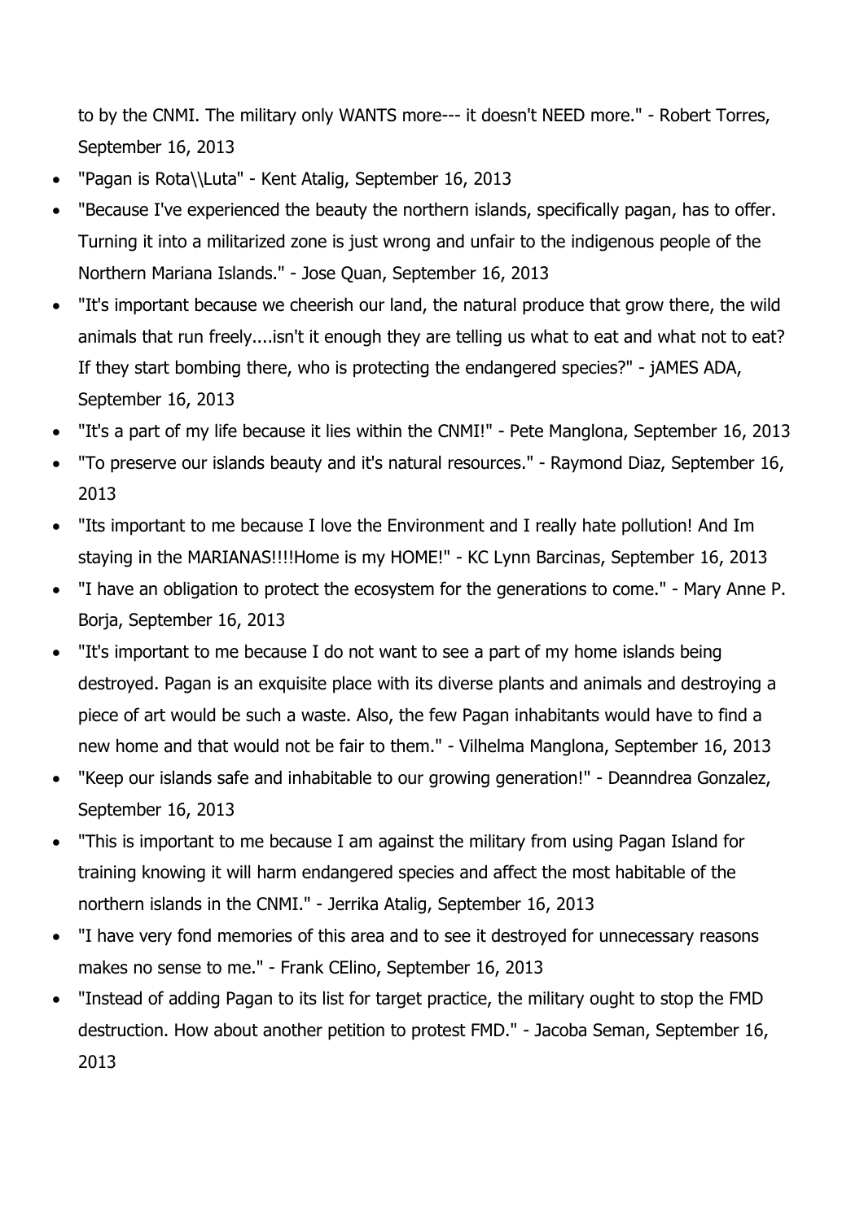to by the CNMI. The military only WANTS more--- it doesn't NEED more." - Robert Torres, September 16, 2013

- "Pagan is Rota\\Luta" - Kent Atalig, September 16, 2013
- "Because I've experienced the beauty the northern islands, specifically pagan, has to offer. Turning it into a militarized zone is just wrong and unfair to the indigenous people of the Northern Mariana Islands." - Jose Quan, September 16, 2013
- "It's important because we cheerish our land, the natural produce that grow there, the wild animals that run freely....isn't it enough they are telling us what to eat and what not to eat? If they start bombing there, who is protecting the endangered species?" - jAMES ADA, September 16, 2013
- "It's a part of my life because it lies within the CNMI!" - Pete Manglona, September 16, 2013
- "To preserve our islands beauty and it's natural resources." - Raymond Diaz, September 16, 2013
- "Its important to me because I love the Environment and I really hate pollution! And Im staying in the MARIANAS!!!!Home is my HOME!" - KC Lynn Barcinas, September 16, 2013
- "I have an obligation to protect the ecosystem for the generations to come." - Mary Anne P. Borja, September 16, 2013
- "It's important to me because I do not want to see a part of my home islands being destroyed. Pagan is an exquisite place with its diverse plants and animals and destroying a piece of art would be such a waste. Also, the few Pagan inhabitants would have to find a new home and that would not be fair to them." - Vilhelma Manglona, September 16, 2013
- "Keep our islands safe and inhabitable to our growing generation!" - Deanndrea Gonzalez, September 16, 2013
- "This is important to me because I am against the military from using Pagan Island for training knowing it will harm endangered species and affect the most habitable of the northern islands in the CNMI." - Jerrika Atalig, September 16, 2013
- "I have very fond memories of this area and to see it destroyed for unnecessary reasons makes no sense to me." - Frank CElino, September 16, 2013
- "Instead of adding Pagan to its list for target practice, the military ought to stop the FMD destruction. How about another petition to protest FMD." - Jacoba Seman, September 16, 2013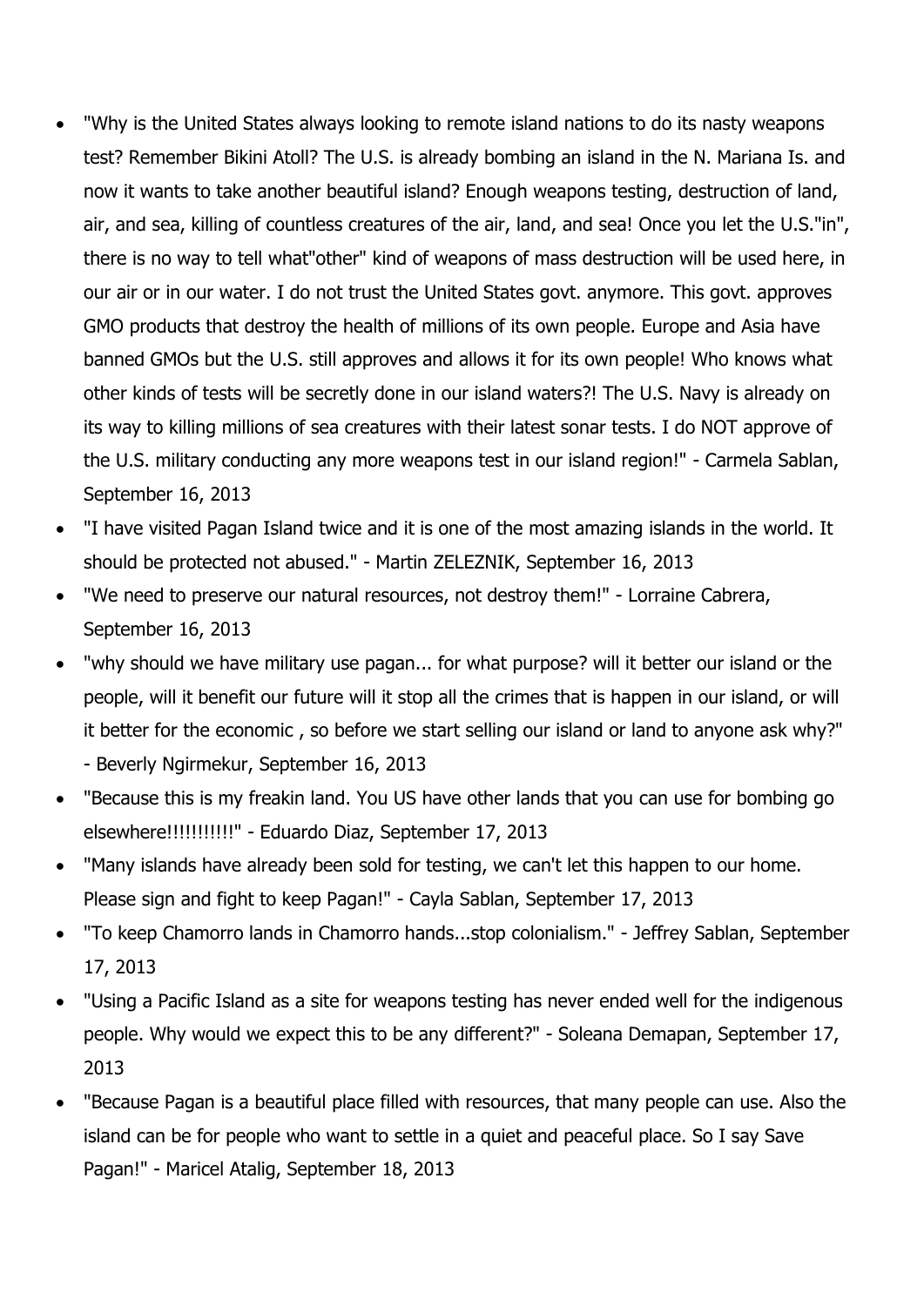- "Why is the United States always looking to remote island nations to do its nasty weapons test? Remember Bikini Atoll? The U.S. is already bombing an island in the N. Mariana Is. and now it wants to take another beautiful island? Enough weapons testing, destruction of land, air, and sea, killing of countless creatures of the air, land, and sea! Once you let the U.S."in", there is no way to tell what"other" kind of weapons of mass destruction will be used here, in our air or in our water. I do not trust the United States govt. anymore. This govt. approves GMO products that destroy the health of millions of its own people. Europe and Asia have banned GMOs but the U.S. still approves and allows it for its own people! Who knows what other kinds of tests will be secretly done in our island waters?! The U.S. Navy is already on its way to killing millions of sea creatures with their latest sonar tests. I do NOT approve of the U.S. military conducting any more weapons test in our island region!" - Carmela Sablan, September 16, 2013
- "I have visited Pagan Island twice and it is one of the most amazing islands in the world. It should be protected not abused." - Martin ZELEZNIK, September 16, 2013
- "We need to preserve our natural resources, not destroy them!" - Lorraine Cabrera, September 16, 2013
- "why should we have military use pagan... for what purpose? will it better our island or the people, will it benefit our future will it stop all the crimes that is happen in our island, or will it better for the economic , so before we start selling our island or land to anyone ask why?" - Beverly Ngirmekur, September 16, 2013
- "Because this is my freakin land. You US have other lands that you can use for bombing go elsewhere!!!!!!!!!!!" - Eduardo Diaz, September 17, 2013
- "Many islands have already been sold for testing, we can't let this happen to our home. Please sign and fight to keep Pagan!" - Cayla Sablan, September 17, 2013
- "To keep Chamorro lands in Chamorro hands...stop colonialism." - Jeffrey Sablan, September 17, 2013
- "Using a Pacific Island as a site for weapons testing has never ended well for the indigenous people. Why would we expect this to be any different?" - Soleana Demapan, September 17, 2013
- "Because Pagan is a beautiful place filled with resources, that many people can use. Also the island can be for people who want to settle in a quiet and peaceful place. So I say Save Pagan!" - Maricel Atalig, September 18, 2013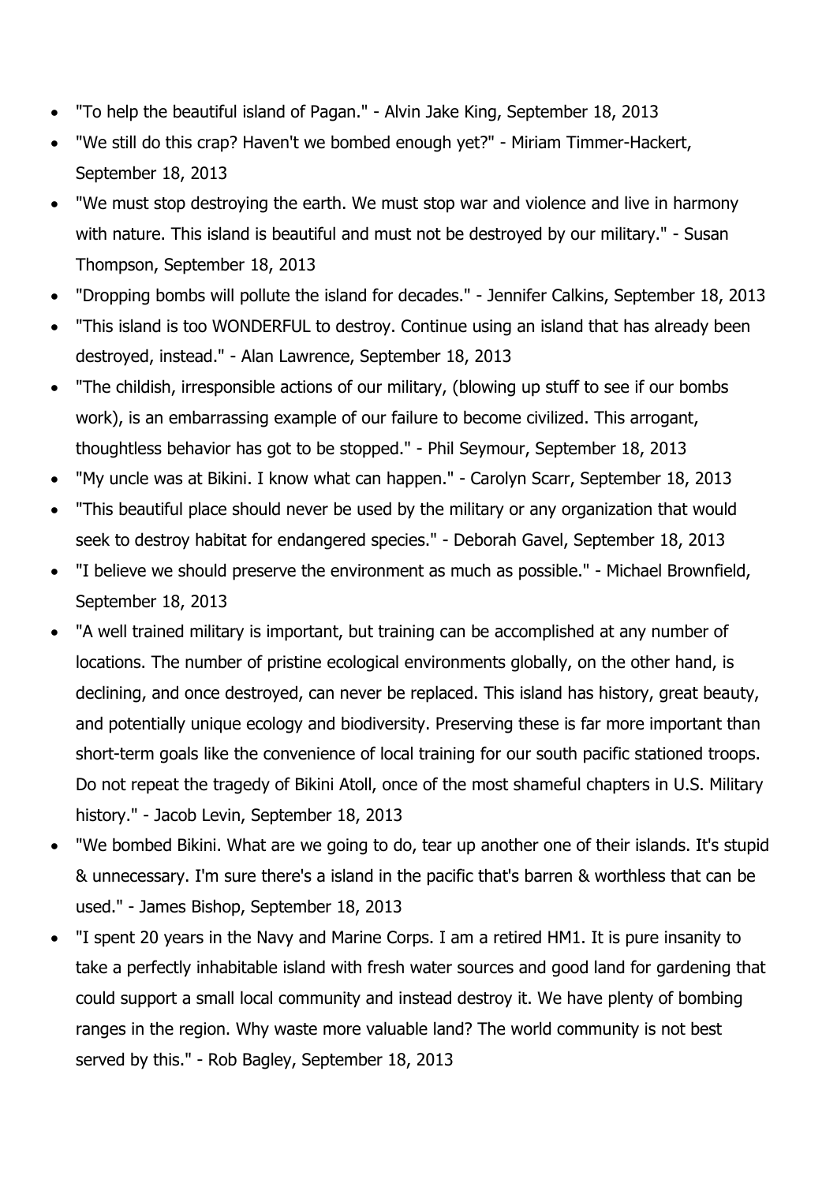- "To help the beautiful island of Pagan." - Alvin Jake King, September 18, 2013
- "We still do this crap? Haven't we bombed enough yet?" - Miriam Timmer-Hackert, September 18, 2013
- "We must stop destroying the earth. We must stop war and violence and live in harmony with nature. This island is beautiful and must not be destroyed by our military." - Susan Thompson, September 18, 2013
- "Dropping bombs will pollute the island for decades." - Jennifer Calkins, September 18, 2013
- "This island is too WONDERFUL to destroy. Continue using an island that has already been destroyed, instead." - Alan Lawrence, September 18, 2013
- "The childish, irresponsible actions of our military, (blowing up stuff to see if our bombs work), is an embarrassing example of our failure to become civilized. This arrogant, thoughtless behavior has got to be stopped." - Phil Seymour, September 18, 2013
- "My uncle was at Bikini. I know what can happen." - Carolyn Scarr, September 18, 2013
- "This beautiful place should never be used by the military or any organization that would seek to destroy habitat for endangered species." - Deborah Gavel, September 18, 2013
- "I believe we should preserve the environment as much as possible." - Michael Brownfield, September 18, 2013
- "A well trained military is important, but training can be accomplished at any number of locations. The number of pristine ecological environments globally, on the other hand, is declining, and once destroyed, can never be replaced. This island has history, great beauty, and potentially unique ecology and biodiversity. Preserving these is far more important than short-term goals like the convenience of local training for our south pacific stationed troops. Do not repeat the tragedy of Bikini Atoll, once of the most shameful chapters in U.S. Military history." - Jacob Levin, September 18, 2013
- "We bombed Bikini. What are we going to do, tear up another one of their islands. It's stupid & unnecessary. I'm sure there's a island in the pacific that's barren & worthless that can be used." - James Bishop, September 18, 2013
- "I spent 20 years in the Navy and Marine Corps. I am a retired HM1. It is pure insanity to take a perfectly inhabitable island with fresh water sources and good land for gardening that could support a small local community and instead destroy it. We have plenty of bombing ranges in the region. Why waste more valuable land? The world community is not best served by this." - Rob Bagley, September 18, 2013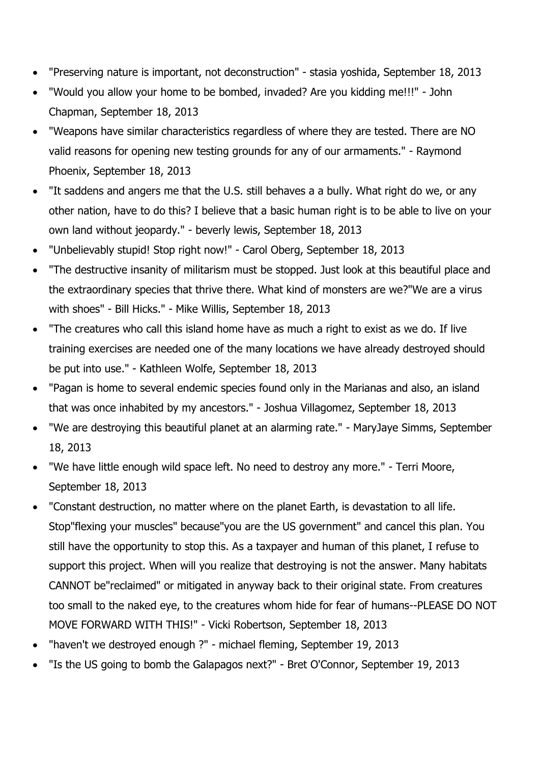- "Preserving nature is important, not deconstruction" - stasia yoshida, September 18, 2013
- "Would you allow your home to be bombed, invaded? Are you kidding me!!!" - John Chapman, September 18, 2013
- "Weapons have similar characteristics regardless of where they are tested. There are NO valid reasons for opening new testing grounds for any of our armaments." - Raymond Phoenix, September 18, 2013
- "It saddens and angers me that the U.S. still behaves a a bully. What right do we, or any other nation, have to do this? I believe that a basic human right is to be able to live on your own land without jeopardy." - beverly lewis, September 18, 2013
- "Unbelievably stupid! Stop right now!" - Carol Oberg, September 18, 2013
- "The destructive insanity of militarism must be stopped. Just look at this beautiful place and the extraordinary species that thrive there. What kind of monsters are we?"We are a virus with shoes" - Bill Hicks." - Mike Willis, September 18, 2013
- "The creatures who call this island home have as much a right to exist as we do. If live training exercises are needed one of the many locations we have already destroyed should be put into use." - Kathleen Wolfe, September 18, 2013
- "Pagan is home to several endemic species found only in the Marianas and also, an island that was once inhabited by my ancestors." - Joshua Villagomez, September 18, 2013
- "We are destroying this beautiful planet at an alarming rate." - MaryJaye Simms, September 18, 2013
- "We have little enough wild space left. No need to destroy any more." - Terri Moore, September 18, 2013
- "Constant destruction, no matter where on the planet Earth, is devastation to all life. Stop"flexing your muscles" because"you are the US government" and cancel this plan. You still have the opportunity to stop this. As a taxpayer and human of this planet, I refuse to support this project. When will you realize that destroying is not the answer. Many habitats CANNOT be"reclaimed" or mitigated in anyway back to their original state. From creatures too small to the naked eye, to the creatures whom hide for fear of humans--PLEASE DO NOT MOVE FORWARD WITH THIS!" - Vicki Robertson, September 18, 2013
- "haven't we destroyed enough ?" - michael fleming, September 19, 2013
- "Is the US going to bomb the Galapagos next?" - Bret O'Connor, September 19, 2013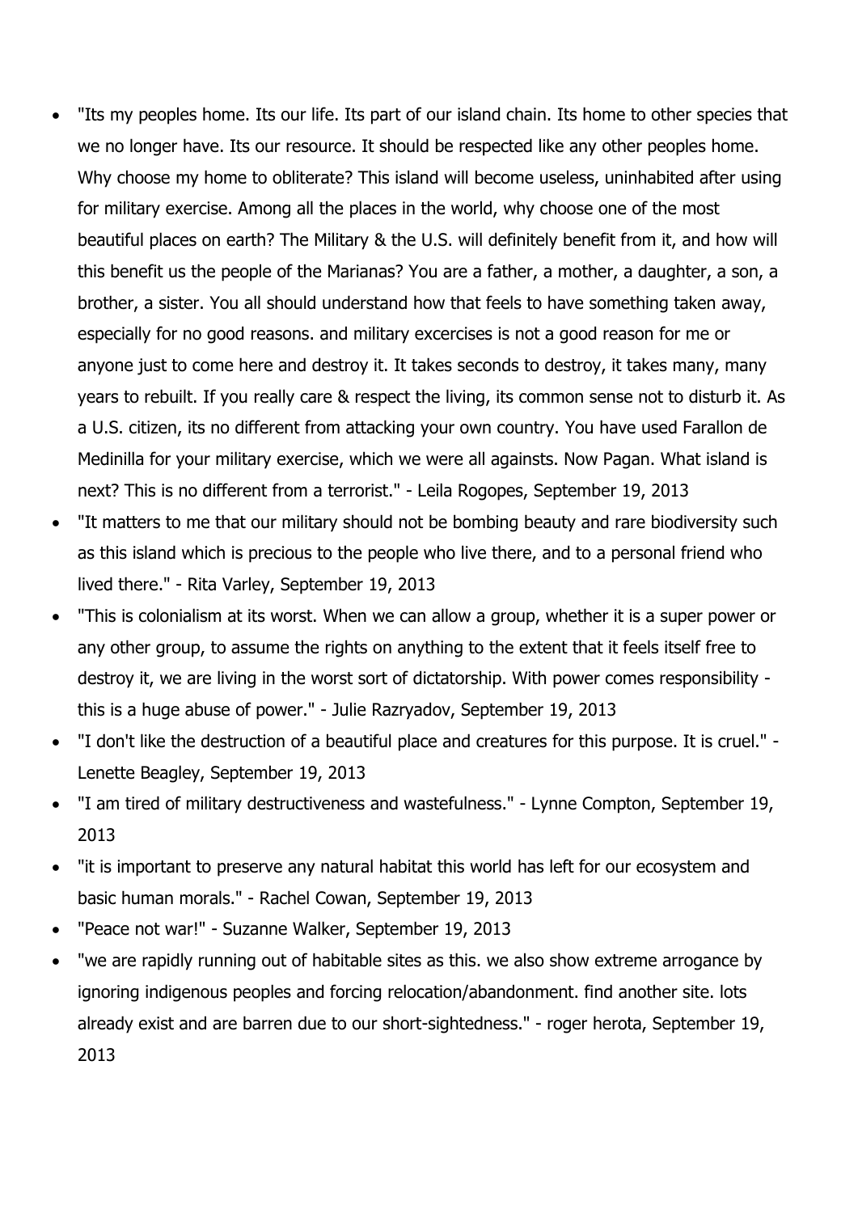- "Its my peoples home. Its our life. Its part of our island chain. Its home to other species that we no longer have. Its our resource. It should be respected like any other peoples home. Why choose my home to obliterate? This island will become useless, uninhabited after using for military exercise. Among all the places in the world, why choose one of the most beautiful places on earth? The Military & the U.S. will definitely benefit from it, and how will this benefit us the people of the Marianas? You are a father, a mother, a daughter, a son, a brother, a sister. You all should understand how that feels to have something taken away, especially for no good reasons. and military excercises is not a good reason for me or anyone just to come here and destroy it. It takes seconds to destroy, it takes many, many years to rebuilt. If you really care & respect the living, its common sense not to disturb it. As a U.S. citizen, its no different from attacking your own country. You have used Farallon de Medinilla for your military exercise, which we were all againsts. Now Pagan. What island is next? This is no different from a terrorist." - Leila Rogopes, September 19, 2013
- "It matters to me that our military should not be bombing beauty and rare biodiversity such as this island which is precious to the people who live there, and to a personal friend who lived there." - Rita Varley, September 19, 2013
- "This is colonialism at its worst. When we can allow a group, whether it is a super power or any other group, to assume the rights on anything to the extent that it feels itself free to destroy it, we are living in the worst sort of dictatorship. With power comes responsibility - this is a huge abuse of power." - Julie Razryadov, September 19, 2013
- "I don't like the destruction of a beautiful place and creatures for this purpose. It is cruel." - Lenette Beagley, September 19, 2013
- "I am tired of military destructiveness and wastefulness." - Lynne Compton, September 19, 2013
- "it is important to preserve any natural habitat this world has left for our ecosystem and basic human morals." - Rachel Cowan, September 19, 2013
- "Peace not war!" - Suzanne Walker, September 19, 2013
- "we are rapidly running out of habitable sites as this. we also show extreme arrogance by ignoring indigenous peoples and forcing relocation/abandonment. find another site. lots already exist and are barren due to our short-sightedness." - roger herota, September 19, 2013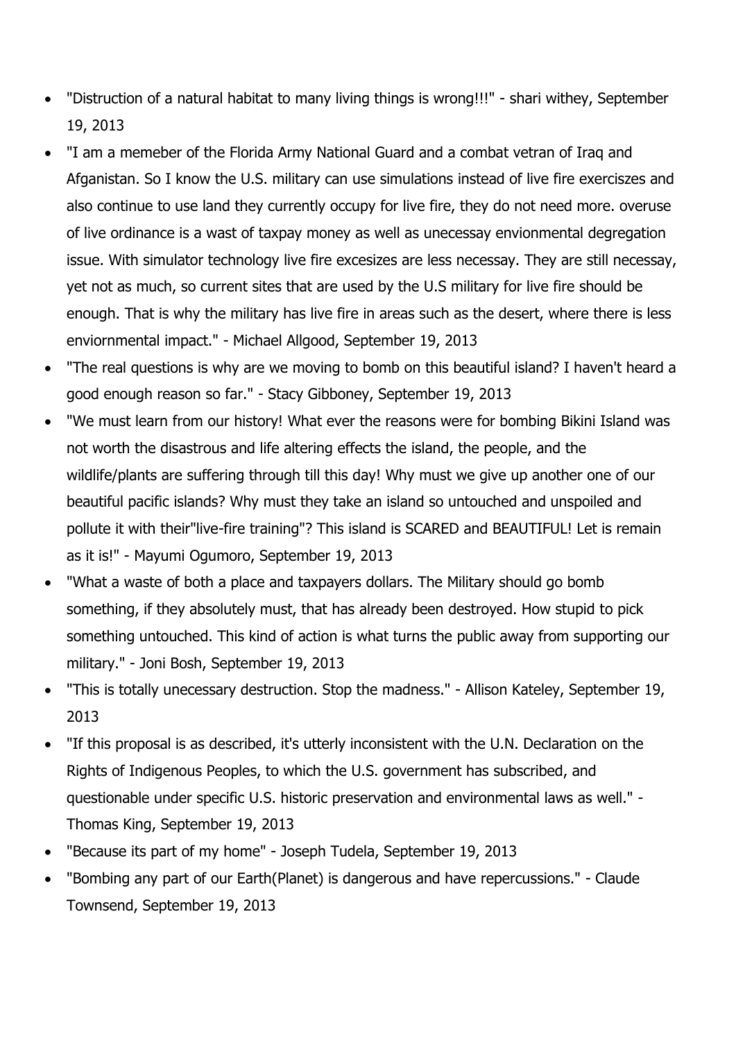- "Distruction of a natural habitat to many living things is wrong!!!" - shari withey, September 19, 2013
- "I am a memeber of the Florida Army National Guard and a combat vetran of Iraq and Afganistan. So I know the U.S. military can use simulations instead of live fire exerciszes and also continue to use land they currently occupy for live fire, they do not need more. overuse of live ordinance is a wast of taxpay money as well as unecessay envionmental degregation issue. With simulator technology live fire excesizes are less necessay. They are still necessay, yet not as much, so current sites that are used by the U.S military for live fire should be enough. That is why the military has live fire in areas such as the desert, where there is less enviornmental impact." - Michael Allgood, September 19, 2013
- "The real questions is why are we moving to bomb on this beautiful island? I haven't heard a good enough reason so far." - Stacy Gibboney, September 19, 2013
- "We must learn from our history! What ever the reasons were for bombing Bikini Island was not worth the disastrous and life altering effects the island, the people, and the wildlife/plants are suffering through till this day! Why must we give up another one of our beautiful pacific islands? Why must they take an island so untouched and unspoiled and pollute it with their"live-fire training"? This island is SCARED and BEAUTIFUL! Let is remain as it is!" - Mayumi Ogumoro, September 19, 2013
- "What a waste of both a place and taxpayers dollars. The Military should go bomb something, if they absolutely must, that has already been destroyed. How stupid to pick something untouched. This kind of action is what turns the public away from supporting our military." - Joni Bosh, September 19, 2013
- "This is totally unecessary destruction. Stop the madness." - Allison Kateley, September 19, 2013
- "If this proposal is as described, it's utterly inconsistent with the U.N. Declaration on the Rights of Indigenous Peoples, to which the U.S. government has subscribed, and questionable under specific U.S. historic preservation and environmental laws as well." - Thomas King, September 19, 2013
- "Because its part of my home" - Joseph Tudela, September 19, 2013
- "Bombing any part of our Earth(Planet) is dangerous and have repercussions." - Claude Townsend, September 19, 2013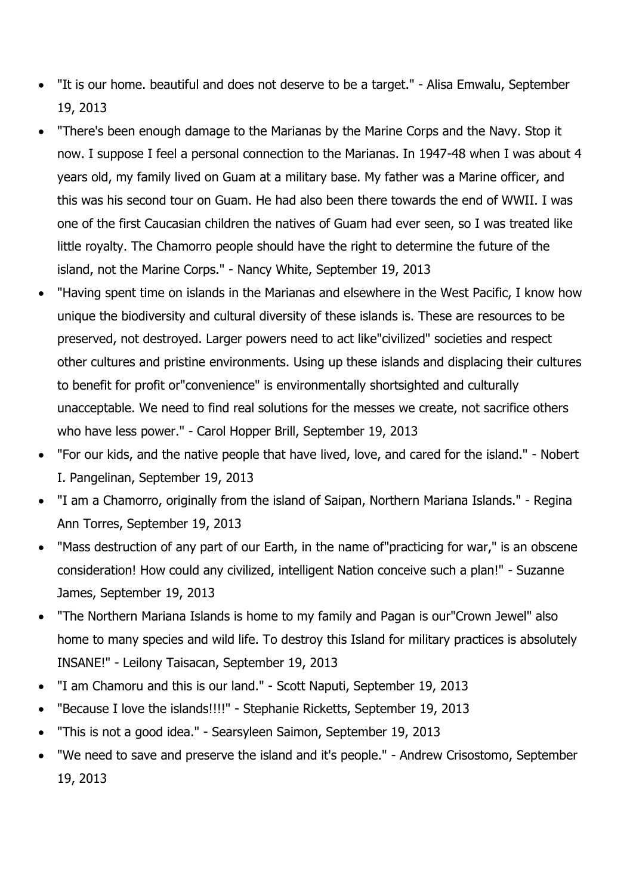- "It is our home. beautiful and does not deserve to be a target." - Alisa Emwalu, September 19, 2013
- "There's been enough damage to the Marianas by the Marine Corps and the Navy. Stop it now. I suppose I feel a personal connection to the Marianas. In 1947-48 when I was about 4 years old, my family lived on Guam at a military base. My father was a Marine officer, and this was his second tour on Guam. He had also been there towards the end of WWII. I was one of the first Caucasian children the natives of Guam had ever seen, so I was treated like little royalty. The Chamorro people should have the right to determine the future of the island, not the Marine Corps." - Nancy White, September 19, 2013
- "Having spent time on islands in the Marianas and elsewhere in the West Pacific, I know how unique the biodiversity and cultural diversity of these islands is. These are resources to be preserved, not destroyed. Larger powers need to act like"civilized" societies and respect other cultures and pristine environments. Using up these islands and displacing their cultures to benefit for profit or"convenience" is environmentally shortsighted and culturally unacceptable. We need to find real solutions for the messes we create, not sacrifice others who have less power." - Carol Hopper Brill, September 19, 2013
- "For our kids, and the native people that have lived, love, and cared for the island." - Nobert I. Pangelinan, September 19, 2013
- "I am a Chamorro, originally from the island of Saipan, Northern Mariana Islands." - Regina Ann Torres, September 19, 2013
- "Mass destruction of any part of our Earth, in the name of"practicing for war," is an obscene consideration! How could any civilized, intelligent Nation conceive such a plan!" - Suzanne James, September 19, 2013
- "The Northern Mariana Islands is home to my family and Pagan is our"Crown Jewel" also home to many species and wild life. To destroy this Island for military practices is absolutely INSANE!" - Leilony Taisacan, September 19, 2013
- "I am Chamoru and this is our land." - Scott Naputi, September 19, 2013
- "Because I love the islands!!!!" - Stephanie Ricketts, September 19, 2013
- "This is not a good idea." - Searsyleen Saimon, September 19, 2013
- "We need to save and preserve the island and it's people." - Andrew Crisostomo, September 19, 2013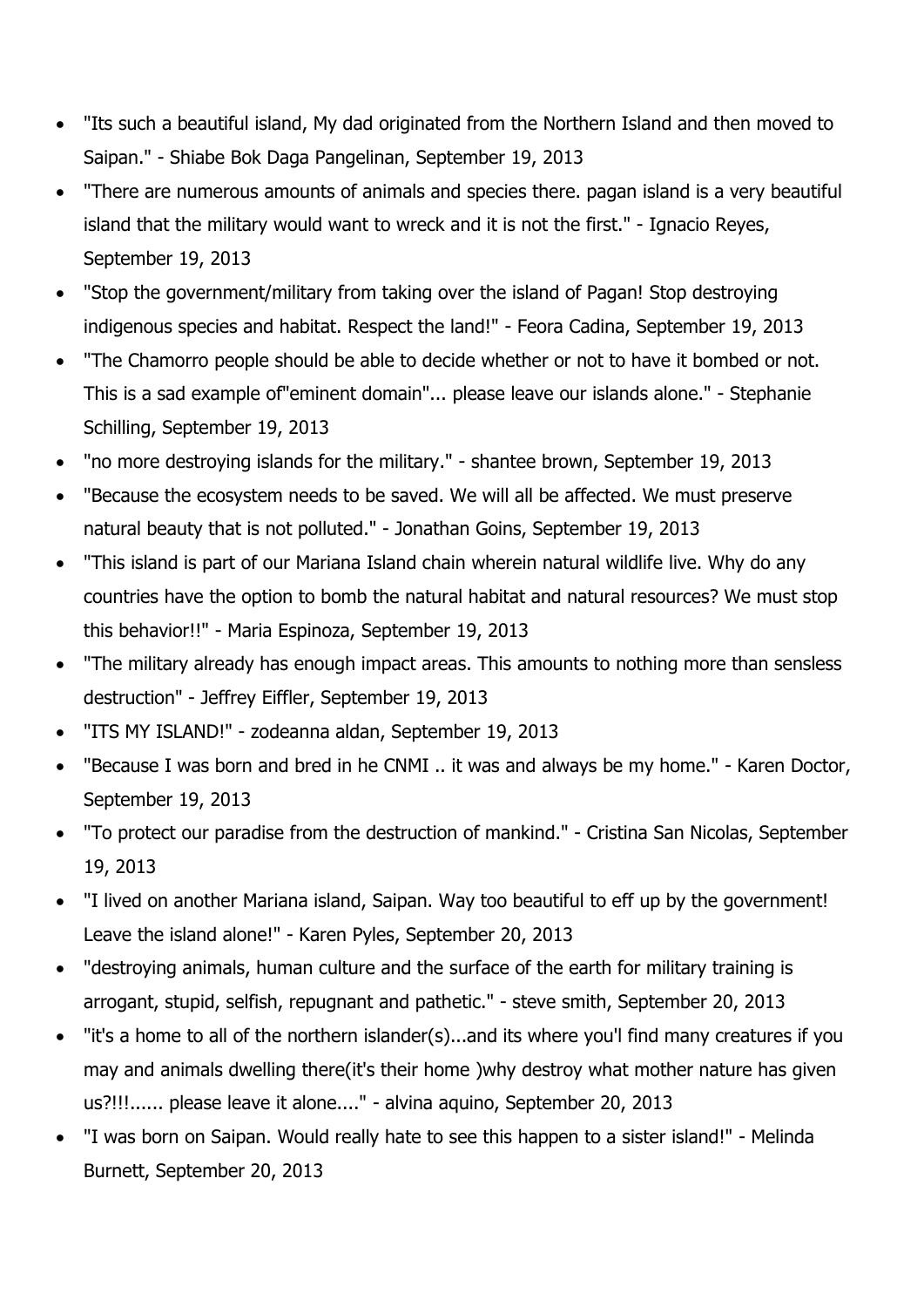- "Its such a beautiful island, My dad originated from the Northern Island and then moved to Saipan." - Shiabe Bok Daga Pangelinan, September 19, 2013
- "There are numerous amounts of animals and species there. pagan island is a very beautiful island that the military would want to wreck and it is not the first." - Ignacio Reyes, September 19, 2013
- "Stop the government/military from taking over the island of Pagan! Stop destroying indigenous species and habitat. Respect the land!" - Feora Cadina, September 19, 2013
- "The Chamorro people should be able to decide whether or not to have it bombed or not. This is a sad example of"eminent domain"... please leave our islands alone." - Stephanie Schilling, September 19, 2013
- "no more destroying islands for the military." - shantee brown, September 19, 2013
- "Because the ecosystem needs to be saved. We will all be affected. We must preserve natural beauty that is not polluted." - Jonathan Goins, September 19, 2013
- "This island is part of our Mariana Island chain wherein natural wildlife live. Why do any countries have the option to bomb the natural habitat and natural resources? We must stop this behavior!!" - Maria Espinoza, September 19, 2013
- "The military already has enough impact areas. This amounts to nothing more than sensless destruction" - Jeffrey Eiffler, September 19, 2013
- "ITS MY ISLAND!" - zodeanna aldan, September 19, 2013
- "Because I was born and bred in he CNMI .. it was and always be my home." - Karen Doctor, September 19, 2013
- "To protect our paradise from the destruction of mankind." - Cristina San Nicolas, September 19, 2013
- "I lived on another Mariana island, Saipan. Way too beautiful to eff up by the government! Leave the island alone!" - Karen Pyles, September 20, 2013
- "destroying animals, human culture and the surface of the earth for military training is arrogant, stupid, selfish, repugnant and pathetic." - steve smith, September 20, 2013
- "it's a home to all of the northern islander(s)...and its where you'l find many creatures if you may and animals dwelling there(it's their home )why destroy what mother nature has given us?!!!...... please leave it alone...." - alvina aquino, September 20, 2013
- "I was born on Saipan. Would really hate to see this happen to a sister island!" - Melinda Burnett, September 20, 2013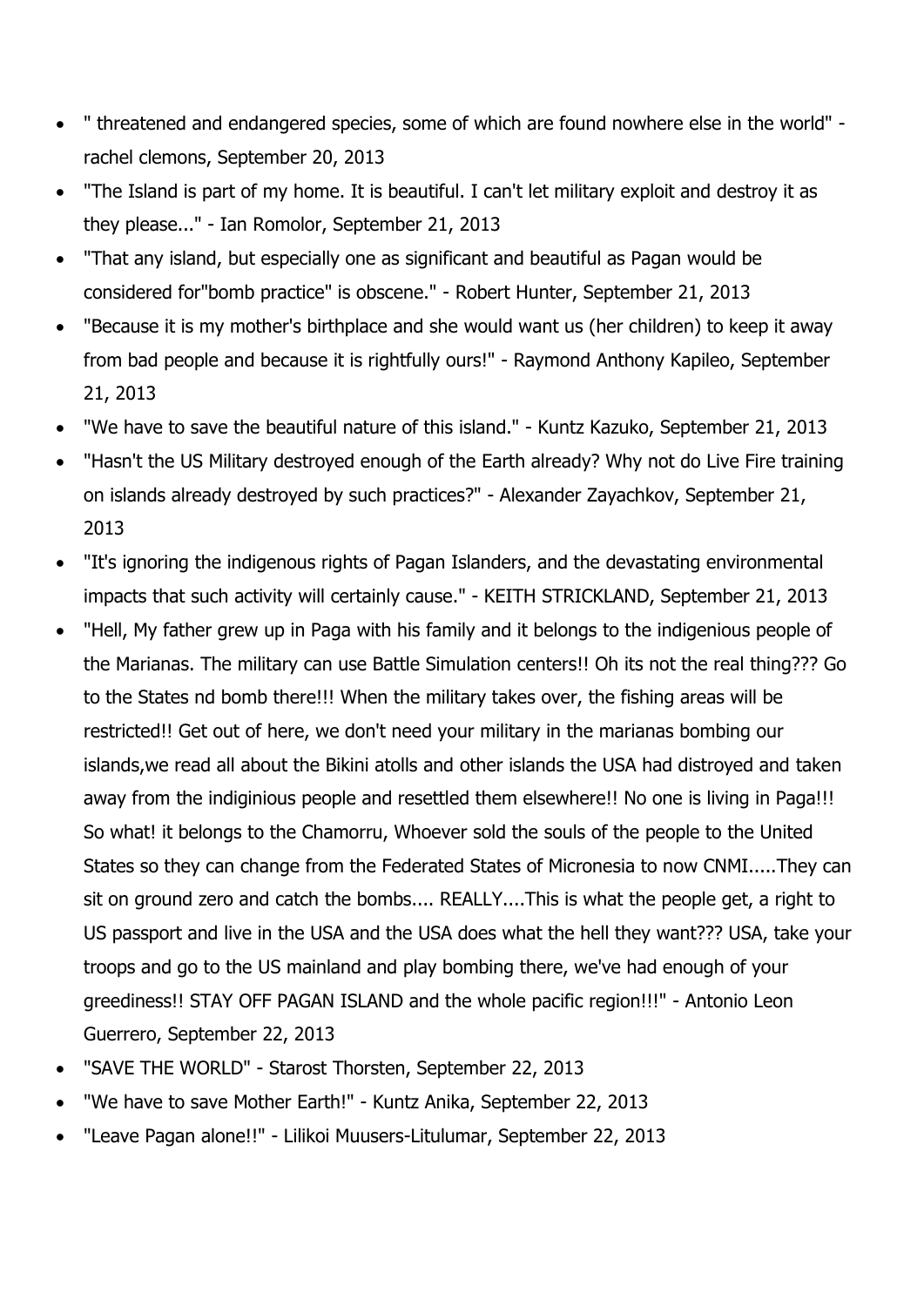- " threatened and endangered species, some of which are found nowhere else in the world" - rachel clemons, September 20, 2013
- "The Island is part of my home. It is beautiful. I can't let military exploit and destroy it as they please..." - Ian Romolor, September 21, 2013
- "That any island, but especially one as significant and beautiful as Pagan would be considered for"bomb practice" is obscene." - Robert Hunter, September 21, 2013
- "Because it is my mother's birthplace and she would want us (her children) to keep it away from bad people and because it is rightfully ours!" - Raymond Anthony Kapileo, September 21, 2013
- "We have to save the beautiful nature of this island." - Kuntz Kazuko, September 21, 2013
- "Hasn't the US Military destroyed enough of the Earth already? Why not do Live Fire training on islands already destroyed by such practices?" - Alexander Zayachkov, September 21, 2013
- "It's ignoring the indigenous rights of Pagan Islanders, and the devastating environmental impacts that such activity will certainly cause." - KEITH STRICKLAND, September 21, 2013
- "Hell, My father grew up in Paga with his family and it belongs to the indigenious people of the Marianas. The military can use Battle Simulation centers!! Oh its not the real thing??? Go to the States nd bomb there!!! When the military takes over, the fishing areas will be restricted!! Get out of here, we don't need your military in the marianas bombing our islands,we read all about the Bikini atolls and other islands the USA had distroyed and taken away from the indiginious people and resettled them elsewhere!! No one is living in Paga!!! So what! it belongs to the Chamorru, Whoever sold the souls of the people to the United States so they can change from the Federated States of Micronesia to now CNMI.....They can sit on ground zero and catch the bombs.... REALLY....This is what the people get, a right to US passport and live in the USA and the USA does what the hell they want??? USA, take your troops and go to the US mainland and play bombing there, we've had enough of your greediness!! STAY OFF PAGAN ISLAND and the whole pacific region!!!" - Antonio Leon Guerrero, September 22, 2013
- "SAVE THE WORLD" - Starost Thorsten, September 22, 2013
- "We have to save Mother Earth!" - Kuntz Anika, September 22, 2013
- "Leave Pagan alone!!" - Lilikoi Muusers-Litulumar, September 22, 2013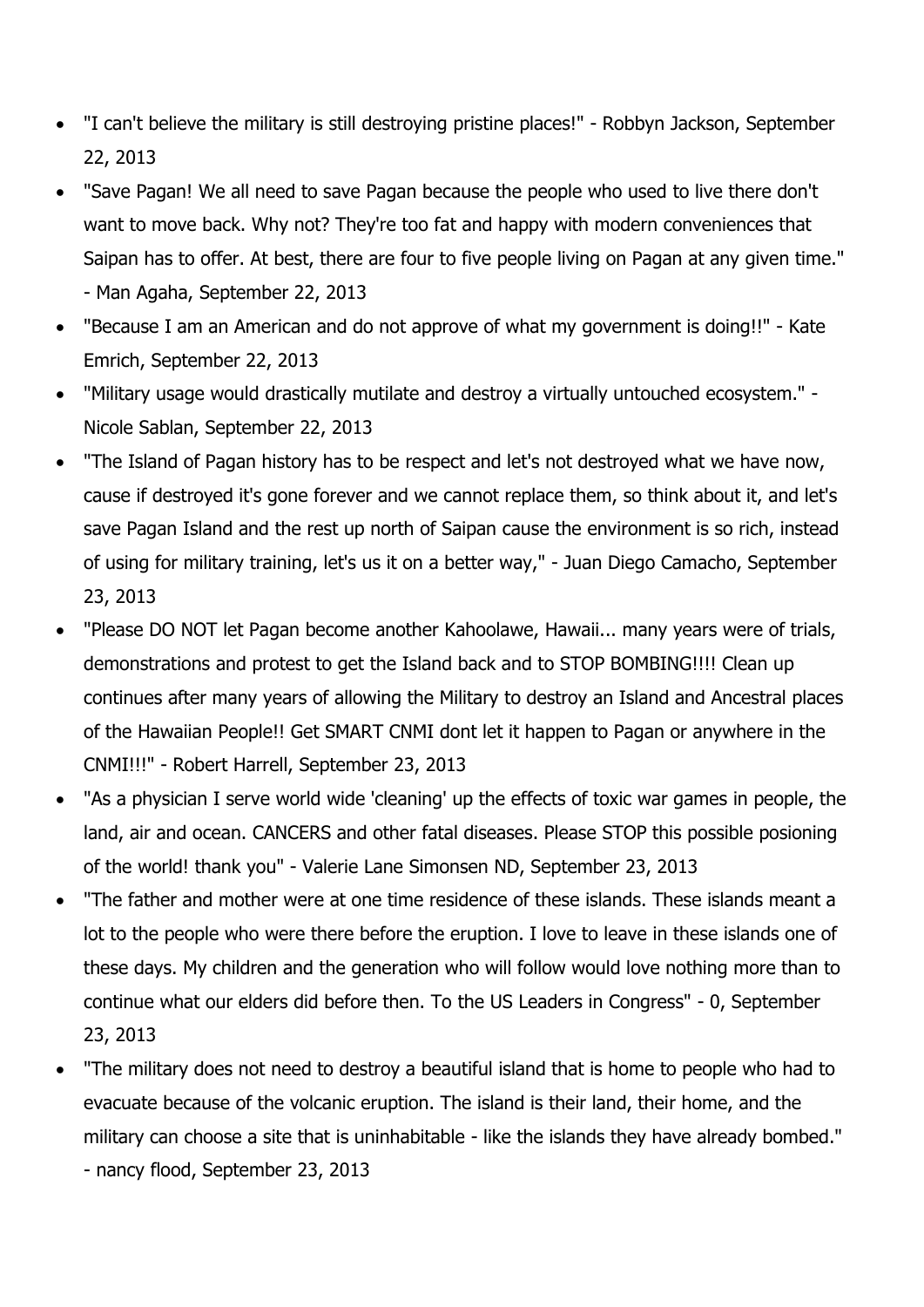- "I can't believe the military is still destroying pristine places!" - Robbyn Jackson, September 22, 2013
- "Save Pagan! We all need to save Pagan because the people who used to live there don't want to move back. Why not? They're too fat and happy with modern conveniences that Saipan has to offer. At best, there are four to five people living on Pagan at any given time." - Man Agaha, September 22, 2013
- "Because I am an American and do not approve of what my government is doing!!" - Kate Emrich, September 22, 2013
- "Military usage would drastically mutilate and destroy a virtually untouched ecosystem." - Nicole Sablan, September 22, 2013
- "The Island of Pagan history has to be respect and let's not destroyed what we have now, cause if destroyed it's gone forever and we cannot replace them, so think about it, and let's save Pagan Island and the rest up north of Saipan cause the environment is so rich, instead of using for military training, let's us it on a better way," - Juan Diego Camacho, September 23, 2013
- "Please DO NOT let Pagan become another Kahoolawe, Hawaii... many years were of trials, demonstrations and protest to get the Island back and to STOP BOMBING!!!! Clean up continues after many years of allowing the Military to destroy an Island and Ancestral places of the Hawaiian People!! Get SMART CNMI dont let it happen to Pagan or anywhere in the CNMI!!!" - Robert Harrell, September 23, 2013
- "As a physician I serve world wide 'cleaning' up the effects of toxic war games in people, the land, air and ocean. CANCERS and other fatal diseases. Please STOP this possible posioning of the world! thank you" - Valerie Lane Simonsen ND, September 23, 2013
- "The father and mother were at one time residence of these islands. These islands meant a lot to the people who were there before the eruption. I love to leave in these islands one of these days. My children and the generation who will follow would love nothing more than to continue what our elders did before then. To the US Leaders in Congress" - 0, September 23, 2013
- "The military does not need to destroy a beautiful island that is home to people who had to evacuate because of the volcanic eruption. The island is their land, their home, and the military can choose a site that is uninhabitable - like the islands they have already bombed." - nancy flood, September 23, 2013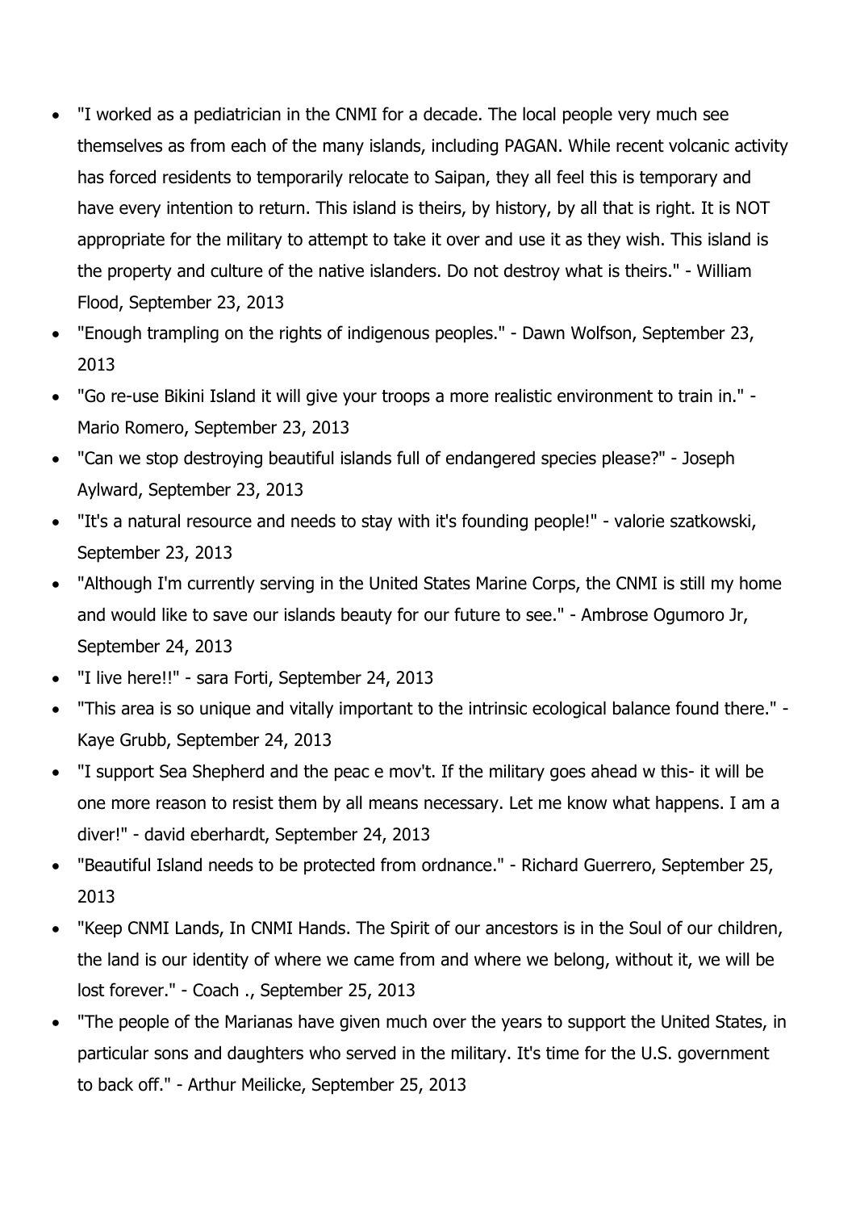- "I worked as a pediatrician in the CNMI for a decade. The local people very much see themselves as from each of the many islands, including PAGAN. While recent volcanic activity has forced residents to temporarily relocate to Saipan, they all feel this is temporary and have every intention to return. This island is theirs, by history, by all that is right. It is NOT appropriate for the military to attempt to take it over and use it as they wish. This island is the property and culture of the native islanders. Do not destroy what is theirs." - William Flood, September 23, 2013
- "Enough trampling on the rights of indigenous peoples." - Dawn Wolfson, September 23, 2013
- "Go re-use Bikini Island it will give your troops a more realistic environment to train in." - Mario Romero, September 23, 2013
- "Can we stop destroying beautiful islands full of endangered species please?" - Joseph Aylward, September 23, 2013
- "It's a natural resource and needs to stay with it's founding people!" - valorie szatkowski, September 23, 2013
- "Although I'm currently serving in the United States Marine Corps, the CNMI is still my home and would like to save our islands beauty for our future to see." - Ambrose Ogumoro Jr, September 24, 2013
- "I live here!!" - sara Forti, September 24, 2013
- "This area is so unique and vitally important to the intrinsic ecological balance found there." - Kaye Grubb, September 24, 2013
- "I support Sea Shepherd and the peac e mov't. If the military goes ahead w this- it will be one more reason to resist them by all means necessary. Let me know what happens. I am a diver!" - david eberhardt, September 24, 2013
- "Beautiful Island needs to be protected from ordnance." - Richard Guerrero, September 25, 2013
- "Keep CNMI Lands, In CNMI Hands. The Spirit of our ancestors is in the Soul of our children, the land is our identity of where we came from and where we belong, without it, we will be lost forever." - Coach ., September 25, 2013
- "The people of the Marianas have given much over the years to support the United States, in particular sons and daughters who served in the military. It's time for the U.S. government to back off." - Arthur Meilicke, September 25, 2013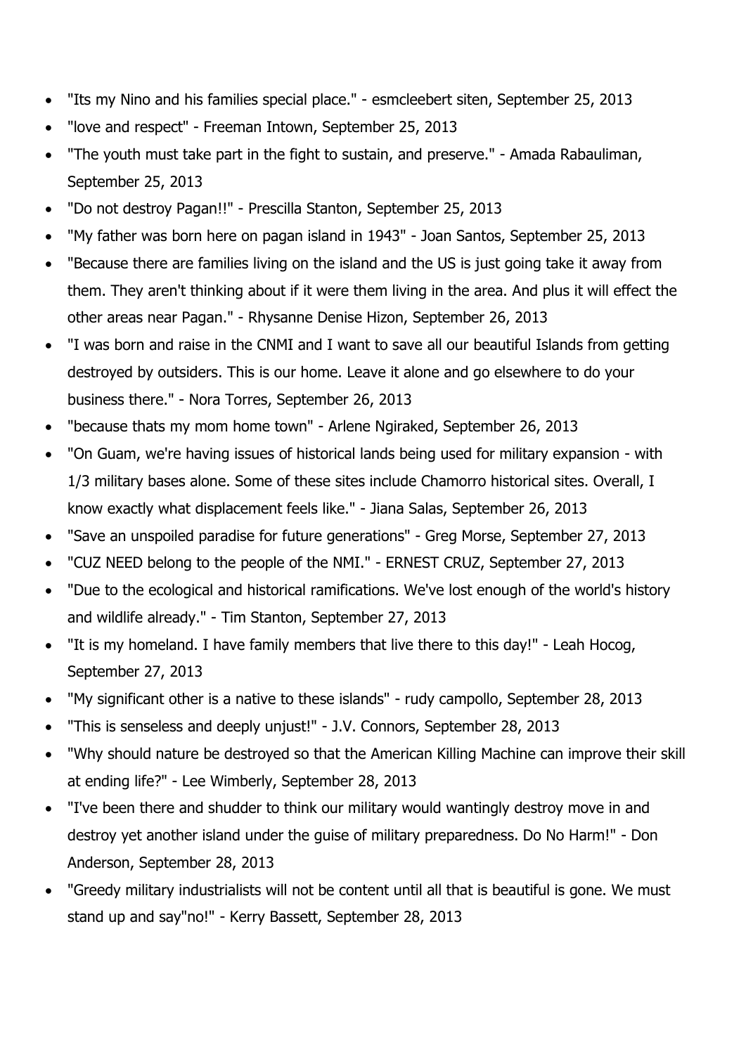- "Its my Nino and his families special place." - esmcleebert siten, September 25, 2013
- "love and respect" - Freeman Intown, September 25, 2013
- "The youth must take part in the fight to sustain, and preserve." - Amada Rabauliman, September 25, 2013
- "Do not destroy Pagan!!" - Prescilla Stanton, September 25, 2013
- "My father was born here on pagan island in 1943" - Joan Santos, September 25, 2013
- "Because there are families living on the island and the US is just going take it away from them. They aren't thinking about if it were them living in the area. And plus it will effect the other areas near Pagan." - Rhysanne Denise Hizon, September 26, 2013
- "I was born and raise in the CNMI and I want to save all our beautiful Islands from getting destroyed by outsiders. This is our home. Leave it alone and go elsewhere to do your business there." - Nora Torres, September 26, 2013
- "because thats my mom home town" - Arlene Ngiraked, September 26, 2013
- "On Guam, we're having issues of historical lands being used for military expansion - with 1/3 military bases alone. Some of these sites include Chamorro historical sites. Overall, I know exactly what displacement feels like." - Jiana Salas, September 26, 2013
- "Save an unspoiled paradise for future generations" - Greg Morse, September 27, 2013
- "CUZ NEED belong to the people of the NMI." - ERNEST CRUZ, September 27, 2013
- "Due to the ecological and historical ramifications. We've lost enough of the world's history and wildlife already." - Tim Stanton, September 27, 2013
- "It is my homeland. I have family members that live there to this day!" - Leah Hocog, September 27, 2013
- "My significant other is a native to these islands" - rudy campollo, September 28, 2013
- "This is senseless and deeply unjust!" - J.V. Connors, September 28, 2013
- "Why should nature be destroyed so that the American Killing Machine can improve their skill at ending life?" - Lee Wimberly, September 28, 2013
- "I've been there and shudder to think our military would wantingly destroy move in and destroy yet another island under the guise of military preparedness. Do No Harm!" - Don Anderson, September 28, 2013
- "Greedy military industrialists will not be content until all that is beautiful is gone. We must stand up and say"no!" - Kerry Bassett, September 28, 2013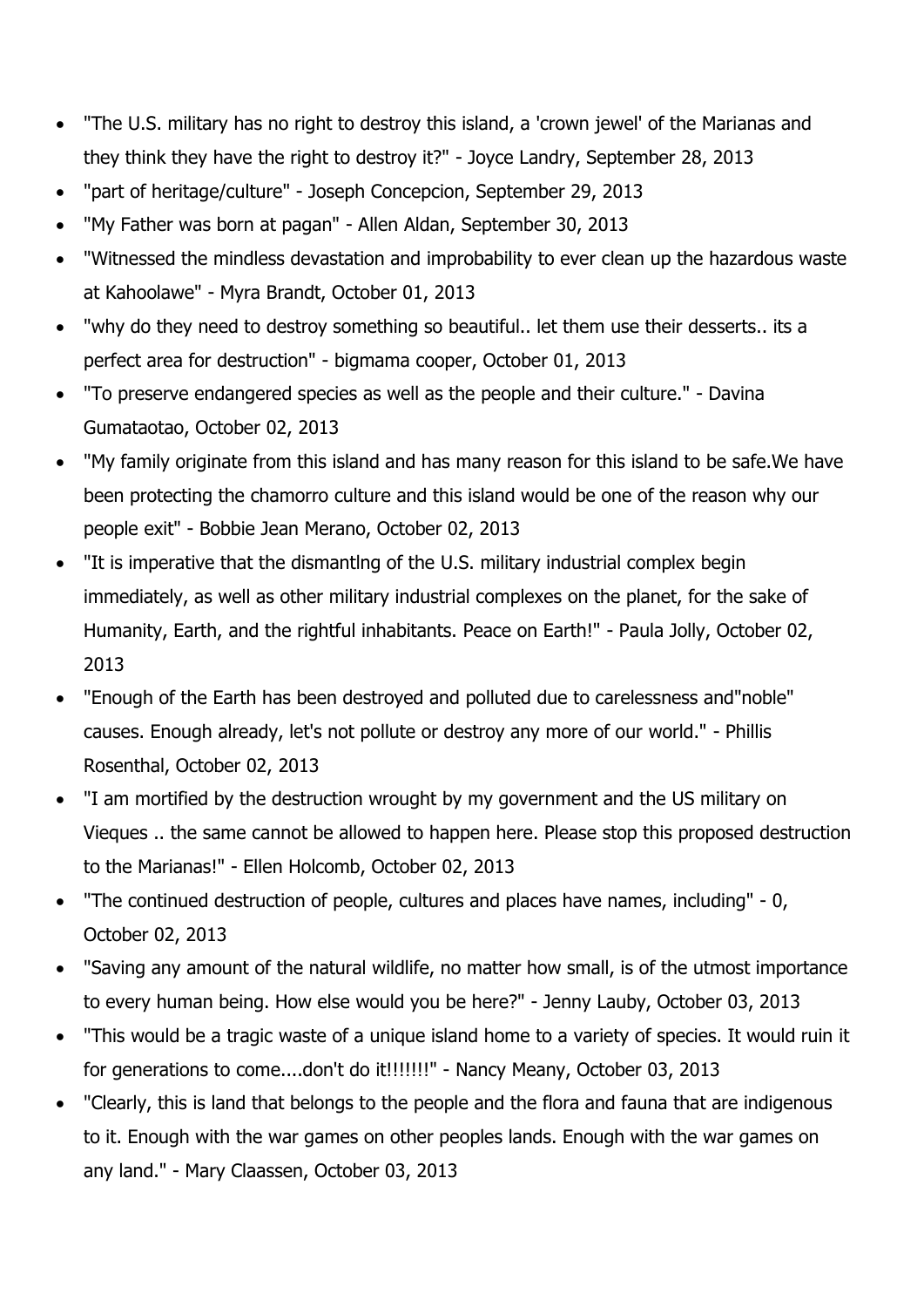- "The U.S. military has no right to destroy this island, a 'crown jewel' of the Marianas and they think they have the right to destroy it?" - Joyce Landry, September 28, 2013
- "part of heritage/culture" - Joseph Concepcion, September 29, 2013
- "My Father was born at pagan" - Allen Aldan, September 30, 2013
- "Witnessed the mindless devastation and improbability to ever clean up the hazardous waste at Kahoolawe" - Myra Brandt, October 01, 2013
- "why do they need to destroy something so beautiful.. let them use their desserts.. its a perfect area for destruction" - bigmama cooper, October 01, 2013
- "To preserve endangered species as well as the people and their culture." - Davina Gumataotao, October 02, 2013
- "My family originate from this island and has many reason for this island to be safe.We have been protecting the chamorro culture and this island would be one of the reason why our people exit" - Bobbie Jean Merano, October 02, 2013
- "It is imperative that the dismantlng of the U.S. military industrial complex begin immediately, as well as other military industrial complexes on the planet, for the sake of Humanity, Earth, and the rightful inhabitants. Peace on Earth!" - Paula Jolly, October 02, 2013
- "Enough of the Earth has been destroyed and polluted due to carelessness and"noble" causes. Enough already, let's not pollute or destroy any more of our world." - Phillis Rosenthal, October 02, 2013
- "I am mortified by the destruction wrought by my government and the US military on Vieques .. the same cannot be allowed to happen here. Please stop this proposed destruction to the Marianas!" - Ellen Holcomb, October 02, 2013
- "The continued destruction of people, cultures and places have names, including" - 0, October 02, 2013
- "Saving any amount of the natural wildlife, no matter how small, is of the utmost importance to every human being. How else would you be here?" - Jenny Lauby, October 03, 2013
- "This would be a tragic waste of a unique island home to a variety of species. It would ruin it for generations to come....don't do it!!!!!!!" - Nancy Meany, October 03, 2013
- "Clearly, this is land that belongs to the people and the flora and fauna that are indigenous to it. Enough with the war games on other peoples lands. Enough with the war games on any land." - Mary Claassen, October 03, 2013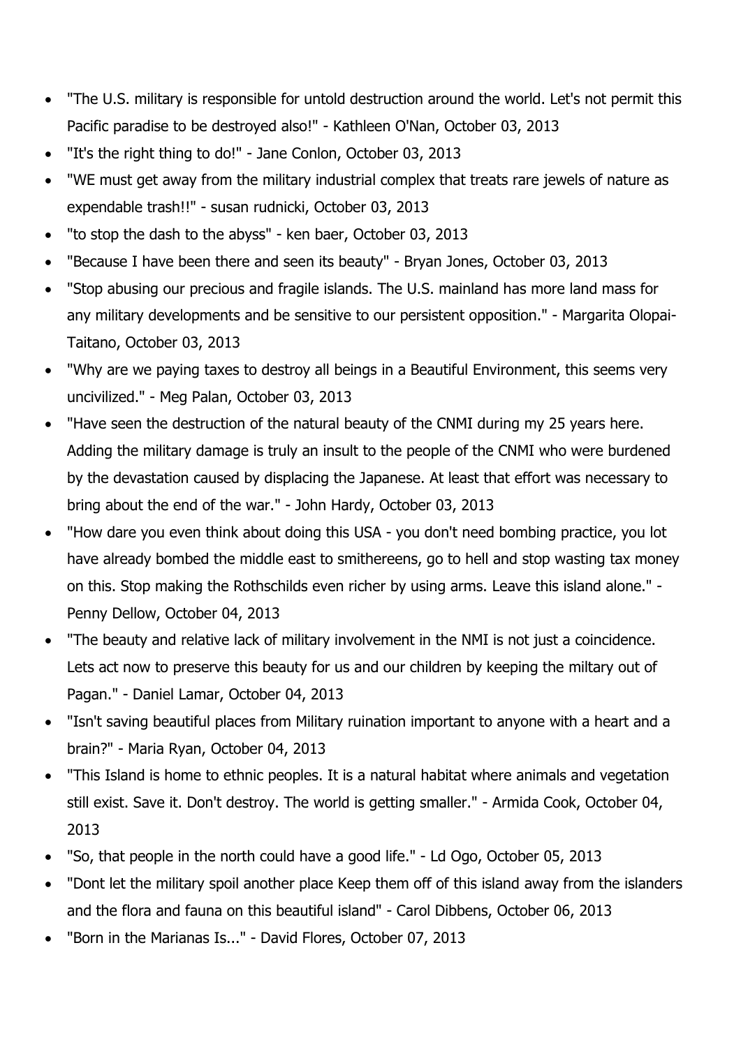- "The U.S. military is responsible for untold destruction around the world. Let's not permit this Pacific paradise to be destroyed also!" - Kathleen O'Nan, October 03, 2013
- "It's the right thing to do!" - Jane Conlon, October 03, 2013
- "WE must get away from the military industrial complex that treats rare jewels of nature as expendable trash!!" - susan rudnicki, October 03, 2013
- "to stop the dash to the abyss" - ken baer, October 03, 2013
- "Because I have been there and seen its beauty" - Bryan Jones, October 03, 2013
- "Stop abusing our precious and fragile islands. The U.S. mainland has more land mass for any military developments and be sensitive to our persistent opposition." - Margarita Olopai-Taitano, October 03, 2013
- "Why are we paying taxes to destroy all beings in a Beautiful Environment, this seems very uncivilized." - Meg Palan, October 03, 2013
- "Have seen the destruction of the natural beauty of the CNMI during my 25 years here. Adding the military damage is truly an insult to the people of the CNMI who were burdened by the devastation caused by displacing the Japanese. At least that effort was necessary to bring about the end of the war." - John Hardy, October 03, 2013
- "How dare you even think about doing this USA - you don't need bombing practice, you lot have already bombed the middle east to smithereens, go to hell and stop wasting tax money on this. Stop making the Rothschilds even richer by using arms. Leave this island alone." - Penny Dellow, October 04, 2013
- "The beauty and relative lack of military involvement in the NMI is not just a coincidence. Lets act now to preserve this beauty for us and our children by keeping the miltary out of Pagan." - Daniel Lamar, October 04, 2013
- "Isn't saving beautiful places from Military ruination important to anyone with a heart and a brain?" - Maria Ryan, October 04, 2013
- "This Island is home to ethnic peoples. It is a natural habitat where animals and vegetation still exist. Save it. Don't destroy. The world is getting smaller." - Armida Cook, October 04, 2013
- "So, that people in the north could have a good life." - Ld Ogo, October 05, 2013
- "Dont let the military spoil another place Keep them off of this island away from the islanders and the flora and fauna on this beautiful island" - Carol Dibbens, October 06, 2013
- "Born in the Marianas Is..." - David Flores, October 07, 2013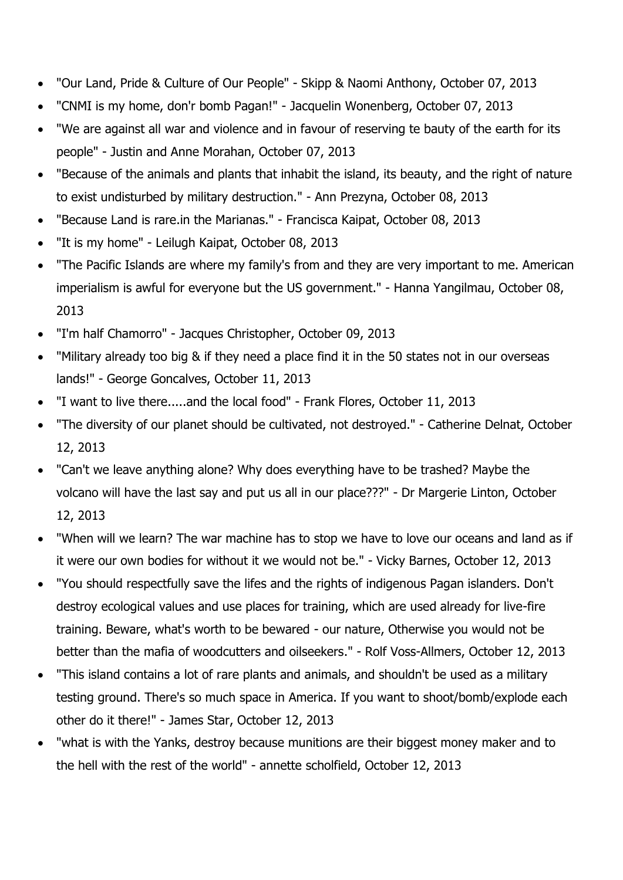- "Our Land, Pride & Culture of Our People" - Skipp & Naomi Anthony, October 07, 2013
- "CNMI is my home, don'r bomb Pagan!" - Jacquelin Wonenberg, October 07, 2013
- "We are against all war and violence and in favour of reserving te bauty of the earth for its people" - Justin and Anne Morahan, October 07, 2013
- "Because of the animals and plants that inhabit the island, its beauty, and the right of nature to exist undisturbed by military destruction." - Ann Prezyna, October 08, 2013
- "Because Land is rare.in the Marianas." - Francisca Kaipat, October 08, 2013
- "It is my home" - Leilugh Kaipat, October 08, 2013
- "The Pacific Islands are where my family's from and they are very important to me. American imperialism is awful for everyone but the US government." - Hanna Yangilmau, October 08, 2013
- "I'm half Chamorro" - Jacques Christopher, October 09, 2013
- "Military already too big & if they need a place find it in the 50 states not in our overseas lands!" - George Goncalves, October 11, 2013
- "I want to live there.....and the local food" - Frank Flores, October 11, 2013
- "The diversity of our planet should be cultivated, not destroyed." - Catherine Delnat, October 12, 2013
- "Can't we leave anything alone? Why does everything have to be trashed? Maybe the volcano will have the last say and put us all in our place???" - Dr Margerie Linton, October 12, 2013
- "When will we learn? The war machine has to stop we have to love our oceans and land as if it were our own bodies for without it we would not be." - Vicky Barnes, October 12, 2013
- "You should respectfully save the lifes and the rights of indigenous Pagan islanders. Don't destroy ecological values and use places for training, which are used already for live-fire training. Beware, what's worth to be bewared - our nature, Otherwise you would not be better than the mafia of woodcutters and oilseekers." - Rolf Voss-Allmers, October 12, 2013
- "This island contains a lot of rare plants and animals, and shouldn't be used as a military testing ground. There's so much space in America. If you want to shoot/bomb/explode each other do it there!" - James Star, October 12, 2013
- "what is with the Yanks, destroy because munitions are their biggest money maker and to the hell with the rest of the world" - annette scholfield, October 12, 2013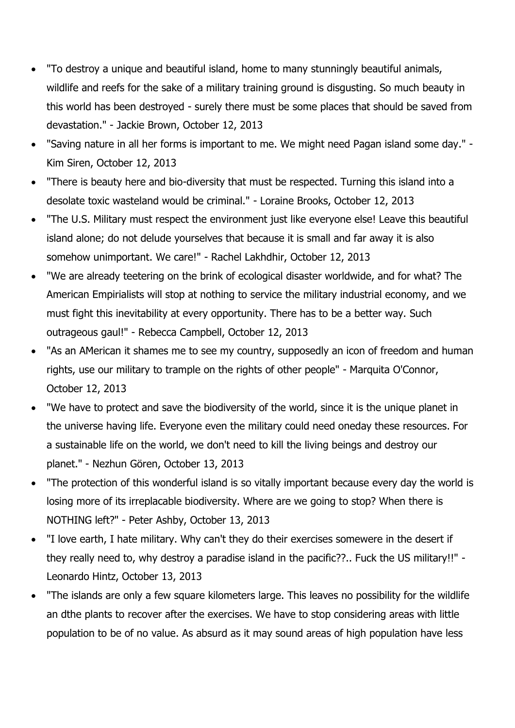- "To destroy a unique and beautiful island, home to many stunningly beautiful animals, wildlife and reefs for the sake of a military training ground is disgusting. So much beauty in this world has been destroyed - surely there must be some places that should be saved from devastation." - Jackie Brown, October 12, 2013
- "Saving nature in all her forms is important to me. We might need Pagan island some day." - Kim Siren, October 12, 2013
- "There is beauty here and bio-diversity that must be respected. Turning this island into a desolate toxic wasteland would be criminal." - Loraine Brooks, October 12, 2013
- "The U.S. Military must respect the environment just like everyone else! Leave this beautiful island alone; do not delude yourselves that because it is small and far away it is also somehow unimportant. We care!" - Rachel Lakhdhir, October 12, 2013
- "We are already teetering on the brink of ecological disaster worldwide, and for what? The American Empirialists will stop at nothing to service the military industrial economy, and we must fight this inevitability at every opportunity. There has to be a better way. Such outrageous gaul!" - Rebecca Campbell, October 12, 2013
- "As an AMerican it shames me to see my country, supposedly an icon of freedom and human rights, use our military to trample on the rights of other people" - Marquita O'Connor, October 12, 2013
- "We have to protect and save the biodiversity of the world, since it is the unique planet in the universe having life. Everyone even the military could need oneday these resources. For a sustainable life on the world, we don't need to kill the living beings and destroy our planet." - Nezhun Gören, October 13, 2013
- "The protection of this wonderful island is so vitally important because every day the world is losing more of its irreplacable biodiversity. Where are we going to stop? When there is NOTHING left?" - Peter Ashby, October 13, 2013
- "I love earth, I hate military. Why can't they do their exercises somewere in the desert if they really need to, why destroy a paradise island in the pacific??.. Fuck the US military!!" - Leonardo Hintz, October 13, 2013
- "The islands are only a few square kilometers large. This leaves no possibility for the wildlife an dthe plants to recover after the exercises. We have to stop considering areas with little population to be of no value. As absurd as it may sound areas of high population have less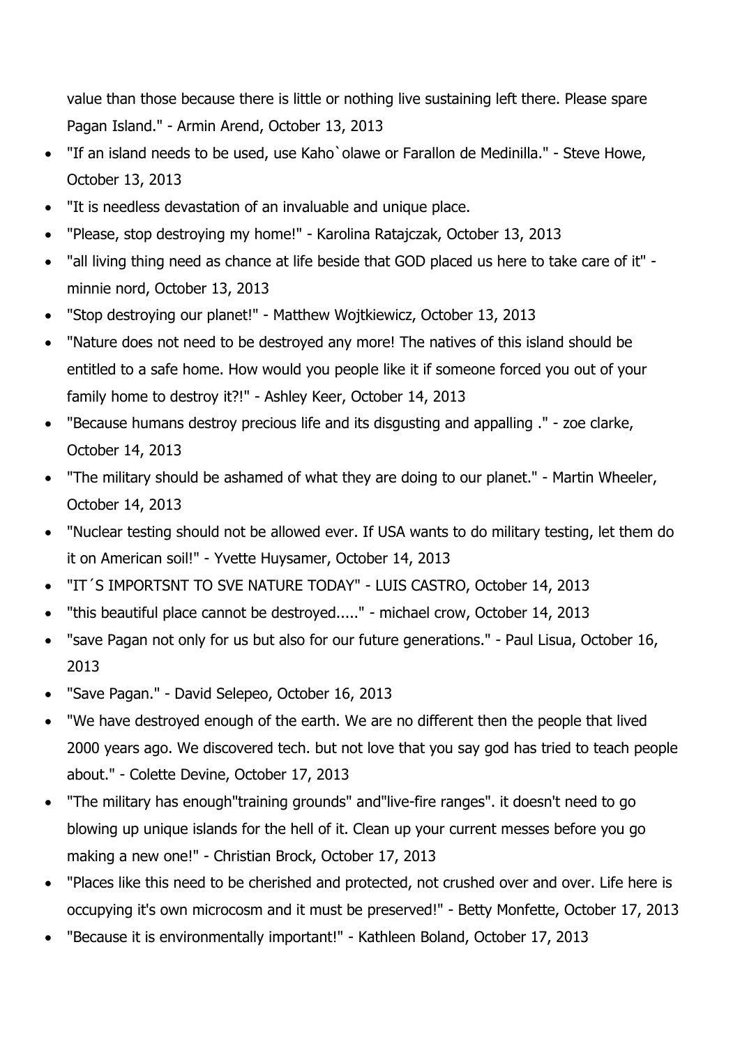value than those because there is little or nothing live sustaining left there. Please spare Pagan Island." - Armin Arend, October 13, 2013

- "If an island needs to be used, use Kaho`olawe or Farallon de Medinilla." - Steve Howe, October 13, 2013
- "It is needless devastation of an invaluable and unique place.
- "Please, stop destroying my home!" - Karolina Ratajczak, October 13, 2013
- "all living thing need as chance at life beside that GOD placed us here to take care of it" - minnie nord, October 13, 2013
- "Stop destroying our planet!" - Matthew Wojtkiewicz, October 13, 2013
- "Nature does not need to be destroyed any more! The natives of this island should be entitled to a safe home. How would you people like it if someone forced you out of your family home to destroy it?!" - Ashley Keer, October 14, 2013
- "Because humans destroy precious life and its disgusting and appalling ." - zoe clarke, October 14, 2013
- "The military should be ashamed of what they are doing to our planet." - Martin Wheeler, October 14, 2013
- "Nuclear testing should not be allowed ever. If USA wants to do military testing, let them do it on American soil!" - Yvette Huysamer, October 14, 2013
- "IT´S IMPORTSNT TO SVE NATURE TODAY" - LUIS CASTRO, October 14, 2013
- "this beautiful place cannot be destroyed....." - michael crow, October 14, 2013
- "save Pagan not only for us but also for our future generations." - Paul Lisua, October 16, 2013
- "Save Pagan." - David Selepeo, October 16, 2013
- "We have destroyed enough of the earth. We are no different then the people that lived 2000 years ago. We discovered tech. but not love that you say god has tried to teach people about." - Colette Devine, October 17, 2013
- "The military has enough"training grounds" and"live-fire ranges". it doesn't need to go blowing up unique islands for the hell of it. Clean up your current messes before you go making a new one!" - Christian Brock, October 17, 2013
- "Places like this need to be cherished and protected, not crushed over and over. Life here is occupying it's own microcosm and it must be preserved!" - Betty Monfette, October 17, 2013
- "Because it is environmentally important!" - Kathleen Boland, October 17, 2013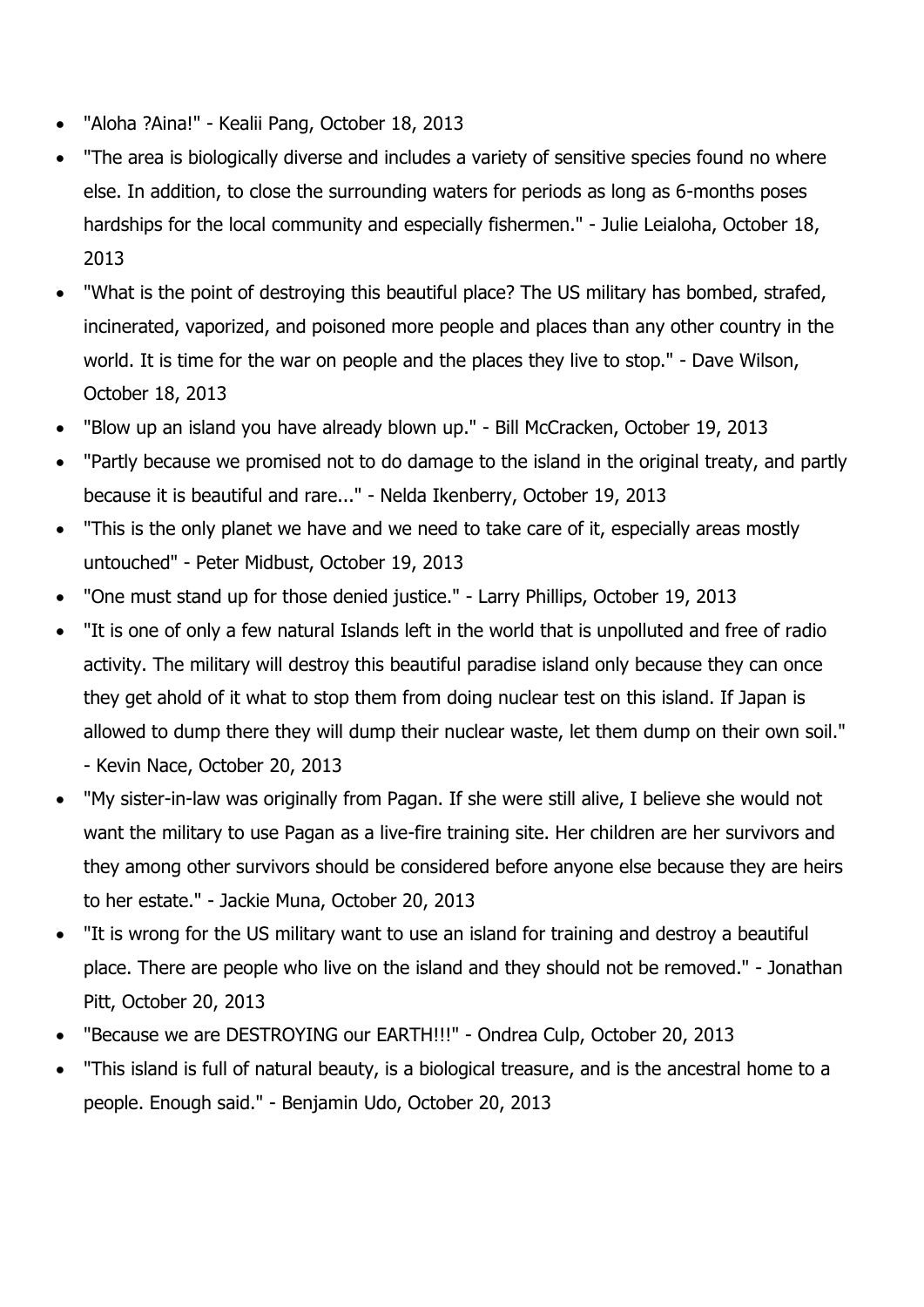- "Aloha ?Aina!" - Kealii Pang, October 18, 2013
- "The area is biologically diverse and includes a variety of sensitive species found no where else. In addition, to close the surrounding waters for periods as long as 6-months poses hardships for the local community and especially fishermen." - Julie Leialoha, October 18, 2013
- "What is the point of destroying this beautiful place? The US military has bombed, strafed, incinerated, vaporized, and poisoned more people and places than any other country in the world. It is time for the war on people and the places they live to stop." - Dave Wilson, October 18, 2013
- "Blow up an island you have already blown up." - Bill McCracken, October 19, 2013
- "Partly because we promised not to do damage to the island in the original treaty, and partly because it is beautiful and rare..." - Nelda Ikenberry, October 19, 2013
- "This is the only planet we have and we need to take care of it, especially areas mostly untouched" - Peter Midbust, October 19, 2013
- "One must stand up for those denied justice." - Larry Phillips, October 19, 2013
- "It is one of only a few natural Islands left in the world that is unpolluted and free of radio activity. The military will destroy this beautiful paradise island only because they can once they get ahold of it what to stop them from doing nuclear test on this island. If Japan is allowed to dump there they will dump their nuclear waste, let them dump on their own soil." - Kevin Nace, October 20, 2013
- "My sister-in-law was originally from Pagan. If she were still alive, I believe she would not want the military to use Pagan as a live-fire training site. Her children are her survivors and they among other survivors should be considered before anyone else because they are heirs to her estate." - Jackie Muna, October 20, 2013
- "It is wrong for the US military want to use an island for training and destroy a beautiful place. There are people who live on the island and they should not be removed." - Jonathan Pitt, October 20, 2013
- "Because we are DESTROYING our EARTH!!!" - Ondrea Culp, October 20, 2013
- "This island is full of natural beauty, is a biological treasure, and is the ancestral home to a people. Enough said." - Benjamin Udo, October 20, 2013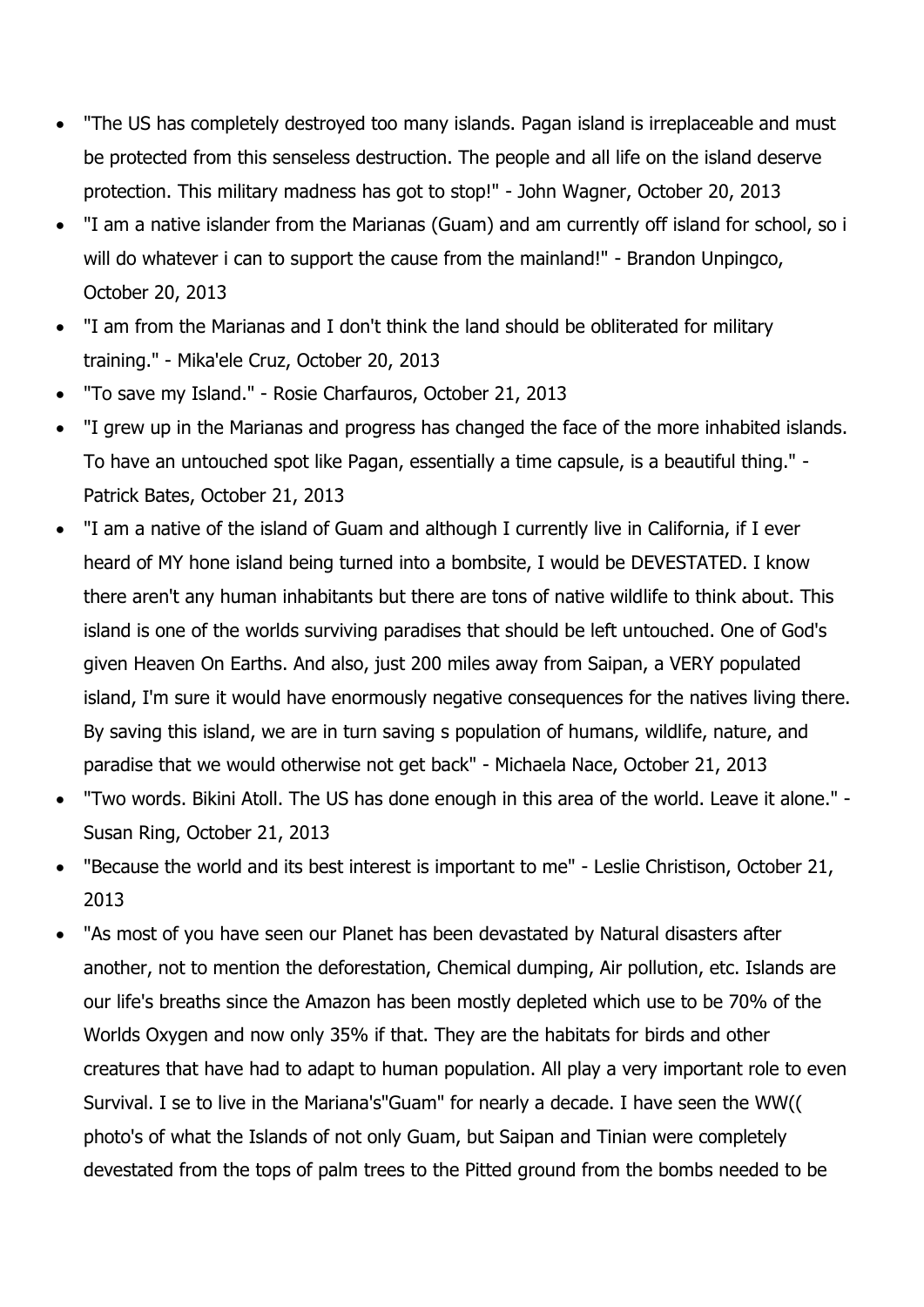- "The US has completely destroyed too many islands. Pagan island is irreplaceable and must be protected from this senseless destruction. The people and all life on the island deserve protection. This military madness has got to stop!" - John Wagner, October 20, 2013
- "I am a native islander from the Marianas (Guam) and am currently off island for school, so i will do whatever i can to support the cause from the mainland!" - Brandon Unpingco, October 20, 2013
- "I am from the Marianas and I don't think the land should be obliterated for military training." - Mika'ele Cruz, October 20, 2013
- "To save my Island." - Rosie Charfauros, October 21, 2013
- "I grew up in the Marianas and progress has changed the face of the more inhabited islands. To have an untouched spot like Pagan, essentially a time capsule, is a beautiful thing." - Patrick Bates, October 21, 2013
- "I am a native of the island of Guam and although I currently live in California, if I ever heard of MY hone island being turned into a bombsite, I would be DEVESTATED. I know there aren't any human inhabitants but there are tons of native wildlife to think about. This island is one of the worlds surviving paradises that should be left untouched. One of God's given Heaven On Earths. And also, just 200 miles away from Saipan, a VERY populated island, I'm sure it would have enormously negative consequences for the natives living there. By saving this island, we are in turn saving s population of humans, wildlife, nature, and paradise that we would otherwise not get back" - Michaela Nace, October 21, 2013
- "Two words. Bikini Atoll. The US has done enough in this area of the world. Leave it alone." - Susan Ring, October 21, 2013
- "Because the world and its best interest is important to me" - Leslie Christison, October 21, 2013
- "As most of you have seen our Planet has been devastated by Natural disasters after another, not to mention the deforestation, Chemical dumping, Air pollution, etc. Islands are our life's breaths since the Amazon has been mostly depleted which use to be 70% of the Worlds Oxygen and now only 35% if that. They are the habitats for birds and other creatures that have had to adapt to human population. All play a very important role to even Survival. I se to live in the Mariana's"Guam" for nearly a decade. I have seen the WW(( photo's of what the Islands of not only Guam, but Saipan and Tinian were completely devestated from the tops of palm trees to the Pitted ground from the bombs needed to be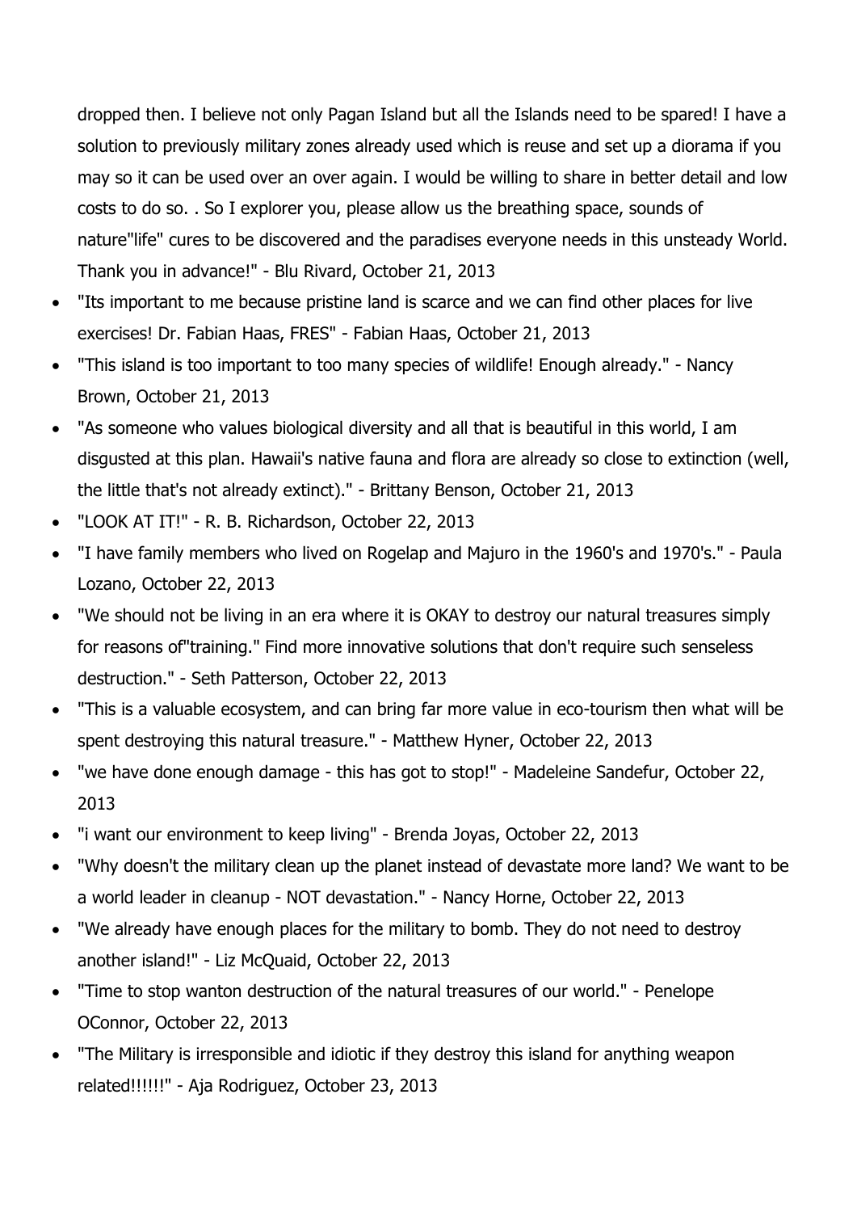dropped then. I believe not only Pagan Island but all the Islands need to be spared! I have a solution to previously military zones already used which is reuse and set up a diorama if you may so it can be used over an over again. I would be willing to share in better detail and low costs to do so. . So I explorer you, please allow us the breathing space, sounds of nature"life" cures to be discovered and the paradises everyone needs in this unsteady World. Thank you in advance!" - Blu Rivard, October 21, 2013

- "Its important to me because pristine land is scarce and we can find other places for live exercises! Dr. Fabian Haas, FRES" - Fabian Haas, October 21, 2013
- "This island is too important to too many species of wildlife! Enough already." - Nancy Brown, October 21, 2013
- "As someone who values biological diversity and all that is beautiful in this world, I am disgusted at this plan. Hawaii's native fauna and flora are already so close to extinction (well, the little that's not already extinct)." - Brittany Benson, October 21, 2013
- "LOOK AT IT!" - R. B. Richardson, October 22, 2013
- "I have family members who lived on Rogelap and Majuro in the 1960's and 1970's." - Paula Lozano, October 22, 2013
- "We should not be living in an era where it is OKAY to destroy our natural treasures simply for reasons of"training." Find more innovative solutions that don't require such senseless destruction." - Seth Patterson, October 22, 2013
- "This is a valuable ecosystem, and can bring far more value in eco-tourism then what will be spent destroying this natural treasure." - Matthew Hyner, October 22, 2013
- "we have done enough damage - this has got to stop!" - Madeleine Sandefur, October 22, 2013
- "i want our environment to keep living" - Brenda Joyas, October 22, 2013
- "Why doesn't the military clean up the planet instead of devastate more land? We want to be a world leader in cleanup - NOT devastation." - Nancy Horne, October 22, 2013
- "We already have enough places for the military to bomb. They do not need to destroy another island!" - Liz McQuaid, October 22, 2013
- "Time to stop wanton destruction of the natural treasures of our world." - Penelope OConnor, October 22, 2013
- "The Military is irresponsible and idiotic if they destroy this island for anything weapon related!!!!!!" - Aja Rodriguez, October 23, 2013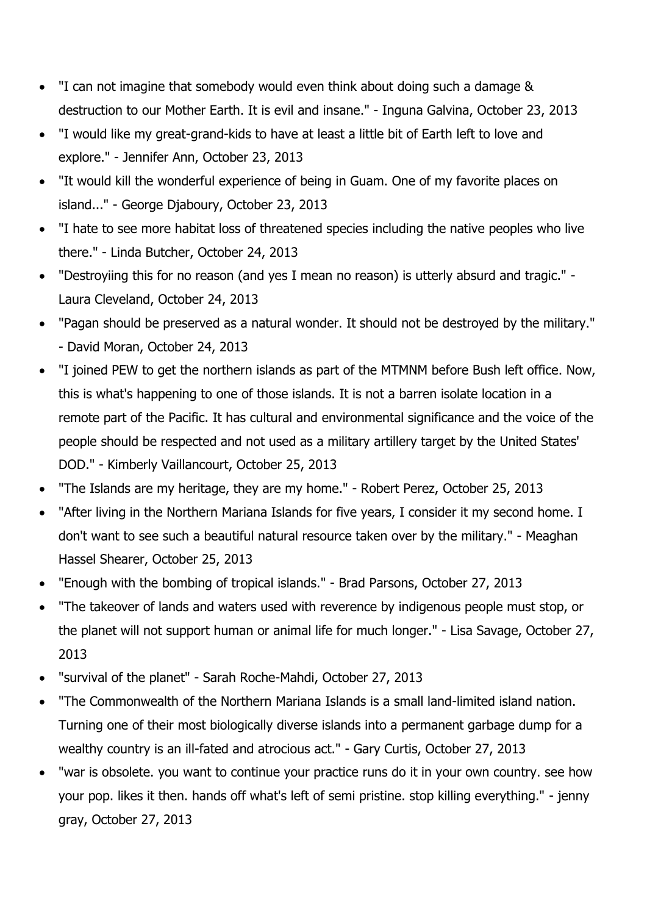- "I can not imagine that somebody would even think about doing such a damage & destruction to our Mother Earth. It is evil and insane." - Inguna Galvina, October 23, 2013
- "I would like my great-grand-kids to have at least a little bit of Earth left to love and explore." - Jennifer Ann, October 23, 2013
- "It would kill the wonderful experience of being in Guam. One of my favorite places on island..." - George Djaboury, October 23, 2013
- "I hate to see more habitat loss of threatened species including the native peoples who live there." - Linda Butcher, October 24, 2013
- "Destroyiing this for no reason (and yes I mean no reason) is utterly absurd and tragic." - Laura Cleveland, October 24, 2013
- "Pagan should be preserved as a natural wonder. It should not be destroyed by the military." - David Moran, October 24, 2013
- "I joined PEW to get the northern islands as part of the MTMNM before Bush left office. Now, this is what's happening to one of those islands. It is not a barren isolate location in a remote part of the Pacific. It has cultural and environmental significance and the voice of the people should be respected and not used as a military artillery target by the United States' DOD." - Kimberly Vaillancourt, October 25, 2013
- "The Islands are my heritage, they are my home." - Robert Perez, October 25, 2013
- "After living in the Northern Mariana Islands for five years, I consider it my second home. I don't want to see such a beautiful natural resource taken over by the military." - Meaghan Hassel Shearer, October 25, 2013
- "Enough with the bombing of tropical islands." - Brad Parsons, October 27, 2013
- "The takeover of lands and waters used with reverence by indigenous people must stop, or the planet will not support human or animal life for much longer." - Lisa Savage, October 27, 2013
- "survival of the planet" - Sarah Roche-Mahdi, October 27, 2013
- "The Commonwealth of the Northern Mariana Islands is a small land-limited island nation. Turning one of their most biologically diverse islands into a permanent garbage dump for a wealthy country is an ill-fated and atrocious act." - Gary Curtis, October 27, 2013
- "war is obsolete. you want to continue your practice runs do it in your own country. see how your pop. likes it then. hands off what's left of semi pristine. stop killing everything." - jenny gray, October 27, 2013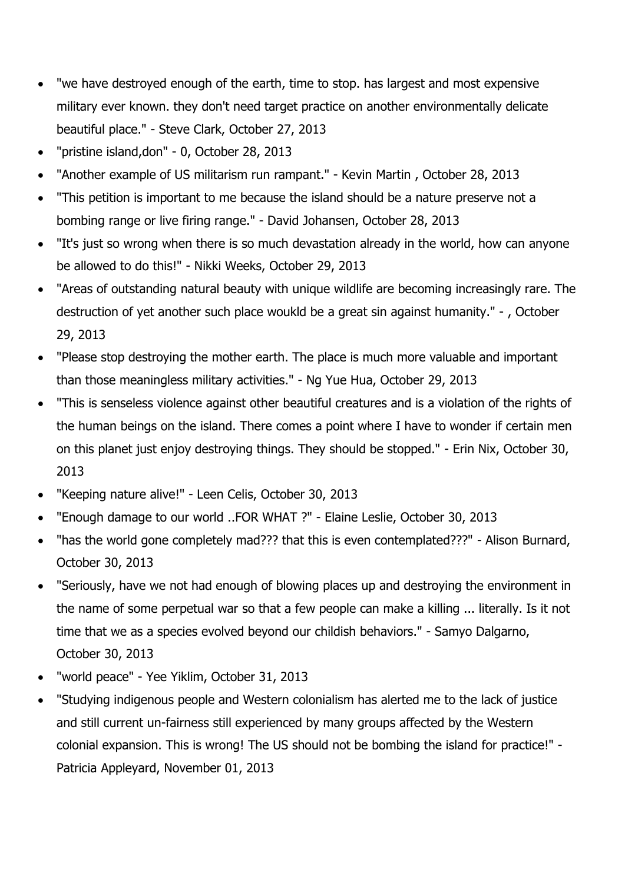- "we have destroyed enough of the earth, time to stop. has largest and most expensive military ever known. they don't need target practice on another environmentally delicate beautiful place." - Steve Clark, October 27, 2013
- "pristine island,don" - 0, October 28, 2013
- "Another example of US militarism run rampant." - Kevin Martin , October 28, 2013
- "This petition is important to me because the island should be a nature preserve not a bombing range or live firing range." - David Johansen, October 28, 2013
- "It's just so wrong when there is so much devastation already in the world, how can anyone be allowed to do this!" - Nikki Weeks, October 29, 2013
- "Areas of outstanding natural beauty with unique wildlife are becoming increasingly rare. The destruction of yet another such place woukld be a great sin against humanity." - , October 29, 2013
- "Please stop destroying the mother earth. The place is much more valuable and important than those meaningless military activities." - Ng Yue Hua, October 29, 2013
- "This is senseless violence against other beautiful creatures and is a violation of the rights of the human beings on the island. There comes a point where I have to wonder if certain men on this planet just enjoy destroying things. They should be stopped." - Erin Nix, October 30, 2013
- "Keeping nature alive!" - Leen Celis, October 30, 2013
- "Enough damage to our world ..FOR WHAT ?" - Elaine Leslie, October 30, 2013
- "has the world gone completely mad??? that this is even contemplated???" - Alison Burnard, October 30, 2013
- "Seriously, have we not had enough of blowing places up and destroying the environment in the name of some perpetual war so that a few people can make a killing ... literally. Is it not time that we as a species evolved beyond our childish behaviors." - Samyo Dalgarno, October 30, 2013
- "world peace" - Yee Yiklim, October 31, 2013
- "Studying indigenous people and Western colonialism has alerted me to the lack of justice and still current un-fairness still experienced by many groups affected by the Western colonial expansion. This is wrong! The US should not be bombing the island for practice!" - Patricia Appleyard, November 01, 2013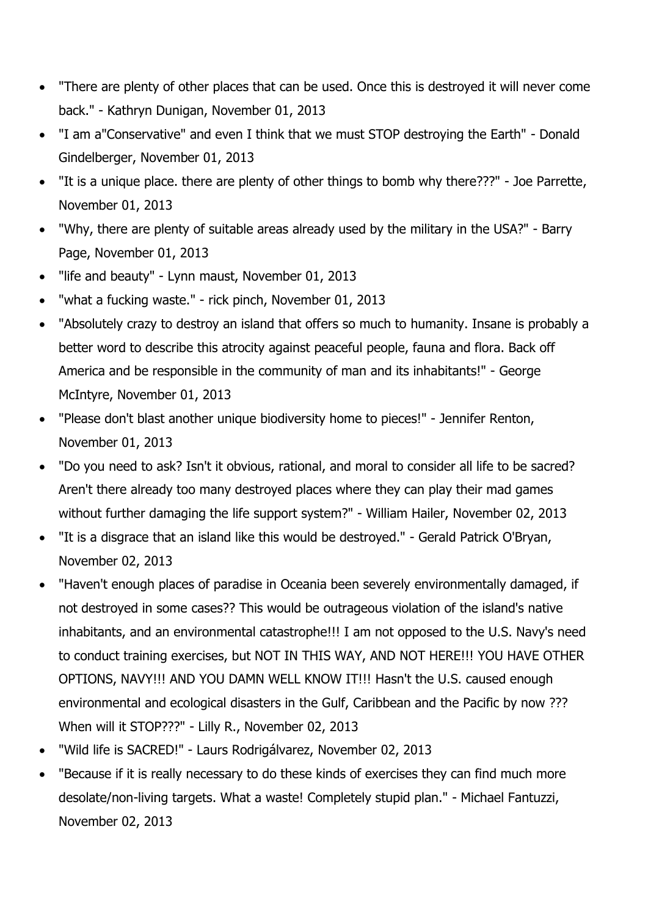- "There are plenty of other places that can be used. Once this is destroyed it will never come back." - Kathryn Dunigan, November 01, 2013
- "I am a"Conservative" and even I think that we must STOP destroying the Earth" - Donald Gindelberger, November 01, 2013
- "It is a unique place. there are plenty of other things to bomb why there???" - Joe Parrette, November 01, 2013
- "Why, there are plenty of suitable areas already used by the military in the USA?" - Barry Page, November 01, 2013
- "life and beauty" - Lynn maust, November 01, 2013
- "what a fucking waste." - rick pinch, November 01, 2013
- "Absolutely crazy to destroy an island that offers so much to humanity. Insane is probably a better word to describe this atrocity against peaceful people, fauna and flora. Back off America and be responsible in the community of man and its inhabitants!" - George McIntyre, November 01, 2013
- "Please don't blast another unique biodiversity home to pieces!" - Jennifer Renton, November 01, 2013
- "Do you need to ask? Isn't it obvious, rational, and moral to consider all life to be sacred? Aren't there already too many destroyed places where they can play their mad games without further damaging the life support system?" - William Hailer, November 02, 2013
- "It is a disgrace that an island like this would be destroyed." - Gerald Patrick O'Bryan, November 02, 2013
- "Haven't enough places of paradise in Oceania been severely environmentally damaged, if not destroyed in some cases?? This would be outrageous violation of the island's native inhabitants, and an environmental catastrophe!!! I am not opposed to the U.S. Navy's need to conduct training exercises, but NOT IN THIS WAY, AND NOT HERE!!! YOU HAVE OTHER OPTIONS, NAVY!!! AND YOU DAMN WELL KNOW IT!!! Hasn't the U.S. caused enough environmental and ecological disasters in the Gulf, Caribbean and the Pacific by now ??? When will it STOP???" - Lilly R., November 02, 2013
- "Wild life is SACRED!" - Laurs Rodrigálvarez, November 02, 2013
- "Because if it is really necessary to do these kinds of exercises they can find much more desolate/non-living targets. What a waste! Completely stupid plan." - Michael Fantuzzi, November 02, 2013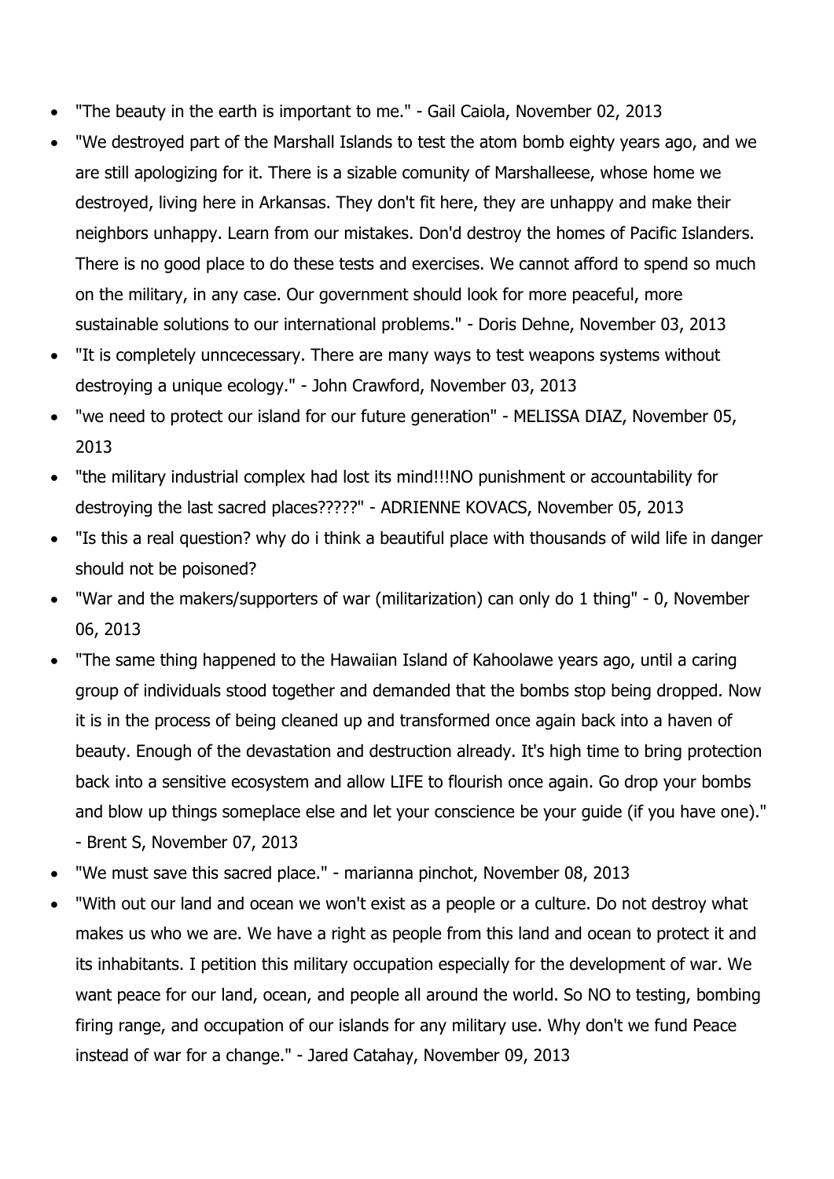- "The beauty in the earth is important to me." - Gail Caiola, November 02, 2013
- "We destroyed part of the Marshall Islands to test the atom bomb eighty years ago, and we are still apologizing for it. There is a sizable comunity of Marshalleese, whose home we destroyed, living here in Arkansas. They don't fit here, they are unhappy and make their neighbors unhappy. Learn from our mistakes. Don'd destroy the homes of Pacific Islanders. There is no good place to do these tests and exercises. We cannot afford to spend so much on the military, in any case. Our government should look for more peaceful, more sustainable solutions to our international problems." - Doris Dehne, November 03, 2013
- "It is completely unncecessary. There are many ways to test weapons systems without destroying a unique ecology." - John Crawford, November 03, 2013
- "we need to protect our island for our future generation" - MELISSA DIAZ, November 05, 2013
- "the military industrial complex had lost its mind!!!NO punishment or accountability for destroying the last sacred places?????" - ADRIENNE KOVACS, November 05, 2013
- "Is this a real question? why do i think a beautiful place with thousands of wild life in danger should not be poisoned?
- "War and the makers/supporters of war (militarization) can only do 1 thing" - 0, November 06, 2013
- "The same thing happened to the Hawaiian Island of Kahoolawe years ago, until a caring group of individuals stood together and demanded that the bombs stop being dropped. Now it is in the process of being cleaned up and transformed once again back into a haven of beauty. Enough of the devastation and destruction already. It's high time to bring protection back into a sensitive ecosystem and allow LIFE to flourish once again. Go drop your bombs and blow up things someplace else and let your conscience be your guide (if you have one)." - Brent S, November 07, 2013
- "We must save this sacred place." - marianna pinchot, November 08, 2013
- "With out our land and ocean we won't exist as a people or a culture. Do not destroy what makes us who we are. We have a right as people from this land and ocean to protect it and its inhabitants. I petition this military occupation especially for the development of war. We want peace for our land, ocean, and people all around the world. So NO to testing, bombing firing range, and occupation of our islands for any military use. Why don't we fund Peace instead of war for a change." - Jared Catahay, November 09, 2013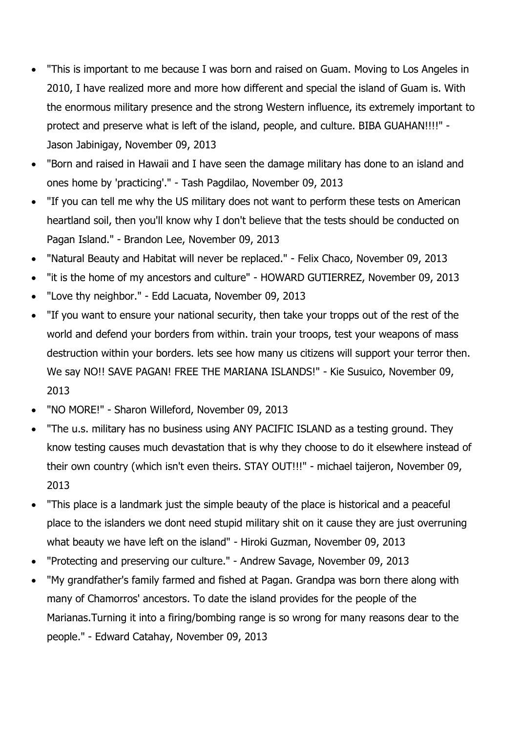- "This is important to me because I was born and raised on Guam. Moving to Los Angeles in 2010, I have realized more and more how different and special the island of Guam is. With the enormous military presence and the strong Western influence, its extremely important to protect and preserve what is left of the island, people, and culture. BIBA GUAHAN!!!!" - Jason Jabinigay, November 09, 2013
- "Born and raised in Hawaii and I have seen the damage military has done to an island and ones home by 'practicing'." - Tash Pagdilao, November 09, 2013
- "If you can tell me why the US military does not want to perform these tests on American heartland soil, then you'll know why I don't believe that the tests should be conducted on Pagan Island." - Brandon Lee, November 09, 2013
- "Natural Beauty and Habitat will never be replaced." - Felix Chaco, November 09, 2013
- "it is the home of my ancestors and culture" - HOWARD GUTIERREZ, November 09, 2013
- "Love thy neighbor." - Edd Lacuata, November 09, 2013
- "If you want to ensure your national security, then take your tropps out of the rest of the world and defend your borders from within. train your troops, test your weapons of mass destruction within your borders. lets see how many us citizens will support your terror then. We say NO!! SAVE PAGAN! FREE THE MARIANA ISLANDS!" - Kie Susuico, November 09, 2013
- "NO MORE!" - Sharon Willeford, November 09, 2013
- "The u.s. military has no business using ANY PACIFIC ISLAND as a testing ground. They know testing causes much devastation that is why they choose to do it elsewhere instead of their own country (which isn't even theirs. STAY OUT!!!" - michael taijeron, November 09, 2013
- "This place is a landmark just the simple beauty of the place is historical and a peaceful place to the islanders we dont need stupid military shit on it cause they are just overruning what beauty we have left on the island" - Hiroki Guzman, November 09, 2013
- "Protecting and preserving our culture." - Andrew Savage, November 09, 2013
- "My grandfather's family farmed and fished at Pagan. Grandpa was born there along with many of Chamorros' ancestors. To date the island provides for the people of the Marianas.Turning it into a firing/bombing range is so wrong for many reasons dear to the people." - Edward Catahay, November 09, 2013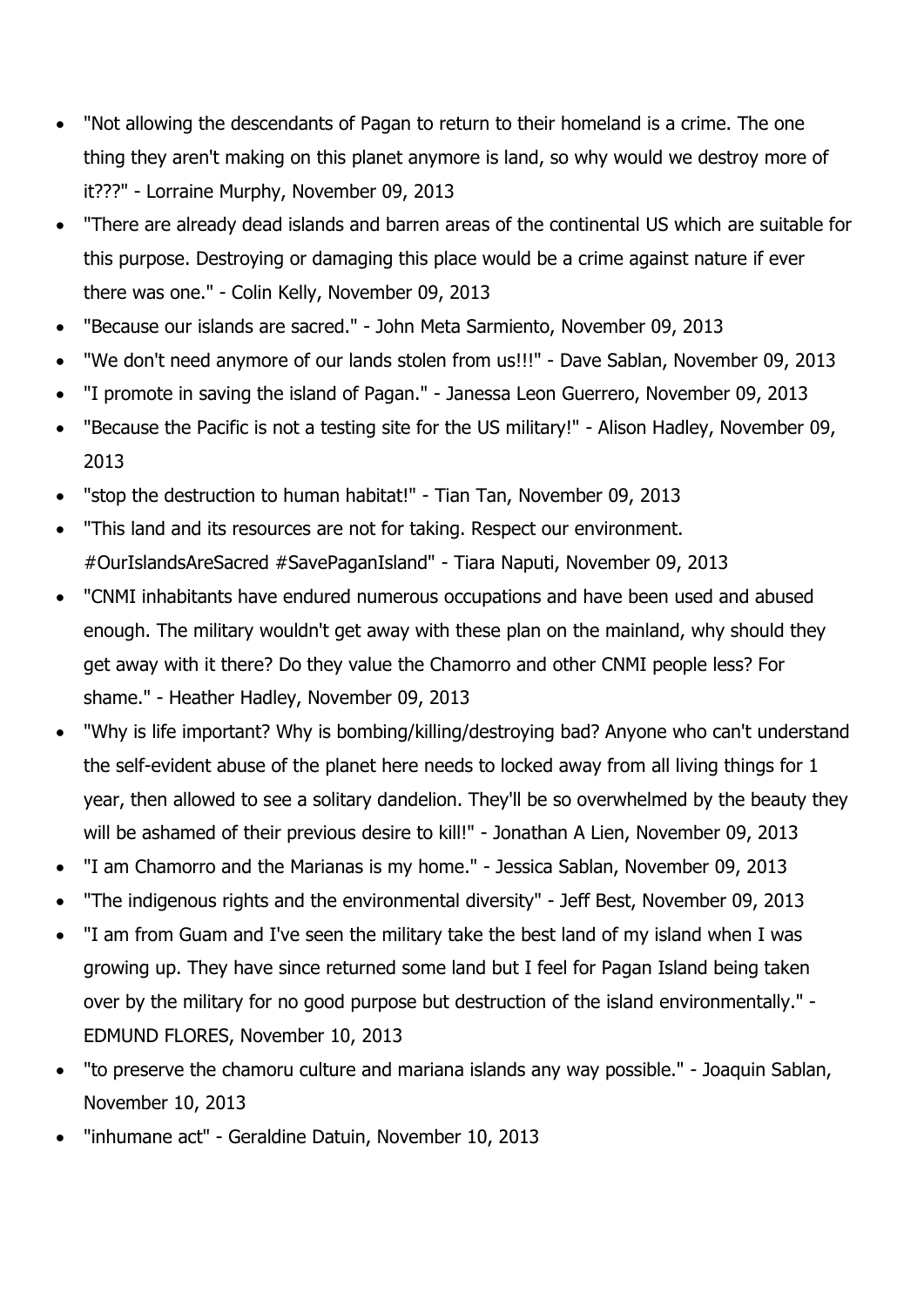- "Not allowing the descendants of Pagan to return to their homeland is a crime. The one thing they aren't making on this planet anymore is land, so why would we destroy more of it???" - Lorraine Murphy, November 09, 2013
- "There are already dead islands and barren areas of the continental US which are suitable for this purpose. Destroying or damaging this place would be a crime against nature if ever there was one." - Colin Kelly, November 09, 2013
- "Because our islands are sacred." - John Meta Sarmiento, November 09, 2013
- "We don't need anymore of our lands stolen from us!!!" - Dave Sablan, November 09, 2013
- "I promote in saving the island of Pagan." - Janessa Leon Guerrero, November 09, 2013
- "Because the Pacific is not a testing site for the US military!" - Alison Hadley, November 09, 2013
- "stop the destruction to human habitat!" - Tian Tan, November 09, 2013
- "This land and its resources are not for taking. Respect our environment. #OurIslandsAreSacred #SavePaganIsland" - Tiara Naputi, November 09, 2013
- "CNMI inhabitants have endured numerous occupations and have been used and abused enough. The military wouldn't get away with these plan on the mainland, why should they get away with it there? Do they value the Chamorro and other CNMI people less? For shame." - Heather Hadley, November 09, 2013
- "Why is life important? Why is bombing/killing/destroying bad? Anyone who can't understand the self-evident abuse of the planet here needs to locked away from all living things for 1 year, then allowed to see a solitary dandelion. They'll be so overwhelmed by the beauty they will be ashamed of their previous desire to kill!" - Jonathan A Lien, November 09, 2013
- "I am Chamorro and the Marianas is my home." - Jessica Sablan, November 09, 2013
- "The indigenous rights and the environmental diversity" - Jeff Best, November 09, 2013
- "I am from Guam and I've seen the military take the best land of my island when I was growing up. They have since returned some land but I feel for Pagan Island being taken over by the military for no good purpose but destruction of the island environmentally." - EDMUND FLORES, November 10, 2013
- "to preserve the chamoru culture and mariana islands any way possible." - Joaquin Sablan, November 10, 2013
- "inhumane act" - Geraldine Datuin, November 10, 2013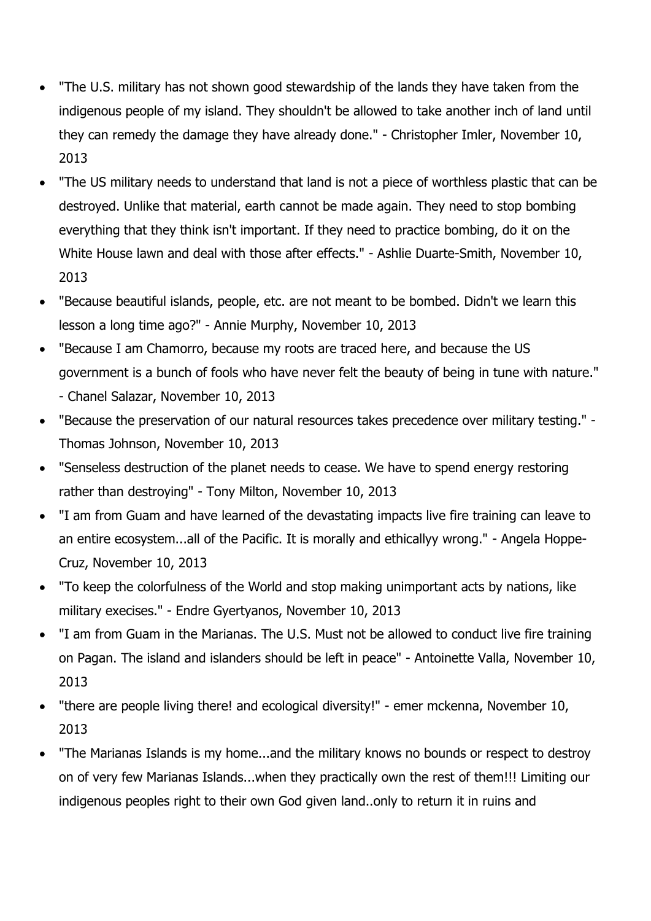- "The U.S. military has not shown good stewardship of the lands they have taken from the indigenous people of my island. They shouldn't be allowed to take another inch of land until they can remedy the damage they have already done." - Christopher Imler, November 10, 2013
- "The US military needs to understand that land is not a piece of worthless plastic that can be destroyed. Unlike that material, earth cannot be made again. They need to stop bombing everything that they think isn't important. If they need to practice bombing, do it on the White House lawn and deal with those after effects." - Ashlie Duarte-Smith, November 10, 2013
- "Because beautiful islands, people, etc. are not meant to be bombed. Didn't we learn this lesson a long time ago?" - Annie Murphy, November 10, 2013
- "Because I am Chamorro, because my roots are traced here, and because the US government is a bunch of fools who have never felt the beauty of being in tune with nature." - Chanel Salazar, November 10, 2013
- "Because the preservation of our natural resources takes precedence over military testing." - Thomas Johnson, November 10, 2013
- "Senseless destruction of the planet needs to cease. We have to spend energy restoring rather than destroying" - Tony Milton, November 10, 2013
- "I am from Guam and have learned of the devastating impacts live fire training can leave to an entire ecosystem...all of the Pacific. It is morally and ethicallyy wrong." - Angela Hoppe-Cruz, November 10, 2013
- "To keep the colorfulness of the World and stop making unimportant acts by nations, like military execises." - Endre Gyertyanos, November 10, 2013
- "I am from Guam in the Marianas. The U.S. Must not be allowed to conduct live fire training on Pagan. The island and islanders should be left in peace" - Antoinette Valla, November 10, 2013
- "there are people living there! and ecological diversity!" - emer mckenna, November 10, 2013
- "The Marianas Islands is my home...and the military knows no bounds or respect to destroy on of very few Marianas Islands...when they practically own the rest of them!!! Limiting our indigenous peoples right to their own God given land..only to return it in ruins and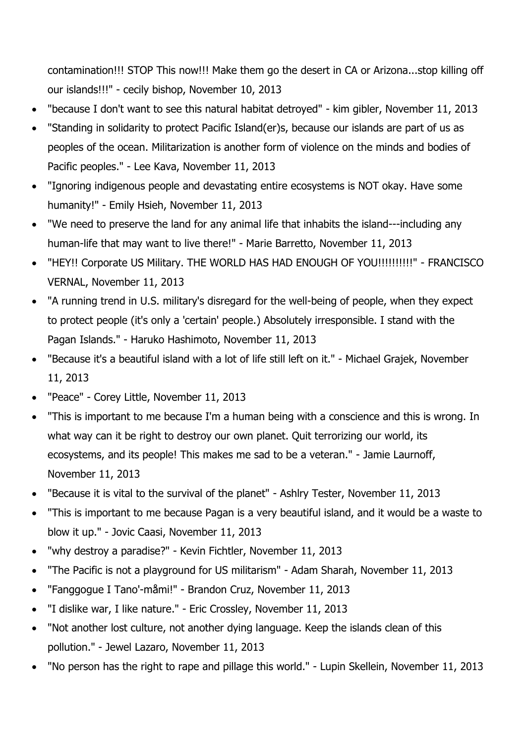contamination!!! STOP This now!!! Make them go the desert in CA or Arizona...stop killing off our islands!!!" - cecily bishop, November 10, 2013

- "because I don't want to see this natural habitat detroyed" - kim gibler, November 11, 2013
- "Standing in solidarity to protect Pacific Island(er)s, because our islands are part of us as peoples of the ocean. Militarization is another form of violence on the minds and bodies of Pacific peoples." - Lee Kava, November 11, 2013
- "Ignoring indigenous people and devastating entire ecosystems is NOT okay. Have some humanity!" - Emily Hsieh, November 11, 2013
- "We need to preserve the land for any animal life that inhabits the island---including any human-life that may want to live there!" - Marie Barretto, November 11, 2013
- "HEY!! Corporate US Military. THE WORLD HAS HAD ENOUGH OF YOU!!!!!!!!!!" - FRANCISCO VERNAL, November 11, 2013
- "A running trend in U.S. military's disregard for the well-being of people, when they expect to protect people (it's only a 'certain' people.) Absolutely irresponsible. I stand with the Pagan Islands." - Haruko Hashimoto, November 11, 2013
- "Because it's a beautiful island with a lot of life still left on it." - Michael Grajek, November 11, 2013
- "Peace" - Corey Little, November 11, 2013
- "This is important to me because I'm a human being with a conscience and this is wrong. In what way can it be right to destroy our own planet. Quit terrorizing our world, its ecosystems, and its people! This makes me sad to be a veteran." - Jamie Laurnoff, November 11, 2013
- "Because it is vital to the survival of the planet" - Ashlry Tester, November 11, 2013
- "This is important to me because Pagan is a very beautiful island, and it would be a waste to blow it up." - Jovic Caasi, November 11, 2013
- "why destroy a paradise?" - Kevin Fichtler, November 11, 2013
- "The Pacific is not a playground for US militarism" - Adam Sharah, November 11, 2013
- "Fanggogue I Tano'-måmi!" - Brandon Cruz, November 11, 2013
- "I dislike war, I like nature." - Eric Crossley, November 11, 2013
- "Not another lost culture, not another dying language. Keep the islands clean of this pollution." - Jewel Lazaro, November 11, 2013
- "No person has the right to rape and pillage this world." - Lupin Skellein, November 11, 2013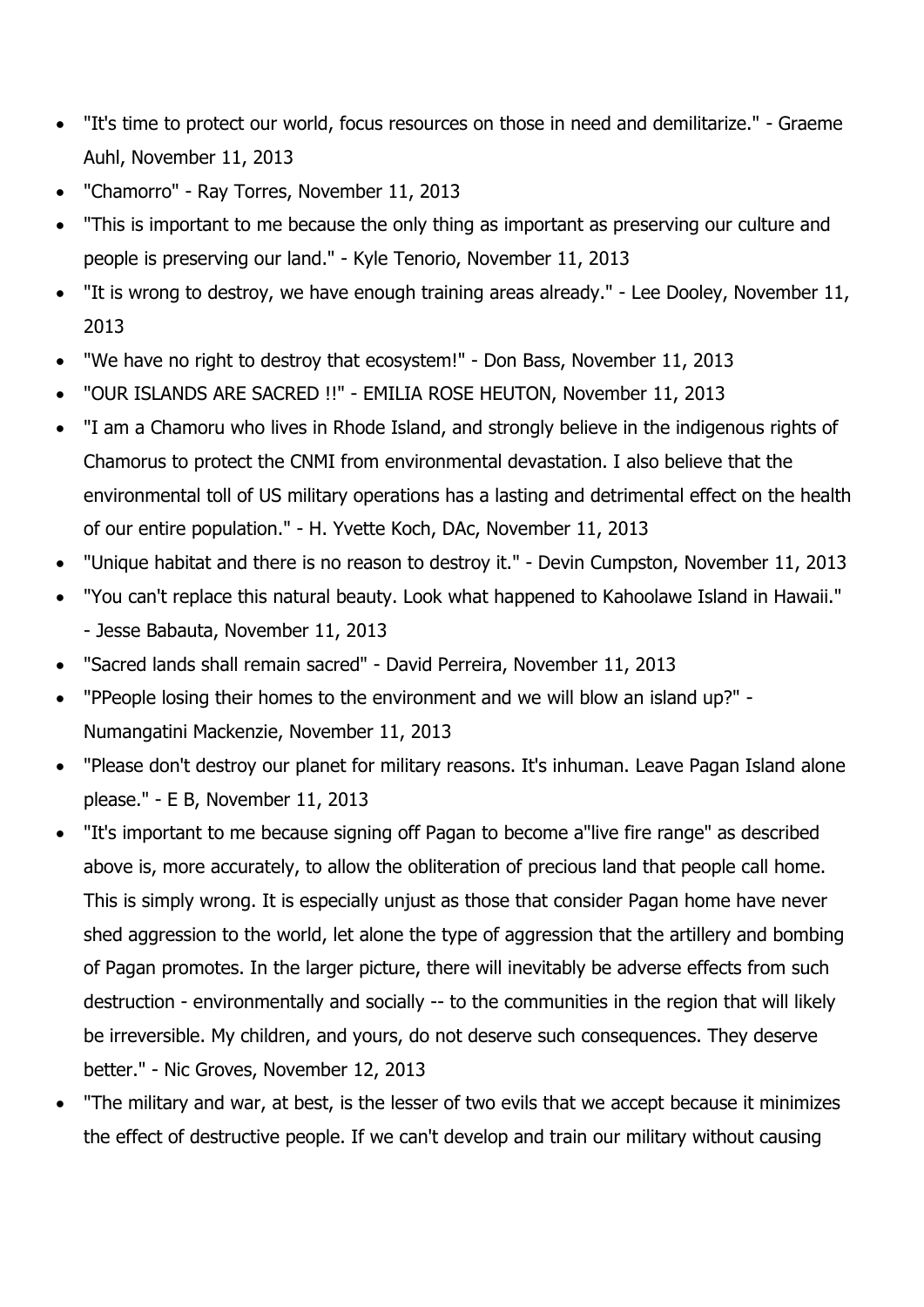- "It's time to protect our world, focus resources on those in need and demilitarize." - Graeme Auhl, November 11, 2013
- "Chamorro" - Ray Torres, November 11, 2013
- "This is important to me because the only thing as important as preserving our culture and people is preserving our land." - Kyle Tenorio, November 11, 2013
- "It is wrong to destroy, we have enough training areas already." - Lee Dooley, November 11, 2013
- "We have no right to destroy that ecosystem!" - Don Bass, November 11, 2013
- "OUR ISLANDS ARE SACRED !!" - EMILIA ROSE HEUTON, November 11, 2013
- "I am a Chamoru who lives in Rhode Island, and strongly believe in the indigenous rights of Chamorus to protect the CNMI from environmental devastation. I also believe that the environmental toll of US military operations has a lasting and detrimental effect on the health of our entire population." - H. Yvette Koch, DAc, November 11, 2013
- "Unique habitat and there is no reason to destroy it." - Devin Cumpston, November 11, 2013
- "You can't replace this natural beauty. Look what happened to Kahoolawe Island in Hawaii." - Jesse Babauta, November 11, 2013
- "Sacred lands shall remain sacred" - David Perreira, November 11, 2013
- "PPeople losing their homes to the environment and we will blow an island up?" - Numangatini Mackenzie, November 11, 2013
- "Please don't destroy our planet for military reasons. It's inhuman. Leave Pagan Island alone please." - E B, November 11, 2013
- "It's important to me because signing off Pagan to become a"live fire range" as described above is, more accurately, to allow the obliteration of precious land that people call home. This is simply wrong. It is especially unjust as those that consider Pagan home have never shed aggression to the world, let alone the type of aggression that the artillery and bombing of Pagan promotes. In the larger picture, there will inevitably be adverse effects from such destruction - environmentally and socially -- to the communities in the region that will likely be irreversible. My children, and yours, do not deserve such consequences. They deserve better." - Nic Groves, November 12, 2013
- "The military and war, at best, is the lesser of two evils that we accept because it minimizes the effect of destructive people. If we can't develop and train our military without causing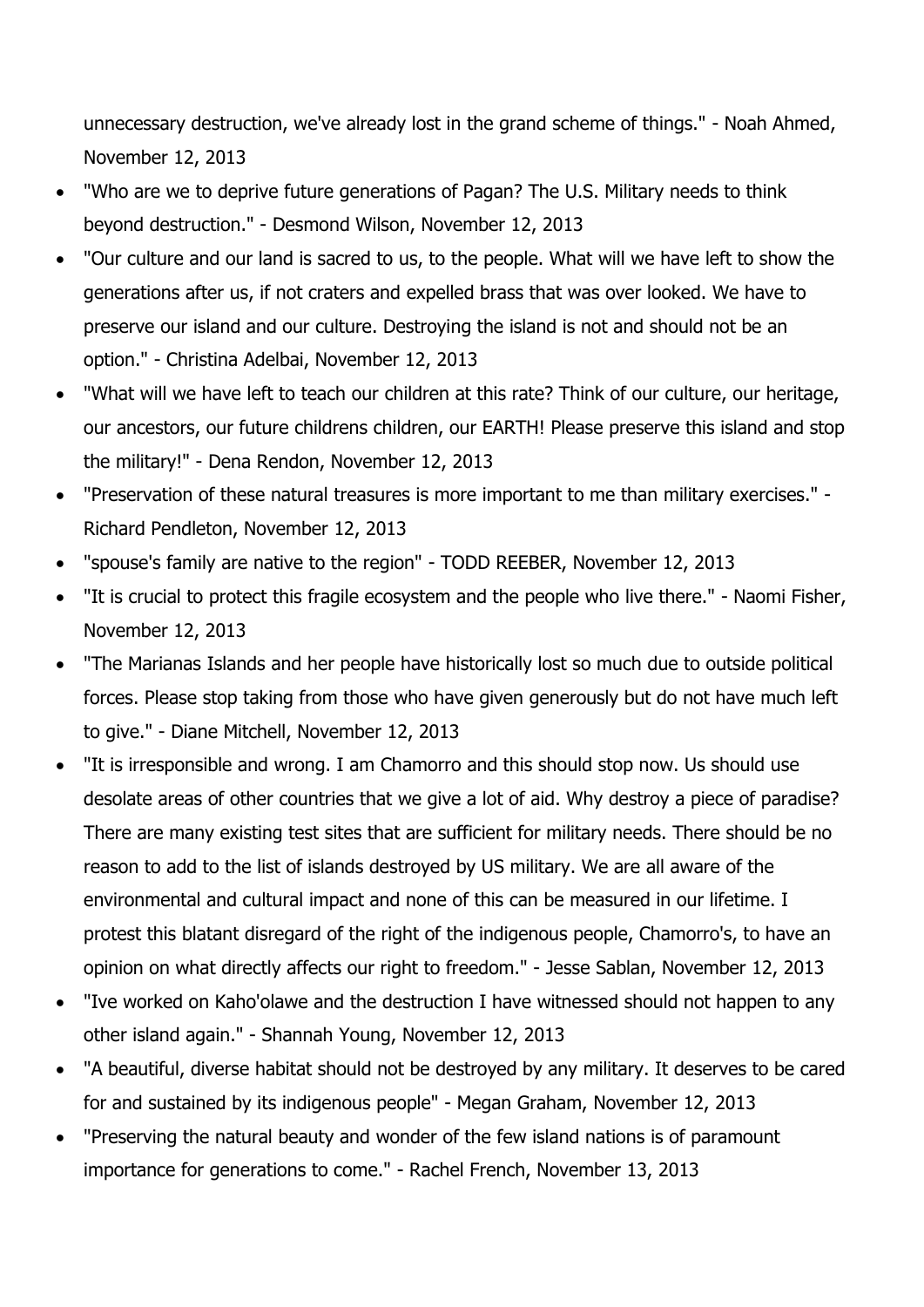unnecessary destruction, we've already lost in the grand scheme of things." - Noah Ahmed, November 12, 2013

- "Who are we to deprive future generations of Pagan? The U.S. Military needs to think beyond destruction." - Desmond Wilson, November 12, 2013
- "Our culture and our land is sacred to us, to the people. What will we have left to show the generations after us, if not craters and expelled brass that was over looked. We have to preserve our island and our culture. Destroying the island is not and should not be an option." - Christina Adelbai, November 12, 2013
- "What will we have left to teach our children at this rate? Think of our culture, our heritage, our ancestors, our future childrens children, our EARTH! Please preserve this island and stop the military!" - Dena Rendon, November 12, 2013
- "Preservation of these natural treasures is more important to me than military exercises." - Richard Pendleton, November 12, 2013
- "spouse's family are native to the region" - TODD REEBER, November 12, 2013
- "It is crucial to protect this fragile ecosystem and the people who live there." - Naomi Fisher, November 12, 2013
- "The Marianas Islands and her people have historically lost so much due to outside political forces. Please stop taking from those who have given generously but do not have much left to give." - Diane Mitchell, November 12, 2013
- "It is irresponsible and wrong. I am Chamorro and this should stop now. Us should use desolate areas of other countries that we give a lot of aid. Why destroy a piece of paradise? There are many existing test sites that are sufficient for military needs. There should be no reason to add to the list of islands destroyed by US military. We are all aware of the environmental and cultural impact and none of this can be measured in our lifetime. I protest this blatant disregard of the right of the indigenous people, Chamorro's, to have an opinion on what directly affects our right to freedom." - Jesse Sablan, November 12, 2013
- "Ive worked on Kaho'olawe and the destruction I have witnessed should not happen to any other island again." - Shannah Young, November 12, 2013
- "A beautiful, diverse habitat should not be destroyed by any military. It deserves to be cared for and sustained by its indigenous people" - Megan Graham, November 12, 2013
- "Preserving the natural beauty and wonder of the few island nations is of paramount importance for generations to come." - Rachel French, November 13, 2013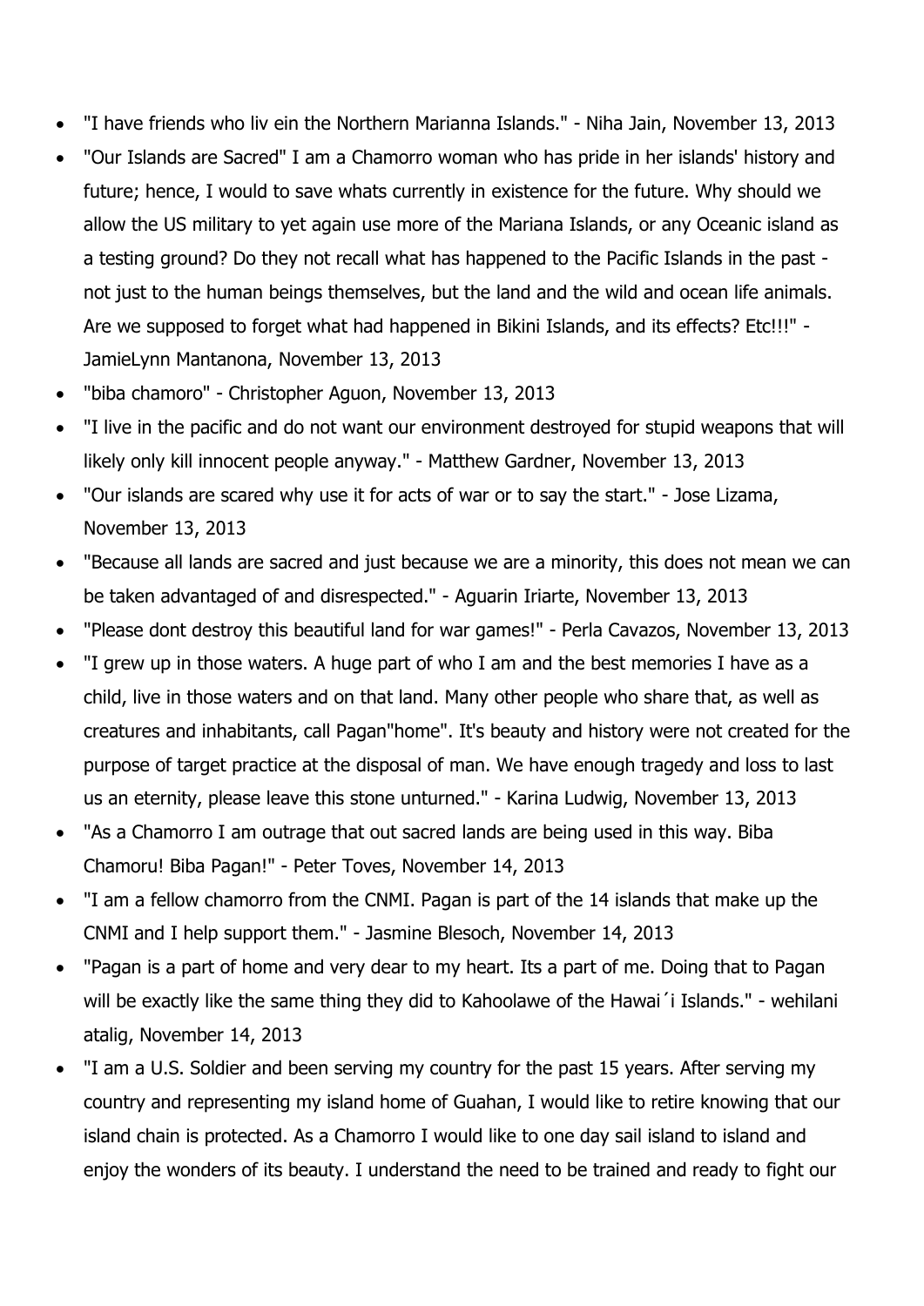- "I have friends who liv ein the Northern Marianna Islands." - Niha Jain, November 13, 2013
- "Our Islands are Sacred" I am a Chamorro woman who has pride in her islands' history and future; hence, I would to save whats currently in existence for the future. Why should we allow the US military to yet again use more of the Mariana Islands, or any Oceanic island as a testing ground? Do they not recall what has happened to the Pacific Islands in the past - not just to the human beings themselves, but the land and the wild and ocean life animals. Are we supposed to forget what had happened in Bikini Islands, and its effects? Etc!!!" - JamieLynn Mantanona, November 13, 2013
- "biba chamoro" - Christopher Aguon, November 13, 2013
- "I live in the pacific and do not want our environment destroyed for stupid weapons that will likely only kill innocent people anyway." - Matthew Gardner, November 13, 2013
- "Our islands are scared why use it for acts of war or to say the start." - Jose Lizama, November 13, 2013
- "Because all lands are sacred and just because we are a minority, this does not mean we can be taken advantaged of and disrespected." - Aguarin Iriarte, November 13, 2013
- "Please dont destroy this beautiful land for war games!" - Perla Cavazos, November 13, 2013
- "I grew up in those waters. A huge part of who I am and the best memories I have as a child, live in those waters and on that land. Many other people who share that, as well as creatures and inhabitants, call Pagan"home". It's beauty and history were not created for the purpose of target practice at the disposal of man. We have enough tragedy and loss to last us an eternity, please leave this stone unturned." - Karina Ludwig, November 13, 2013
- "As a Chamorro I am outrage that out sacred lands are being used in this way. Biba Chamoru! Biba Pagan!" - Peter Toves, November 14, 2013
- "I am a fellow chamorro from the CNMI. Pagan is part of the 14 islands that make up the CNMI and I help support them." - Jasmine Blesoch, November 14, 2013
- "Pagan is a part of home and very dear to my heart. Its a part of me. Doing that to Pagan will be exactly like the same thing they did to Kahoolawe of the Hawai´i Islands." - wehilani atalig, November 14, 2013
- "I am a U.S. Soldier and been serving my country for the past 15 years. After serving my country and representing my island home of Guahan, I would like to retire knowing that our island chain is protected. As a Chamorro I would like to one day sail island to island and enjoy the wonders of its beauty. I understand the need to be trained and ready to fight our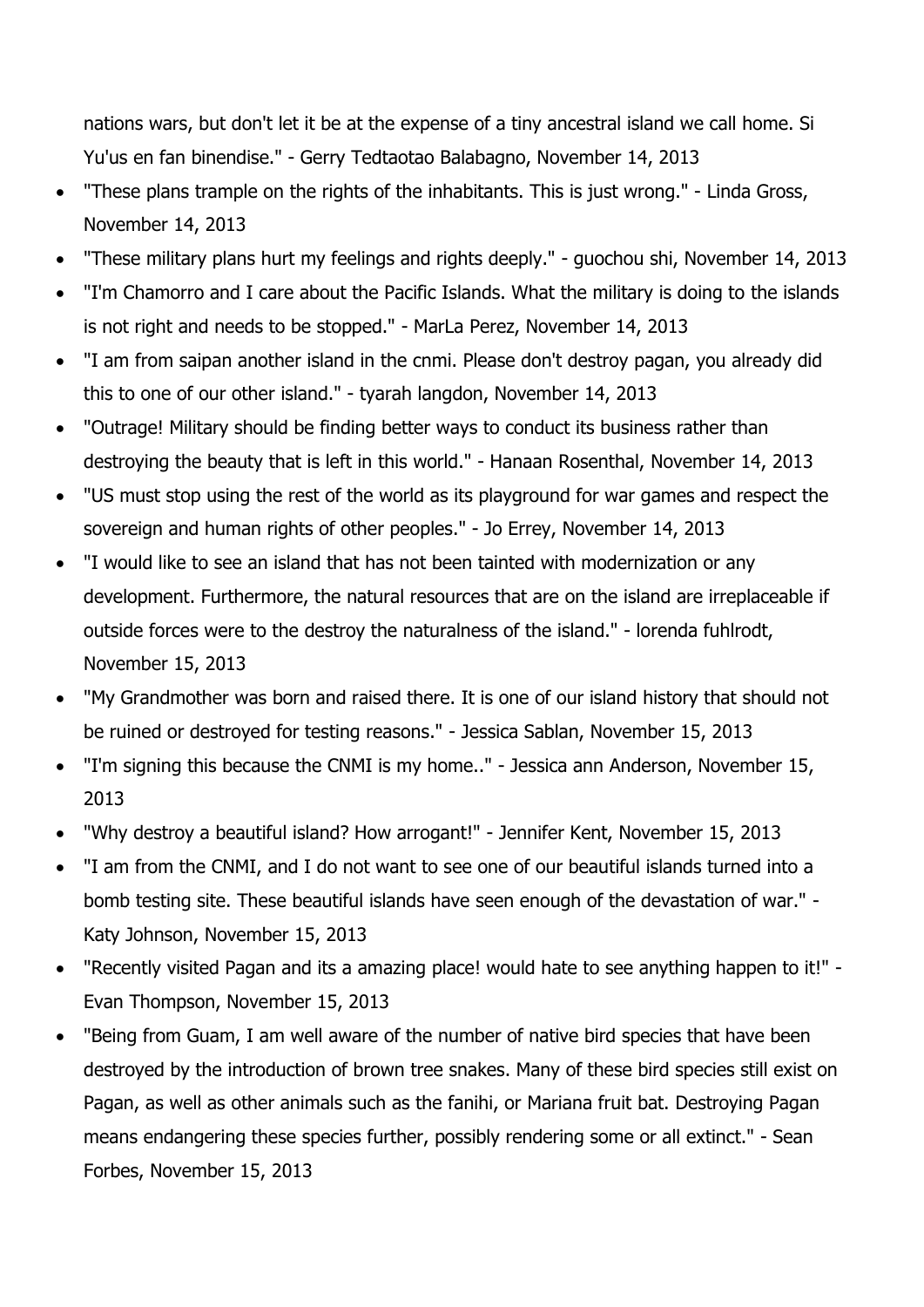nations wars, but don't let it be at the expense of a tiny ancestral island we call home. Si Yu'us en fan binendise." - Gerry Tedtaotao Balabagno, November 14, 2013

- "These plans trample on the rights of the inhabitants. This is just wrong." - Linda Gross, November 14, 2013
- "These military plans hurt my feelings and rights deeply." - guochou shi, November 14, 2013
- "I'm Chamorro and I care about the Pacific Islands. What the military is doing to the islands is not right and needs to be stopped." - MarLa Perez, November 14, 2013
- "I am from saipan another island in the cnmi. Please don't destroy pagan, you already did this to one of our other island." - tyarah langdon, November 14, 2013
- "Outrage! Military should be finding better ways to conduct its business rather than destroying the beauty that is left in this world." - Hanaan Rosenthal, November 14, 2013
- "US must stop using the rest of the world as its playground for war games and respect the sovereign and human rights of other peoples." - Jo Errey, November 14, 2013
- "I would like to see an island that has not been tainted with modernization or any development. Furthermore, the natural resources that are on the island are irreplaceable if outside forces were to the destroy the naturalness of the island." - lorenda fuhlrodt, November 15, 2013
- "My Grandmother was born and raised there. It is one of our island history that should not be ruined or destroyed for testing reasons." - Jessica Sablan, November 15, 2013
- "I'm signing this because the CNMI is my home.." - Jessica ann Anderson, November 15, 2013
- "Why destroy a beautiful island? How arrogant!" - Jennifer Kent, November 15, 2013
- "I am from the CNMI, and I do not want to see one of our beautiful islands turned into a bomb testing site. These beautiful islands have seen enough of the devastation of war." - Katy Johnson, November 15, 2013
- "Recently visited Pagan and its a amazing place! would hate to see anything happen to it!" - Evan Thompson, November 15, 2013
- "Being from Guam, I am well aware of the number of native bird species that have been destroyed by the introduction of brown tree snakes. Many of these bird species still exist on Pagan, as well as other animals such as the fanihi, or Mariana fruit bat. Destroying Pagan means endangering these species further, possibly rendering some or all extinct." - Sean Forbes, November 15, 2013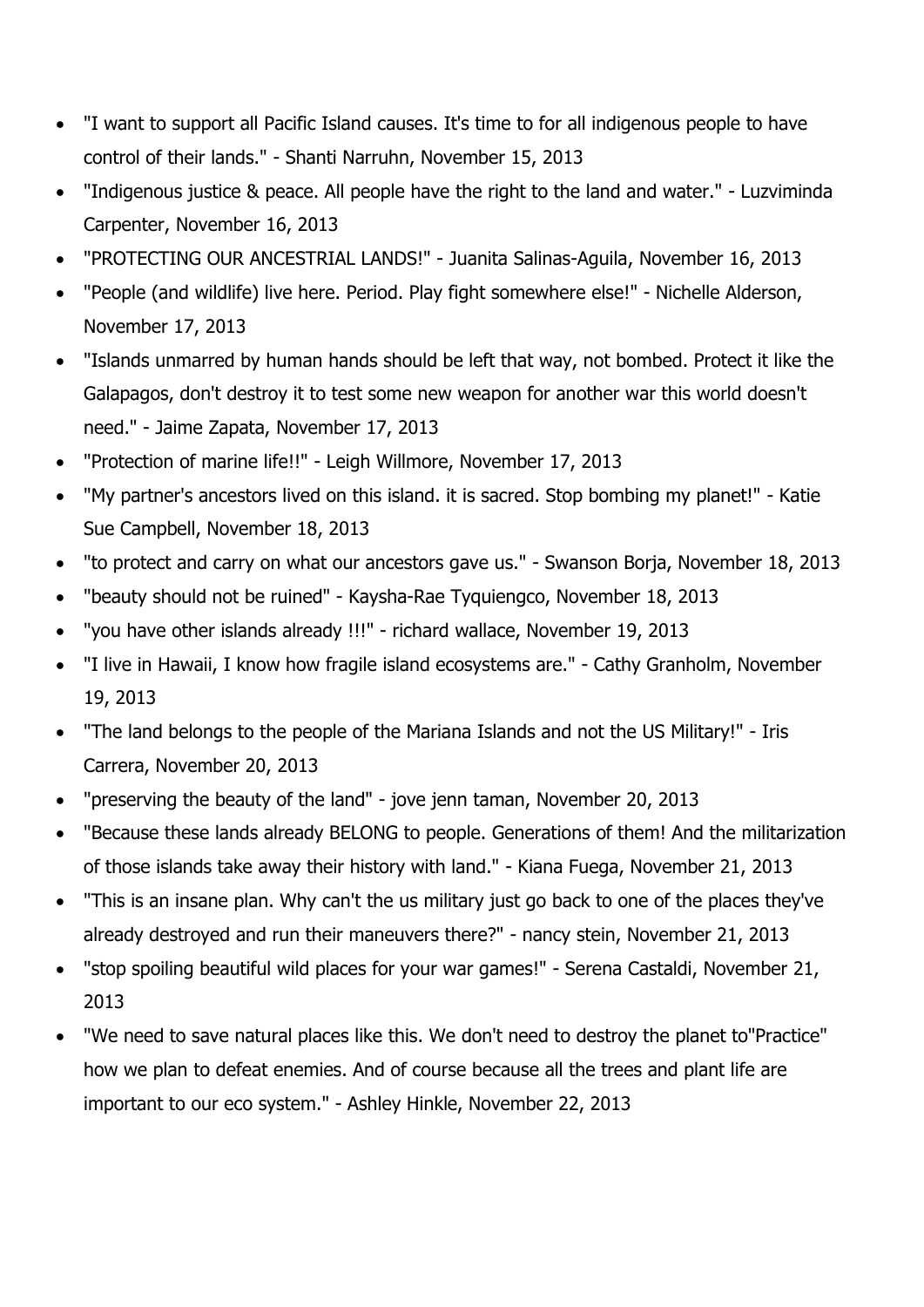- "I want to support all Pacific Island causes. It's time to for all indigenous people to have control of their lands." - Shanti Narruhn, November 15, 2013
- "Indigenous justice & peace. All people have the right to the land and water." - Luzviminda Carpenter, November 16, 2013
- "PROTECTING OUR ANCESTRIAL LANDS!" - Juanita Salinas-Aguila, November 16, 2013
- "People (and wildlife) live here. Period. Play fight somewhere else!" - Nichelle Alderson, November 17, 2013
- "Islands unmarred by human hands should be left that way, not bombed. Protect it like the Galapagos, don't destroy it to test some new weapon for another war this world doesn't need." - Jaime Zapata, November 17, 2013
- "Protection of marine life!!" - Leigh Willmore, November 17, 2013
- "My partner's ancestors lived on this island. it is sacred. Stop bombing my planet!" - Katie Sue Campbell, November 18, 2013
- "to protect and carry on what our ancestors gave us." - Swanson Borja, November 18, 2013
- "beauty should not be ruined" - Kaysha-Rae Tyquiengco, November 18, 2013
- "you have other islands already !!!" - richard wallace, November 19, 2013
- "I live in Hawaii, I know how fragile island ecosystems are." - Cathy Granholm, November 19, 2013
- "The land belongs to the people of the Mariana Islands and not the US Military!" - Iris Carrera, November 20, 2013
- "preserving the beauty of the land" - jove jenn taman, November 20, 2013
- "Because these lands already BELONG to people. Generations of them! And the militarization of those islands take away their history with land." - Kiana Fuega, November 21, 2013
- "This is an insane plan. Why can't the us military just go back to one of the places they've already destroyed and run their maneuvers there?" - nancy stein, November 21, 2013
- "stop spoiling beautiful wild places for your war games!" - Serena Castaldi, November 21, 2013
- "We need to save natural places like this. We don't need to destroy the planet to"Practice" how we plan to defeat enemies. And of course because all the trees and plant life are important to our eco system." - Ashley Hinkle, November 22, 2013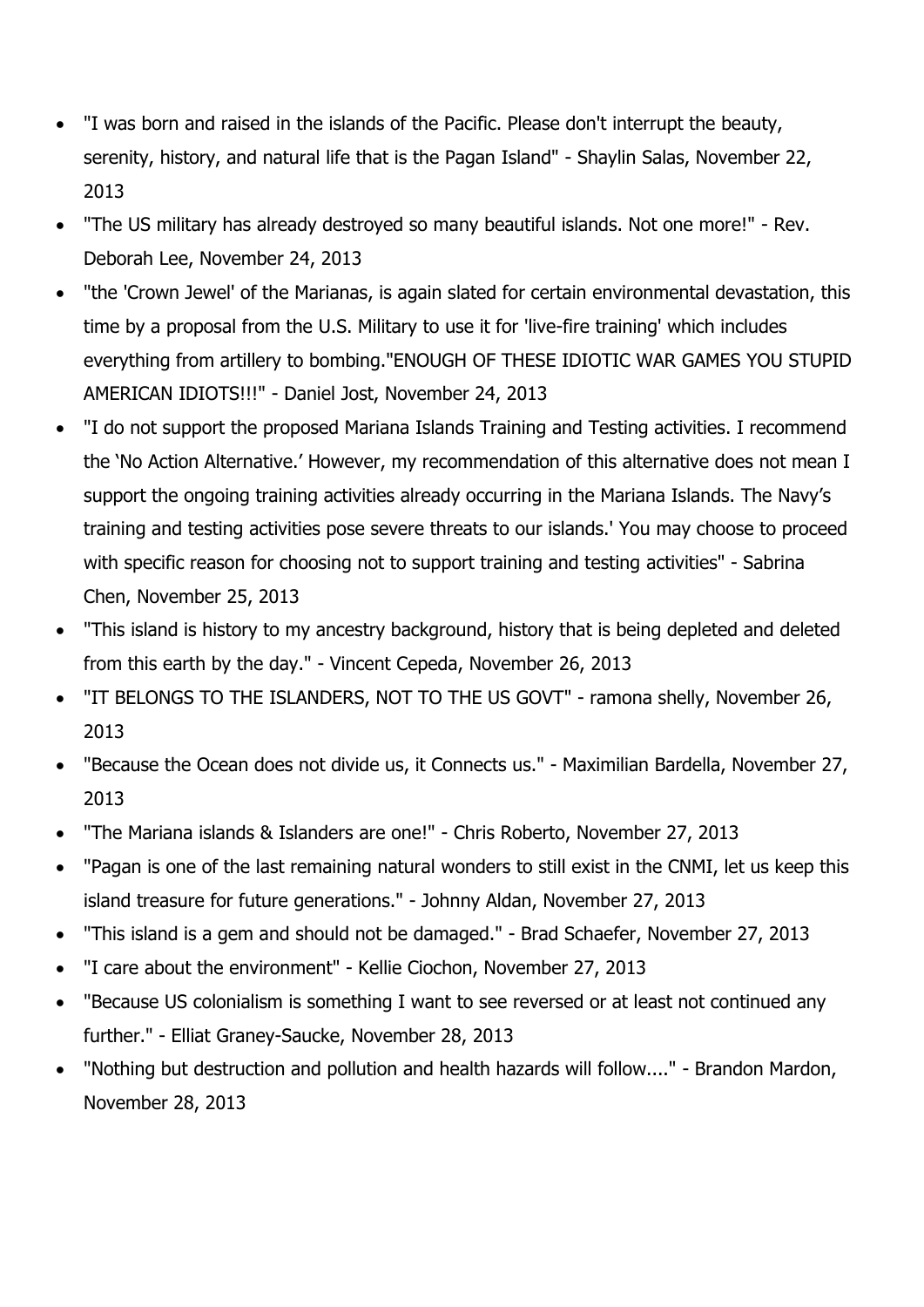- "I was born and raised in the islands of the Pacific. Please don't interrupt the beauty, serenity, history, and natural life that is the Pagan Island" - Shaylin Salas, November 22, 2013
- "The US military has already destroyed so many beautiful islands. Not one more!" - Rev. Deborah Lee, November 24, 2013
- "the 'Crown Jewel' of the Marianas, is again slated for certain environmental devastation, this time by a proposal from the U.S. Military to use it for 'live-fire training' which includes everything from artillery to bombing."ENOUGH OF THESE IDIOTIC WAR GAMES YOU STUPID AMERICAN IDIOTS!!!" - Daniel Jost, November 24, 2013
- "I do not support the proposed Mariana Islands Training and Testing activities. I recommend the 'No Action Alternative.' However, my recommendation of this alternative does not mean I support the ongoing training activities already occurring in the Mariana Islands. The Navy's training and testing activities pose severe threats to our islands.' You may choose to proceed with specific reason for choosing not to support training and testing activities" - Sabrina Chen, November 25, 2013
- "This island is history to my ancestry background, history that is being depleted and deleted from this earth by the day." - Vincent Cepeda, November 26, 2013
- "IT BELONGS TO THE ISLANDERS, NOT TO THE US GOVT" - ramona shelly, November 26, 2013
- "Because the Ocean does not divide us, it Connects us." - Maximilian Bardella, November 27, 2013
- "The Mariana islands & Islanders are one!" - Chris Roberto, November 27, 2013
- "Pagan is one of the last remaining natural wonders to still exist in the CNMI, let us keep this island treasure for future generations." - Johnny Aldan, November 27, 2013
- "This island is a gem and should not be damaged." - Brad Schaefer, November 27, 2013
- "I care about the environment" - Kellie Ciochon, November 27, 2013
- "Because US colonialism is something I want to see reversed or at least not continued any further." - Elliat Graney-Saucke, November 28, 2013
- "Nothing but destruction and pollution and health hazards will follow...." - Brandon Mardon, November 28, 2013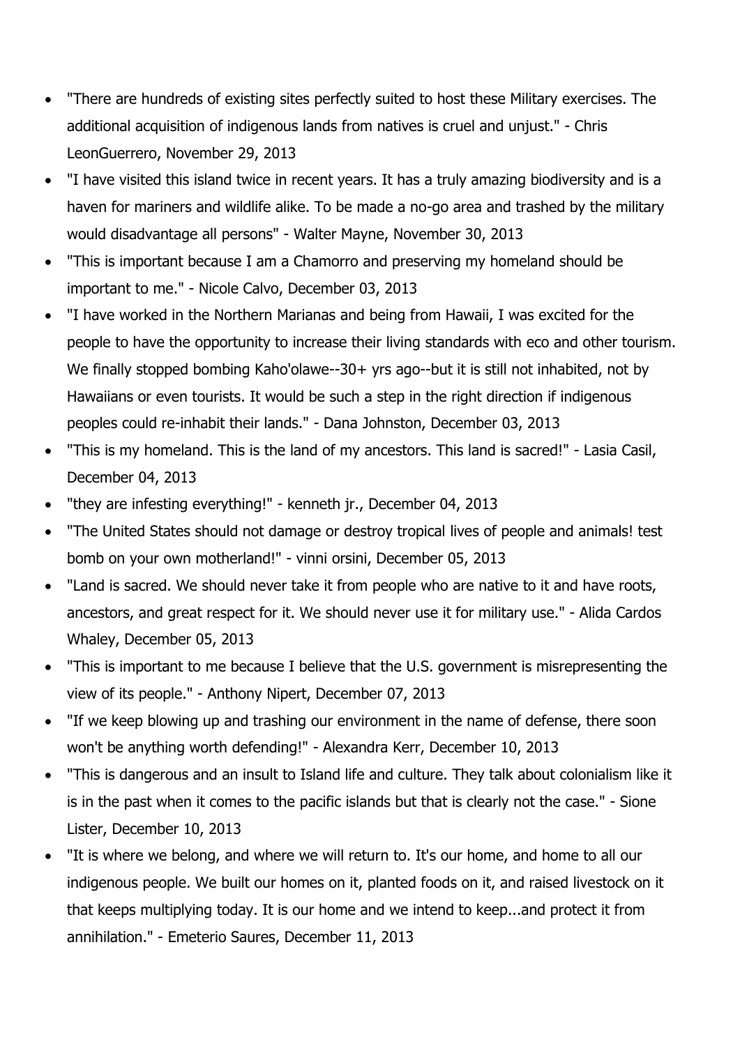- "There are hundreds of existing sites perfectly suited to host these Military exercises. The additional acquisition of indigenous lands from natives is cruel and unjust." - Chris LeonGuerrero, November 29, 2013
- "I have visited this island twice in recent years. It has a truly amazing biodiversity and is a haven for mariners and wildlife alike. To be made a no-go area and trashed by the military would disadvantage all persons" - Walter Mayne, November 30, 2013
- "This is important because I am a Chamorro and preserving my homeland should be important to me." - Nicole Calvo, December 03, 2013
- "I have worked in the Northern Marianas and being from Hawaii, I was excited for the people to have the opportunity to increase their living standards with eco and other tourism. We finally stopped bombing Kaho'olawe--30+ yrs ago--but it is still not inhabited, not by Hawaiians or even tourists. It would be such a step in the right direction if indigenous peoples could re-inhabit their lands." - Dana Johnston, December 03, 2013
- "This is my homeland. This is the land of my ancestors. This land is sacred!" - Lasia Casil, December 04, 2013
- "they are infesting everything!" - kenneth jr., December 04, 2013
- "The United States should not damage or destroy tropical lives of people and animals! test bomb on your own motherland!" - vinni orsini, December 05, 2013
- "Land is sacred. We should never take it from people who are native to it and have roots, ancestors, and great respect for it. We should never use it for military use." - Alida Cardos Whaley, December 05, 2013
- "This is important to me because I believe that the U.S. government is misrepresenting the view of its people." - Anthony Nipert, December 07, 2013
- "If we keep blowing up and trashing our environment in the name of defense, there soon won't be anything worth defending!" - Alexandra Kerr, December 10, 2013
- "This is dangerous and an insult to Island life and culture. They talk about colonialism like it is in the past when it comes to the pacific islands but that is clearly not the case." - Sione Lister, December 10, 2013
- "It is where we belong, and where we will return to. It's our home, and home to all our indigenous people. We built our homes on it, planted foods on it, and raised livestock on it that keeps multiplying today. It is our home and we intend to keep...and protect it from annihilation." - Emeterio Saures, December 11, 2013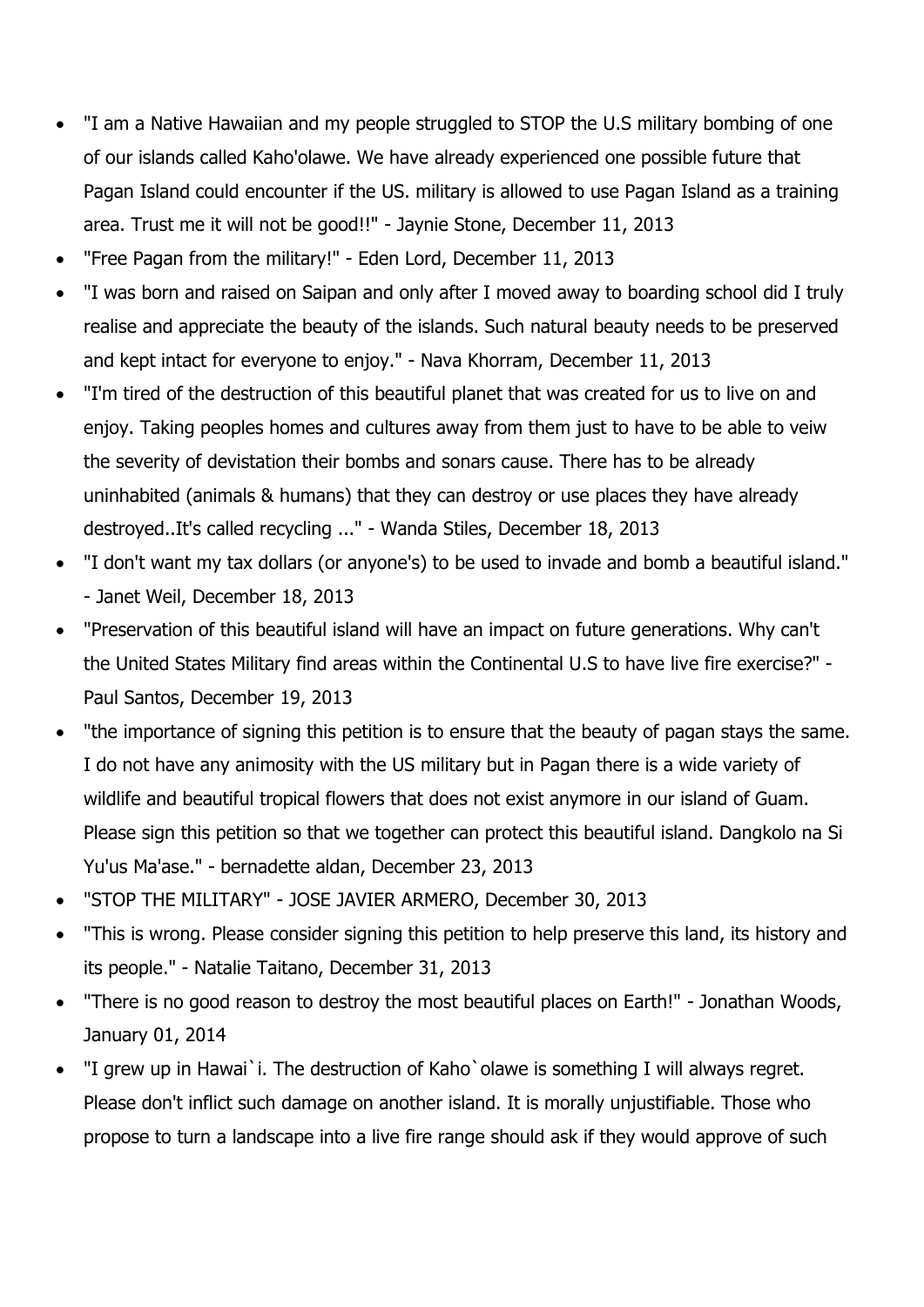- "I am a Native Hawaiian and my people struggled to STOP the U.S military bombing of one of our islands called Kaho'olawe. We have already experienced one possible future that Pagan Island could encounter if the US. military is allowed to use Pagan Island as a training area. Trust me it will not be good!!" - Jaynie Stone, December 11, 2013
- "Free Pagan from the military!" - Eden Lord, December 11, 2013
- "I was born and raised on Saipan and only after I moved away to boarding school did I truly realise and appreciate the beauty of the islands. Such natural beauty needs to be preserved and kept intact for everyone to enjoy." - Nava Khorram, December 11, 2013
- "I'm tired of the destruction of this beautiful planet that was created for us to live on and enjoy. Taking peoples homes and cultures away from them just to have to be able to veiw the severity of devistation their bombs and sonars cause. There has to be already uninhabited (animals & humans) that they can destroy or use places they have already destroyed..It's called recycling ..." - Wanda Stiles, December 18, 2013
- "I don't want my tax dollars (or anyone's) to be used to invade and bomb a beautiful island." - Janet Weil, December 18, 2013
- "Preservation of this beautiful island will have an impact on future generations. Why can't the United States Military find areas within the Continental U.S to have live fire exercise?" - Paul Santos, December 19, 2013
- "the importance of signing this petition is to ensure that the beauty of pagan stays the same. I do not have any animosity with the US military but in Pagan there is a wide variety of wildlife and beautiful tropical flowers that does not exist anymore in our island of Guam. Please sign this petition so that we together can protect this beautiful island. Dangkolo na Si Yu'us Ma'ase." - bernadette aldan, December 23, 2013
- "STOP THE MILITARY" - JOSE JAVIER ARMERO, December 30, 2013
- "This is wrong. Please consider signing this petition to help preserve this land, its history and its people." - Natalie Taitano, December 31, 2013
- "There is no good reason to destroy the most beautiful places on Earth!" - Jonathan Woods, January 01, 2014
- "I grew up in Hawai`i. The destruction of Kaho`olawe is something I will always regret. Please don't inflict such damage on another island. It is morally unjustifiable. Those who propose to turn a landscape into a live fire range should ask if they would approve of such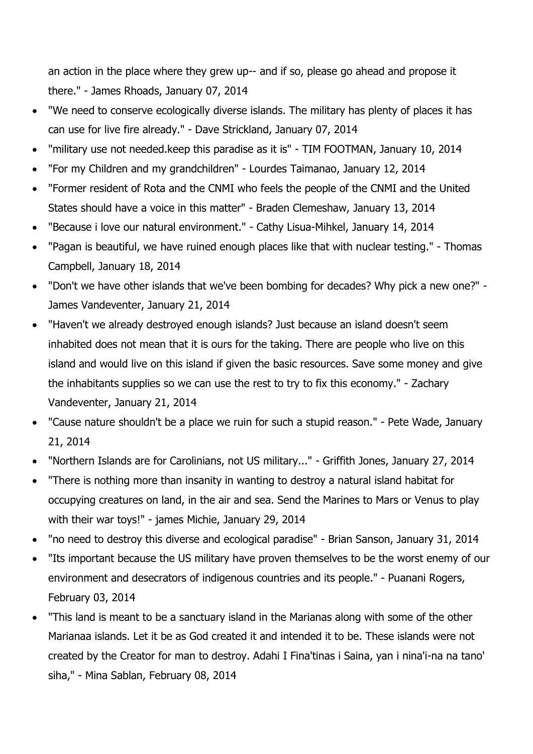an action in the place where they grew up-- and if so, please go ahead and propose it there." - James Rhoads, January 07, 2014

- "We need to conserve ecologically diverse islands. The military has plenty of places it has can use for live fire already." - Dave Strickland, January 07, 2014
- "military use not needed.keep this paradise as it is" - TIM FOOTMAN, January 10, 2014
- "For my Children and my grandchildren" - Lourdes Taimanao, January 12, 2014
- "Former resident of Rota and the CNMI who feels the people of the CNMI and the United States should have a voice in this matter" - Braden Clemeshaw, January 13, 2014
- "Because i love our natural environment." - Cathy Lisua-Mihkel, January 14, 2014
- "Pagan is beautiful, we have ruined enough places like that with nuclear testing." - Thomas Campbell, January 18, 2014
- "Don't we have other islands that we've been bombing for decades? Why pick a new one?" - James Vandeventer, January 21, 2014
- "Haven't we already destroyed enough islands? Just because an island doesn't seem inhabited does not mean that it is ours for the taking. There are people who live on this island and would live on this island if given the basic resources. Save some money and give the inhabitants supplies so we can use the rest to try to fix this economy." - Zachary Vandeventer, January 21, 2014
- "Cause nature shouldn't be a place we ruin for such a stupid reason." - Pete Wade, January 21, 2014
- "Northern Islands are for Carolinians, not US military..." - Griffith Jones, January 27, 2014
- "There is nothing more than insanity in wanting to destroy a natural island habitat for occupying creatures on land, in the air and sea. Send the Marines to Mars or Venus to play with their war toys!" - james Michie, January 29, 2014
- "no need to destroy this diverse and ecological paradise" - Brian Sanson, January 31, 2014
- "Its important because the US military have proven themselves to be the worst enemy of our environment and desecrators of indigenous countries and its people." - Puanani Rogers, February 03, 2014
- "This land is meant to be a sanctuary island in the Marianas along with some of the other Marianaa islands. Let it be as God created it and intended it to be. These islands were not created by the Creator for man to destroy. Adahi I Fina'tinas i Saina, yan i nina'i-na na tano' siha," - Mina Sablan, February 08, 2014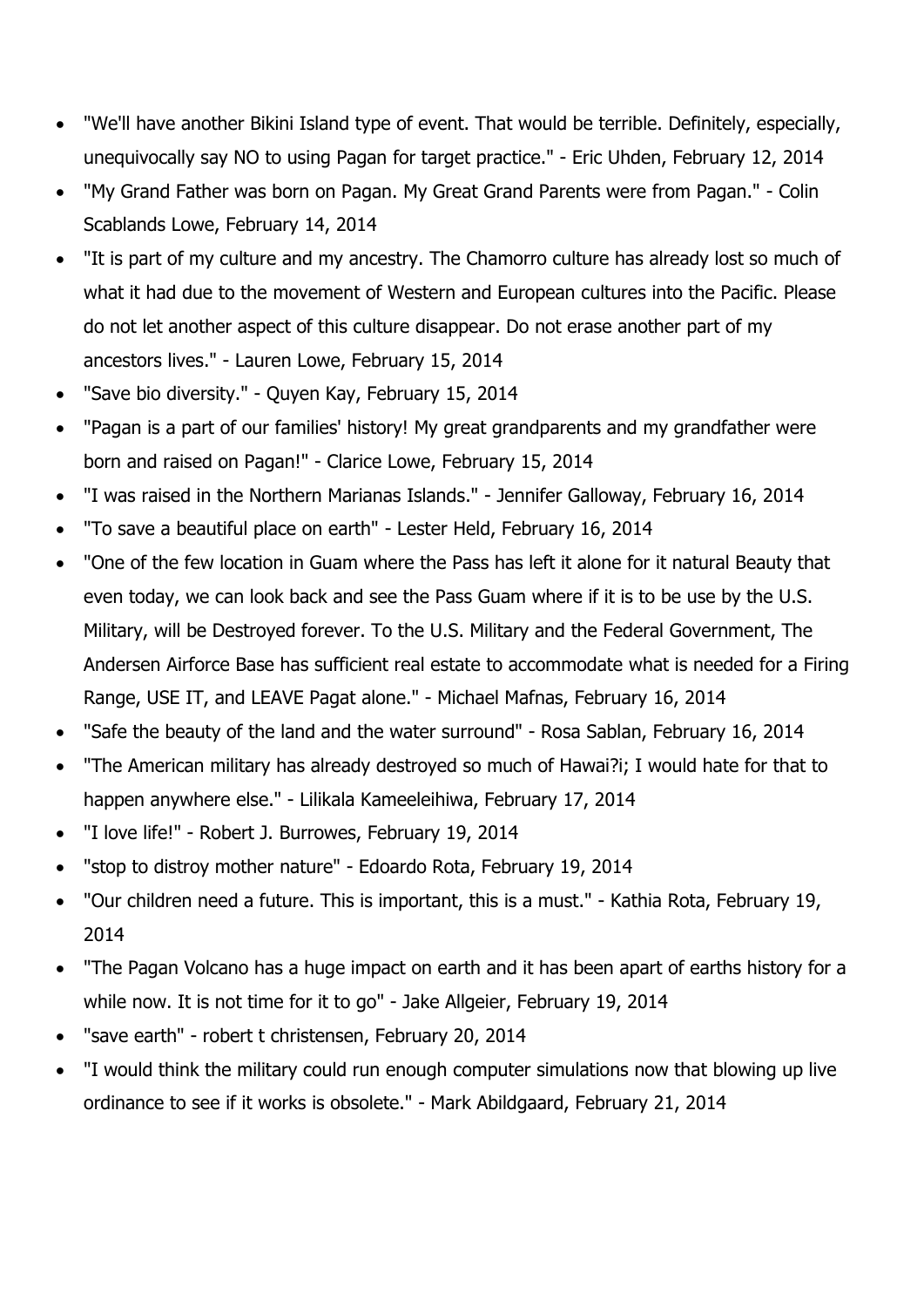- "We'll have another Bikini Island type of event. That would be terrible. Definitely, especially, unequivocally say NO to using Pagan for target practice." - Eric Uhden, February 12, 2014
- "My Grand Father was born on Pagan. My Great Grand Parents were from Pagan." - Colin Scablands Lowe, February 14, 2014
- "It is part of my culture and my ancestry. The Chamorro culture has already lost so much of what it had due to the movement of Western and European cultures into the Pacific. Please do not let another aspect of this culture disappear. Do not erase another part of my ancestors lives." - Lauren Lowe, February 15, 2014
- "Save bio diversity." - Quyen Kay, February 15, 2014
- "Pagan is a part of our families' history! My great grandparents and my grandfather were born and raised on Pagan!" - Clarice Lowe, February 15, 2014
- "I was raised in the Northern Marianas Islands." - Jennifer Galloway, February 16, 2014
- "To save a beautiful place on earth" - Lester Held, February 16, 2014
- "One of the few location in Guam where the Pass has left it alone for it natural Beauty that even today, we can look back and see the Pass Guam where if it is to be use by the U.S. Military, will be Destroyed forever. To the U.S. Military and the Federal Government, The Andersen Airforce Base has sufficient real estate to accommodate what is needed for a Firing Range, USE IT, and LEAVE Pagat alone." - Michael Mafnas, February 16, 2014
- "Safe the beauty of the land and the water surround" - Rosa Sablan, February 16, 2014
- "The American military has already destroyed so much of Hawai?i; I would hate for that to happen anywhere else." - Lilikala Kameeleihiwa, February 17, 2014
- "I love life!" - Robert J. Burrowes, February 19, 2014
- "stop to distroy mother nature" - Edoardo Rota, February 19, 2014
- "Our children need a future. This is important, this is a must." - Kathia Rota, February 19, 2014
- "The Pagan Volcano has a huge impact on earth and it has been apart of earths history for a while now. It is not time for it to go" - Jake Allgeier, February 19, 2014
- "save earth" - robert t christensen, February 20, 2014
- "I would think the military could run enough computer simulations now that blowing up live ordinance to see if it works is obsolete." - Mark Abildgaard, February 21, 2014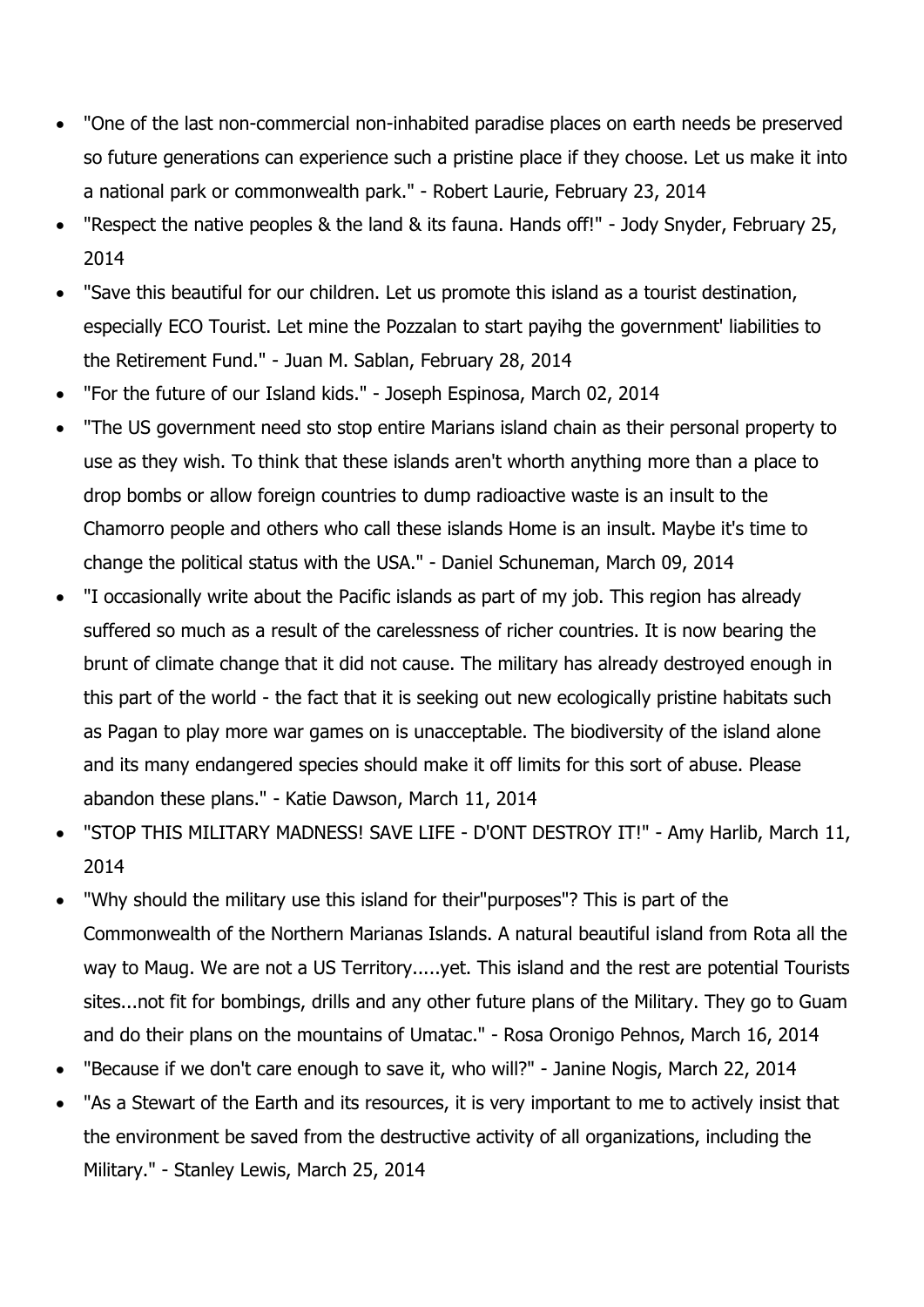- "One of the last non-commercial non-inhabited paradise places on earth needs be preserved so future generations can experience such a pristine place if they choose. Let us make it into a national park or commonwealth park." - Robert Laurie, February 23, 2014
- "Respect the native peoples & the land & its fauna. Hands off!" - Jody Snyder, February 25, 2014
- "Save this beautiful for our children. Let us promote this island as a tourist destination, especially ECO Tourist. Let mine the Pozzalan to start payihg the government' liabilities to the Retirement Fund." - Juan M. Sablan, February 28, 2014
- "For the future of our Island kids." - Joseph Espinosa, March 02, 2014
- "The US government need sto stop entire Marians island chain as their personal property to use as they wish. To think that these islands aren't whorth anything more than a place to drop bombs or allow foreign countries to dump radioactive waste is an insult to the Chamorro people and others who call these islands Home is an insult. Maybe it's time to change the political status with the USA." - Daniel Schuneman, March 09, 2014
- "I occasionally write about the Pacific islands as part of my job. This region has already suffered so much as a result of the carelessness of richer countries. It is now bearing the brunt of climate change that it did not cause. The military has already destroyed enough in this part of the world - the fact that it is seeking out new ecologically pristine habitats such as Pagan to play more war games on is unacceptable. The biodiversity of the island alone and its many endangered species should make it off limits for this sort of abuse. Please abandon these plans." - Katie Dawson, March 11, 2014
- "STOP THIS MILITARY MADNESS! SAVE LIFE - D'ONT DESTROY IT!" - Amy Harlib, March 11, 2014
- "Why should the military use this island for their"purposes"? This is part of the Commonwealth of the Northern Marianas Islands. A natural beautiful island from Rota all the way to Maug. We are not a US Territory.....yet. This island and the rest are potential Tourists sites...not fit for bombings, drills and any other future plans of the Military. They go to Guam and do their plans on the mountains of Umatac." - Rosa Oronigo Pehnos, March 16, 2014
- "Because if we don't care enough to save it, who will?" - Janine Nogis, March 22, 2014
- "As a Stewart of the Earth and its resources, it is very important to me to actively insist that the environment be saved from the destructive activity of all organizations, including the Military." - Stanley Lewis, March 25, 2014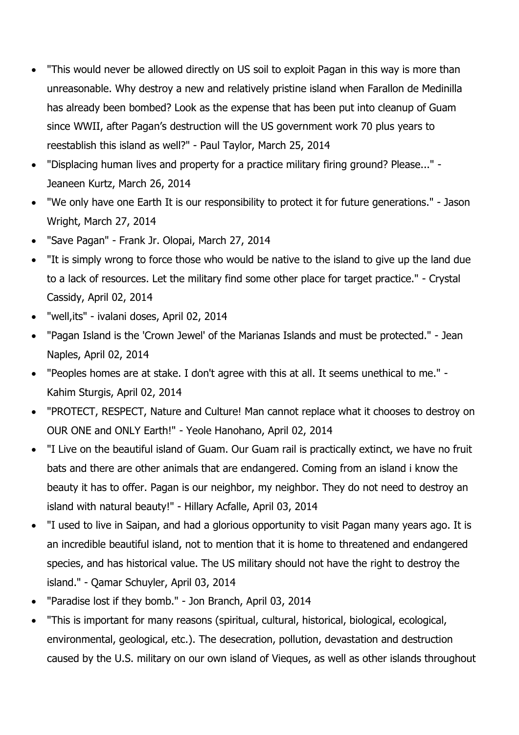- "This would never be allowed directly on US soil to exploit Pagan in this way is more than unreasonable. Why destroy a new and relatively pristine island when Farallon de Medinilla has already been bombed? Look as the expense that has been put into cleanup of Guam since WWII, after Pagan's destruction will the US government work 70 plus years to reestablish this island as well?" - Paul Taylor, March 25, 2014
- "Displacing human lives and property for a practice military firing ground? Please..." - Jeaneen Kurtz, March 26, 2014
- "We only have one Earth It is our responsibility to protect it for future generations." - Jason Wright, March 27, 2014
- "Save Pagan" - Frank Jr. Olopai, March 27, 2014
- "It is simply wrong to force those who would be native to the island to give up the land due to a lack of resources. Let the military find some other place for target practice." - Crystal Cassidy, April 02, 2014
- "well,its" - ivalani doses, April 02, 2014
- "Pagan Island is the 'Crown Jewel' of the Marianas Islands and must be protected." - Jean Naples, April 02, 2014
- "Peoples homes are at stake. I don't agree with this at all. It seems unethical to me." - Kahim Sturgis, April 02, 2014
- "PROTECT, RESPECT, Nature and Culture! Man cannot replace what it chooses to destroy on OUR ONE and ONLY Earth!" - Yeole Hanohano, April 02, 2014
- "I Live on the beautiful island of Guam. Our Guam rail is practically extinct, we have no fruit bats and there are other animals that are endangered. Coming from an island i know the beauty it has to offer. Pagan is our neighbor, my neighbor. They do not need to destroy an island with natural beauty!" - Hillary Acfalle, April 03, 2014
- "I used to live in Saipan, and had a glorious opportunity to visit Pagan many years ago. It is an incredible beautiful island, not to mention that it is home to threatened and endangered species, and has historical value. The US military should not have the right to destroy the island." - Qamar Schuyler, April 03, 2014
- "Paradise lost if they bomb." - Jon Branch, April 03, 2014
- "This is important for many reasons (spiritual, cultural, historical, biological, ecological, environmental, geological, etc.). The desecration, pollution, devastation and destruction caused by the U.S. military on our own island of Vieques, as well as other islands throughout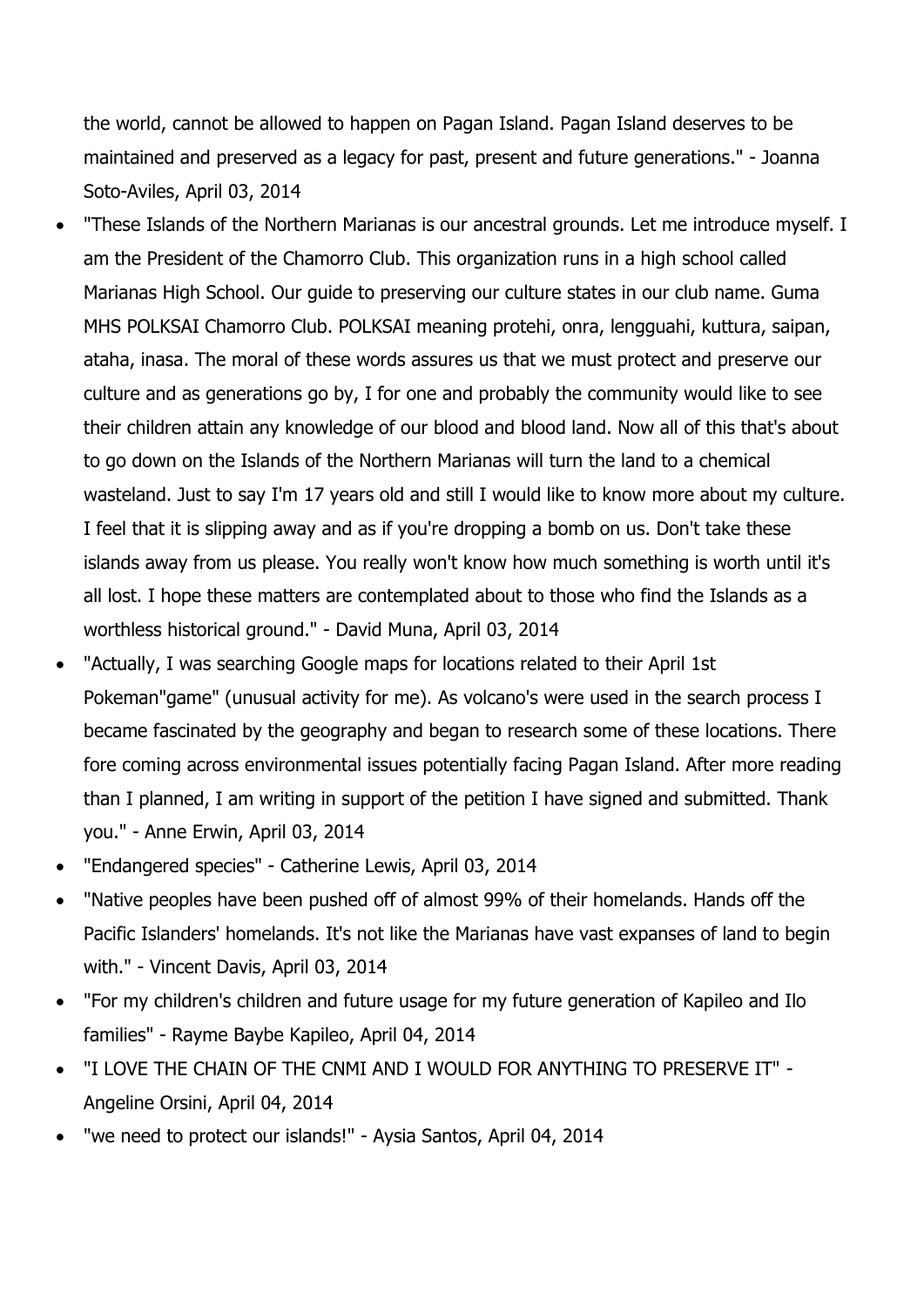the world, cannot be allowed to happen on Pagan Island. Pagan Island deserves to be maintained and preserved as a legacy for past, present and future generations." - Joanna Soto-Aviles, April 03, 2014

- "These Islands of the Northern Marianas is our ancestral grounds. Let me introduce myself. I am the President of the Chamorro Club. This organization runs in a high school called Marianas High School. Our guide to preserving our culture states in our club name. Guma MHS POLKSAI Chamorro Club. POLKSAI meaning protehi, onra, lengguahi, kuttura, saipan, ataha, inasa. The moral of these words assures us that we must protect and preserve our culture and as generations go by, I for one and probably the community would like to see their children attain any knowledge of our blood and blood land. Now all of this that's about to go down on the Islands of the Northern Marianas will turn the land to a chemical wasteland. Just to say I'm 17 years old and still I would like to know more about my culture. I feel that it is slipping away and as if you're dropping a bomb on us. Don't take these islands away from us please. You really won't know how much something is worth until it's all lost. I hope these matters are contemplated about to those who find the Islands as a worthless historical ground." - David Muna, April 03, 2014
- "Actually, I was searching Google maps for locations related to their April 1st Pokeman"game" (unusual activity for me). As volcano's were used in the search process I became fascinated by the geography and began to research some of these locations. There fore coming across environmental issues potentially facing Pagan Island. After more reading than I planned, I am writing in support of the petition I have signed and submitted. Thank you." - Anne Erwin, April 03, 2014
- "Endangered species" - Catherine Lewis, April 03, 2014
- "Native peoples have been pushed off of almost 99% of their homelands. Hands off the Pacific Islanders' homelands. It's not like the Marianas have vast expanses of land to begin with." - Vincent Davis, April 03, 2014
- "For my children's children and future usage for my future generation of Kapileo and Ilo families" - Rayme Baybe Kapileo, April 04, 2014
- "I LOVE THE CHAIN OF THE CNMI AND I WOULD FOR ANYTHING TO PRESERVE IT" - Angeline Orsini, April 04, 2014
- "we need to protect our islands!" - Aysia Santos, April 04, 2014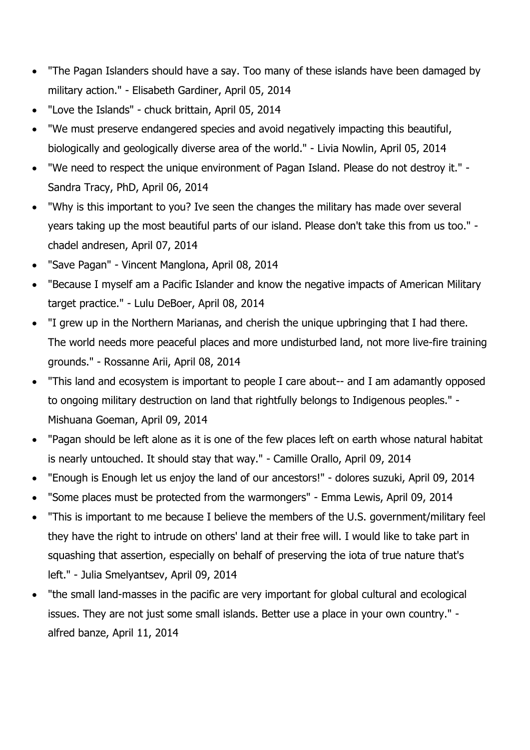- "The Pagan Islanders should have a say. Too many of these islands have been damaged by military action." - Elisabeth Gardiner, April 05, 2014
- "Love the Islands" - chuck brittain, April 05, 2014
- "We must preserve endangered species and avoid negatively impacting this beautiful, biologically and geologically diverse area of the world." - Livia Nowlin, April 05, 2014
- "We need to respect the unique environment of Pagan Island. Please do not destroy it." - Sandra Tracy, PhD, April 06, 2014
- "Why is this important to you? Ive seen the changes the military has made over several years taking up the most beautiful parts of our island. Please don't take this from us too." - chadel andresen, April 07, 2014
- "Save Pagan" - Vincent Manglona, April 08, 2014
- "Because I myself am a Pacific Islander and know the negative impacts of American Military target practice." - Lulu DeBoer, April 08, 2014
- "I grew up in the Northern Marianas, and cherish the unique upbringing that I had there. The world needs more peaceful places and more undisturbed land, not more live-fire training grounds." - Rossanne Arii, April 08, 2014
- "This land and ecosystem is important to people I care about-- and I am adamantly opposed to ongoing military destruction on land that rightfully belongs to Indigenous peoples." - Mishuana Goeman, April 09, 2014
- "Pagan should be left alone as it is one of the few places left on earth whose natural habitat is nearly untouched. It should stay that way." - Camille Orallo, April 09, 2014
- "Enough is Enough let us enjoy the land of our ancestors!" - dolores suzuki, April 09, 2014
- "Some places must be protected from the warmongers" - Emma Lewis, April 09, 2014
- "This is important to me because I believe the members of the U.S. government/military feel they have the right to intrude on others' land at their free will. I would like to take part in squashing that assertion, especially on behalf of preserving the iota of true nature that's left." - Julia Smelyantsev, April 09, 2014
- "the small land-masses in the pacific are very important for global cultural and ecological issues. They are not just some small islands. Better use a place in your own country." - alfred banze, April 11, 2014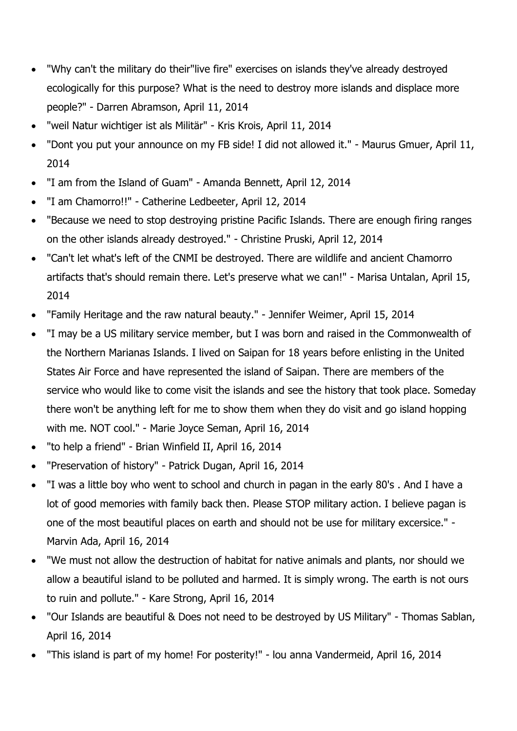- "Why can't the military do their"live fire" exercises on islands they've already destroyed ecologically for this purpose? What is the need to destroy more islands and displace more people?" - Darren Abramson, April 11, 2014
- "weil Natur wichtiger ist als Militär" - Kris Krois, April 11, 2014
- "Dont you put your announce on my FB side! I did not allowed it." - Maurus Gmuer, April 11, 2014
- "I am from the Island of Guam" - Amanda Bennett, April 12, 2014
- "I am Chamorro!!" - Catherine Ledbeeter, April 12, 2014
- "Because we need to stop destroying pristine Pacific Islands. There are enough firing ranges on the other islands already destroyed." - Christine Pruski, April 12, 2014
- "Can't let what's left of the CNMI be destroyed. There are wildlife and ancient Chamorro artifacts that's should remain there. Let's preserve what we can!" - Marisa Untalan, April 15, 2014
- "Family Heritage and the raw natural beauty." - Jennifer Weimer, April 15, 2014
- "I may be a US military service member, but I was born and raised in the Commonwealth of the Northern Marianas Islands. I lived on Saipan for 18 years before enlisting in the United States Air Force and have represented the island of Saipan. There are members of the service who would like to come visit the islands and see the history that took place. Someday there won't be anything left for me to show them when they do visit and go island hopping with me. NOT cool." - Marie Joyce Seman, April 16, 2014
- "to help a friend" - Brian Winfield II, April 16, 2014
- "Preservation of history" - Patrick Dugan, April 16, 2014
- "I was a little boy who went to school and church in pagan in the early 80's . And I have a lot of good memories with family back then. Please STOP military action. I believe pagan is one of the most beautiful places on earth and should not be use for military excersice." - Marvin Ada, April 16, 2014
- "We must not allow the destruction of habitat for native animals and plants, nor should we allow a beautiful island to be polluted and harmed. It is simply wrong. The earth is not ours to ruin and pollute." - Kare Strong, April 16, 2014
- "Our Islands are beautiful & Does not need to be destroyed by US Military" - Thomas Sablan, April 16, 2014
- "This island is part of my home! For posterity!" - lou anna Vandermeid, April 16, 2014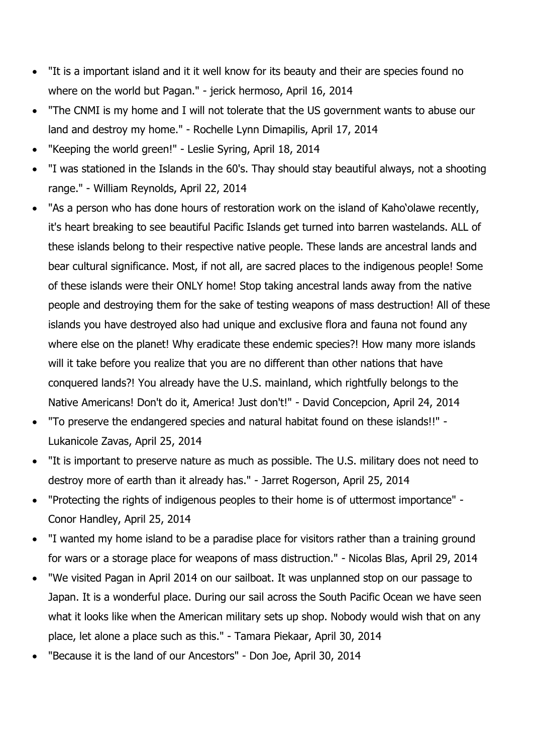- "It is a important island and it it well know for its beauty and their are species found no where on the world but Pagan." - jerick hermoso, April 16, 2014
- "The CNMI is my home and I will not tolerate that the US government wants to abuse our land and destroy my home." - Rochelle Lynn Dimapilis, April 17, 2014
- "Keeping the world green!" - Leslie Syring, April 18, 2014
- "I was stationed in the Islands in the 60's. Thay should stay beautiful always, not a shooting range." - William Reynolds, April 22, 2014
- "As a person who has done hours of restoration work on the island of Kahoʻolawe recently, it's heart breaking to see beautiful Pacific Islands get turned into barren wastelands. ALL of these islands belong to their respective native people. These lands are ancestral lands and bear cultural significance. Most, if not all, are sacred places to the indigenous people! Some of these islands were their ONLY home! Stop taking ancestral lands away from the native people and destroying them for the sake of testing weapons of mass destruction! All of these islands you have destroyed also had unique and exclusive flora and fauna not found any where else on the planet! Why eradicate these endemic species?! How many more islands will it take before you realize that you are no different than other nations that have conquered lands?! You already have the U.S. mainland, which rightfully belongs to the Native Americans! Don't do it, America! Just don't!" - David Concepcion, April 24, 2014
- "To preserve the endangered species and natural habitat found on these islands!!" - Lukanicole Zavas, April 25, 2014
- "It is important to preserve nature as much as possible. The U.S. military does not need to destroy more of earth than it already has." - Jarret Rogerson, April 25, 2014
- "Protecting the rights of indigenous peoples to their home is of uttermost importance" - Conor Handley, April 25, 2014
- "I wanted my home island to be a paradise place for visitors rather than a training ground for wars or a storage place for weapons of mass distruction." - Nicolas Blas, April 29, 2014
- "We visited Pagan in April 2014 on our sailboat. It was unplanned stop on our passage to Japan. It is a wonderful place. During our sail across the South Pacific Ocean we have seen what it looks like when the American military sets up shop. Nobody would wish that on any place, let alone a place such as this." - Tamara Piekaar, April 30, 2014
- "Because it is the land of our Ancestors" - Don Joe, April 30, 2014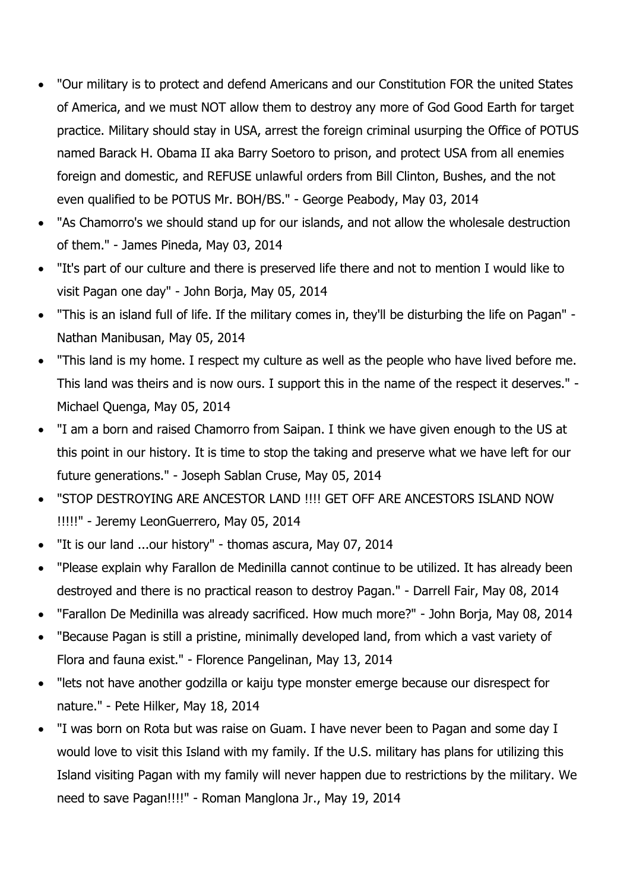- "Our military is to protect and defend Americans and our Constitution FOR the united States of America, and we must NOT allow them to destroy any more of God Good Earth for target practice. Military should stay in USA, arrest the foreign criminal usurping the Office of POTUS named Barack H. Obama II aka Barry Soetoro to prison, and protect USA from all enemies foreign and domestic, and REFUSE unlawful orders from Bill Clinton, Bushes, and the not even qualified to be POTUS Mr. BOH/BS." - George Peabody, May 03, 2014
- "As Chamorro's we should stand up for our islands, and not allow the wholesale destruction of them." - James Pineda, May 03, 2014
- "It's part of our culture and there is preserved life there and not to mention I would like to visit Pagan one day" - John Borja, May 05, 2014
- "This is an island full of life. If the military comes in, they'll be disturbing the life on Pagan" - Nathan Manibusan, May 05, 2014
- "This land is my home. I respect my culture as well as the people who have lived before me. This land was theirs and is now ours. I support this in the name of the respect it deserves." - Michael Quenga, May 05, 2014
- "I am a born and raised Chamorro from Saipan. I think we have given enough to the US at this point in our history. It is time to stop the taking and preserve what we have left for our future generations." - Joseph Sablan Cruse, May 05, 2014
- "STOP DESTROYING ARE ANCESTOR LAND !!!! GET OFF ARE ANCESTORS ISLAND NOW !!!!!" - Jeremy LeonGuerrero, May 05, 2014
- "It is our land ...our history" - thomas ascura, May 07, 2014
- "Please explain why Farallon de Medinilla cannot continue to be utilized. It has already been destroyed and there is no practical reason to destroy Pagan." - Darrell Fair, May 08, 2014
- "Farallon De Medinilla was already sacrificed. How much more?" - John Borja, May 08, 2014
- "Because Pagan is still a pristine, minimally developed land, from which a vast variety of Flora and fauna exist." - Florence Pangelinan, May 13, 2014
- "lets not have another godzilla or kaiju type monster emerge because our disrespect for nature." - Pete Hilker, May 18, 2014
- "I was born on Rota but was raise on Guam. I have never been to Pagan and some day I would love to visit this Island with my family. If the U.S. military has plans for utilizing this Island visiting Pagan with my family will never happen due to restrictions by the military. We need to save Pagan!!!!" - Roman Manglona Jr., May 19, 2014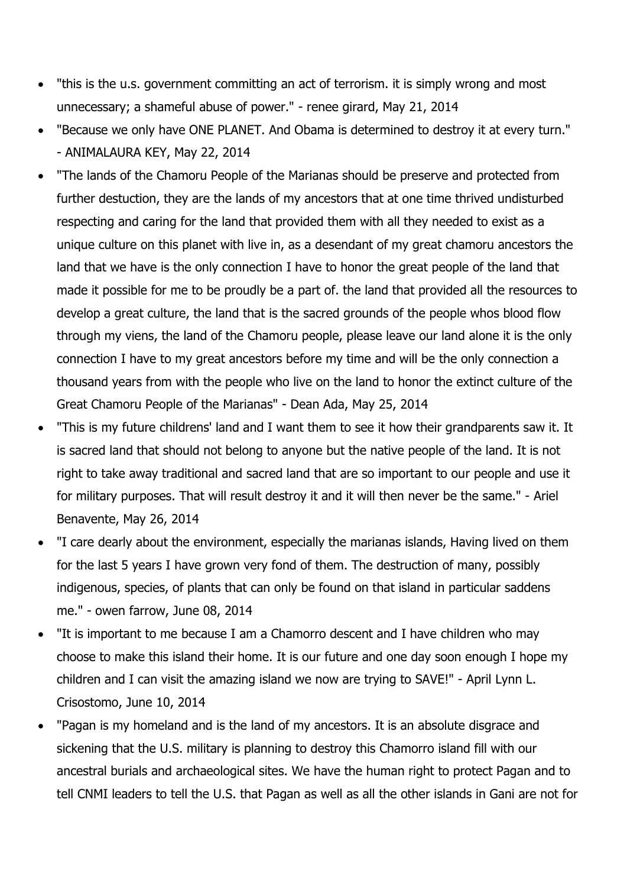- "this is the u.s. government committing an act of terrorism. it is simply wrong and most unnecessary; a shameful abuse of power." - renee girard, May 21, 2014
- "Because we only have ONE PLANET. And Obama is determined to destroy it at every turn." - ANIMALAURA KEY, May 22, 2014
- "The lands of the Chamoru People of the Marianas should be preserve and protected from further destuction, they are the lands of my ancestors that at one time thrived undisturbed respecting and caring for the land that provided them with all they needed to exist as a unique culture on this planet with live in, as a desendant of my great chamoru ancestors the land that we have is the only connection I have to honor the great people of the land that made it possible for me to be proudly be a part of. the land that provided all the resources to develop a great culture, the land that is the sacred grounds of the people whos blood flow through my viens, the land of the Chamoru people, please leave our land alone it is the only connection I have to my great ancestors before my time and will be the only connection a thousand years from with the people who live on the land to honor the extinct culture of the Great Chamoru People of the Marianas" - Dean Ada, May 25, 2014
- "This is my future childrens' land and I want them to see it how their grandparents saw it. It is sacred land that should not belong to anyone but the native people of the land. It is not right to take away traditional and sacred land that are so important to our people and use it for military purposes. That will result destroy it and it will then never be the same." - Ariel Benavente, May 26, 2014
- "I care dearly about the environment, especially the marianas islands, Having lived on them for the last 5 years I have grown very fond of them. The destruction of many, possibly indigenous, species, of plants that can only be found on that island in particular saddens me." - owen farrow, June 08, 2014
- "It is important to me because I am a Chamorro descent and I have children who may choose to make this island their home. It is our future and one day soon enough I hope my children and I can visit the amazing island we now are trying to SAVE!" - April Lynn L. Crisostomo, June 10, 2014
- "Pagan is my homeland and is the land of my ancestors. It is an absolute disgrace and sickening that the U.S. military is planning to destroy this Chamorro island fill with our ancestral burials and archaeological sites. We have the human right to protect Pagan and to tell CNMI leaders to tell the U.S. that Pagan as well as all the other islands in Gani are not for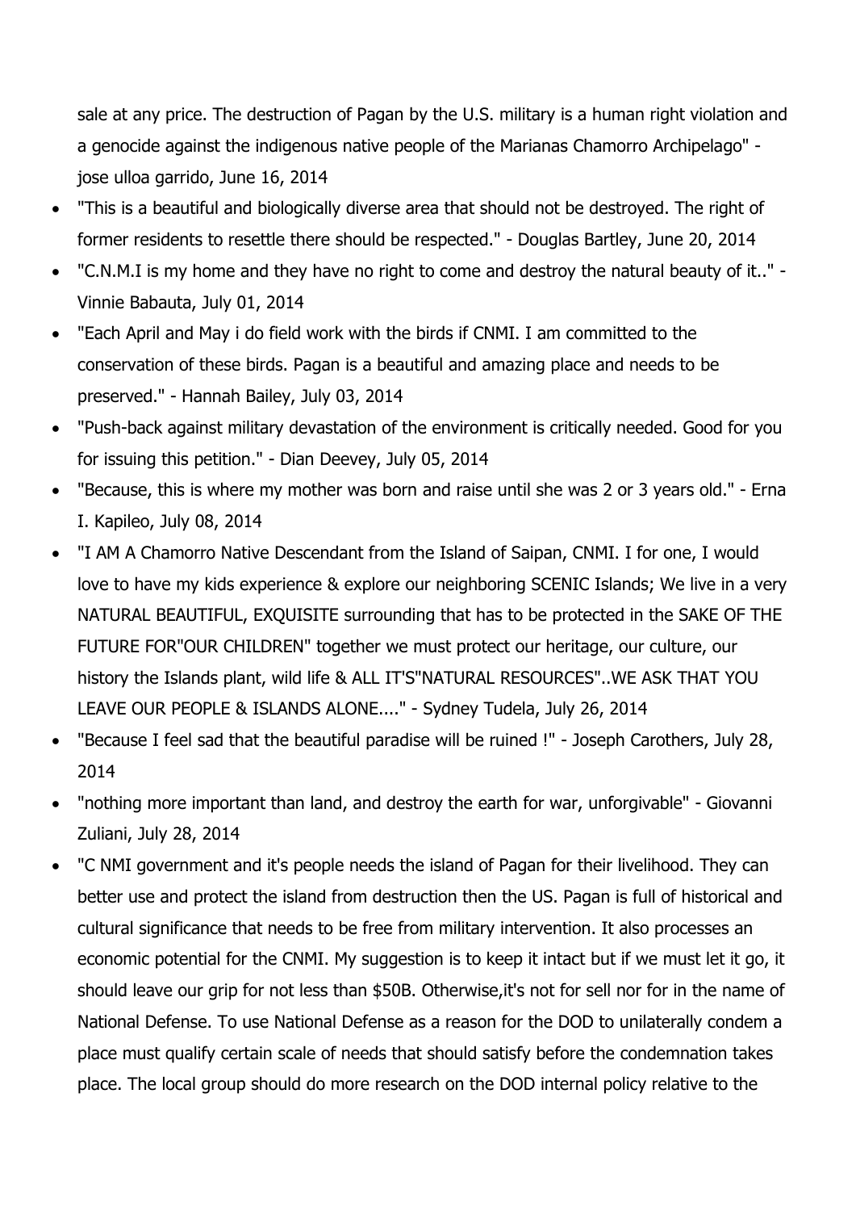sale at any price. The destruction of Pagan by the U.S. military is a human right violation and a genocide against the indigenous native people of the Marianas Chamorro Archipelago" - jose ulloa garrido, June 16, 2014

- "This is a beautiful and biologically diverse area that should not be destroyed. The right of former residents to resettle there should be respected." - Douglas Bartley, June 20, 2014
- "C.N.M.I is my home and they have no right to come and destroy the natural beauty of it.." - Vinnie Babauta, July 01, 2014
- "Each April and May i do field work with the birds if CNMI. I am committed to the conservation of these birds. Pagan is a beautiful and amazing place and needs to be preserved." - Hannah Bailey, July 03, 2014
- "Push-back against military devastation of the environment is critically needed. Good for you for issuing this petition." - Dian Deevey, July 05, 2014
- "Because, this is where my mother was born and raise until she was 2 or 3 years old." - Erna I. Kapileo, July 08, 2014
- "I AM A Chamorro Native Descendant from the Island of Saipan, CNMI. I for one, I would love to have my kids experience & explore our neighboring SCENIC Islands; We live in a very NATURAL BEAUTIFUL, EXQUISITE surrounding that has to be protected in the SAKE OF THE FUTURE FOR"OUR CHILDREN" together we must protect our heritage, our culture, our history the Islands plant, wild life & ALL IT'S"NATURAL RESOURCES"..WE ASK THAT YOU LEAVE OUR PEOPLE & ISLANDS ALONE...." - Sydney Tudela, July 26, 2014
- "Because I feel sad that the beautiful paradise will be ruined !" - Joseph Carothers, July 28, 2014
- "nothing more important than land, and destroy the earth for war, unforgivable" - Giovanni Zuliani, July 28, 2014
- "C NMI government and it's people needs the island of Pagan for their livelihood. They can better use and protect the island from destruction then the US. Pagan is full of historical and cultural significance that needs to be free from military intervention. It also processes an economic potential for the CNMI. My suggestion is to keep it intact but if we must let it go, it should leave our grip for not less than $50B. Otherwise,it's not for sell nor for in the name of National Defense. To use National Defense as a reason for the DOD to unilaterally condem a place must qualify certain scale of needs that should satisfy before the condemnation takes place. The local group should do more research on the DOD internal policy relative to the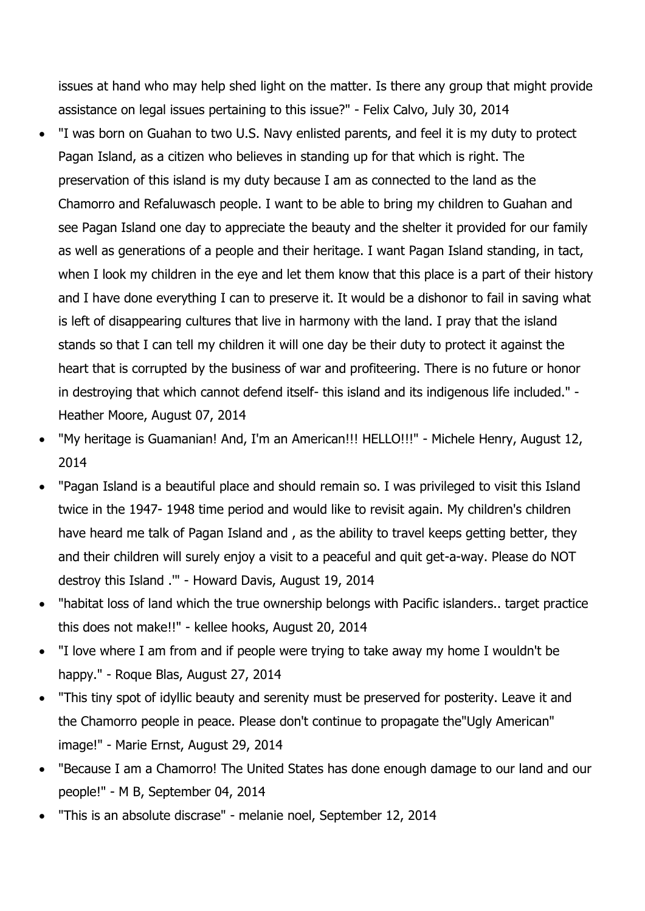issues at hand who may help shed light on the matter. Is there any group that might provide assistance on legal issues pertaining to this issue?" - Felix Calvo, July 30, 2014

- "I was born on Guahan to two U.S. Navy enlisted parents, and feel it is my duty to protect Pagan Island, as a citizen who believes in standing up for that which is right. The preservation of this island is my duty because I am as connected to the land as the Chamorro and Refaluwasch people. I want to be able to bring my children to Guahan and see Pagan Island one day to appreciate the beauty and the shelter it provided for our family as well as generations of a people and their heritage. I want Pagan Island standing, in tact, when I look my children in the eye and let them know that this place is a part of their history and I have done everything I can to preserve it. It would be a dishonor to fail in saving what is left of disappearing cultures that live in harmony with the land. I pray that the island stands so that I can tell my children it will one day be their duty to protect it against the heart that is corrupted by the business of war and profiteering. There is no future or honor in destroying that which cannot defend itself- this island and its indigenous life included." - Heather Moore, August 07, 2014
- "My heritage is Guamanian! And, I'm an American!!! HELLO!!!" - Michele Henry, August 12, 2014
- "Pagan Island is a beautiful place and should remain so. I was privileged to visit this Island twice in the 1947- 1948 time period and would like to revisit again. My children's children have heard me talk of Pagan Island and , as the ability to travel keeps getting better, they and their children will surely enjoy a visit to a peaceful and quit get-a-way. Please do NOT destroy this Island .'" - Howard Davis, August 19, 2014
- "habitat loss of land which the true ownership belongs with Pacific islanders.. target practice this does not make!!" - kellee hooks, August 20, 2014
- "I love where I am from and if people were trying to take away my home I wouldn't be happy." - Roque Blas, August 27, 2014
- "This tiny spot of idyllic beauty and serenity must be preserved for posterity. Leave it and the Chamorro people in peace. Please don't continue to propagate the"Ugly American" image!" - Marie Ernst, August 29, 2014
- "Because I am a Chamorro! The United States has done enough damage to our land and our people!" - M B, September 04, 2014
- "This is an absolute discrase" - melanie noel, September 12, 2014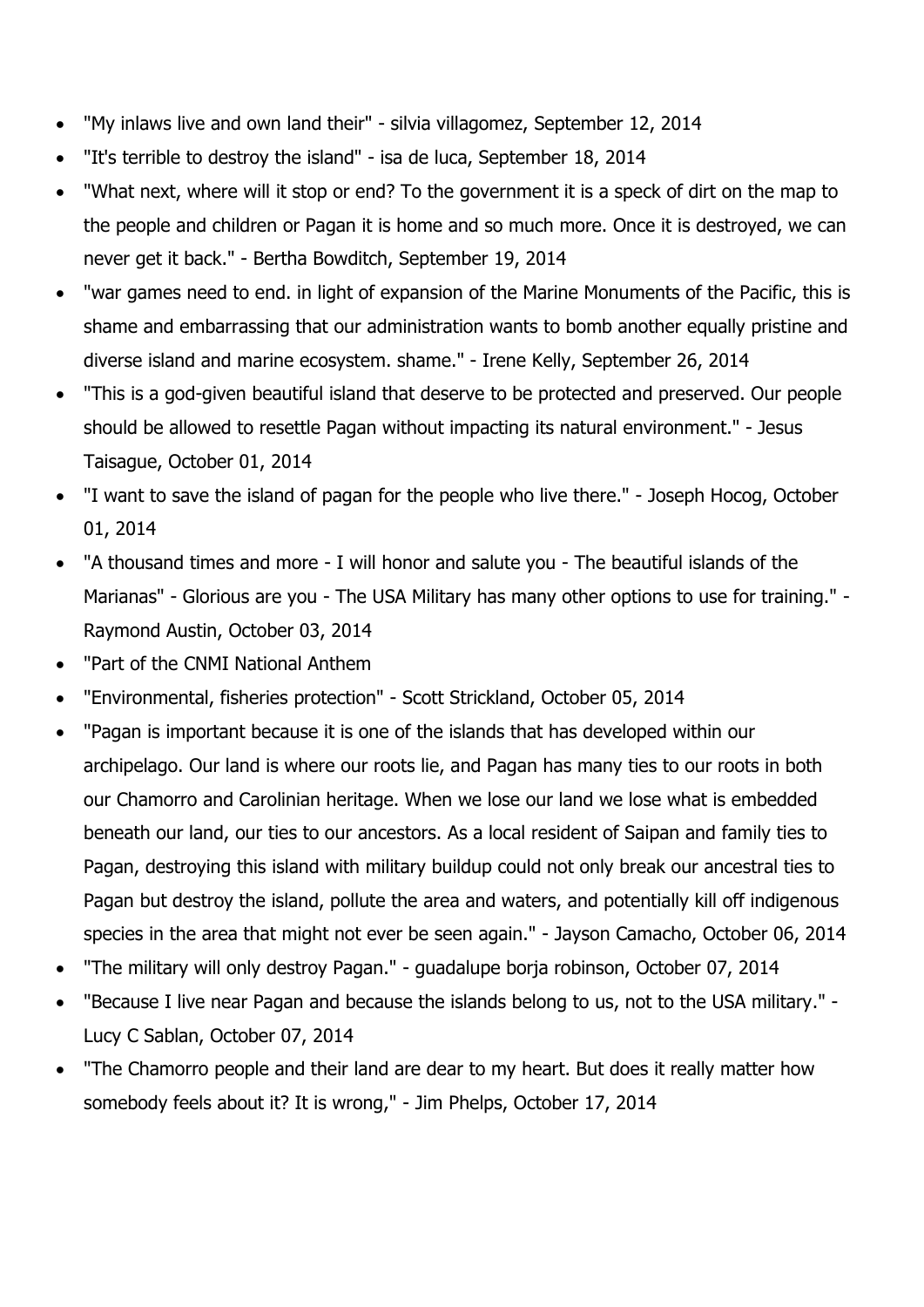- "My inlaws live and own land their" - silvia villagomez, September 12, 2014
- "It's terrible to destroy the island" - isa de luca, September 18, 2014
- "What next, where will it stop or end? To the government it is a speck of dirt on the map to the people and children or Pagan it is home and so much more. Once it is destroyed, we can never get it back." - Bertha Bowditch, September 19, 2014
- "war games need to end. in light of expansion of the Marine Monuments of the Pacific, this is shame and embarrassing that our administration wants to bomb another equally pristine and diverse island and marine ecosystem. shame." - Irene Kelly, September 26, 2014
- "This is a god-given beautiful island that deserve to be protected and preserved. Our people should be allowed to resettle Pagan without impacting its natural environment." - Jesus Taisague, October 01, 2014
- "I want to save the island of pagan for the people who live there." - Joseph Hocog, October 01, 2014
- "A thousand times and more - I will honor and salute you - The beautiful islands of the Marianas" - Glorious are you - The USA Military has many other options to use for training." - Raymond Austin, October 03, 2014
- "Part of the CNMI National Anthem
- "Environmental, fisheries protection" - Scott Strickland, October 05, 2014
- "Pagan is important because it is one of the islands that has developed within our archipelago. Our land is where our roots lie, and Pagan has many ties to our roots in both our Chamorro and Carolinian heritage. When we lose our land we lose what is embedded beneath our land, our ties to our ancestors. As a local resident of Saipan and family ties to Pagan, destroying this island with military buildup could not only break our ancestral ties to Pagan but destroy the island, pollute the area and waters, and potentially kill off indigenous species in the area that might not ever be seen again." - Jayson Camacho, October 06, 2014
- "The military will only destroy Pagan." - guadalupe borja robinson, October 07, 2014
- "Because I live near Pagan and because the islands belong to us, not to the USA military." - Lucy C Sablan, October 07, 2014
- "The Chamorro people and their land are dear to my heart. But does it really matter how somebody feels about it? It is wrong," - Jim Phelps, October 17, 2014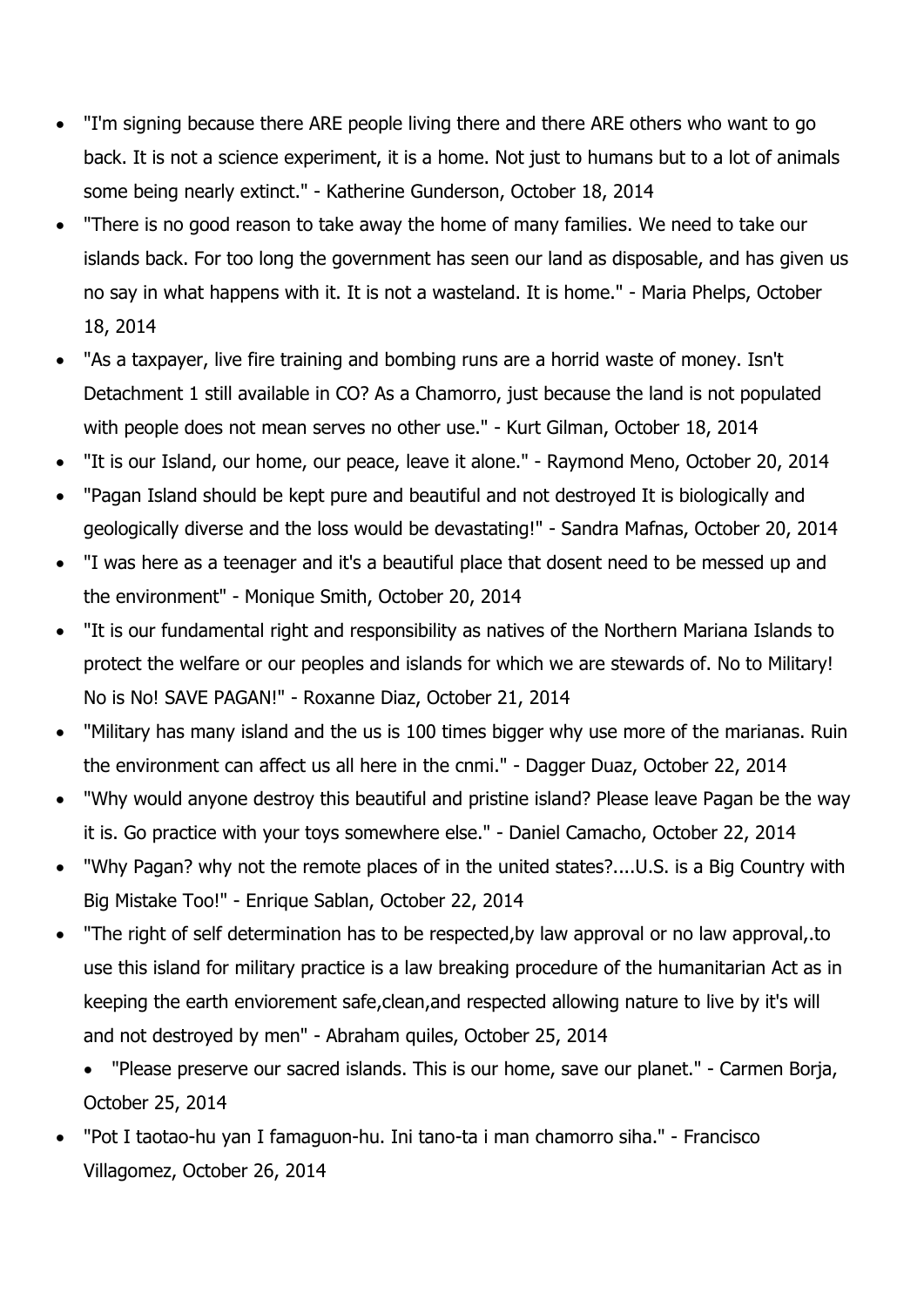- "I'm signing because there ARE people living there and there ARE others who want to go back. It is not a science experiment, it is a home. Not just to humans but to a lot of animals some being nearly extinct." - Katherine Gunderson, October 18, 2014
- "There is no good reason to take away the home of many families. We need to take our islands back. For too long the government has seen our land as disposable, and has given us no say in what happens with it. It is not a wasteland. It is home." - Maria Phelps, October 18, 2014
- "As a taxpayer, live fire training and bombing runs are a horrid waste of money. Isn't Detachment 1 still available in CO? As a Chamorro, just because the land is not populated with people does not mean serves no other use." - Kurt Gilman, October 18, 2014
- "It is our Island, our home, our peace, leave it alone." - Raymond Meno, October 20, 2014
- "Pagan Island should be kept pure and beautiful and not destroyed It is biologically and geologically diverse and the loss would be devastating!" - Sandra Mafnas, October 20, 2014
- "I was here as a teenager and it's a beautiful place that dosent need to be messed up and the environment" - Monique Smith, October 20, 2014
- "It is our fundamental right and responsibility as natives of the Northern Mariana Islands to protect the welfare or our peoples and islands for which we are stewards of. No to Military! No is No! SAVE PAGAN!" - Roxanne Diaz, October 21, 2014
- "Military has many island and the us is 100 times bigger why use more of the marianas. Ruin the environment can affect us all here in the cnmi." - Dagger Duaz, October 22, 2014
- "Why would anyone destroy this beautiful and pristine island? Please leave Pagan be the way it is. Go practice with your toys somewhere else." - Daniel Camacho, October 22, 2014
- "Why Pagan? why not the remote places of in the united states?....U.S. is a Big Country with Big Mistake Too!" - Enrique Sablan, October 22, 2014
- "The right of self determination has to be respected,by law approval or no law approval,.to use this island for military practice is a law breaking procedure of the humanitarian Act as in keeping the earth enviorement safe,clean,and respected allowing nature to live by it's will and not destroyed by men" - Abraham quiles, October 25, 2014
    - "Please preserve our sacred islands. This is our home, save our planet." - Carmen Borja, October 25, 2014
- "Pot I taotao-hu yan I famaguon-hu. Ini tano-ta i man chamorro siha." - Francisco Villagomez, October 26, 2014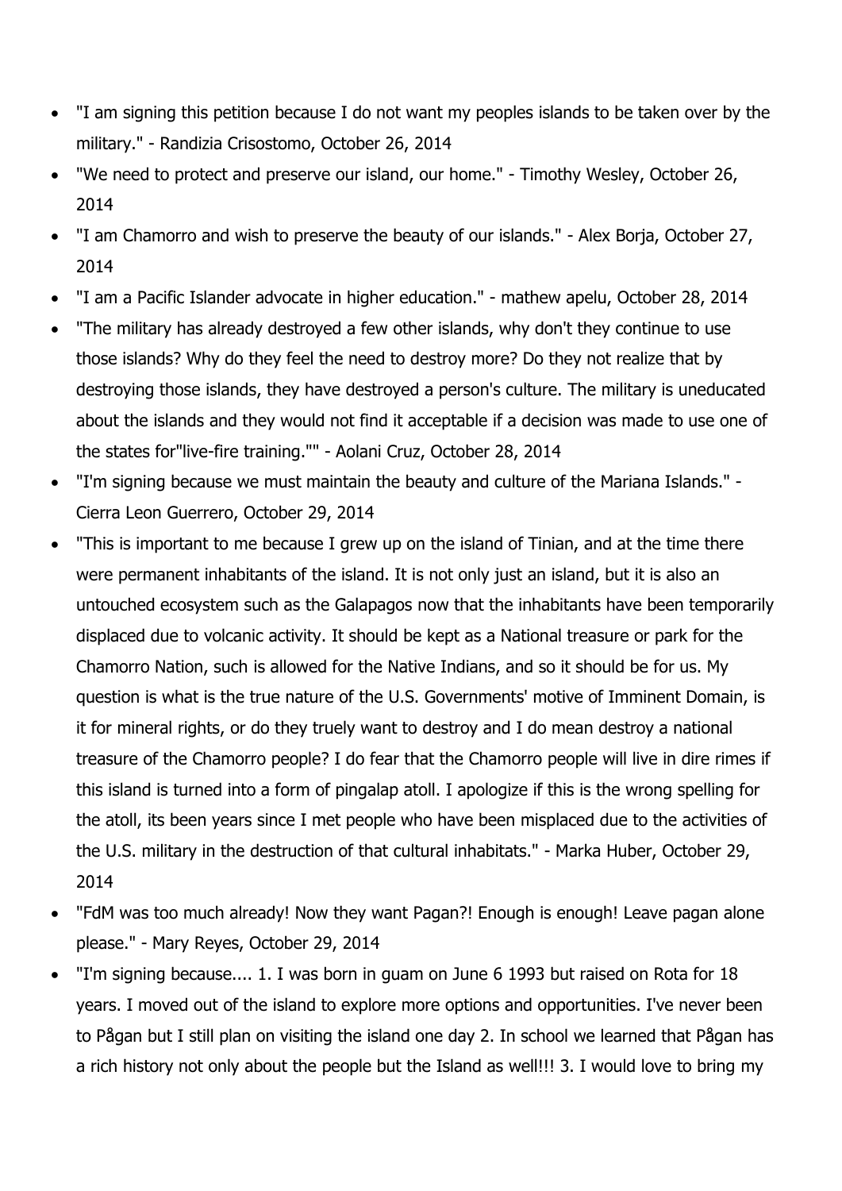- "I am signing this petition because I do not want my peoples islands to be taken over by the military." - Randizia Crisostomo, October 26, 2014
- "We need to protect and preserve our island, our home." - Timothy Wesley, October 26, 2014
- "I am Chamorro and wish to preserve the beauty of our islands." - Alex Borja, October 27, 2014
- "I am a Pacific Islander advocate in higher education." - mathew apelu, October 28, 2014
- "The military has already destroyed a few other islands, why don't they continue to use those islands? Why do they feel the need to destroy more? Do they not realize that by destroying those islands, they have destroyed a person's culture. The military is uneducated about the islands and they would not find it acceptable if a decision was made to use one of the states for"live-fire training."" - Aolani Cruz, October 28, 2014
- "I'm signing because we must maintain the beauty and culture of the Mariana Islands." - Cierra Leon Guerrero, October 29, 2014
- "This is important to me because I grew up on the island of Tinian, and at the time there were permanent inhabitants of the island. It is not only just an island, but it is also an untouched ecosystem such as the Galapagos now that the inhabitants have been temporarily displaced due to volcanic activity. It should be kept as a National treasure or park for the Chamorro Nation, such is allowed for the Native Indians, and so it should be for us. My question is what is the true nature of the U.S. Governments' motive of Imminent Domain, is it for mineral rights, or do they truely want to destroy and I do mean destroy a national treasure of the Chamorro people? I do fear that the Chamorro people will live in dire rimes if this island is turned into a form of pingalap atoll. I apologize if this is the wrong spelling for the atoll, its been years since I met people who have been misplaced due to the activities of the U.S. military in the destruction of that cultural inhabitats." - Marka Huber, October 29, 2014
- "FdM was too much already! Now they want Pagan?! Enough is enough! Leave pagan alone please." - Mary Reyes, October 29, 2014
- "I'm signing because.... 1. I was born in guam on June 6 1993 but raised on Rota for 18 years. I moved out of the island to explore more options and opportunities. I've never been to Pågan but I still plan on visiting the island one day 2. In school we learned that Pågan has a rich history not only about the people but the Island as well!!! 3. I would love to bring my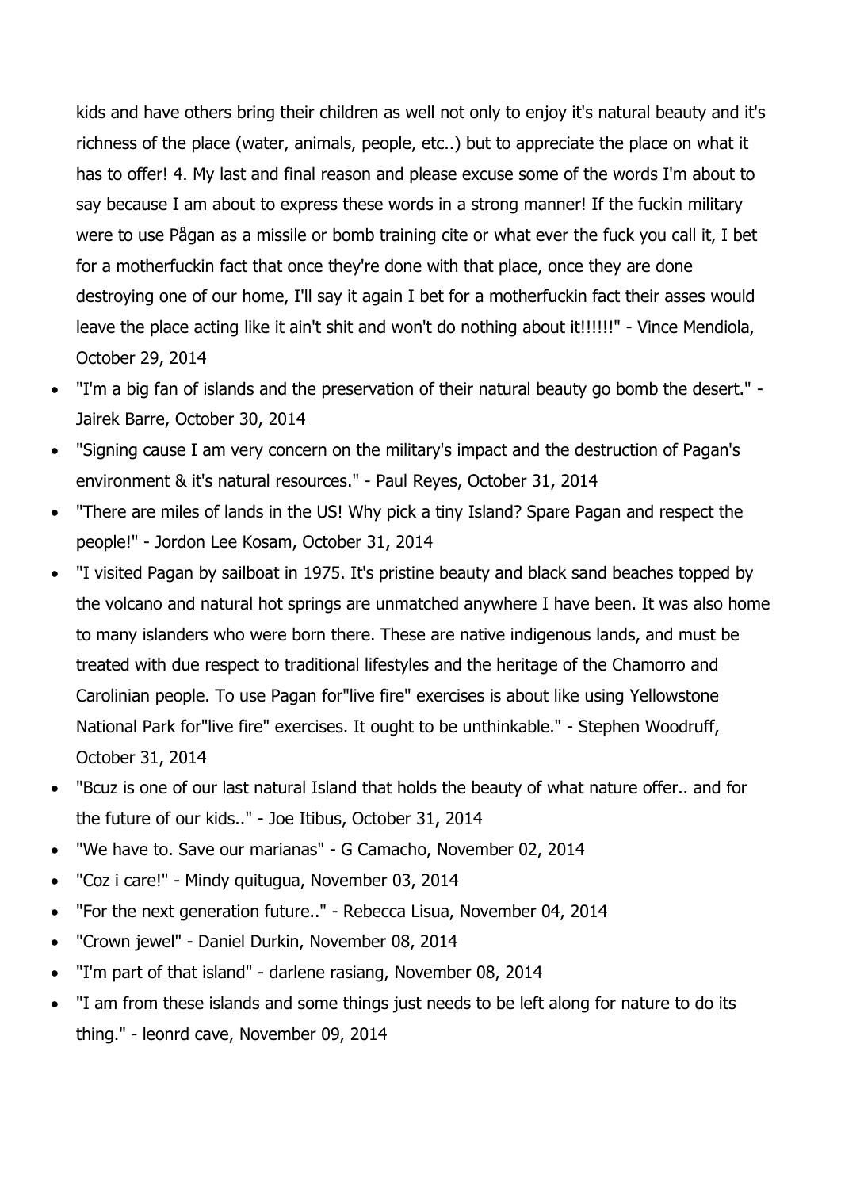kids and have others bring their children as well not only to enjoy it's natural beauty and it's richness of the place (water, animals, people, etc..) but to appreciate the place on what it has to offer! 4. My last and final reason and please excuse some of the words I'm about to say because I am about to express these words in a strong manner! If the fuckin military were to use Pågan as a missile or bomb training cite or what ever the fuck you call it, I bet for a motherfuckin fact that once they're done with that place, once they are done destroying one of our home, I'll say it again I bet for a motherfuckin fact their asses would leave the place acting like it ain't shit and won't do nothing about it!!!!!!" - Vince Mendiola, October 29, 2014

- "I'm a big fan of islands and the preservation of their natural beauty go bomb the desert." - Jairek Barre, October 30, 2014
- "Signing cause I am very concern on the military's impact and the destruction of Pagan's environment & it's natural resources." - Paul Reyes, October 31, 2014
- "There are miles of lands in the US! Why pick a tiny Island? Spare Pagan and respect the people!" - Jordon Lee Kosam, October 31, 2014
- "I visited Pagan by sailboat in 1975. It's pristine beauty and black sand beaches topped by the volcano and natural hot springs are unmatched anywhere I have been. It was also home to many islanders who were born there. These are native indigenous lands, and must be treated with due respect to traditional lifestyles and the heritage of the Chamorro and Carolinian people. To use Pagan for"live fire" exercises is about like using Yellowstone National Park for"live fire" exercises. It ought to be unthinkable." - Stephen Woodruff, October 31, 2014
- "Bcuz is one of our last natural Island that holds the beauty of what nature offer.. and for the future of our kids.." - Joe Itibus, October 31, 2014
- "We have to. Save our marianas" - G Camacho, November 02, 2014
- "Coz i care!" - Mindy quitugua, November 03, 2014
- "For the next generation future.." - Rebecca Lisua, November 04, 2014
- "Crown jewel" - Daniel Durkin, November 08, 2014
- "I'm part of that island" - darlene rasiang, November 08, 2014
- "I am from these islands and some things just needs to be left along for nature to do its thing." - leonrd cave, November 09, 2014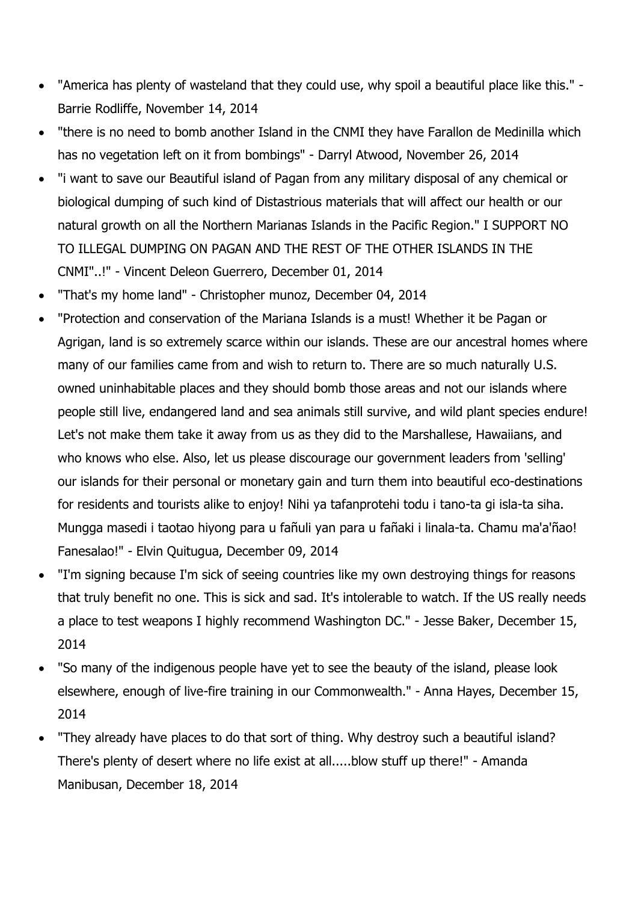- "America has plenty of wasteland that they could use, why spoil a beautiful place like this." - Barrie Rodliffe, November 14, 2014
- "there is no need to bomb another Island in the CNMI they have Farallon de Medinilla which has no vegetation left on it from bombings" - Darryl Atwood, November 26, 2014
- "i want to save our Beautiful island of Pagan from any military disposal of any chemical or biological dumping of such kind of Distastrious materials that will affect our health or our natural growth on all the Northern Marianas Islands in the Pacific Region." I SUPPORT NO TO ILLEGAL DUMPING ON PAGAN AND THE REST OF THE OTHER ISLANDS IN THE CNMI"..!" - Vincent Deleon Guerrero, December 01, 2014
- "That's my home land" - Christopher munoz, December 04, 2014
- "Protection and conservation of the Mariana Islands is a must! Whether it be Pagan or Agrigan, land is so extremely scarce within our islands. These are our ancestral homes where many of our families came from and wish to return to. There are so much naturally U.S. owned uninhabitable places and they should bomb those areas and not our islands where people still live, endangered land and sea animals still survive, and wild plant species endure! Let's not make them take it away from us as they did to the Marshallese, Hawaiians, and who knows who else. Also, let us please discourage our government leaders from 'selling' our islands for their personal or monetary gain and turn them into beautiful eco-destinations for residents and tourists alike to enjoy! Nihi ya tafanprotehi todu i tano-ta gi isla-ta siha. Mungga masedi i taotao hiyong para u fañuli yan para u fañaki i linala-ta. Chamu ma'a'ñao! Fanesalao!" - Elvin Quitugua, December 09, 2014
- "I'm signing because I'm sick of seeing countries like my own destroying things for reasons that truly benefit no one. This is sick and sad. It's intolerable to watch. If the US really needs a place to test weapons I highly recommend Washington DC." - Jesse Baker, December 15, 2014
- "So many of the indigenous people have yet to see the beauty of the island, please look elsewhere, enough of live-fire training in our Commonwealth." - Anna Hayes, December 15, 2014
- "They already have places to do that sort of thing. Why destroy such a beautiful island? There's plenty of desert where no life exist at all.....blow stuff up there!" - Amanda Manibusan, December 18, 2014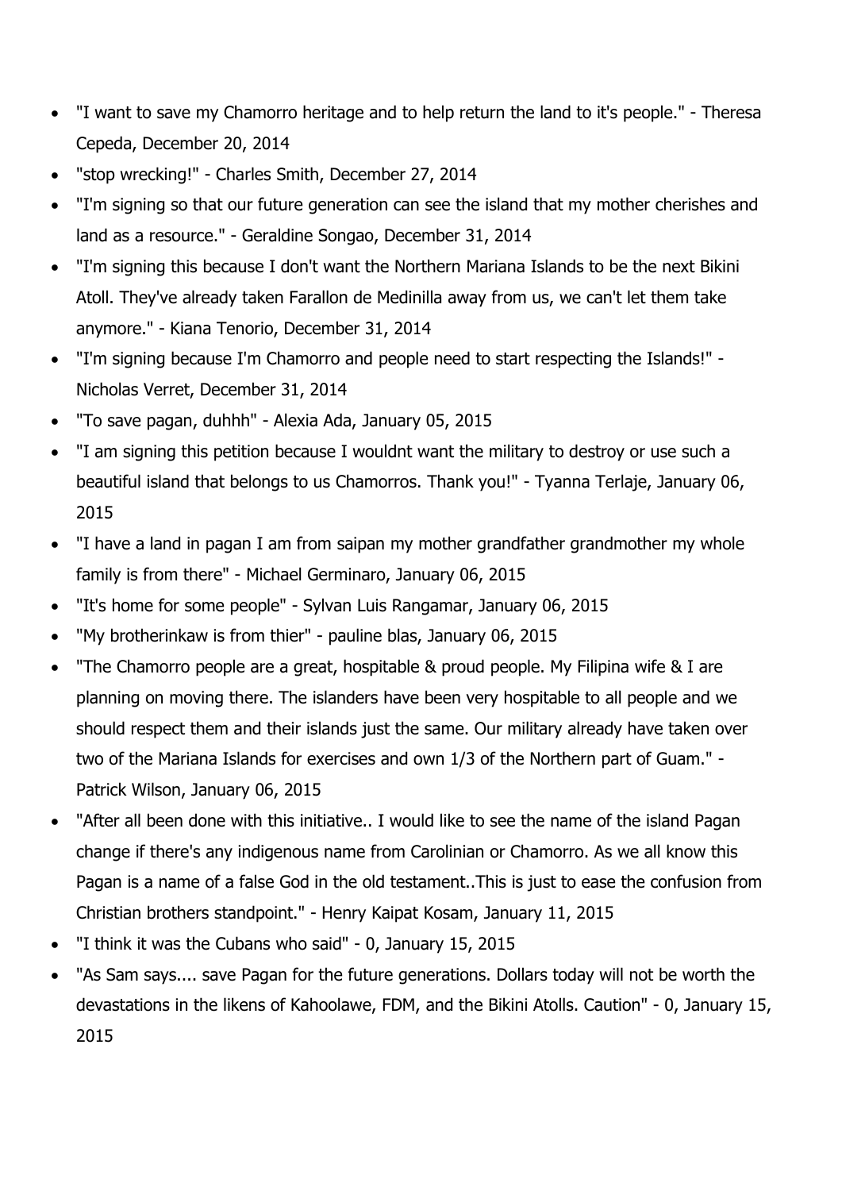- "I want to save my Chamorro heritage and to help return the land to it's people." - Theresa Cepeda, December 20, 2014
- "stop wrecking!" - Charles Smith, December 27, 2014
- "I'm signing so that our future generation can see the island that my mother cherishes and land as a resource." - Geraldine Songao, December 31, 2014
- "I'm signing this because I don't want the Northern Mariana Islands to be the next Bikini Atoll. They've already taken Farallon de Medinilla away from us, we can't let them take anymore." - Kiana Tenorio, December 31, 2014
- "I'm signing because I'm Chamorro and people need to start respecting the Islands!" - Nicholas Verret, December 31, 2014
- "To save pagan, duhhh" - Alexia Ada, January 05, 2015
- "I am signing this petition because I wouldnt want the military to destroy or use such a beautiful island that belongs to us Chamorros. Thank you!" - Tyanna Terlaje, January 06, 2015
- "I have a land in pagan I am from saipan my mother grandfather grandmother my whole family is from there" - Michael Germinaro, January 06, 2015
- "It's home for some people" - Sylvan Luis Rangamar, January 06, 2015
- "My brotherinkaw is from thier" - pauline blas, January 06, 2015
- "The Chamorro people are a great, hospitable & proud people. My Filipina wife & I are planning on moving there. The islanders have been very hospitable to all people and we should respect them and their islands just the same. Our military already have taken over two of the Mariana Islands for exercises and own 1/3 of the Northern part of Guam." - Patrick Wilson, January 06, 2015
- "After all been done with this initiative.. I would like to see the name of the island Pagan change if there's any indigenous name from Carolinian or Chamorro. As we all know this Pagan is a name of a false God in the old testament..This is just to ease the confusion from Christian brothers standpoint." - Henry Kaipat Kosam, January 11, 2015
- "I think it was the Cubans who said" - 0, January 15, 2015
- "As Sam says.... save Pagan for the future generations. Dollars today will not be worth the devastations in the likens of Kahoolawe, FDM, and the Bikini Atolls. Caution" - 0, January 15, 2015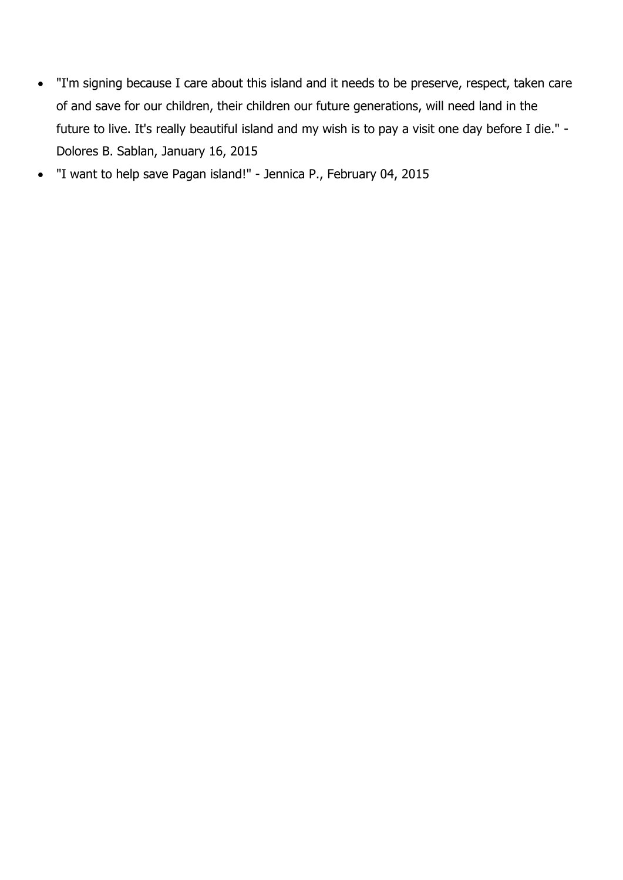- "I'm signing because I care about this island and it needs to be preserve, respect, taken care of and save for our children, their children our future generations, will need land in the future to live. It's really beautiful island and my wish is to pay a visit one day before I die." - Dolores B. Sablan, January 16, 2015
- "I want to help save Pagan island!" - Jennica P., February 04, 2015